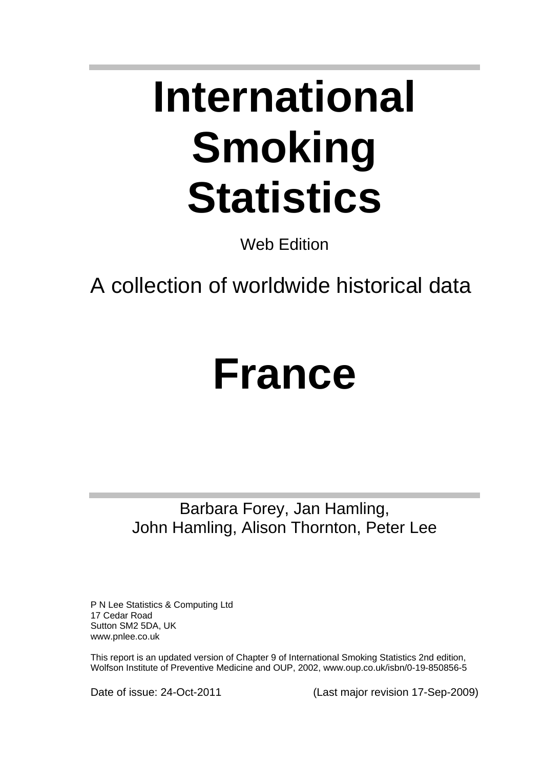# International Smoking Statistics

Web Edition

A collection of worldwide historical data

# France

Barbara Forey, Jan Hamling, 
John Hamling, Alison Thornton, Peter Lee

P N Lee Statistics & Computing Ltd 
17 Cedar Road 
Sutton SM2 5DA, UK 
www.pnlee.co.uk

This report is an updated version of Chapter 9 of International Smoking Statistics 2nd edition, Wolfson Institute of Preventive Medicine and OUP, 2002, www.oup.co.uk/isbn/0-19-850856-5

Date of issue: 24-Oct-2011 (Last major revision 17-Sep-2009)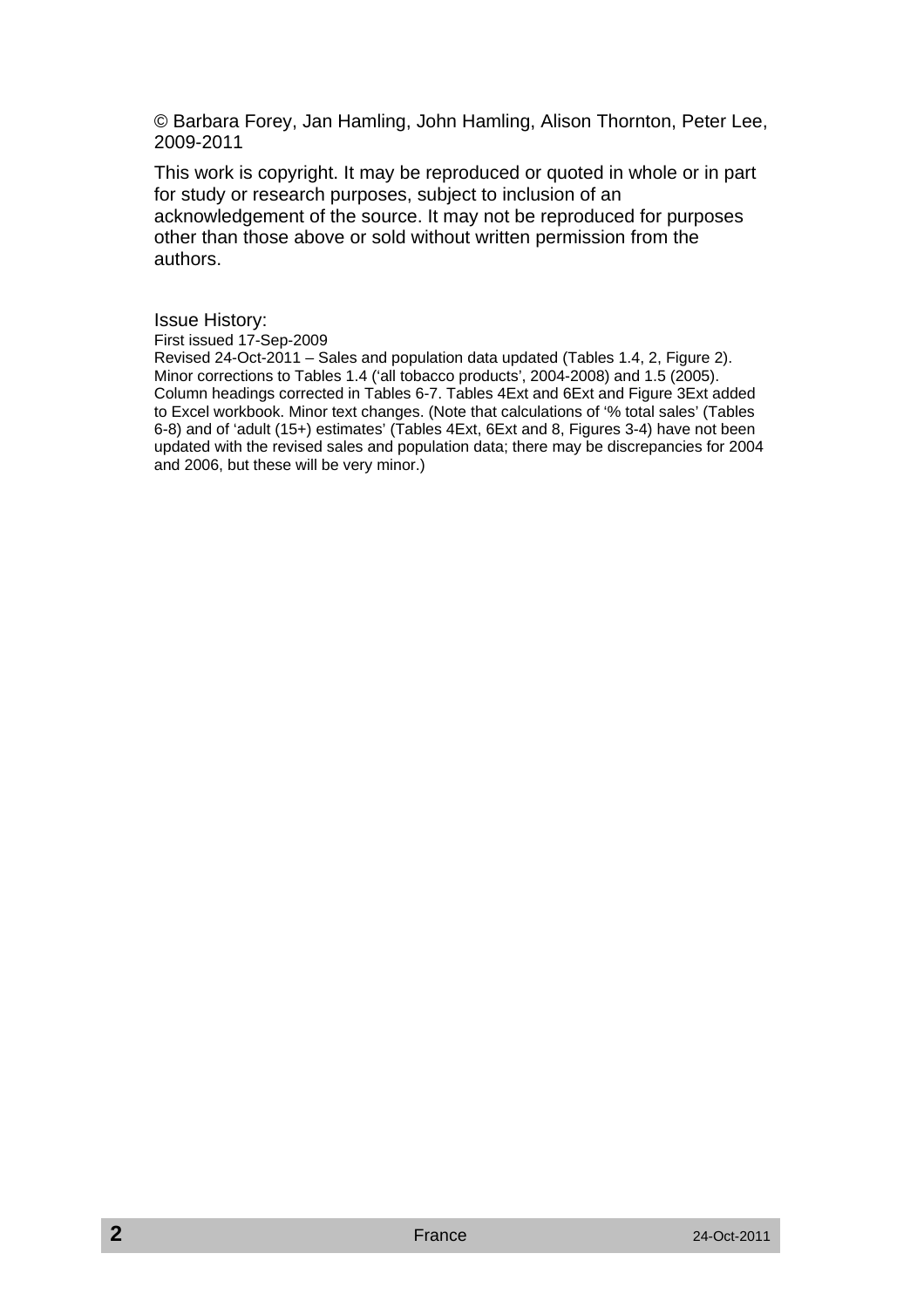© Barbara Forey, Jan Hamling, John Hamling, Alison Thornton, Peter Lee, 2009-2011

This work is copyright. It may be reproduced or quoted in whole or in part for study or research purposes, subject to inclusion of an acknowledgement of the source. It may not be reproduced for purposes other than those above or sold without written permission from the authors.

Issue History:

First issued 17-Sep-2009

Revised 24-Oct-2011 – Sales and population data updated (Tables 1.4, 2, Figure 2). Minor corrections to Tables 1.4 ('all tobacco products', 2004-2008) and 1.5 (2005). Column headings corrected in Tables 6-7. Tables 4Ext and 6Ext and Figure 3Ext added to Excel workbook. Minor text changes. (Note that calculations of '% total sales' (Tables 6-8) and of 'adult (15+) estimates' (Tables 4Ext, 6Ext and 8, Figures 3-4) have not been updated with the revised sales and population data; there may be discrepancies for 2004 and 2006, but these will be very minor.)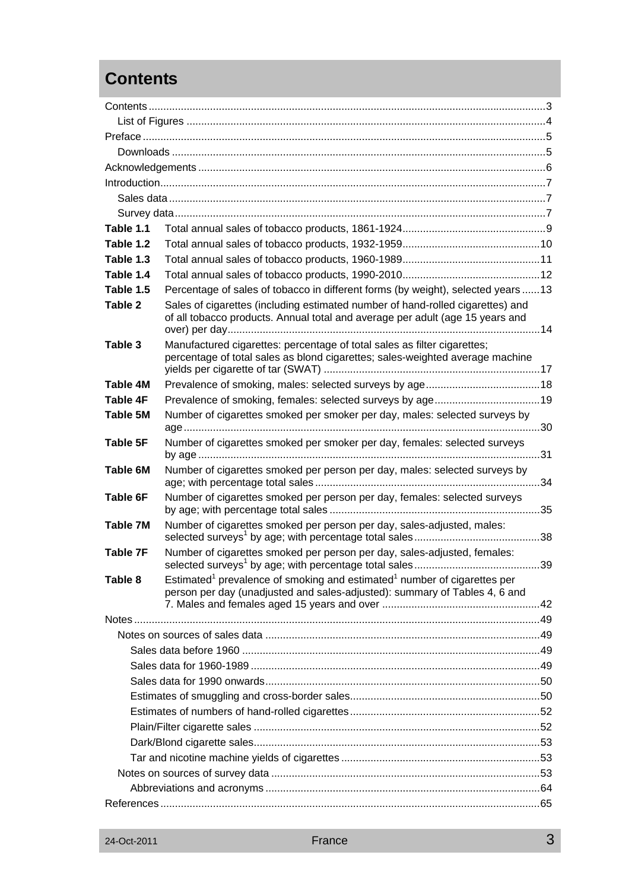# Contents

Contents ........................................................................................................................3
  List of Figures ............................................................................................................4
Preface ..........................................................................................................................5
  Downloads ..................................................................................................................5
Acknowledgements .......................................................................................................6
Introduction....................................................................................................................7
  Sales data ...................................................................................................................7
  Survey data..................................................................................................................7

| | | |
|---|---|---|
| **Table 1.1** | Total annual sales of tobacco products, 1861-1924 | 9 |
| **Table 1.2** | Total annual sales of tobacco products, 1932-1959 | 10 |
| **Table 1.3** | Total annual sales of tobacco products, 1960-1989 | 11 |
| **Table 1.4** | Total annual sales of tobacco products, 1990-2010 | 12 |
| **Table 1.5** | Percentage of sales of tobacco in different forms (by weight), selected years | 13 |
| **Table 2** | Sales of cigarettes (including estimated number of hand-rolled cigarettes) and of all tobacco products. Annual total and average per adult (age 15 years and over) per day | 14 |
| **Table 3** | Manufactured cigarettes: percentage of total sales as filter cigarettes; percentage of total sales as blond cigarettes; sales-weighted average machine yields per cigarette of tar (SWAT) | 17 |
| **Table 4M** | Prevalence of smoking, males: selected surveys by age | 18 |
| **Table 4F** | Prevalence of smoking, females: selected surveys by age | 19 |
| **Table 5M** | Number of cigarettes smoked per smoker per day, males: selected surveys by age | 30 |
| **Table 5F** | Number of cigarettes smoked per smoker per day, females: selected surveys by age | 31 |
| **Table 6M** | Number of cigarettes smoked per person per day, males: selected surveys by age; with percentage total sales | 34 |
| **Table 6F** | Number of cigarettes smoked per person per day, females: selected surveys by age; with percentage total sales | 35 |
| **Table 7M** | Number of cigarettes smoked per person per day, sales-adjusted, males: selected surveys[1] by age; with percentage total sales | 38 |
| **Table 7F** | Number of cigarettes smoked per person per day, sales-adjusted, females: selected surveys[1] by age; with percentage total sales | 39 |
| **Table 8** | Estimated[1] prevalence of smoking and estimated[1] number of cigarettes per person per day (unadjusted and sales-adjusted): summary of Tables 4, 6 and 7. Males and females aged 15 years and over | 42 |

Notes...........................................................................................................................49
  Notes on sources of sales data ..................................................................................49
    Sales data before 1960 ..........................................................................................49
    Sales data for 1960-1989 .......................................................................................49
    Sales data for 1990 onwards...................................................................................50
    Estimates of smuggling and cross-border sales.......................................................50
    Estimates of numbers of hand-rolled cigarettes.......................................................52
    Plain/Filter cigarette sales .......................................................................................52
    Dark/Blond cigarette sales.......................................................................................53
    Tar and nicotine machine yields of cigarettes ..........................................................53
  Notes on sources of survey data ...............................................................................53
    Abbreviations and acronyms ...................................................................................64
References ...................................................................................................................65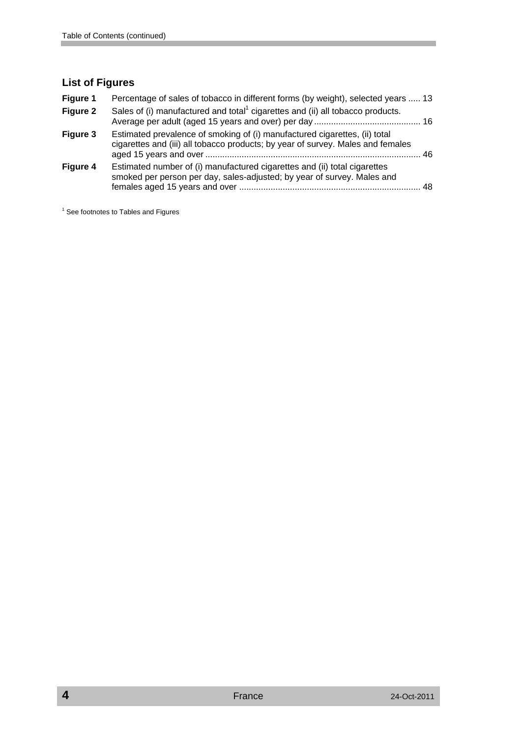## List of Figures

| | | |
|---|---|---|
| **Figure 1** | Percentage of sales of tobacco in different forms (by weight), selected years | 13 |
| **Figure 2** | Sales of (i) manufactured and total[1] cigarettes and (ii) all tobacco products. Average per adult (aged 15 years and over) per day | 16 |
| **Figure 3** | Estimated prevalence of smoking of (i) manufactured cigarettes, (ii) total cigarettes and (iii) all tobacco products; by year of survey. Males and females aged 15 years and over | 46 |
| **Figure 4** | Estimated number of (i) manufactured cigarettes and (ii) total cigarettes smoked per person per day, sales-adjusted; by year of survey. Males and females aged 15 years and over | 48 |

[1] See footnotes to Tables and Figures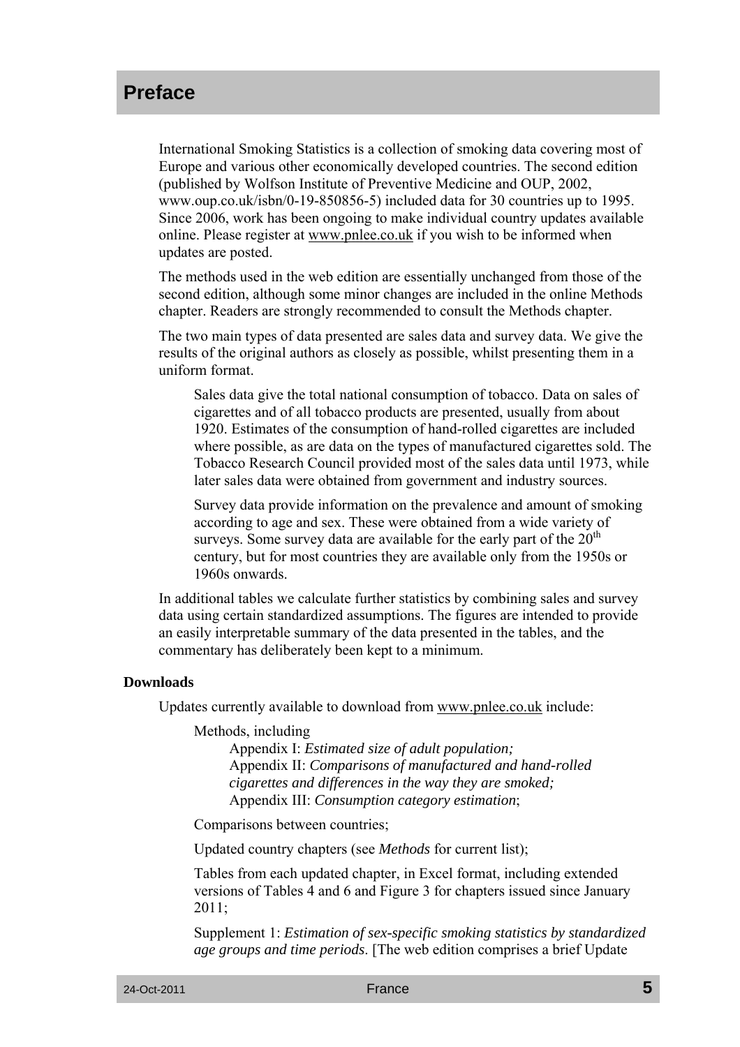# Preface

International Smoking Statistics is a collection of smoking data covering most of Europe and various other economically developed countries. The second edition (published by Wolfson Institute of Preventive Medicine and OUP, 2002, www.oup.co.uk/isbn/0-19-850856-5) included data for 30 countries up to 1995. Since 2006, work has been ongoing to make individual country updates available online. Please register at www.pnlee.co.uk if you wish to be informed when updates are posted.

The methods used in the web edition are essentially unchanged from those of the second edition, although some minor changes are included in the online Methods chapter. Readers are strongly recommended to consult the Methods chapter.

The two main types of data presented are sales data and survey data. We give the results of the original authors as closely as possible, whilst presenting them in a uniform format.

> Sales data give the total national consumption of tobacco. Data on sales of cigarettes and of all tobacco products are presented, usually from about 1920. Estimates of the consumption of hand-rolled cigarettes are included where possible, as are data on the types of manufactured cigarettes sold. The Tobacco Research Council provided most of the sales data until 1973, while later sales data were obtained from government and industry sources.
>
> Survey data provide information on the prevalence and amount of smoking according to age and sex. These were obtained from a wide variety of surveys. Some survey data are available for the early part of the 20th century, but for most countries they are available only from the 1950s or 1960s onwards.

In additional tables we calculate further statistics by combining sales and survey data using certain standardized assumptions. The figures are intended to provide an easily interpretable summary of the data presented in the tables, and the commentary has deliberately been kept to a minimum.

**Downloads**

Updates currently available to download from www.pnlee.co.uk include:

- Methods, including
  - Appendix I: *Estimated size of adult population;*
  - Appendix II: *Comparisons of manufactured and hand-rolled cigarettes and differences in the way they are smoked;*
  - Appendix III: *Consumption category estimation*;
- Comparisons between countries;
- Updated country chapters (see *Methods* for current list);
- Tables from each updated chapter, in Excel format, including extended versions of Tables 4 and 6 and Figure 3 for chapters issued since January 2011;
- Supplement 1: *Estimation of sex-specific smoking statistics by standardized age groups and time periods*. [The web edition comprises a brief Update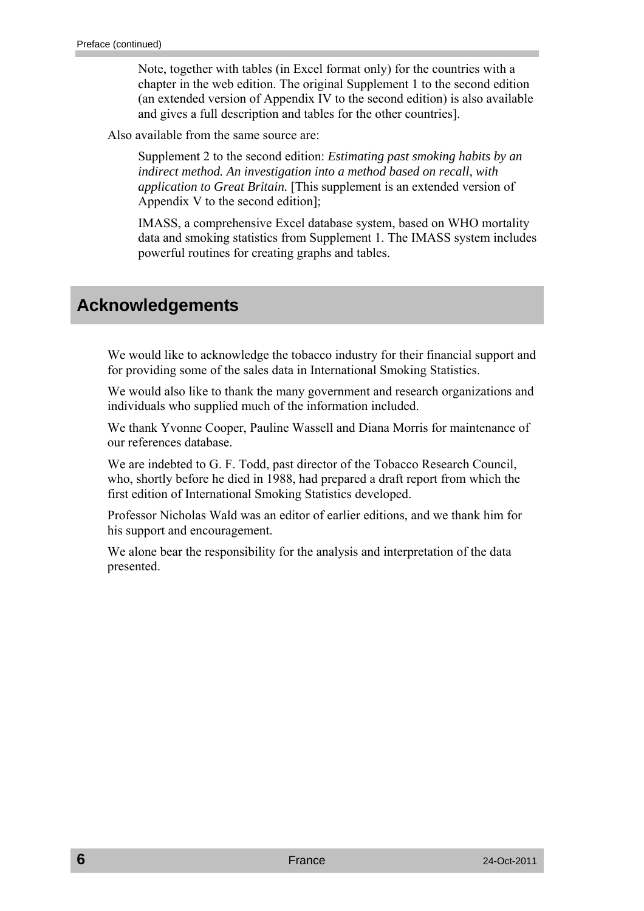Note, together with tables (in Excel format only) for the countries with a chapter in the web edition. The original Supplement 1 to the second edition (an extended version of Appendix IV to the second edition) is also available and gives a full description and tables for the other countries].

Also available from the same source are:

Supplement 2 to the second edition: *Estimating past smoking habits by an indirect method. An investigation into a method based on recall, with application to Great Britain.* [This supplement is an extended version of Appendix V to the second edition];

IMASS, a comprehensive Excel database system, based on WHO mortality data and smoking statistics from Supplement 1. The IMASS system includes powerful routines for creating graphs and tables.

## Acknowledgements

We would like to acknowledge the tobacco industry for their financial support and for providing some of the sales data in International Smoking Statistics.

We would also like to thank the many government and research organizations and individuals who supplied much of the information included.

We thank Yvonne Cooper, Pauline Wassell and Diana Morris for maintenance of our references database.

We are indebted to G. F. Todd, past director of the Tobacco Research Council, who, shortly before he died in 1988, had prepared a draft report from which the first edition of International Smoking Statistics developed.

Professor Nicholas Wald was an editor of earlier editions, and we thank him for his support and encouragement.

We alone bear the responsibility for the analysis and interpretation of the data presented.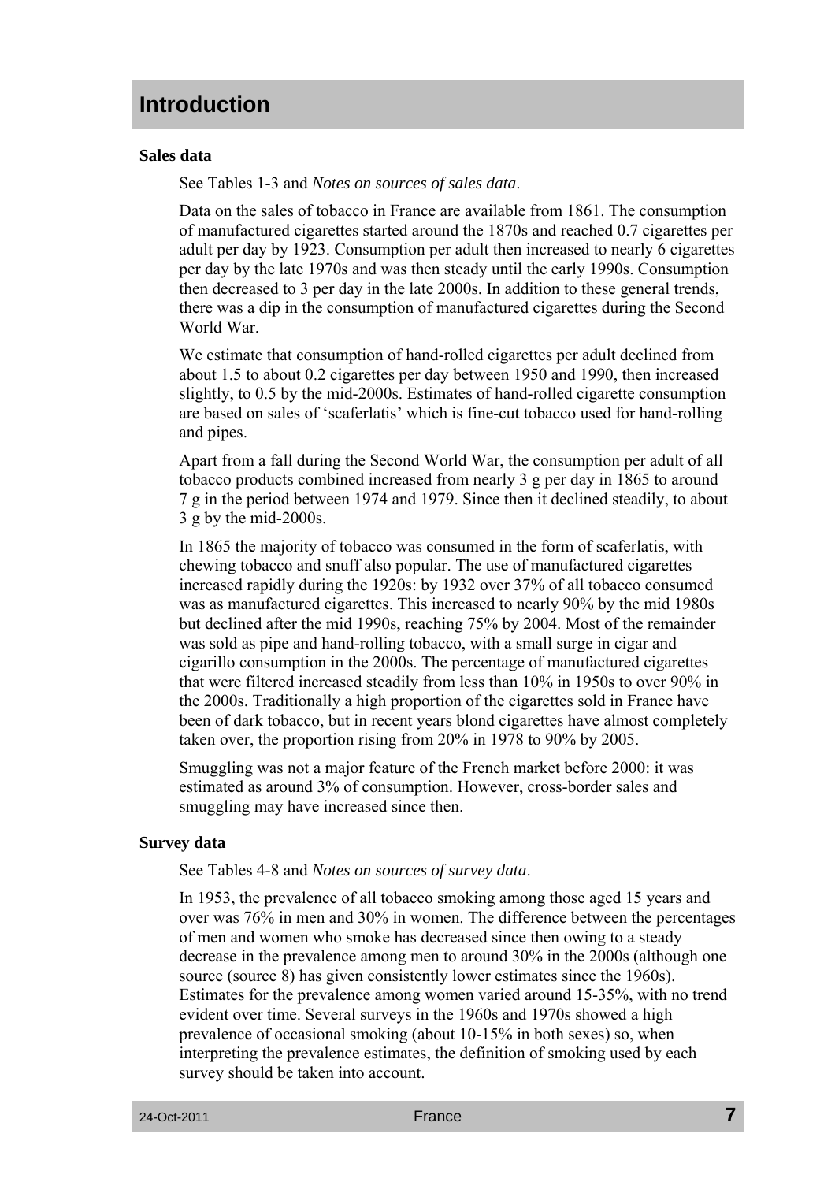# Introduction

### Sales data

See Tables 1-3 and *Notes on sources of sales data*.

Data on the sales of tobacco in France are available from 1861. The consumption of manufactured cigarettes started around the 1870s and reached 0.7 cigarettes per adult per day by 1923. Consumption per adult then increased to nearly 6 cigarettes per day by the late 1970s and was then steady until the early 1990s. Consumption then decreased to 3 per day in the late 2000s. In addition to these general trends, there was a dip in the consumption of manufactured cigarettes during the Second World War.

We estimate that consumption of hand-rolled cigarettes per adult declined from about 1.5 to about 0.2 cigarettes per day between 1950 and 1990, then increased slightly, to 0.5 by the mid-2000s. Estimates of hand-rolled cigarette consumption are based on sales of 'scaferlatis' which is fine-cut tobacco used for hand-rolling and pipes.

Apart from a fall during the Second World War, the consumption per adult of all tobacco products combined increased from nearly 3 g per day in 1865 to around 7 g in the period between 1974 and 1979. Since then it declined steadily, to about 3 g by the mid-2000s.

In 1865 the majority of tobacco was consumed in the form of scaferlatis, with chewing tobacco and snuff also popular. The use of manufactured cigarettes increased rapidly during the 1920s: by 1932 over 37% of all tobacco consumed was as manufactured cigarettes. This increased to nearly 90% by the mid 1980s but declined after the mid 1990s, reaching 75% by 2004. Most of the remainder was sold as pipe and hand-rolling tobacco, with a small surge in cigar and cigarillo consumption in the 2000s. The percentage of manufactured cigarettes that were filtered increased steadily from less than 10% in 1950s to over 90% in the 2000s. Traditionally a high proportion of the cigarettes sold in France have been of dark tobacco, but in recent years blond cigarettes have almost completely taken over, the proportion rising from 20% in 1978 to 90% by 2005.

Smuggling was not a major feature of the French market before 2000: it was estimated as around 3% of consumption. However, cross-border sales and smuggling may have increased since then.

### Survey data

See Tables 4-8 and *Notes on sources of survey data*.

In 1953, the prevalence of all tobacco smoking among those aged 15 years and over was 76% in men and 30% in women. The difference between the percentages of men and women who smoke has decreased since then owing to a steady decrease in the prevalence among men to around 30% in the 2000s (although one source (source 8) has given consistently lower estimates since the 1960s). Estimates for the prevalence among women varied around 15-35%, with no trend evident over time. Several surveys in the 1960s and 1970s showed a high prevalence of occasional smoking (about 10-15% in both sexes) so, when interpreting the prevalence estimates, the definition of smoking used by each survey should be taken into account.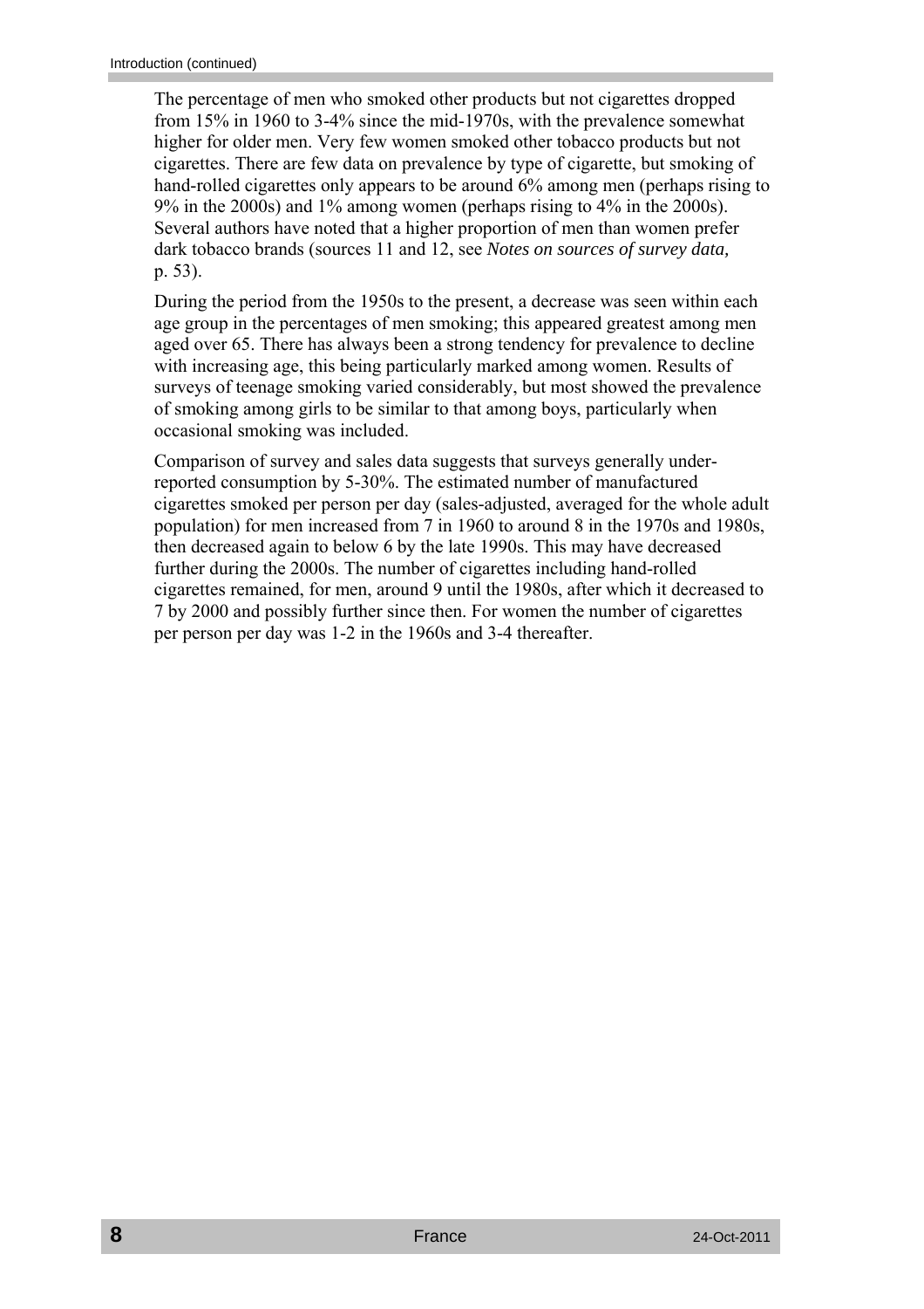The percentage of men who smoked other products but not cigarettes dropped from 15% in 1960 to 3-4% since the mid-1970s, with the prevalence somewhat higher for older men. Very few women smoked other tobacco products but not cigarettes. There are few data on prevalence by type of cigarette, but smoking of hand-rolled cigarettes only appears to be around 6% among men (perhaps rising to 9% in the 2000s) and 1% among women (perhaps rising to 4% in the 2000s). Several authors have noted that a higher proportion of men than women prefer dark tobacco brands (sources 11 and 12, see *Notes on sources of survey data,* p. 53).

During the period from the 1950s to the present, a decrease was seen within each age group in the percentages of men smoking; this appeared greatest among men aged over 65. There has always been a strong tendency for prevalence to decline with increasing age, this being particularly marked among women. Results of surveys of teenage smoking varied considerably, but most showed the prevalence of smoking among girls to be similar to that among boys, particularly when occasional smoking was included.

Comparison of survey and sales data suggests that surveys generally under-reported consumption by 5-30%. The estimated number of manufactured cigarettes smoked per person per day (sales-adjusted, averaged for the whole adult population) for men increased from 7 in 1960 to around 8 in the 1970s and 1980s, then decreased again to below 6 by the late 1990s. This may have decreased further during the 2000s. The number of cigarettes including hand-rolled cigarettes remained, for men, around 9 until the 1980s, after which it decreased to 7 by 2000 and possibly further since then. For women the number of cigarettes per person per day was 1-2 in the 1960s and 3-4 thereafter.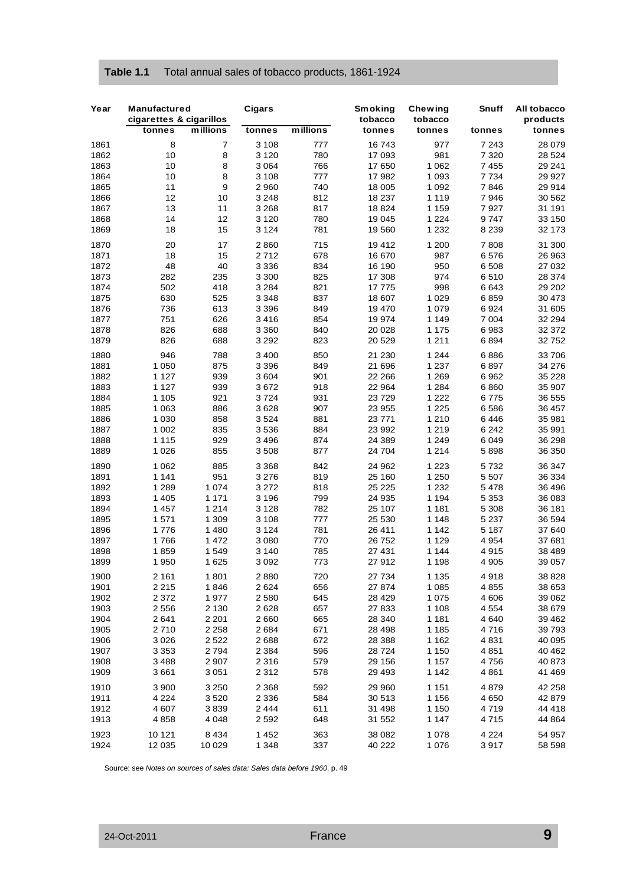**Table 1.1** Total annual sales of tobacco products, 1861-1924

| Year | Manufactured cigarettes & cigarillos | | Cigars | | Smoking tobacco | Chewing tobacco | Snuff | All tobacco products |
|---|---|---|---|---|---|---|---|---|
| | tonnes | millions | tonnes | millions | tonnes | tonnes | tonnes | tonnes |
| 1861 | 8 | 7 | 3 108 | 777 | 16 743 | 977 | 7 243 | 28 079 |
| 1862 | 10 | 8 | 3 120 | 780 | 17 093 | 981 | 7 320 | 28 524 |
| 1863 | 10 | 8 | 3 064 | 766 | 17 650 | 1 062 | 7 455 | 29 241 |
| 1864 | 10 | 8 | 3 108 | 777 | 17 982 | 1 093 | 7 734 | 29 927 |
| 1865 | 11 | 9 | 2 960 | 740 | 18 005 | 1 092 | 7 846 | 29 914 |
| 1866 | 12 | 10 | 3 248 | 812 | 18 237 | 1 119 | 7 946 | 30 562 |
| 1867 | 13 | 11 | 3 268 | 817 | 18 824 | 1 159 | 7 927 | 31 191 |
| 1868 | 14 | 12 | 3 120 | 780 | 19 045 | 1 224 | 9 747 | 33 150 |
| 1869 | 18 | 15 | 3 124 | 781 | 19 560 | 1 232 | 8 239 | 32 173 |
| 1870 | 20 | 17 | 2 860 | 715 | 19 412 | 1 200 | 7 808 | 31 300 |
| 1871 | 18 | 15 | 2 712 | 678 | 16 670 | 987 | 6 576 | 26 963 |
| 1872 | 48 | 40 | 3 336 | 834 | 16 190 | 950 | 6 508 | 27 032 |
| 1873 | 282 | 235 | 3 300 | 825 | 17 308 | 974 | 6 510 | 28 374 |
| 1874 | 502 | 418 | 3 284 | 821 | 17 775 | 998 | 6 643 | 29 202 |
| 1875 | 630 | 525 | 3 348 | 837 | 18 607 | 1 029 | 6 859 | 30 473 |
| 1876 | 736 | 613 | 3 396 | 849 | 19 470 | 1 079 | 6 924 | 31 605 |
| 1877 | 751 | 626 | 3 416 | 854 | 19 974 | 1 149 | 7 004 | 32 294 |
| 1878 | 826 | 688 | 3 360 | 840 | 20 028 | 1 175 | 6 983 | 32 372 |
| 1879 | 826 | 688 | 3 292 | 823 | 20 529 | 1 211 | 6 894 | 32 752 |
| 1880 | 946 | 788 | 3 400 | 850 | 21 230 | 1 244 | 6 886 | 33 706 |
| 1881 | 1 050 | 875 | 3 396 | 849 | 21 696 | 1 237 | 6 897 | 34 276 |
| 1882 | 1 127 | 939 | 3 604 | 901 | 22 266 | 1 269 | 6 962 | 35 228 |
| 1883 | 1 127 | 939 | 3 672 | 918 | 22 964 | 1 284 | 6 860 | 35 907 |
| 1884 | 1 105 | 921 | 3 724 | 931 | 23 729 | 1 222 | 6 775 | 36 555 |
| 1885 | 1 063 | 886 | 3 628 | 907 | 23 955 | 1 225 | 6 586 | 36 457 |
| 1886 | 1 030 | 858 | 3 524 | 881 | 23 771 | 1 210 | 6 446 | 35 981 |
| 1887 | 1 002 | 835 | 3 536 | 884 | 23 992 | 1 219 | 6 242 | 35 991 |
| 1888 | 1 115 | 929 | 3 496 | 874 | 24 389 | 1 249 | 6 049 | 36 298 |
| 1889 | 1 026 | 855 | 3 508 | 877 | 24 704 | 1 214 | 5 898 | 36 350 |
| 1890 | 1 062 | 885 | 3 368 | 842 | 24 962 | 1 223 | 5 732 | 36 347 |
| 1891 | 1 141 | 951 | 3 276 | 819 | 25 160 | 1 250 | 5 507 | 36 334 |
| 1892 | 1 289 | 1 074 | 3 272 | 818 | 25 225 | 1 232 | 5 478 | 36 496 |
| 1893 | 1 405 | 1 171 | 3 196 | 799 | 24 935 | 1 194 | 5 353 | 36 083 |
| 1894 | 1 457 | 1 214 | 3 128 | 782 | 25 107 | 1 181 | 5 308 | 36 181 |
| 1895 | 1 571 | 1 309 | 3 108 | 777 | 25 530 | 1 148 | 5 237 | 36 594 |
| 1896 | 1 776 | 1 480 | 3 124 | 781 | 26 411 | 1 142 | 5 187 | 37 640 |
| 1897 | 1 766 | 1 472 | 3 080 | 770 | 26 752 | 1 129 | 4 954 | 37 681 |
| 1898 | 1 859 | 1 549 | 3 140 | 785 | 27 431 | 1 144 | 4 915 | 38 489 |
| 1899 | 1 950 | 1 625 | 3 092 | 773 | 27 912 | 1 198 | 4 905 | 39 057 |
| 1900 | 2 161 | 1 801 | 2 880 | 720 | 27 734 | 1 135 | 4 918 | 38 828 |
| 1901 | 2 215 | 1 846 | 2 624 | 656 | 27 874 | 1 085 | 4 855 | 38 653 |
| 1902 | 2 372 | 1 977 | 2 580 | 645 | 28 429 | 1 075 | 4 606 | 39 062 |
| 1903 | 2 556 | 2 130 | 2 628 | 657 | 27 833 | 1 108 | 4 554 | 38 679 |
| 1904 | 2 641 | 2 201 | 2 660 | 665 | 28 340 | 1 181 | 4 640 | 39 462 |
| 1905 | 2 710 | 2 258 | 2 684 | 671 | 28 498 | 1 185 | 4 716 | 39 793 |
| 1906 | 3 026 | 2 522 | 2 688 | 672 | 28 388 | 1 162 | 4 831 | 40 095 |
| 1907 | 3 353 | 2 794 | 2 384 | 596 | 28 724 | 1 150 | 4 851 | 40 462 |
| 1908 | 3 488 | 2 907 | 2 316 | 579 | 29 156 | 1 157 | 4 756 | 40 873 |
| 1909 | 3 661 | 3 051 | 2 312 | 578 | 29 493 | 1 142 | 4 861 | 41 469 |
| 1910 | 3 900 | 3 250 | 2 368 | 592 | 29 960 | 1 151 | 4 879 | 42 258 |
| 1911 | 4 224 | 3 520 | 2 336 | 584 | 30 513 | 1 156 | 4 650 | 42 879 |
| 1912 | 4 607 | 3 839 | 2 444 | 611 | 31 498 | 1 150 | 4 719 | 44 418 |
| 1913 | 4 858 | 4 048 | 2 592 | 648 | 31 552 | 1 147 | 4 715 | 44 864 |
| 1923 | 10 121 | 8 434 | 1 452 | 363 | 38 082 | 1 078 | 4 224 | 54 957 |
| 1924 | 12 035 | 10 029 | 1 348 | 337 | 40 222 | 1 076 | 3 917 | 58 598 |

Source: see *Notes on sources of sales data: Sales data before 1960*, p. 49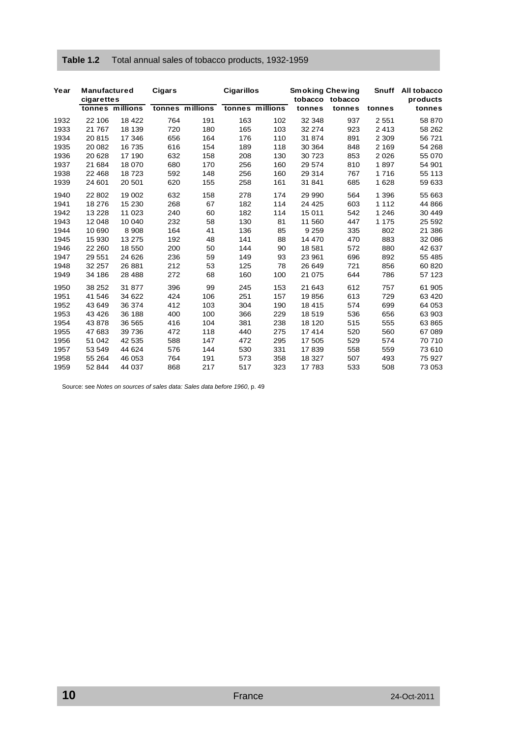**Table 1.2** Total annual sales of tobacco products, 1932-1959

| Year | Manufactured cigarettes | | Cigars | | Cigarillos | | Smoking tobacco | Chewing tobacco | Snuff | All tobacco products |
|---|---|---|---|---|---|---|---|---|---|---|
| | tonnes | millions | tonnes | millions | tonnes | millions | tonnes | tonnes | tonnes | tonnes |
| 1932 | 22 106 | 18 422 | 764 | 191 | 163 | 102 | 32 348 | 937 | 2 551 | 58 870 |
| 1933 | 21 767 | 18 139 | 720 | 180 | 165 | 103 | 32 274 | 923 | 2 413 | 58 262 |
| 1934 | 20 815 | 17 346 | 656 | 164 | 176 | 110 | 31 874 | 891 | 2 309 | 56 721 |
| 1935 | 20 082 | 16 735 | 616 | 154 | 189 | 118 | 30 364 | 848 | 2 169 | 54 268 |
| 1936 | 20 628 | 17 190 | 632 | 158 | 208 | 130 | 30 723 | 853 | 2 026 | 55 070 |
| 1937 | 21 684 | 18 070 | 680 | 170 | 256 | 160 | 29 574 | 810 | 1 897 | 54 901 |
| 1938 | 22 468 | 18 723 | 592 | 148 | 256 | 160 | 29 314 | 767 | 1 716 | 55 113 |
| 1939 | 24 601 | 20 501 | 620 | 155 | 258 | 161 | 31 841 | 685 | 1 628 | 59 633 |
| 1940 | 22 802 | 19 002 | 632 | 158 | 278 | 174 | 29 990 | 564 | 1 396 | 55 663 |
| 1941 | 18 276 | 15 230 | 268 | 67 | 182 | 114 | 24 425 | 603 | 1 112 | 44 866 |
| 1942 | 13 228 | 11 023 | 240 | 60 | 182 | 114 | 15 011 | 542 | 1 246 | 30 449 |
| 1943 | 12 048 | 10 040 | 232 | 58 | 130 | 81 | 11 560 | 447 | 1 175 | 25 592 |
| 1944 | 10 690 | 8 908 | 164 | 41 | 136 | 85 | 9 259 | 335 | 802 | 21 386 |
| 1945 | 15 930 | 13 275 | 192 | 48 | 141 | 88 | 14 470 | 470 | 883 | 32 086 |
| 1946 | 22 260 | 18 550 | 200 | 50 | 144 | 90 | 18 581 | 572 | 880 | 42 637 |
| 1947 | 29 551 | 24 626 | 236 | 59 | 149 | 93 | 23 961 | 696 | 892 | 55 485 |
| 1948 | 32 257 | 26 881 | 212 | 53 | 125 | 78 | 26 649 | 721 | 856 | 60 820 |
| 1949 | 34 186 | 28 488 | 272 | 68 | 160 | 100 | 21 075 | 644 | 786 | 57 123 |
| 1950 | 38 252 | 31 877 | 396 | 99 | 245 | 153 | 21 643 | 612 | 757 | 61 905 |
| 1951 | 41 546 | 34 622 | 424 | 106 | 251 | 157 | 19 856 | 613 | 729 | 63 420 |
| 1952 | 43 649 | 36 374 | 412 | 103 | 304 | 190 | 18 415 | 574 | 699 | 64 053 |
| 1953 | 43 426 | 36 188 | 400 | 100 | 366 | 229 | 18 519 | 536 | 656 | 63 903 |
| 1954 | 43 878 | 36 565 | 416 | 104 | 381 | 238 | 18 120 | 515 | 555 | 63 865 |
| 1955 | 47 683 | 39 736 | 472 | 118 | 440 | 275 | 17 414 | 520 | 560 | 67 089 |
| 1956 | 51 042 | 42 535 | 588 | 147 | 472 | 295 | 17 505 | 529 | 574 | 70 710 |
| 1957 | 53 549 | 44 624 | 576 | 144 | 530 | 331 | 17 839 | 558 | 559 | 73 610 |
| 1958 | 55 264 | 46 053 | 764 | 191 | 573 | 358 | 18 327 | 507 | 493 | 75 927 |
| 1959 | 52 844 | 44 037 | 868 | 217 | 517 | 323 | 17 783 | 533 | 508 | 73 053 |

Source: see *Notes on sources of sales data: Sales data before 1960*, p. 49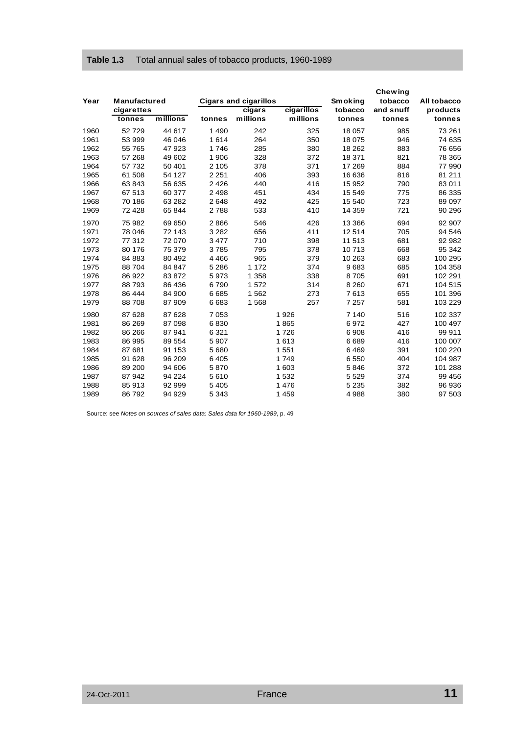**Table 1.3** Total annual sales of tobacco products, 1960-1989

| Year | Manufactured cigarettes | | Cigars and cigarillos | | | Smoking tobacco | Chewing tobacco and snuff | All tobacco products |
|---|---|---|---|---|---|---|---|---|
| | tonnes | millions | tonnes | cigars millions | cigarillos millions | tonnes | tonnes | tonnes |
| 1960 | 52 729 | 44 617 | 1 490 | 242 | 325 | 18 057 | 985 | 73 261 |
| 1961 | 53 999 | 46 046 | 1 614 | 264 | 350 | 18 075 | 946 | 74 635 |
| 1962 | 55 765 | 47 923 | 1 746 | 285 | 380 | 18 262 | 883 | 76 656 |
| 1963 | 57 268 | 49 602 | 1 906 | 328 | 372 | 18 371 | 821 | 78 365 |
| 1964 | 57 732 | 50 401 | 2 105 | 378 | 371 | 17 269 | 884 | 77 990 |
| 1965 | 61 508 | 54 127 | 2 251 | 406 | 393 | 16 636 | 816 | 81 211 |
| 1966 | 63 843 | 56 635 | 2 426 | 440 | 416 | 15 952 | 790 | 83 011 |
| 1967 | 67 513 | 60 377 | 2 498 | 451 | 434 | 15 549 | 775 | 86 335 |
| 1968 | 70 186 | 63 282 | 2 648 | 492 | 425 | 15 540 | 723 | 89 097 |
| 1969 | 72 428 | 65 844 | 2 788 | 533 | 410 | 14 359 | 721 | 90 296 |
| 1970 | 75 982 | 69 650 | 2 866 | 546 | 426 | 13 366 | 694 | 92 907 |
| 1971 | 78 046 | 72 143 | 3 282 | 656 | 411 | 12 514 | 705 | 94 546 |
| 1972 | 77 312 | 72 070 | 3 477 | 710 | 398 | 11 513 | 681 | 92 982 |
| 1973 | 80 176 | 75 379 | 3 785 | 795 | 378 | 10 713 | 668 | 95 342 |
| 1974 | 84 883 | 80 492 | 4 466 | 965 | 379 | 10 263 | 683 | 100 295 |
| 1975 | 88 704 | 84 847 | 5 286 | 1 172 | 374 | 9 683 | 685 | 104 358 |
| 1976 | 86 922 | 83 872 | 5 973 | 1 358 | 338 | 8 705 | 691 | 102 291 |
| 1977 | 88 793 | 86 436 | 6 790 | 1 572 | 314 | 8 260 | 671 | 104 515 |
| 1978 | 86 444 | 84 900 | 6 685 | 1 562 | 273 | 7 613 | 655 | 101 396 |
| 1979 | 88 708 | 87 909 | 6 683 | 1 568 | 257 | 7 257 | 581 | 103 229 |
| 1980 | 87 628 | 87 628 | 7 053 | 1 926 | | 7 140 | 516 | 102 337 |
| 1981 | 86 269 | 87 098 | 6 830 | 1 865 | | 6 972 | 427 | 100 497 |
| 1982 | 86 266 | 87 941 | 6 321 | 1 726 | | 6 908 | 416 | 99 911 |
| 1983 | 86 995 | 89 554 | 5 907 | 1 613 | | 6 689 | 416 | 100 007 |
| 1984 | 87 681 | 91 153 | 5 680 | 1 551 | | 6 469 | 391 | 100 220 |
| 1985 | 91 628 | 96 209 | 6 405 | 1 749 | | 6 550 | 404 | 104 987 |
| 1986 | 89 200 | 94 606 | 5 870 | 1 603 | | 5 846 | 372 | 101 288 |
| 1987 | 87 942 | 94 224 | 5 610 | 1 532 | | 5 529 | 374 | 99 456 |
| 1988 | 85 913 | 92 999 | 5 405 | 1 476 | | 5 235 | 382 | 96 936 |
| 1989 | 86 792 | 94 929 | 5 343 | 1 459 | | 4 988 | 380 | 97 503 |

Source: see *Notes on sources of sales data: Sales data for 1960-1989*, p. 49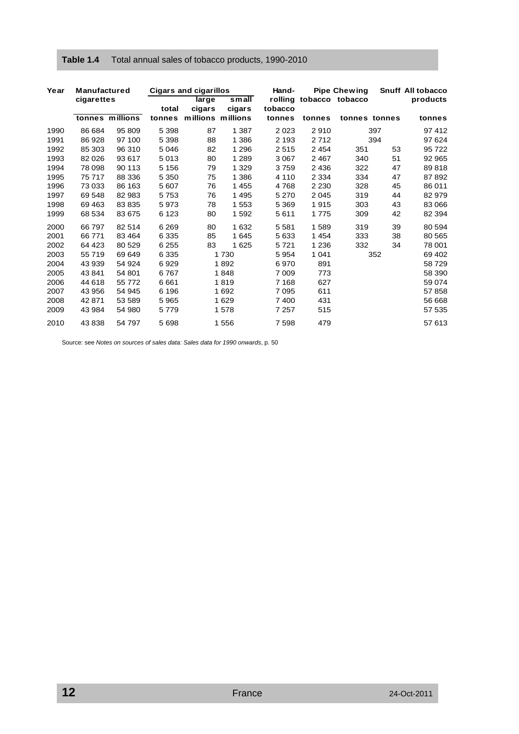**Table 1.4** Total annual sales of tobacco products, 1990-2010

| Year | Manufactured cigarettes | | Cigars and cigarillos | | | Hand-rolling tobacco | Pipe tobacco | Chewing tobacco | Snuff | All tobacco products |
|---|---|---|---|---|---|---|---|---|---|---|
| | | | total | large cigars | small cigars | | | | | |
| | tonnes | millions | tonnes | millions | millions | tonnes | tonnes | tonnes | tonnes | tonnes |
| 1990 | 86 684 | 95 809 | 5 398 | 87 | 1 387 | 2 023 | 2 910 | 397 | | 97 412 |
| 1991 | 86 928 | 97 100 | 5 398 | 88 | 1 386 | 2 193 | 2 712 | 394 | | 97 624 |
| 1992 | 85 303 | 96 310 | 5 046 | 82 | 1 296 | 2 515 | 2 454 | 351 | 53 | 95 722 |
| 1993 | 82 026 | 93 617 | 5 013 | 80 | 1 289 | 3 067 | 2 467 | 340 | 51 | 92 965 |
| 1994 | 78 098 | 90 113 | 5 156 | 79 | 1 329 | 3 759 | 2 436 | 322 | 47 | 89 818 |
| 1995 | 75 717 | 88 336 | 5 350 | 75 | 1 386 | 4 110 | 2 334 | 334 | 47 | 87 892 |
| 1996 | 73 033 | 86 163 | 5 607 | 76 | 1 455 | 4 768 | 2 230 | 328 | 45 | 86 011 |
| 1997 | 69 548 | 82 983 | 5 753 | 76 | 1 495 | 5 270 | 2 045 | 319 | 44 | 82 979 |
| 1998 | 69 463 | 83 835 | 5 973 | 78 | 1 553 | 5 369 | 1 915 | 303 | 43 | 83 066 |
| 1999 | 68 534 | 83 675 | 6 123 | 80 | 1 592 | 5 611 | 1 775 | 309 | 42 | 82 394 |
| 2000 | 66 797 | 82 514 | 6 269 | 80 | 1 632 | 5 581 | 1 589 | 319 | 39 | 80 594 |
| 2001 | 66 771 | 83 464 | 6 335 | 85 | 1 645 | 5 633 | 1 454 | 333 | 38 | 80 565 |
| 2002 | 64 423 | 80 529 | 6 255 | 83 | 1 625 | 5 721 | 1 236 | 332 | 34 | 78 001 |
| 2003 | 55 719 | 69 649 | 6 335 | 1 730 | | 5 954 | 1 041 | 352 | | 69 402 |
| 2004 | 43 939 | 54 924 | 6 929 | 1 892 | | 6 970 | 891 | | | 58 729 |
| 2005 | 43 841 | 54 801 | 6 767 | 1 848 | | 7 009 | 773 | | | 58 390 |
| 2006 | 44 618 | 55 772 | 6 661 | 1 819 | | 7 168 | 627 | | | 59 074 |
| 2007 | 43 956 | 54 945 | 6 196 | 1 692 | | 7 095 | 611 | | | 57 858 |
| 2008 | 42 871 | 53 589 | 5 965 | 1 629 | | 7 400 | 431 | | | 56 668 |
| 2009 | 43 984 | 54 980 | 5 779 | 1 578 | | 7 257 | 515 | | | 57 535 |
| 2010 | 43 838 | 54 797 | 5 698 | 1 556 | | 7 598 | 479 | | | 57 613 |

Source: see *Notes on sources of sales data: Sales data for 1990 onwards*, p. 50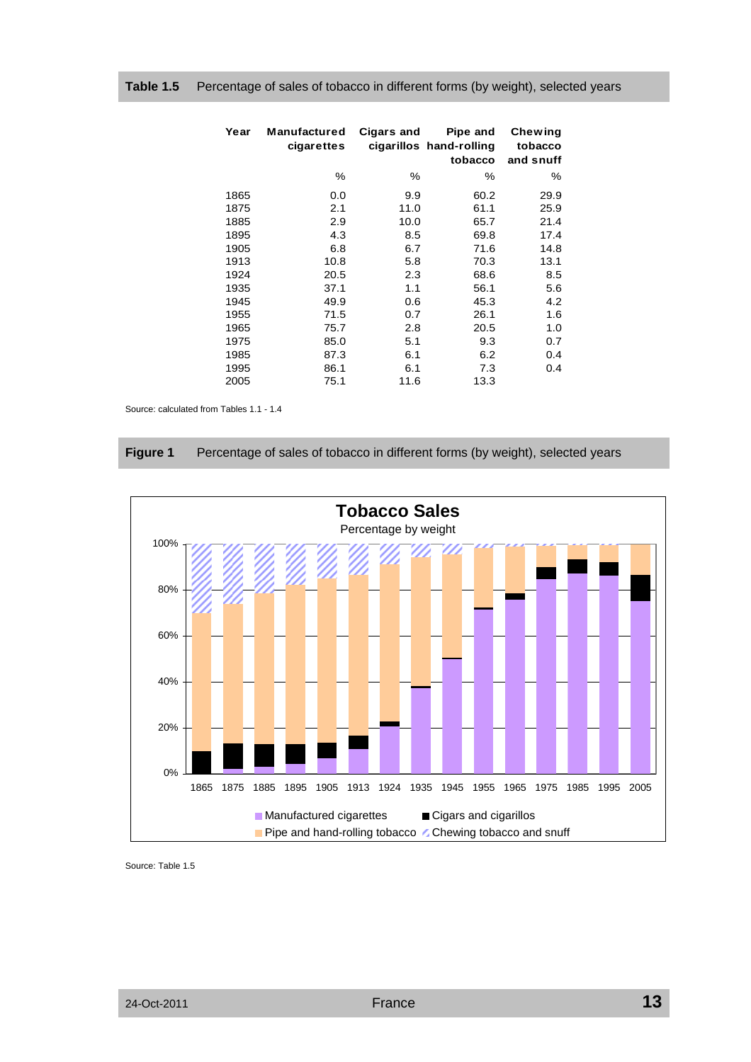**Table 1.5** Percentage of sales of tobacco in different forms (by weight), selected years

| Year | Manufactured cigarettes | Cigars and cigarillos | Pipe and hand-rolling tobacco | Chewing tobacco and snuff |
|---|---|---|---|---|
| | % | % | % | % |
| 1865 | 0.0 | 9.9 | 60.2 | 29.9 |
| 1875 | 2.1 | 11.0 | 61.1 | 25.9 |
| 1885 | 2.9 | 10.0 | 65.7 | 21.4 |
| 1895 | 4.3 | 8.5 | 69.8 | 17.4 |
| 1905 | 6.8 | 6.7 | 71.6 | 14.8 |
| 1913 | 10.8 | 5.8 | 70.3 | 13.1 |
| 1924 | 20.5 | 2.3 | 68.6 | 8.5 |
| 1935 | 37.1 | 1.1 | 56.1 | 5.6 |
| 1945 | 49.9 | 0.6 | 45.3 | 4.2 |
| 1955 | 71.5 | 0.7 | 26.1 | 1.6 |
| 1965 | 75.7 | 2.8 | 20.5 | 1.0 |
| 1975 | 85.0 | 5.1 | 9.3 | 0.7 |
| 1985 | 87.3 | 6.1 | 6.2 | 0.4 |
| 1995 | 86.1 | 6.1 | 7.3 | 0.4 |
| 2005 | 75.1 | 11.6 | 13.3 | |

Source: calculated from Tables 1.1 - 1.4

**Figure 1** Percentage of sales of tobacco in different forms (by weight), selected years

Source: Table 1.5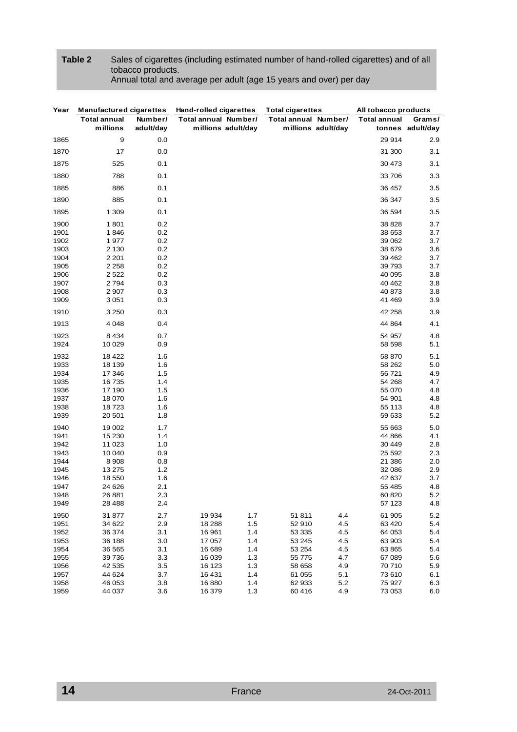**Table 2** Sales of cigarettes (including estimated number of hand-rolled cigarettes) and of all tobacco products.
Annual total and average per adult (age 15 years and over) per day

| Year | Manufactured cigarettes | | Hand-rolled cigarettes | | Total cigarettes | | All tobacco products | |
|---|---|---|---|---|---|---|---|---|
| | Total annual millions | Number/ adult/day | Total annual millions | Number/ adult/day | Total annual millions | Number/ adult/day | Total annual tonnes | Grams/ adult/day |
| 1865 | 9 | 0.0 | | | | | 29 914 | 2.9 |
| 1870 | 17 | 0.0 | | | | | 31 300 | 3.1 |
| 1875 | 525 | 0.1 | | | | | 30 473 | 3.1 |
| 1880 | 788 | 0.1 | | | | | 33 706 | 3.3 |
| 1885 | 886 | 0.1 | | | | | 36 457 | 3.5 |
| 1890 | 885 | 0.1 | | | | | 36 347 | 3.5 |
| 1895 | 1 309 | 0.1 | | | | | 36 594 | 3.5 |
| 1900 | 1 801 | 0.2 | | | | | 38 828 | 3.7 |
| 1901 | 1 846 | 0.2 | | | | | 38 653 | 3.7 |
| 1902 | 1 977 | 0.2 | | | | | 39 062 | 3.7 |
| 1903 | 2 130 | 0.2 | | | | | 38 679 | 3.6 |
| 1904 | 2 201 | 0.2 | | | | | 39 462 | 3.7 |
| 1905 | 2 258 | 0.2 | | | | | 39 793 | 3.7 |
| 1906 | 2 522 | 0.2 | | | | | 40 095 | 3.8 |
| 1907 | 2 794 | 0.3 | | | | | 40 462 | 3.8 |
| 1908 | 2 907 | 0.3 | | | | | 40 873 | 3.8 |
| 1909 | 3 051 | 0.3 | | | | | 41 469 | 3.9 |
| 1910 | 3 250 | 0.3 | | | | | 42 258 | 3.9 |
| 1913 | 4 048 | 0.4 | | | | | 44 864 | 4.1 |
| 1923 | 8 434 | 0.7 | | | | | 54 957 | 4.8 |
| 1924 | 10 029 | 0.9 | | | | | 58 598 | 5.1 |
| 1932 | 18 422 | 1.6 | | | | | 58 870 | 5.1 |
| 1933 | 18 139 | 1.6 | | | | | 58 262 | 5.0 |
| 1934 | 17 346 | 1.5 | | | | | 56 721 | 4.9 |
| 1935 | 16 735 | 1.4 | | | | | 54 268 | 4.7 |
| 1936 | 17 190 | 1.5 | | | | | 55 070 | 4.8 |
| 1937 | 18 070 | 1.6 | | | | | 54 901 | 4.8 |
| 1938 | 18 723 | 1.6 | | | | | 55 113 | 4.8 |
| 1939 | 20 501 | 1.8 | | | | | 59 633 | 5.2 |
| 1940 | 19 002 | 1.7 | | | | | 55 663 | 5.0 |
| 1941 | 15 230 | 1.4 | | | | | 44 866 | 4.1 |
| 1942 | 11 023 | 1.0 | | | | | 30 449 | 2.8 |
| 1943 | 10 040 | 0.9 | | | | | 25 592 | 2.3 |
| 1944 | 8 908 | 0.8 | | | | | 21 386 | 2.0 |
| 1945 | 13 275 | 1.2 | | | | | 32 086 | 2.9 |
| 1946 | 18 550 | 1.6 | | | | | 42 637 | 3.7 |
| 1947 | 24 626 | 2.1 | | | | | 55 485 | 4.8 |
| 1948 | 26 881 | 2.3 | | | | | 60 820 | 5.2 |
| 1949 | 28 488 | 2.4 | | | | | 57 123 | 4.8 |
| 1950 | 31 877 | 2.7 | 19 934 | 1.7 | 51 811 | 4.4 | 61 905 | 5.2 |
| 1951 | 34 622 | 2.9 | 18 288 | 1.5 | 52 910 | 4.5 | 63 420 | 5.4 |
| 1952 | 36 374 | 3.1 | 16 961 | 1.4 | 53 335 | 4.5 | 64 053 | 5.4 |
| 1953 | 36 188 | 3.0 | 17 057 | 1.4 | 53 245 | 4.5 | 63 903 | 5.4 |
| 1954 | 36 565 | 3.1 | 16 689 | 1.4 | 53 254 | 4.5 | 63 865 | 5.4 |
| 1955 | 39 736 | 3.3 | 16 039 | 1.3 | 55 775 | 4.7 | 67 089 | 5.6 |
| 1956 | 42 535 | 3.5 | 16 123 | 1.3 | 58 658 | 4.9 | 70 710 | 5.9 |
| 1957 | 44 624 | 3.7 | 16 431 | 1.4 | 61 055 | 5.1 | 73 610 | 6.1 |
| 1958 | 46 053 | 3.8 | 16 880 | 1.4 | 62 933 | 5.2 | 75 927 | 6.3 |
| 1959 | 44 037 | 3.6 | 16 379 | 1.3 | 60 416 | 4.9 | 73 053 | 6.0 |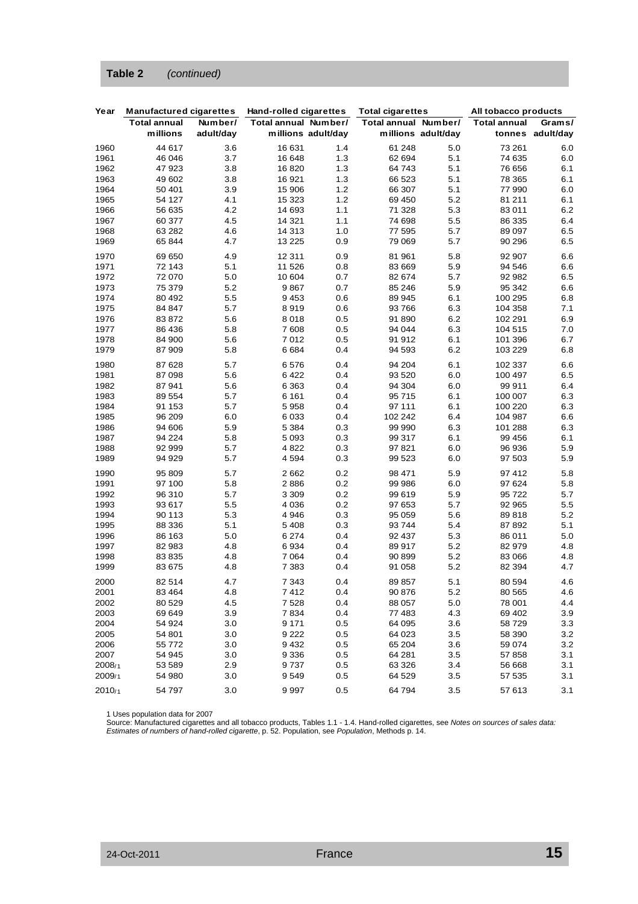**Table 2** *(continued)*

| Year | Manufactured cigarettes | | Hand-rolled cigarettes | | Total cigarettes | | All tobacco products | |
|---|---|---|---|---|---|---|---|---|
| | Total annual millions | Number/ adult/day | Total annual millions | Number/ adult/day | Total annual millions | Number/ adult/day | Total annual tonnes | Grams/ adult/day |
| 1960 | 44 617 | 3.6 | 16 631 | 1.4 | 61 248 | 5.0 | 73 261 | 6.0 |
| 1961 | 46 046 | 3.7 | 16 648 | 1.3 | 62 694 | 5.1 | 74 635 | 6.0 |
| 1962 | 47 923 | 3.8 | 16 820 | 1.3 | 64 743 | 5.1 | 76 656 | 6.1 |
| 1963 | 49 602 | 3.8 | 16 921 | 1.3 | 66 523 | 5.1 | 78 365 | 6.1 |
| 1964 | 50 401 | 3.9 | 15 906 | 1.2 | 66 307 | 5.1 | 77 990 | 6.0 |
| 1965 | 54 127 | 4.1 | 15 323 | 1.2 | 69 450 | 5.2 | 81 211 | 6.1 |
| 1966 | 56 635 | 4.2 | 14 693 | 1.1 | 71 328 | 5.3 | 83 011 | 6.2 |
| 1967 | 60 377 | 4.5 | 14 321 | 1.1 | 74 698 | 5.5 | 86 335 | 6.4 |
| 1968 | 63 282 | 4.6 | 14 313 | 1.0 | 77 595 | 5.7 | 89 097 | 6.5 |
| 1969 | 65 844 | 4.7 | 13 225 | 0.9 | 79 069 | 5.7 | 90 296 | 6.5 |
| 1970 | 69 650 | 4.9 | 12 311 | 0.9 | 81 961 | 5.8 | 92 907 | 6.6 |
| 1971 | 72 143 | 5.1 | 11 526 | 0.8 | 83 669 | 5.9 | 94 546 | 6.6 |
| 1972 | 72 070 | 5.0 | 10 604 | 0.7 | 82 674 | 5.7 | 92 982 | 6.5 |
| 1973 | 75 379 | 5.2 | 9 867 | 0.7 | 85 246 | 5.9 | 95 342 | 6.6 |
| 1974 | 80 492 | 5.5 | 9 453 | 0.6 | 89 945 | 6.1 | 100 295 | 6.8 |
| 1975 | 84 847 | 5.7 | 8 919 | 0.6 | 93 766 | 6.3 | 104 358 | 7.1 |
| 1976 | 83 872 | 5.6 | 8 018 | 0.5 | 91 890 | 6.2 | 102 291 | 6.9 |
| 1977 | 86 436 | 5.8 | 7 608 | 0.5 | 94 044 | 6.3 | 104 515 | 7.0 |
| 1978 | 84 900 | 5.6 | 7 012 | 0.5 | 91 912 | 6.1 | 101 396 | 6.7 |
| 1979 | 87 909 | 5.8 | 6 684 | 0.4 | 94 593 | 6.2 | 103 229 | 6.8 |
| 1980 | 87 628 | 5.7 | 6 576 | 0.4 | 94 204 | 6.1 | 102 337 | 6.6 |
| 1981 | 87 098 | 5.6 | 6 422 | 0.4 | 93 520 | 6.0 | 100 497 | 6.5 |
| 1982 | 87 941 | 5.6 | 6 363 | 0.4 | 94 304 | 6.0 | 99 911 | 6.4 |
| 1983 | 89 554 | 5.7 | 6 161 | 0.4 | 95 715 | 6.1 | 100 007 | 6.3 |
| 1984 | 91 153 | 5.7 | 5 958 | 0.4 | 97 111 | 6.1 | 100 220 | 6.3 |
| 1985 | 96 209 | 6.0 | 6 033 | 0.4 | 102 242 | 6.4 | 104 987 | 6.6 |
| 1986 | 94 606 | 5.9 | 5 384 | 0.3 | 99 990 | 6.3 | 101 288 | 6.3 |
| 1987 | 94 224 | 5.8 | 5 093 | 0.3 | 99 317 | 6.1 | 99 456 | 6.1 |
| 1988 | 92 999 | 5.7 | 4 822 | 0.3 | 97 821 | 6.0 | 96 936 | 5.9 |
| 1989 | 94 929 | 5.7 | 4 594 | 0.3 | 99 523 | 6.0 | 97 503 | 5.9 |
| 1990 | 95 809 | 5.7 | 2 662 | 0.2 | 98 471 | 5.9 | 97 412 | 5.8 |
| 1991 | 97 100 | 5.8 | 2 886 | 0.2 | 99 986 | 6.0 | 97 624 | 5.8 |
| 1992 | 96 310 | 5.7 | 3 309 | 0.2 | 99 619 | 5.9 | 95 722 | 5.7 |
| 1993 | 93 617 | 5.5 | 4 036 | 0.2 | 97 653 | 5.7 | 92 965 | 5.5 |
| 1994 | 90 113 | 5.3 | 4 946 | 0.3 | 95 059 | 5.6 | 89 818 | 5.2 |
| 1995 | 88 336 | 5.1 | 5 408 | 0.3 | 93 744 | 5.4 | 87 892 | 5.1 |
| 1996 | 86 163 | 5.0 | 6 274 | 0.4 | 92 437 | 5.3 | 86 011 | 5.0 |
| 1997 | 82 983 | 4.8 | 6 934 | 0.4 | 89 917 | 5.2 | 82 979 | 4.8 |
| 1998 | 83 835 | 4.8 | 7 064 | 0.4 | 90 899 | 5.2 | 83 066 | 4.8 |
| 1999 | 83 675 | 4.8 | 7 383 | 0.4 | 91 058 | 5.2 | 82 394 | 4.7 |
| 2000 | 82 514 | 4.7 | 7 343 | 0.4 | 89 857 | 5.1 | 80 594 | 4.6 |
| 2001 | 83 464 | 4.8 | 7 412 | 0.4 | 90 876 | 5.2 | 80 565 | 4.6 |
| 2002 | 80 529 | 4.5 | 7 528 | 0.4 | 88 057 | 5.0 | 78 001 | 4.4 |
| 2003 | 69 649 | 3.9 | 7 834 | 0.4 | 77 483 | 4.3 | 69 402 | 3.9 |
| 2004 | 54 924 | 3.0 | 9 171 | 0.5 | 64 095 | 3.6 | 58 729 | 3.3 |
| 2005 | 54 801 | 3.0 | 9 222 | 0.5 | 64 023 | 3.5 | 58 390 | 3.2 |
| 2006 | 55 772 | 3.0 | 9 432 | 0.5 | 65 204 | 3.6 | 59 074 | 3.2 |
| 2007 | 54 945 | 3.0 | 9 336 | 0.5 | 64 281 | 3.5 | 57 858 | 3.1 |
| 2008/1 | 53 589 | 2.9 | 9 737 | 0.5 | 63 326 | 3.4 | 56 668 | 3.1 |
| 2009/1 | 54 980 | 3.0 | 9 549 | 0.5 | 64 529 | 3.5 | 57 535 | 3.1 |
| 2010/1 | 54 797 | 3.0 | 9 997 | 0.5 | 64 794 | 3.5 | 57 613 | 3.1 |

1 Uses population data for 2007

Source: Manufactured cigarettes and all tobacco products, Tables 1.1 - 1.4. Hand-rolled cigarettes, see *Notes on sources of sales data: Estimates of numbers of hand-rolled cigarette*, p. 52. Population, see *Population*, Methods p. 14.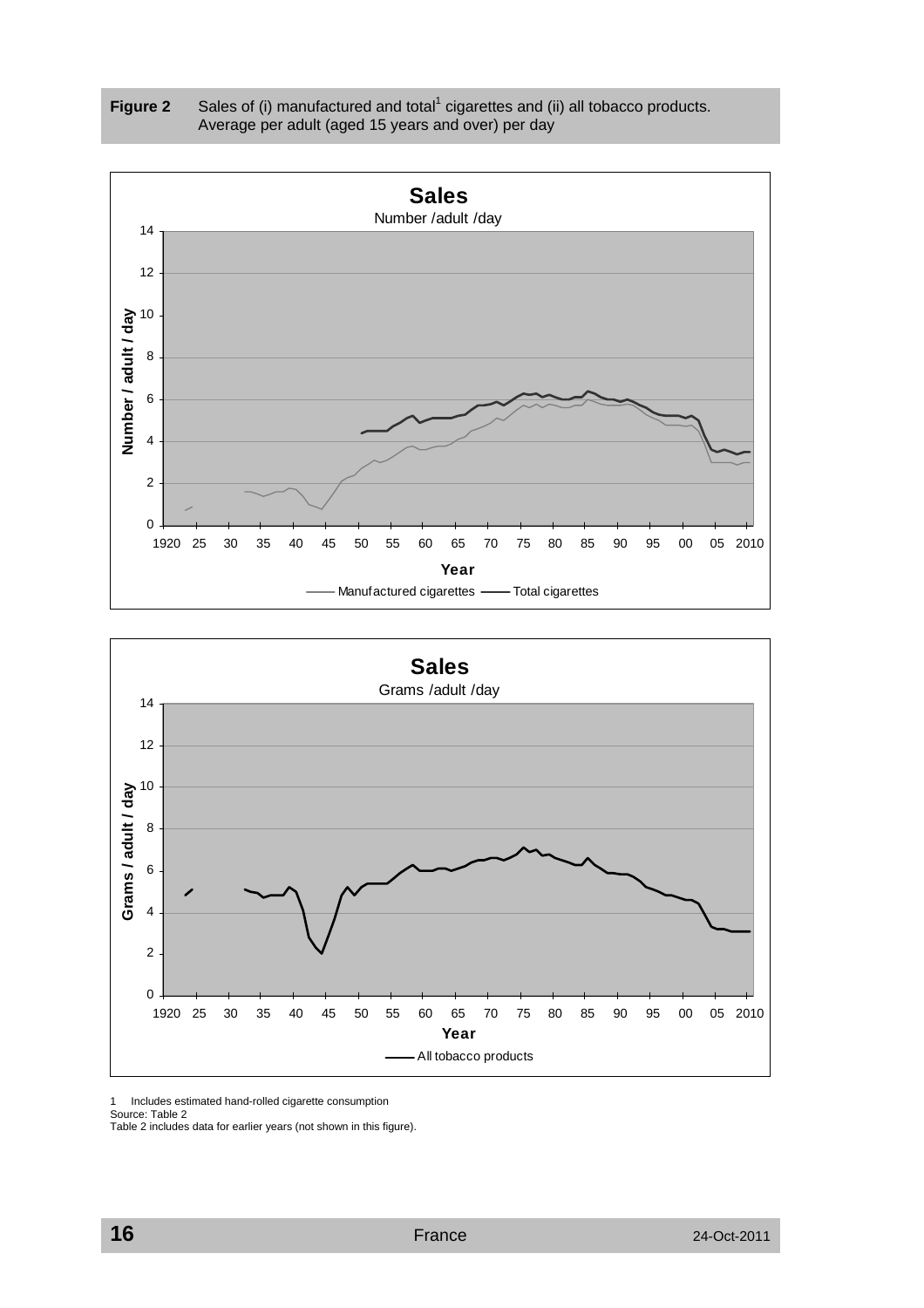**Figure 2** Sales of (i) manufactured and total[1] cigarettes and (ii) all tobacco products. Average per adult (aged 15 years and over) per day

**Sales**
Number /adult /day

Manufactured cigarettes — Total cigarettes

**Sales**
Grams /adult /day

All tobacco products

1 Includes estimated hand-rolled cigarette consumption
Source: Table 2
Table 2 includes data for earlier years (not shown in this figure).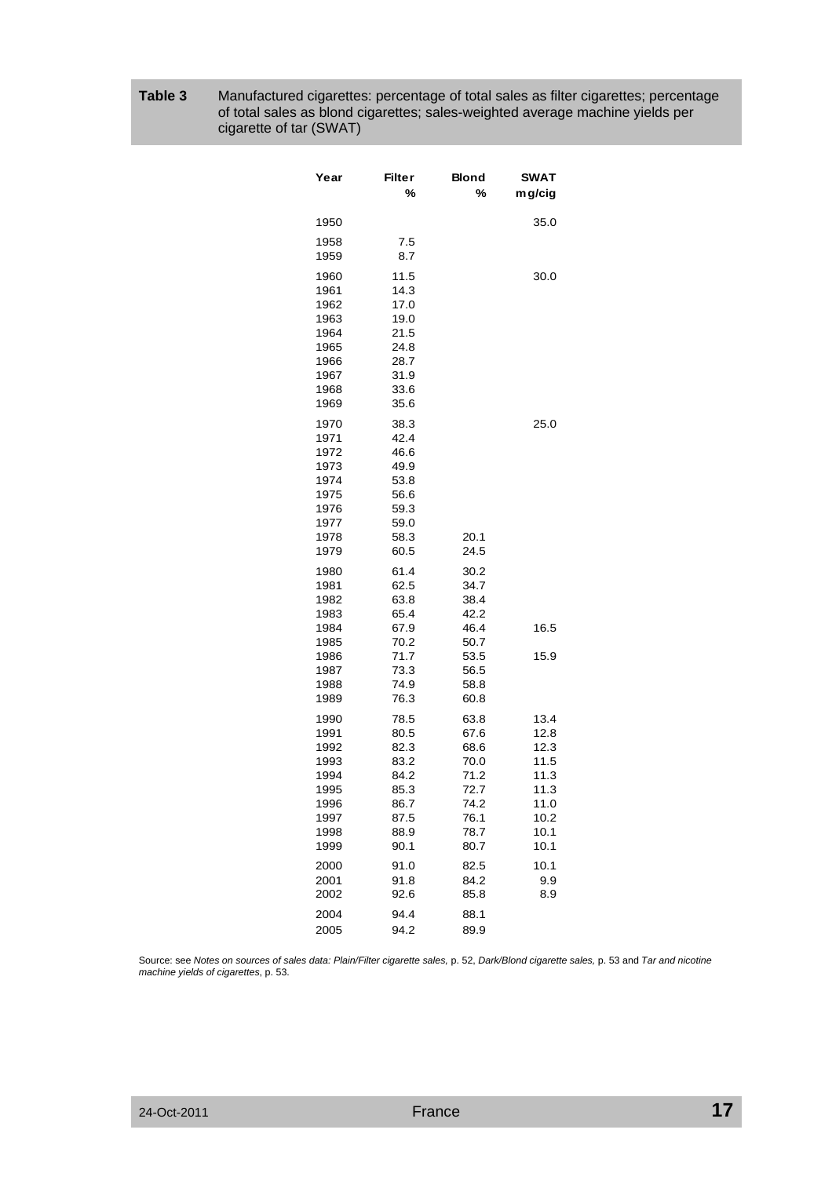**Table 3** Manufactured cigarettes: percentage of total sales as filter cigarettes; percentage of total sales as blond cigarettes; sales-weighted average machine yields per cigarette of tar (SWAT)

| Year | Filter % | Blond % | SWAT mg/cig |
|---|---|---|---|
| 1950 | | | 35.0 |
| 1958 | 7.5 | | |
| 1959 | 8.7 | | |
| 1960 | 11.5 | | 30.0 |
| 1961 | 14.3 | | |
| 1962 | 17.0 | | |
| 1963 | 19.0 | | |
| 1964 | 21.5 | | |
| 1965 | 24.8 | | |
| 1966 | 28.7 | | |
| 1967 | 31.9 | | |
| 1968 | 33.6 | | |
| 1969 | 35.6 | | |
| 1970 | 38.3 | | 25.0 |
| 1971 | 42.4 | | |
| 1972 | 46.6 | | |
| 1973 | 49.9 | | |
| 1974 | 53.8 | | |
| 1975 | 56.6 | | |
| 1976 | 59.3 | | |
| 1977 | 59.0 | | |
| 1978 | 58.3 | 20.1 | |
| 1979 | 60.5 | 24.5 | |
| 1980 | 61.4 | 30.2 | |
| 1981 | 62.5 | 34.7 | |
| 1982 | 63.8 | 38.4 | |
| 1983 | 65.4 | 42.2 | |
| 1984 | 67.9 | 46.4 | 16.5 |
| 1985 | 70.2 | 50.7 | |
| 1986 | 71.7 | 53.5 | 15.9 |
| 1987 | 73.3 | 56.5 | |
| 1988 | 74.9 | 58.8 | |
| 1989 | 76.3 | 60.8 | |
| 1990 | 78.5 | 63.8 | 13.4 |
| 1991 | 80.5 | 67.6 | 12.8 |
| 1992 | 82.3 | 68.6 | 12.3 |
| 1993 | 83.2 | 70.0 | 11.5 |
| 1994 | 84.2 | 71.2 | 11.3 |
| 1995 | 85.3 | 72.7 | 11.3 |
| 1996 | 86.7 | 74.2 | 11.0 |
| 1997 | 87.5 | 76.1 | 10.2 |
| 1998 | 88.9 | 78.7 | 10.1 |
| 1999 | 90.1 | 80.7 | 10.1 |
| 2000 | 91.0 | 82.5 | 10.1 |
| 2001 | 91.8 | 84.2 | 9.9 |
| 2002 | 92.6 | 85.8 | 8.9 |
| 2004 | 94.4 | 88.1 | |
| 2005 | 94.2 | 89.9 | |

Source: see *Notes on sources of sales data: Plain/Filter cigarette sales,* p. 52, *Dark/Blond cigarette sales,* p. 53 and *Tar and nicotine machine yields of cigarettes*, p. 53.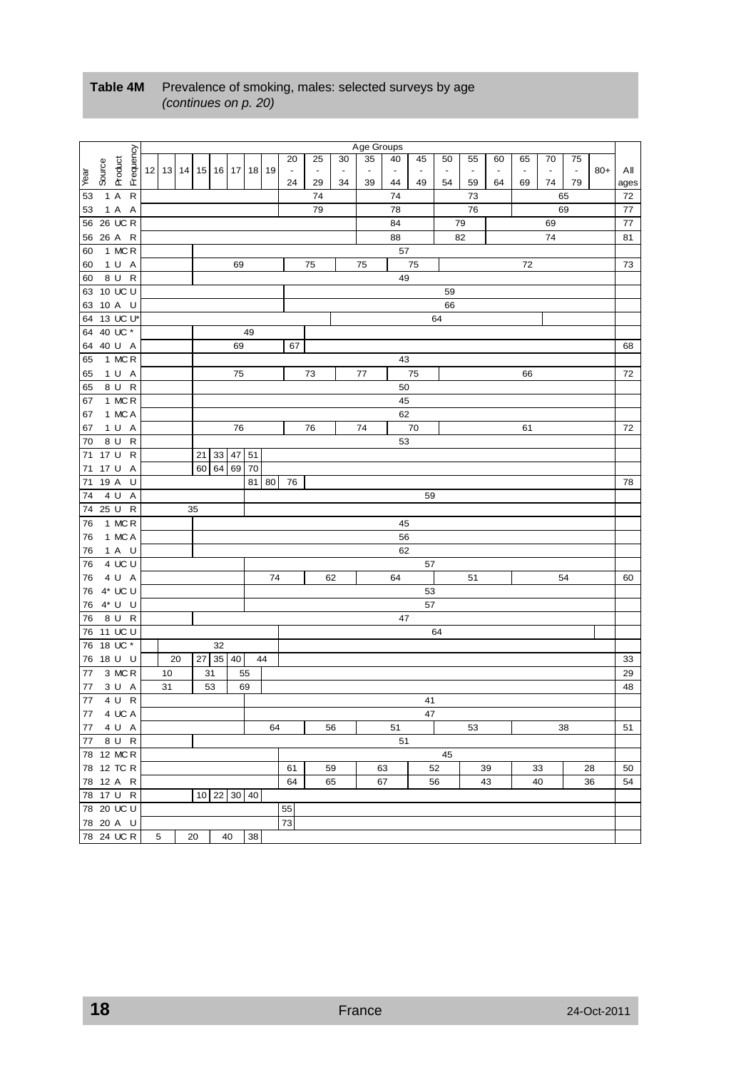**Table 4M** Prevalence of smoking, males: selected surveys by age *(continues on p. 20)*

| Year | Source | Product | Frequency | 12 | 13 | 14 | 15 | 16 | 17 | 18 | 19 | 20-24 | 25-29 | 30-34 | 35-39 | 40-44 | 45-49 | 50-54 | 55-59 | 60-64 | 65-69 | 70-74 | 75-79 | 80+ | All ages |
|---|---|---|---|---|---|---|---|---|---|---|---|---|---|---|---|---|---|---|---|---|---|---|---|---|---|
| 53 | 1 | A | R | | | | | | | | | | 74 | | | 74 | | | 73 | | | 65 | | | 72 |
| 53 | 1 | A | A | | | | | | | | | | 79 | | | 78 | | | 76 | | | 69 | | | 77 |
| 56 | 26 | UC | R | | | | | | | | | | | | | 84 | | 79 | | | | 69 | | | 77 |
| 56 | 26 | A | R | | | | | | | | | | | | | 88 | | 82 | | | | 74 | | | 81 |
| 60 | 1 | MC | R | | | | | | | | | | | | | 57 | | | | | | | | | |
| 60 | 1 | U | A | | | | | | 69 | | | | 75 | | 75 | | 75 | | | | 72 | | | | 73 |
| 60 | 8 | U | R | | | | | | | | | | | | | 49 | | | | | | | | | |
| 63 | 10 | UC | U | | | | | | | | | | | | | | | 59 | | | | | | | |
| 63 | 10 | A | U | | | | | | | | | | | | | | | 66 | | | | | | | |
| 64 | 13 | UC | U* | | | | | | | | | | | | | | | 64 | | | | | | | |
| 64 | 40 | UC | * | | | | | | | 49 | | | | | | | | | | | | | | | |
| 64 | 40 | U | A | | | | | | 69 | | | 67 | | | | | | | | | | | | | 68 |
| 65 | 1 | MC | R | | | | | | | | | | | | | 43 | | | | | | | | | |
| 65 | 1 | U | A | | | | | | 75 | | | | 73 | | 77 | | 75 | | | | 66 | | | | 72 |
| 65 | 8 | U | R | | | | | | | | | | | | | 50 | | | | | | | | | |
| 67 | 1 | MC | R | | | | | | | | | | | | | 45 | | | | | | | | | |
| 67 | 1 | MC | A | | | | | | | | | | | | | 62 | | | | | | | | | |
| 67 | 1 | U | A | | | | | | 76 | | | | 76 | | 74 | | 70 | | | | 61 | | | | 72 |
| 70 | 8 | U | R | | | | | | | | | | | | | 53 | | | | | | | | | |
| 71 | 17 | U | R | | | | 21 | 33 | 47 | 51 | | | | | | | | | | | | | | | |
| 71 | 17 | U | A | | | | 60 | 64 | 69 | 70 | | | | | | | | | | | | | | | |
| 71 | 19 | A | U | | | | | | | 81 | 80 | 76 | | | | | | | | | | | | | 78 |
| 74 | 4 | U | A | | | | | | | | | | | | | | 59 | | | | | | | | |
| 74 | 25 | U | R | | | 35 | | | | | | | | | | | | | | | | | | | |
| 76 | 1 | MC | R | | | | | | | | | | | | | 45 | | | | | | | | | |
| 76 | 1 | MC | A | | | | | | | | | | | | | 56 | | | | | | | | | |
| 76 | 1 | A | U | | | | | | | | | | | | | 62 | | | | | | | | | |
| 76 | 4 | UC | U | | | | | | | | | | | | | | 57 | | | | | | | | |
| 76 | 4 | U | A | | | | | | | | 74 | | | 62 | | 64 | | | 51 | | | 54 | | | 60 |
| 76 | 4* | UC | U | | | | | | | | | | | | | | 53 | | | | | | | | |
| 76 | 4* | U | U | | | | | | | | | | | | | | 57 | | | | | | | | |
| 76 | 8 | U | R | | | | | | | | | | | | | 47 | | | | | | | | | |
| 76 | 11 | UC | U | | | | | | | | | | | | | | | 64 | | | | | | | |
| 76 | 18 | UC | * | | | | | 32 | | | | | | | | | | | | | | | | | |
| 76 | 18 | U | U | | 20 | | 27 | 35 | 40 | | 44 | | | | | | | | | | | | | | 33 |
| 77 | 3 | MC | R | | 10 | | | 31 | | 55 | | | | | | | | | | | | | | | 29 |
| 77 | 3 | U | A | | 31 | | | 53 | | 69 | | | | | | | | | | | | | | | 48 |
| 77 | 4 | U | R | | | | | | | | | | | | | | 41 | | | | | | | | |
| 77 | 4 | UC | A | | | | | | | | | | | | | | 47 | | | | | | | | |
| 77 | 4 | U | A | | | | | | | | 64 | | | 56 | | 51 | | | 53 | | | 38 | | | 51 |
| 77 | 8 | U | R | | | | | | | | | | | | | 51 | | | | | | | | | |
| 78 | 12 | MC | R | | | | | | | | | | | | | | | 45 | | | | | | | |
| 78 | 12 | TC | R | | | | | | | | | 61 | 59 | | 63 | | 52 | | 39 | | 33 | | 28 | | 50 |
| 78 | 12 | A | R | | | | | | | | | 64 | 65 | | 67 | | 56 | | 43 | | 40 | | 36 | | 54 |
| 78 | 17 | U | R | | | | 10 | 22 | 30 | 40 | | | | | | | | | | | | | | | |
| 78 | 20 | UC | U | | | | | | | | | 55 | | | | | | | | | | | | | |
| 78 | 20 | A | U | | | | | | | | | 73 | | | | | | | | | | | | | |
| 78 | 24 | UC | R | 5 | | 20 | | 40 | | 38 | | | | | | | | | | | | | | | |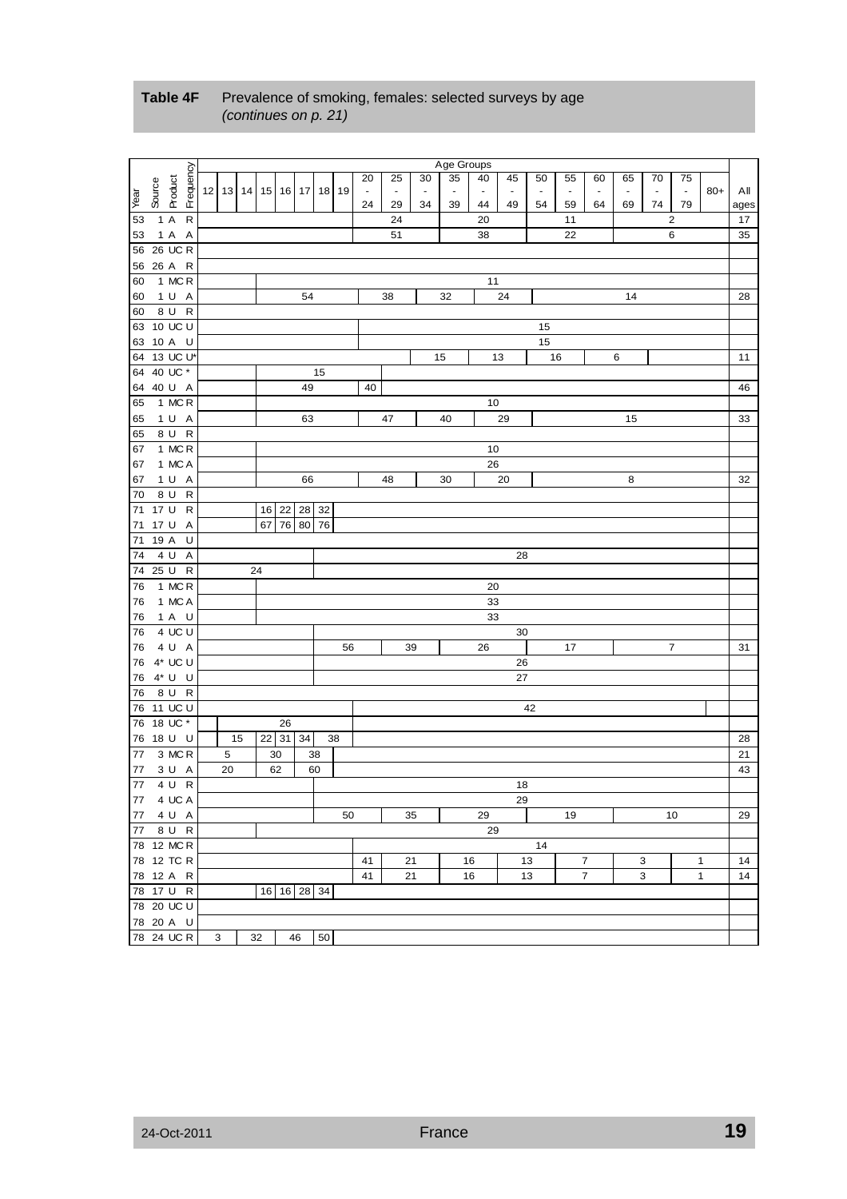**Table 4F** Prevalence of smoking, females: selected surveys by age *(continues on p. 21)*

| Year | Source | Product | Frequency | 12 | 13 | 14 | 15 | 16 | 17 | 18 | 19 | 20-24 | 25-29 | 30-34 | 35-39 | 40-44 | 45-49 | 50-54 | 55-59 | 60-64 | 65-69 | 70-74 | 75-79 | 80+ | All ages |
|---|---|---|---|---|---|---|---|---|---|---|---|---|---|---|---|---|---|---|---|---|---|---|---|---|---|
| 53 | 1 | A | R | | | | | | | | | | 24 | | | 20 | | | 11 | | | | 2 | | 17 |
| 53 | 1 | A | A | | | | | | | | | | 51 | | | 38 | | | 22 | | | | 6 | | 35 |
| 56 | 26 | UC | R | | | | | | | | | | | | | | | | | | | | | | |
| 56 | 26 | A | R | | | | | | | | | | | | | | | | | | | | | | |
| 60 | 1 | MC | R | | | | | | | | | | | | | 11 | | | | | | | | | |
| 60 | 1 | U | A | | | | | | 54 | | | | 38 | | 32 | | 24 | | | | 14 | | | | 28 |
| 60 | 8 | U | R | | | | | | | | | | | | | | | | | | | | | | |
| 63 | 10 | UC | U | | | | | | | | | | | | | | | 15 | | | | | | | |
| 63 | 10 | A | U | | | | | | | | | | | | | | | 15 | | | | | | | |
| 64 | 13 | UC | U* | | | | | | | | | | | | 15 | | 13 | | 16 | | 6 | | | | 11 |
| 64 | 40 | UC | * | | | | | | | 15 | | | | | | | | | | | | | | | |
| 64 | 40 | U | A | | | | | | 49 | | | 40 | | | | | | | | | | | | | 46 |
| 65 | 1 | MC | R | | | | | | | | | | | | | 10 | | | | | | | | | |
| 65 | 1 | U | A | | | | | | 63 | | | | 47 | | 40 | | 29 | | | | 15 | | | | 33 |
| 65 | 8 | U | R | | | | | | | | | | | | | | | | | | | | | | |
| 67 | 1 | MC | R | | | | | | | | | | | | | 10 | | | | | | | | | |
| 67 | 1 | MC | A | | | | | | | | | | | | | 26 | | | | | | | | | |
| 67 | 1 | U | A | | | | | | 66 | | | | 48 | | 30 | | 20 | | | | 8 | | | | 32 |
| 70 | 8 | U | R | | | | | | | | | | | | | | | | | | | | | | |
| 71 | 17 | U | R | | | | 16 | 22 | 28 | 32 | | | | | | | | | | | | | | | |
| 71 | 17 | U | A | | | | 67 | 76 | 80 | 76 | | | | | | | | | | | | | | | |
| 71 | 19 | A | U | | | | | | | | | | | | | | | | | | | | | | |
| 74 | 4 | U | A | | | | | | | | | | | | | | 28 | | | | | | | | |
| 74 | 25 | U | R | | | | 24 | | | | | | | | | | | | | | | | | | |
| 76 | 1 | MC | R | | | | | | | | | | | | | 20 | | | | | | | | | |
| 76 | 1 | MC | A | | | | | | | | | | | | | 33 | | | | | | | | | |
| 76 | 1 | A | U | | | | | | | | | | | | | 33 | | | | | | | | | |
| 76 | 4 | UC | U | | | | | | | | | | | | | | 30 | | | | | | | | |
| 76 | 4 | U | A | | | | | | | | 56 | | | 39 | | 26 | | | 17 | | | | 7 | | 31 |
| 76 | 4* | UC | U | | | | | | | | | | | | | | 26 | | | | | | | | |
| 76 | 4* | U | U | | | | | | | | | | | | | | 27 | | | | | | | | |
| 76 | 8 | U | R | | | | | | | | | | | | | | | | | | | | | | |
| 76 | 11 | UC | U | | | | | | | | | | | | | | | 42 | | | | | | | |
| 76 | 18 | UC | * | | | | | 26 | | | | | | | | | | | | | | | | | |
| 76 | 18 | U | U | | 15 | | 22 | 31 | 34 | 38 | | | | | | | | | | | | | | | 28 |
| 77 | 3 | MC | R | | 5 | | | 30 | | 38 | | | | | | | | | | | | | | | 21 |
| 77 | 3 | U | A | | 20 | | | 62 | | 60 | | | | | | | | | | | | | | | 43 |
| 77 | 4 | U | R | | | | | | | | | | | | | | 18 | | | | | | | | |
| 77 | 4 | UC | A | | | | | | | | | | | | | | 29 | | | | | | | | |
| 77 | 4 | U | A | | | | | | | | 50 | | | 35 | | 29 | | | 19 | | | | 10 | | 29 |
| 77 | 8 | U | R | | | | | | | | | | | | | 29 | | | | | | | | | |
| 78 | 12 | MC | R | | | | | | | | | | | | | | | 14 | | | | | | | |
| 78 | 12 | TC | R | | | | | | | | | 41 | | 21 | | 16 | | 13 | | 7 | | 3 | | 1 | 14 |
| 78 | 12 | A | R | | | | | | | | | 41 | | 21 | | 16 | | 13 | | 7 | | 3 | | 1 | 14 |
| 78 | 17 | U | R | | | | 16 | 16 | 28 | 34 | | | | | | | | | | | | | | | |
| 78 | 20 | UC | U | | | | | | | | | | | | | | | | | | | | | | |
| 78 | 20 | A | U | | | | | | | | | | | | | | | | | | | | | | |
| 78 | 24 | UC | R | | 3 | | 32 | | 46 | 50 | | | | | | | | | | | | | | | |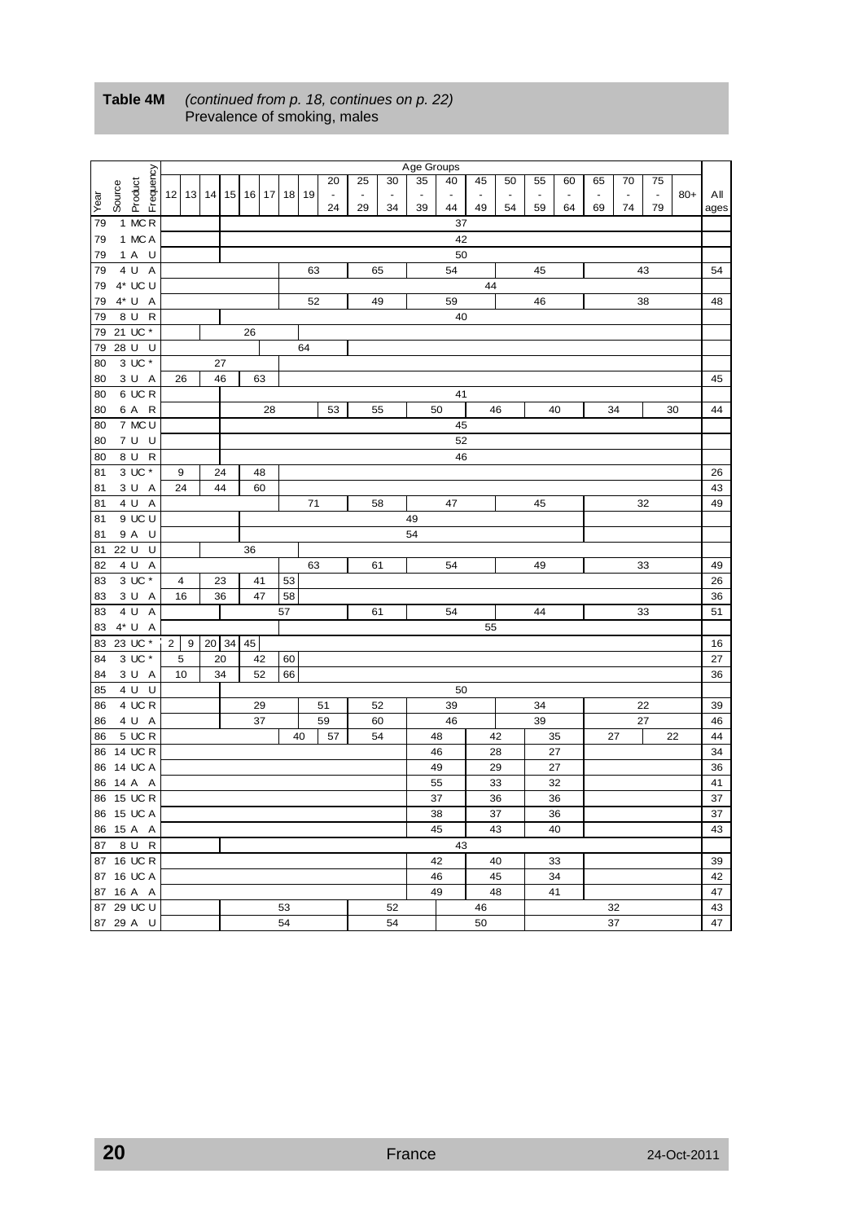**Table 4M** *(continued from p. 18, continues on p. 22)*
Prevalence of smoking, males

| Year | Source | Product | Frequency | 12 | 13 | 14 | 15 | 16 | 17 | 18 | 19 | 20 - 24 | 25 - 29 | 30 - 34 | 35 - 39 | 40 - 44 | 45 - 49 | 50 - 54 | 55 - 59 | 60 - 64 | 65 - 69 | 70 - 74 | 75 - 79 | 80+ | All ages |
|---|---|---|---|---|---|---|---|---|---|---|---|---|---|---|---|---|---|---|---|---|---|---|---|---|---|
| 79 | 1 | MC | R | | | | | | | | | | | | | 37 | | | | | | | | | |
| 79 | 1 | MC | A | | | | | | | | | | | | | 42 | | | | | | | | | |
| 79 | 1 | A | U | | | | | | | | | | | | | 50 | | | | | | | | | |
| 79 | 4 | U | A | | | | | | | | | 63 | 65 | | | 54 | | | 45 | | | 43 | | | 54 |
| 79 | 4* | UC | U | | | | | | | | | | | | | | 44 | | | | | | | | |
| 79 | 4* | U | A | | | | | | | | | 52 | 49 | | | 59 | | | 46 | | | 38 | | | 48 |
| 79 | 8 | U | R | | | | | | | | | | | | | 40 | | | | | | | | | |
| 79 | 21 | UC | * | | | | | 26 | | | | | | | | | | | | | | | | | |
| 79 | 28 | U | U | | | | | | | | 64 | | | | | | | | | | | | | | |
| 80 | 3 | UC | * | | | 27 | | | | | | | | | | | | | | | | | | | |
| 80 | 3 | U | A | 26 | | 46 | | 63 | | | | | | | | | | | | | | | | | 45 |
| 80 | 6 | UC | R | | | | | | | | | | | | | 41 | | | | | | | | | |
| 80 | 6 | A | R | | | | | | 28 | | | 53 | 55 | | 50 | | 46 | | 40 | | 34 | | 30 | | 44 |
| 80 | 7 | MC | U | | | | | | | | | | | | | 45 | | | | | | | | | |
| 80 | 7 | U | U | | | | | | | | | | | | | 52 | | | | | | | | | |
| 80 | 8 | U | R | | | | | | | | | | | | | 46 | | | | | | | | | |
| 81 | 3 | UC | * | 9 | | 24 | | 48 | | | | | | | | | | | | | | | | | 26 |
| 81 | 3 | U | A | 24 | | 44 | | 60 | | | | | | | | | | | | | | | | | 43 |
| 81 | 4 | U | A | | | | | | | | | 71 | 58 | | | 47 | | | 45 | | | 32 | | | 49 |
| 81 | 9 | UC | U | | | | | | | | | | | | 49 | | | | | | | | | | |
| 81 | 9 | A | U | | | | | | | | | | | | 54 | | | | | | | | | | |
| 81 | 22 | U | U | | | | | 36 | | | | | | | | | | | | | | | | | |
| 82 | 4 | U | A | | | | | | | | | 63 | 61 | | | 54 | | | 49 | | | 33 | | | 49 |
| 83 | 3 | UC | * | 4 | | 23 | | 41 | | 53 | | | | | | | | | | | | | | | 26 |
| 83 | 3 | U | A | 16 | | 36 | | 47 | | 58 | | | | | | | | | | | | | | | 36 |
| 83 | 4 | U | A | | | | | | | 57 | | | 61 | | | 54 | | | 44 | | | 33 | | | 51 |
| 83 | 4* | U | A | | | | | | | | | | | | | | 55 | | | | | | | | |
| 83 | 23 | UC | * | 2 | 9 | 20 | 34 | 45 | | | | | | | | | | | | | | | | | 16 |
| 84 | 3 | UC | * | 5 | | 20 | | 42 | | 60 | | | | | | | | | | | | | | | 27 |
| 84 | 3 | U | A | 10 | | 34 | | 52 | | 66 | | | | | | | | | | | | | | | 36 |
| 85 | 4 | U | U | | | | | | | | | | | | | 50 | | | | | | | | | |
| 86 | 4 | UC | R | | | | | | 29 | | | 51 | 52 | | | 39 | | | 34 | | | 22 | | | 39 |
| 86 | 4 | U | A | | | | | | 37 | | | 59 | 60 | | | 46 | | | 39 | | | 27 | | | 46 |
| 86 | 5 | UC | R | | | | | | | | 40 | 57 | 54 | | 48 | | 42 | | 35 | | 27 | | 22 | | 44 |
| 86 | 14 | UC | R | | | | | | | | | | | | 46 | | 28 | | 27 | | | | | | 34 |
| 86 | 14 | UC | A | | | | | | | | | | | | 49 | | 29 | | 27 | | | | | | 36 |
| 86 | 14 | A | A | | | | | | | | | | | | 55 | | 33 | | 32 | | | | | | 41 |
| 86 | 15 | UC | R | | | | | | | | | | | | 37 | | 36 | | 36 | | | | | | 37 |
| 86 | 15 | UC | A | | | | | | | | | | | | 38 | | 37 | | 36 | | | | | | 37 |
| 86 | 15 | A | A | | | | | | | | | | | | 45 | | 43 | | 40 | | | | | | 43 |
| 87 | 8 | U | R | | | | | | | | | | | | | 43 | | | | | | | | | |
| 87 | 16 | UC | R | | | | | | | | | | | | 42 | | 40 | | 33 | | | | | | 39 |
| 87 | 16 | UC | A | | | | | | | | | | | | 46 | | 45 | | 34 | | | | | | 42 |
| 87 | 16 | A | A | | | | | | | | | | | | 49 | | 48 | | 41 | | | | | | 47 |
| 87 | 29 | UC | U | | | | | | | 53 | | | | 52 | | | 46 | | | | 32 | | | | 43 |
| 87 | 29 | A | U | | | | | | | 54 | | | | 54 | | | 50 | | | | 37 | | | | 47 |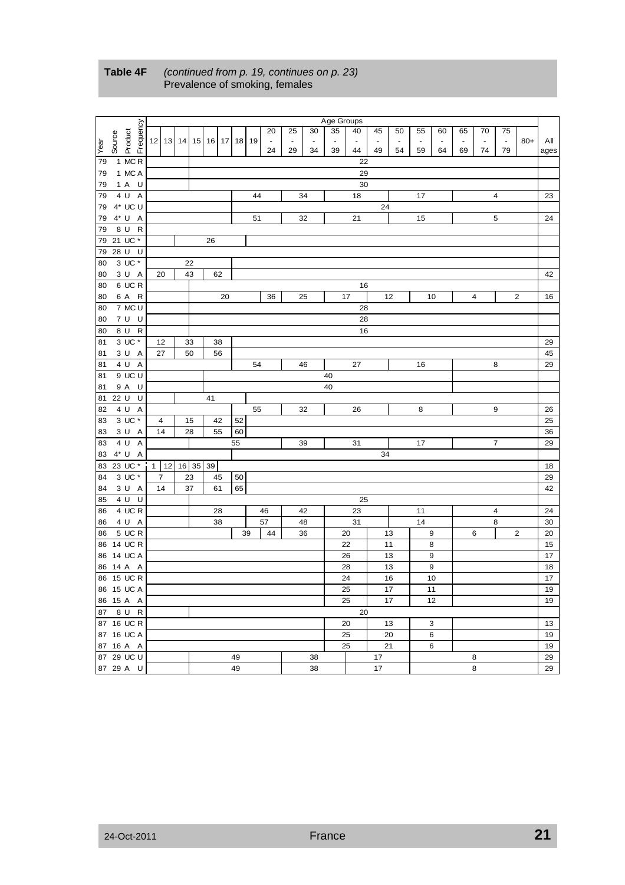**Table 4F** *(continued from p. 19, continues on p. 23)*
Prevalence of smoking, females

| Year | Source | Product | Frequency | 12 | 13 | 14 | 15 | 16 | 17 | 18 | 19 | 20-24 | 25-29 | 30-34 | 35-39 | 40-44 | 45-49 | 50-54 | 55-59 | 60-64 | 65-69 | 70-74 | 75-79 | 80+ | All ages |
|---|---|---|---|---|---|---|---|---|---|---|---|---|---|---|---|---|---|---|---|---|---|---|---|---|---|
| 79 | 1 | MC | R | | | | | | | | | | | | | 22 | | | | | | | | | |
| 79 | 1 | MC | A | | | | | | | | | | | | | 29 | | | | | | | | | |
| 79 | 1 | A | U | | | | | | | | | | | | | 30 | | | | | | | | | |
| 79 | 4 | U | A | | | | | | | 44 | | | 34 | | | 18 | | | 17 | | | | 4 | | 23 |
| 79 | 4* | UC | U | | | | | | | | | | | | | | 24 | | | | | | | | |
| 79 | 4* | U | A | | | | | | | 51 | | | 32 | | | 21 | | | 15 | | | | 5 | | 24 |
| 79 | 8 | U | R | | | | | | | | | | | | | | | | | | | | | | |
| 79 | 21 | UC | * | | | | | 26 | | | | | | | | | | | | | | | | | |
| 79 | 28 | U | U | | | | | | | | | | | | | | | | | | | | | | |
| 80 | 3 | UC | * | | | 22 | | | | | | | | | | | | | | | | | | | |
| 80 | 3 | U | A | 20 | | 43 | | 62 | | | | | | | | | | | | | | | | | 42 |
| 80 | 6 | UC | R | | | | | | | | | | | | | 16 | | | | | | | | | |
| 80 | 6 | A | R | | | | | | 20 | | | 36 | 25 | | 17 | | 12 | | 10 | | | 4 | | 2 | 16 |
| 80 | 7 | MC | U | | | | | | | | | | | | | 28 | | | | | | | | | |
| 80 | 7 | U | U | | | | | | | | | | | | | 28 | | | | | | | | | |
| 80 | 8 | U | R | | | | | | | | | | | | | 16 | | | | | | | | | |
| 81 | 3 | UC | * | 12 | | 33 | | 38 | | | | | | | | | | | | | | | | | 29 |
| 81 | 3 | U | A | 27 | | 50 | | 56 | | | | | | | | | | | | | | | | | 45 |
| 81 | 4 | U | A | | | | | | | 54 | | | 46 | | | 27 | | | 16 | | | | 8 | | 29 |
| 81 | 9 | UC | U | | | | | | | | | | | | 40 | | | | | | | | | | |
| 81 | 9 | A | U | | | | | | | | | | | | 40 | | | | | | | | | | |
| 81 | 22 | U | U | | | | | 41 | | | | | | | | | | | | | | | | | |
| 82 | 4 | U | A | | | | | | | 55 | | | 32 | | | 26 | | | 8 | | | | 9 | | 26 |
| 83 | 3 | UC | * | 4 | | 15 | | 42 | | 52 | | | | | | | | | | | | | | | 25 |
| 83 | 3 | U | A | 14 | | 28 | | 55 | | 60 | | | | | | | | | | | | | | | 36 |
| 83 | 4 | U | A | | | | | | 55 | | | | 39 | | | 31 | | | 17 | | | | 7 | | 29 |
| 83 | 4* | U | A | | | | | | | | | | | | | | 34 | | | | | | | | |
| 83 | 23 | UC | * | 1 | 12 | 16 | 35 | 39 | | | | | | | | | | | | | | | | | 18 |
| 84 | 3 | UC | * | 7 | | 23 | | 45 | | 50 | | | | | | | | | | | | | | | 29 |
| 84 | 3 | U | A | 14 | | 37 | | 61 | | 65 | | | | | | | | | | | | | | | 42 |
| 85 | 4 | U | U | | | | | | | | | | | | | 25 | | | | | | | | | |
| 86 | 4 | UC | R | | | | | 28 | | | 46 | | 42 | | | 23 | | | 11 | | | | 4 | | 24 |
| 86 | 4 | U | A | | | | | 38 | | | 57 | | 48 | | | 31 | | | 14 | | | | 8 | | 30 |
| 86 | 5 | UC | R | | | | | | | 39 | | 44 | 36 | | 20 | | 13 | | 9 | | 6 | | | 2 | 20 |
| 86 | 14 | UC | R | | | | | | | | | | | | 22 | | 11 | | 8 | | | | | | 15 |
| 86 | 14 | UC | A | | | | | | | | | | | | 26 | | 13 | | 9 | | | | | | 17 |
| 86 | 14 | A | A | | | | | | | | | | | | 28 | | 13 | | 9 | | | | | | 18 |
| 86 | 15 | UC | R | | | | | | | | | | | | 24 | | 16 | | 10 | | | | | | 17 |
| 86 | 15 | UC | A | | | | | | | | | | | | 25 | | 17 | | 11 | | | | | | 19 |
| 86 | 15 | A | A | | | | | | | | | | | | 25 | | 17 | | 12 | | | | | | 19 |
| 87 | 8 | U | R | | | | | | | | | | | | | 20 | | | | | | | | | |
| 87 | 16 | UC | R | | | | | | | | | | | | 20 | | 13 | | 3 | | | | | | 13 |
| 87 | 16 | UC | A | | | | | | | | | | | | 25 | | 20 | | 6 | | | | | | 19 |
| 87 | 16 | A | A | | | | | | | | | | | | 25 | | 21 | | 6 | | | | | | 19 |
| 87 | 29 | UC | U | | | | | | 49 | | | | | 38 | | | 17 | | | | | 8 | | | 29 |
| 87 | 29 | A | U | | | | | | 49 | | | | | 38 | | | 17 | | | | | 8 | | | 29 |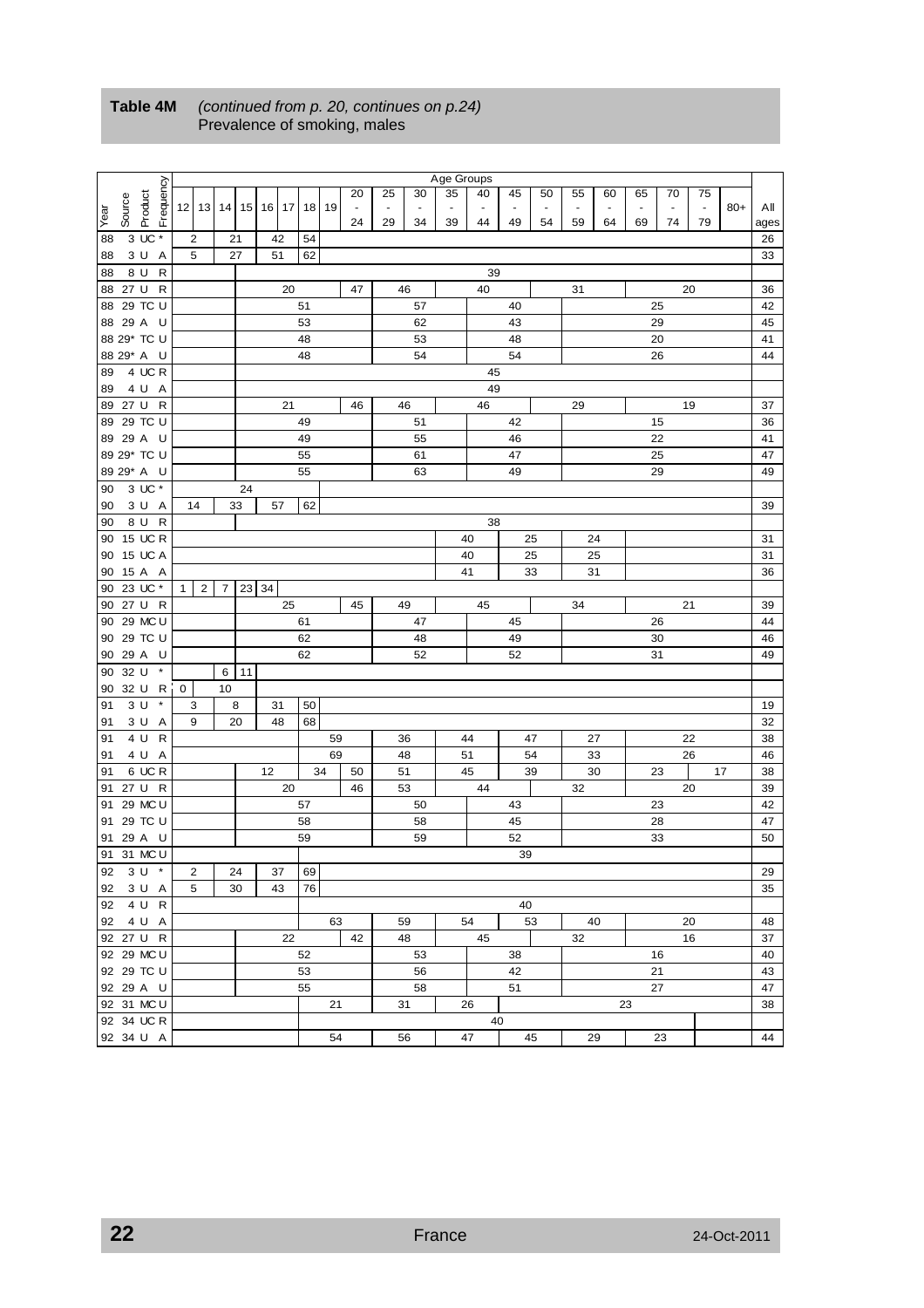**Table 4M** *(continued from p. 20, continues on p.24)*
Prevalence of smoking, males

| Year | Source | Product | Frequency | 12 | 13 | 14 | 15 | 16 | 17 | 18 | 19 | 20 - 24 | 25 - 29 | 30 - 34 | 35 - 39 | 40 - 44 | 45 - 49 | 50 - 54 | 55 - 59 | 60 - 64 | 65 - 69 | 70 - 74 | 75 - 79 | 80+ | All ages |
|---|---|---|---|---|---|---|---|---|---|---|---|---|---|---|---|---|---|---|---|---|---|---|---|---|---|
| 88 | 3 | UC | * | 2 | | 21 | | 42 | | 54 | | | | | | | | | | | | | | | 26 |
| 88 | 3 | U | A | 5 | | 27 | | 51 | | 62 | | | | | | | | | | | | | | | 33 |
| 88 | 8 | U | R | | | | | | | | | | | | | 39 | | | | | | | | | |
| 88 | 27 | U | R | | | | | | 20 | | | 47 | 46 | | | 40 | | | 31 | | | 20 | | | 36 |
| 88 | 29 | TC | U | | | | | | | 51 | | | | 57 | | | 40 | | | | 25 | | | | 42 |
| 88 | 29 | A | U | | | | | | | 53 | | | | 62 | | | 43 | | | | 29 | | | | 45 |
| 88 | 29* | TC | U | | | | | | | 48 | | | | 53 | | | 48 | | | | 20 | | | | 41 |
| 88 | 29* | A | U | | | | | | | 48 | | | | 54 | | | 54 | | | | 26 | | | | 44 |
| 89 | 4 | UC | R | | | | | | | | | | | | | 45 | | | | | | | | | |
| 89 | 4 | U | A | | | | | | | | | | | | | 49 | | | | | | | | | |
| 89 | 27 | U | R | | | | | | 21 | | | 46 | 46 | | | 46 | | | 29 | | | 19 | | | 37 |
| 89 | 29 | TC | U | | | | | | | 49 | | | | 51 | | | 42 | | | | 15 | | | | 36 |
| 89 | 29 | A | U | | | | | | | 49 | | | | 55 | | | 46 | | | | 22 | | | | 41 |
| 89 | 29* | TC | U | | | | | | | 55 | | | | 61 | | | 47 | | | | 25 | | | | 47 |
| 89 | 29* | A | U | | | | | | | 55 | | | | 63 | | | 49 | | | | 29 | | | | 49 |
| 90 | 3 | UC | * | | | | 24 | | | | | | | | | | | | | | | | | | |
| 90 | 3 | U | A | 14 | | 33 | | 57 | | 62 | | | | | | | | | | | | | | | 39 |
| 90 | 8 | U | R | | | | | | | | | | | | | 38 | | | | | | | | | |
| 90 | 15 | UC | R | | | | | | | | | | | | 40 | | 25 | | 24 | | | | | | 31 |
| 90 | 15 | UC | A | | | | | | | | | | | | 40 | | 25 | | 25 | | | | | | 31 |
| 90 | 15 | A | A | | | | | | | | | | | | 41 | | 33 | | 31 | | | | | | 36 |
| 90 | 23 | UC | * | 1 | 2 | 7 | 23 | 34 | | | | | | | | | | | | | | | | | |
| 90 | 27 | U | R | | | | | | 25 | | | 45 | 49 | | | 45 | | | 34 | | | 21 | | | 39 |
| 90 | 29 | MC | U | | | | | | | 61 | | | | 47 | | | 45 | | | | 26 | | | | 44 |
| 90 | 29 | TC | U | | | | | | | 62 | | | | 48 | | | 49 | | | | 30 | | | | 46 |
| 90 | 29 | A | U | | | | | | | 62 | | | | 52 | | | 52 | | | | 31 | | | | 49 |
| 90 | 32 | U | * | | | 6 | 11 | | | | | | | | | | | | | | | | | | |
| 90 | 32 | U | R | 0 | | 10 | | | | | | | | | | | | | | | | | | | |
| 91 | 3 | U | * | 3 | | 8 | | 31 | | 50 | | | | | | | | | | | | | | | 19 |
| 91 | 3 | U | A | 9 | | 20 | | 48 | | 68 | | | | | | | | | | | | | | | 32 |
| 91 | 4 | U | R | | | | | | | | 59 | | 36 | | 44 | | 47 | | 27 | | | 22 | | | 38 |
| 91 | 4 | U | A | | | | | | | | 69 | | 48 | | 51 | | 54 | | 33 | | | 26 | | | 46 |
| 91 | 6 | UC | R | | | | | 12 | | 34 | | 50 | 51 | | 45 | | 39 | | 30 | | 23 | | 17 | | 38 |
| 91 | 27 | U | R | | | | | | 20 | | | 46 | 53 | | | 44 | | | 32 | | | 20 | | | 39 |
| 91 | 29 | MC | U | | | | | | | 57 | | | | 50 | | | 43 | | | | 23 | | | | 42 |
| 91 | 29 | TC | U | | | | | | | 58 | | | | 58 | | | 45 | | | | 28 | | | | 47 |
| 91 | 29 | A | U | | | | | | | 59 | | | | 59 | | | 52 | | | | 33 | | | | 50 |
| 91 | 31 | MC | U | | | | | | | | | | | | | | 39 | | | | | | | | |
| 92 | 3 | U | * | 2 | | 24 | | 37 | | 69 | | | | | | | | | | | | | | | 29 |
| 92 | 3 | U | A | 5 | | 30 | | 43 | | 76 | | | | | | | | | | | | | | | 35 |
| 92 | 4 | U | R | | | | | | | | | | | | | | 40 | | | | | | | | |
| 92 | 4 | U | A | | | | | | | | 63 | | 59 | | 54 | | 53 | | 40 | | | 20 | | | 48 |
| 92 | 27 | U | R | | | | | | 22 | | | 42 | 48 | | | 45 | | | 32 | | | 16 | | | 37 |
| 92 | 29 | MC | U | | | | | | | 52 | | | | 53 | | | 38 | | | | 16 | | | | 40 |
| 92 | 29 | TC | U | | | | | | | 53 | | | | 56 | | | 42 | | | | 21 | | | | 43 |
| 92 | 29 | A | U | | | | | | | 55 | | | | 58 | | | 51 | | | | 27 | | | | 47 |
| 92 | 31 | MC | U | | | | | | | | 21 | | 31 | | 26 | | | | | 23 | | | | | 38 |
| 92 | 34 | UC | R | | | | | | | | | | | | | 40 | | | | | | | | | |
| 92 | 34 | U | A | | | | | | | | 54 | | 56 | | 47 | | 45 | | 29 | | 23 | | | | 44 |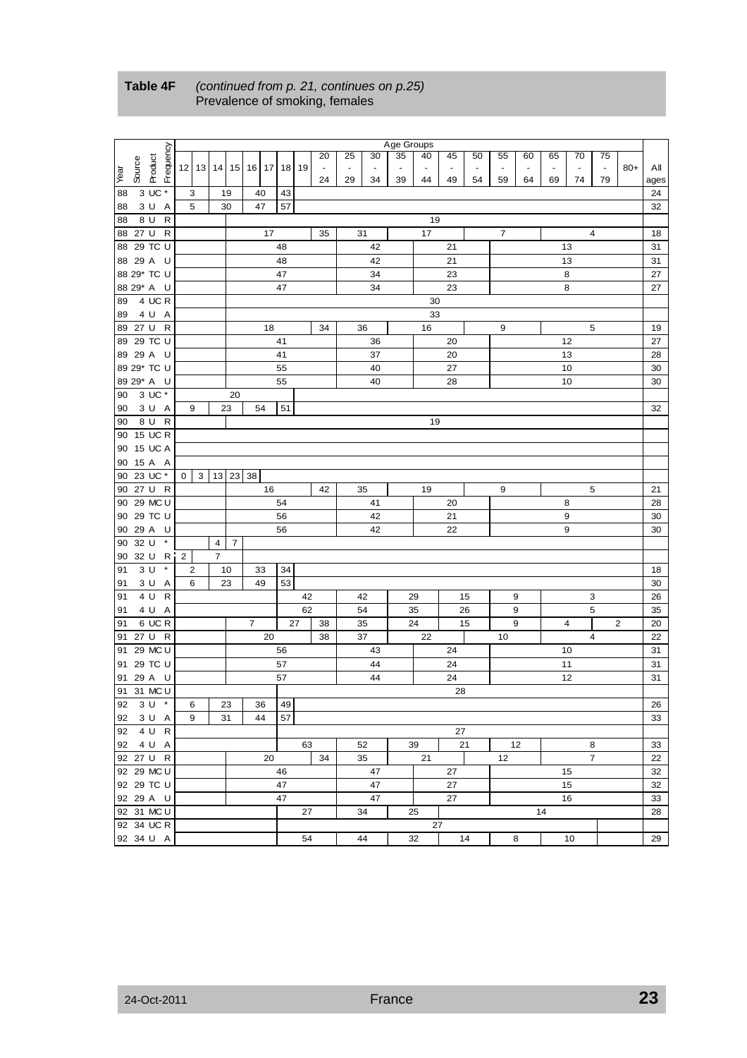**Table 4F** *(continued from p. 21, continues on p.25)*
Prevalence of smoking, females

| Year | Source | Product | Frequency | 12 | 13 | 14 | 15 | 16 | 17 | 18 | 19 | 20 - 24 | 25 - 29 | 30 - 34 | 35 - 39 | 40 - 44 | 45 - 49 | 50 - 54 | 55 - 59 | 60 - 64 | 65 - 69 | 70 - 74 | 75 - 79 | 80+ | All ages |
|---|---|---|---|---|---|---|---|---|---|---|---|---|---|---|---|---|---|---|---|---|---|---|---|---|---|
| 88 | 3 | UC | * | 3 | | 19 | | 40 | | 43 | | | | | | | | | | | | | | | 24 |
| 88 | 3 | U | A | 5 | | 30 | | 47 | | 57 | | | | | | | | | | | | | | | 32 |
| 88 | 8 | U | R | | | | 19 | | | | | | | | | | | | | | | | | | |
| 88 | 27 | U | R | | | | 17 | | | | | 35 | 31 | | 17 | | | 7 | | | 4 | | | | 18 |
| 88 | 29 | TC | U | | | | 48 | | | | | | 42 | | | 21 | | | 13 | | | | | | 31 |
| 88 | 29 | A | U | | | | 48 | | | | | | 42 | | | 21 | | | 13 | | | | | | 31 |
| 88 | 29* | TC | U | | | | 47 | | | | | | 34 | | | 23 | | | 8 | | | | | | 27 |
| 88 | 29* | A | U | | | | 47 | | | | | | 34 | | | 23 | | | 8 | | | | | | 27 |
| 89 | 4 | UC | R | | | | 30 | | | | | | | | | | | | | | | | | | |
| 89 | 4 | U | A | | | | 33 | | | | | | | | | | | | | | | | | | |
| 89 | 27 | U | R | | | | 18 | | | | | 34 | 36 | | 16 | | | 9 | | | 5 | | | | 19 |
| 89 | 29 | TC | U | | | | 41 | | | | | | 36 | | | 20 | | | 12 | | | | | | 27 |
| 89 | 29 | A | U | | | | 41 | | | | | | 37 | | | 20 | | | 13 | | | | | | 28 |
| 89 | 29* | TC | U | | | | 55 | | | | | | 40 | | | 27 | | | 10 | | | | | | 30 |
| 89 | 29* | A | U | | | | 55 | | | | | | 40 | | | 28 | | | 10 | | | | | | 30 |
| 90 | 3 | UC | * | 20 | | | | | | | | | | | | | | | | | | | | | |
| 90 | 3 | U | A | 9 | | 23 | | 54 | | 51 | | | | | | | | | | | | | | | 32 |
| 90 | 8 | U | R | | | | 19 | | | | | | | | | | | | | | | | | | |
| 90 | 15 | UC | R | | | | | | | | | | | | | | | | | | | | | | |
| 90 | 15 | UC | A | | | | | | | | | | | | | | | | | | | | | | |
| 90 | 15 | A | A | | | | | | | | | | | | | | | | | | | | | | |
| 90 | 23 | UC | * | 0 | 3 | 13 | 23 | 38 | | | | | | | | | | | | | | | | | |
| 90 | 27 | U | R | | | | 16 | | | | | 42 | 35 | | 19 | | | 9 | | | 5 | | | | 21 |
| 90 | 29 | MC | U | | | | 54 | | | | | | 41 | | | 20 | | | 8 | | | | | | 28 |
| 90 | 29 | TC | U | | | | 56 | | | | | | 42 | | | 21 | | | 9 | | | | | | 30 |
| 90 | 29 | A | U | | | | 56 | | | | | | 42 | | | 22 | | | 9 | | | | | | 30 |
| 90 | 32 | U | * | | | 4 | 7 | | | | | | | | | | | | | | | | | | |
| 90 | 32 | U | R | 2 | 7 | | | | | | | | | | | | | | | | | | | | |
| 91 | 3 | U | * | 2 | | 10 | | 33 | | 34 | | | | | | | | | | | | | | | 18 |
| 91 | 3 | U | A | 6 | | 23 | | 49 | | 53 | | | | | | | | | | | | | | | 30 |
| 91 | 4 | U | R | | | | | | | 42 | | | 42 | | 29 | | 15 | | 9 | | 3 | | | | 26 |
| 91 | 4 | U | A | | | | | | | 62 | | | 54 | | 35 | | 26 | | 9 | | 5 | | | | 35 |
| 91 | 6 | UC | R | | | | 7 | | | 27 | | 38 | 35 | | 24 | | 15 | | 9 | | 4 | | 2 | | 20 |
| 91 | 27 | U | R | | | | 20 | | | | | 38 | 37 | | 22 | | | 10 | | | 4 | | | | 22 |
| 91 | 29 | MC | U | | | | 56 | | | | | | 43 | | | 24 | | | 10 | | | | | | 31 |
| 91 | 29 | TC | U | | | | 57 | | | | | | 44 | | | 24 | | | 11 | | | | | | 31 |
| 91 | 29 | A | U | | | | 57 | | | | | | 44 | | | 24 | | | 12 | | | | | | 31 |
| 91 | 31 | MC | U | | | | | | | 28 | | | | | | | | | | | | | | | |
| 92 | 3 | U | * | 6 | | 23 | | 36 | | 49 | | | | | | | | | | | | | | | 26 |
| 92 | 3 | U | A | 9 | | 31 | | 44 | | 57 | | | | | | | | | | | | | | | 33 |
| 92 | 4 | U | R | | | | | | | 27 | | | | | | | | | | | | | | | |
| 92 | 4 | U | A | | | | | | | 63 | | | 52 | | 39 | | 21 | | 12 | | 8 | | | | 33 |
| 92 | 27 | U | R | | | | 20 | | | | | 34 | 35 | | 21 | | | 12 | | | 7 | | | | 22 |
| 92 | 29 | MC | U | | | | 46 | | | | | | 47 | | | 27 | | | 15 | | | | | | 32 |
| 92 | 29 | TC | U | | | | 47 | | | | | | 47 | | | 27 | | | 15 | | | | | | 32 |
| 92 | 29 | A | U | | | | 47 | | | | | | 47 | | | 27 | | | 16 | | | | | | 33 |
| 92 | 31 | MC | U | | | | | | | 27 | | | 34 | | 25 | | 14 | | | | | | | | 28 |
| 92 | 34 | UC | R | | | | | | | 27 | | | | | | | | | | | | | | | |
| 92 | 34 | U | A | | | | | | | 54 | | | 44 | | 32 | | 14 | | 8 | | 10 | | | | 29 |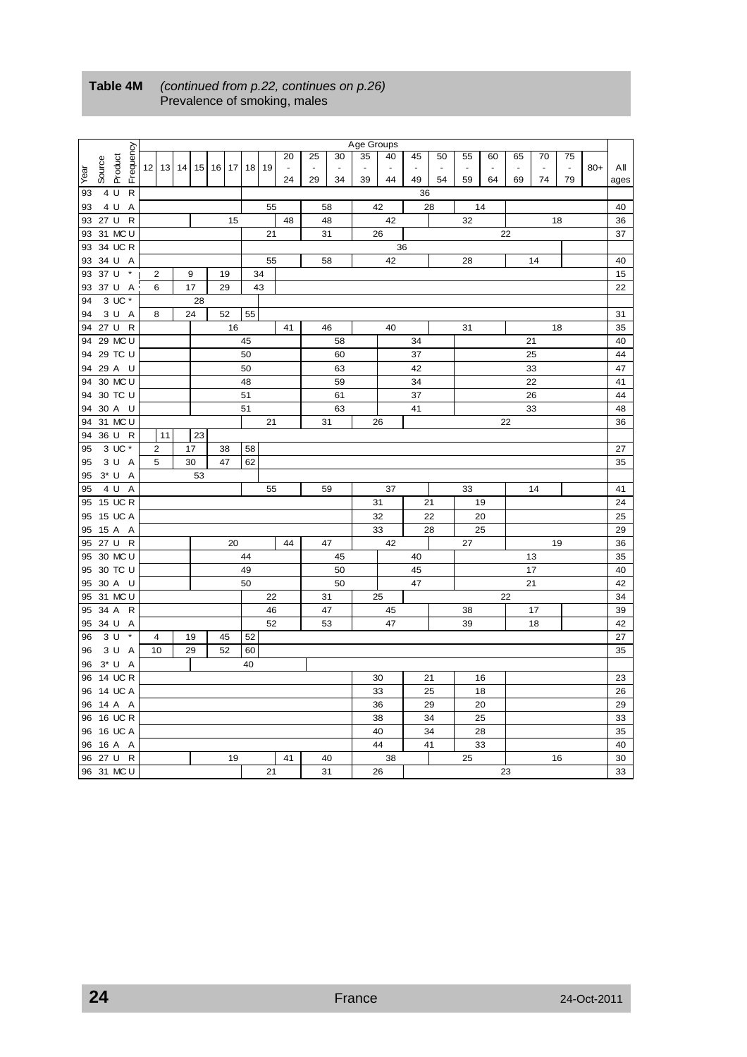**Table 4M** *(continued from p.22, continues on p.26)*
Prevalence of smoking, males

| Year | Source | Product | Frequency | 12 | 13 | 14 | 15 | 16 | 17 | 18 | 19 | 20-24 | 25-29 | 30-34 | 35-39 | 40-44 | 45-49 | 50-54 | 55-59 | 60-64 | 65-69 | 70-74 | 75-79 | 80+ | All ages |
|---|---|---|---|---|---|---|---|---|---|---|---|---|---|---|---|---|---|---|---|---|---|---|---|---|---|
| 93 | 4 | U | R | | | | | | | | | | | | | | 36 | | | | | | | | |
| 93 | 4 | U | A | | | | | | | | 55 | | 58 | | 42 | | 28 | | 14 | | | | | | 40 |
| 93 | 27 | U | R | | | | | | 15 | | | 48 | 48 | | | 42 | | | 32 | | | 18 | | | 36 |
| 93 | 31 | MC | U | | | | | | | | 21 | | 31 | | 26 | | | | | | 22 | | | | 37 |
| 93 | 34 | UC | R | | | | | | | | | | | | | 36 | | | | | | | | | |
| 93 | 34 | U | A | | | | | | | | 55 | | 58 | | | 42 | | | 28 | | | 14 | | | 40 |
| 93 | 37 | U | * | 2 | | 9 | | 19 | | 34 | | | | | | | | | | | | | | | 15 |
| 93 | 37 | U | A | 6 | | 17 | | 29 | | 43 | | | | | | | | | | | | | | | 22 |
| 94 | 3 | UC | * | | | | 28 | | | | | | | | | | | | | | | | | | |
| 94 | 3 | U | A | 8 | | 24 | | 52 | | 55 | | | | | | | | | | | | | | | 31 |
| 94 | 27 | U | R | | | | | 16 | | | | 41 | 46 | | | 40 | | | 31 | | | 18 | | | 35 |
| 94 | 29 | MC | U | | | | | | | 45 | | | | 58 | | | 34 | | | | 21 | | | | 40 |
| 94 | 29 | TC | U | | | | | | | 50 | | | | 60 | | | 37 | | | | 25 | | | | 44 |
| 94 | 29 | A | U | | | | | | | 50 | | | | 63 | | | 42 | | | | 33 | | | | 47 |
| 94 | 30 | MC | U | | | | | | | 48 | | | | 59 | | | 34 | | | | 22 | | | | 41 |
| 94 | 30 | TC | U | | | | | | | 51 | | | | 61 | | | 37 | | | | 26 | | | | 44 |
| 94 | 30 | A | U | | | | | | | 51 | | | | 63 | | | 41 | | | | 33 | | | | 48 |
| 94 | 31 | MC | U | | | | | | | | 21 | | 31 | | 26 | | | | | | 22 | | | | 36 |
| 94 | 36 | U | R | | 11 | | 23 | | | | | | | | | | | | | | | | | | |
| 95 | 3 | UC | * | 2 | | 17 | | 38 | | 58 | | | | | | | | | | | | | | | 27 |
| 95 | 3 | U | A | 5 | | 30 | | 47 | | 62 | | | | | | | | | | | | | | | 35 |
| 95 | 3* | U | A | | | | 53 | | | | | | | | | | | | | | | | | | |
| 95 | 4 | U | A | | | | | | | | 55 | | 59 | | | 37 | | | 33 | | | 14 | | | 41 |
| 95 | 15 | UC | R | | | | | | | | | | | | 31 | | 21 | | 19 | | | | | | 24 |
| 95 | 15 | UC | A | | | | | | | | | | | | 32 | | 22 | | 20 | | | | | | 25 |
| 95 | 15 | A | A | | | | | | | | | | | | 33 | | 28 | | 25 | | | | | | 29 |
| 95 | 27 | U | R | | | | | 20 | | | | 44 | 47 | | | 42 | | | 27 | | | 19 | | | 36 |
| 95 | 30 | MC | U | | | | | | | 44 | | | | 45 | | | 40 | | | | 13 | | | | 35 |
| 95 | 30 | TC | U | | | | | | | 49 | | | | 50 | | | 45 | | | | 17 | | | | 40 |
| 95 | 30 | A | U | | | | | | | 50 | | | | 50 | | | 47 | | | | 21 | | | | 42 |
| 95 | 31 | MC | U | | | | | | | | 22 | | 31 | | 25 | | | | | | 22 | | | | 34 |
| 95 | 34 | A | R | | | | | | | | 46 | | 47 | | | 45 | | | 38 | | | 17 | | | 39 |
| 95 | 34 | U | A | | | | | | | | 52 | | 53 | | | 47 | | | 39 | | | 18 | | | 42 |
| 96 | 3 | U | * | 4 | | 19 | | 45 | | 52 | | | | | | | | | | | | | | | 27 |
| 96 | 3 | U | A | 10 | | 29 | | 52 | | 60 | | | | | | | | | | | | | | | 35 |
| 96 | 3* | U | A | | | | | | | 40 | | | | | | | | | | | | | | | |
| 96 | 14 | UC | R | | | | | | | | | | | | 30 | | 21 | | | 16 | | | | | 23 |
| 96 | 14 | UC | A | | | | | | | | | | | | 33 | | 25 | | | 18 | | | | | 26 |
| 96 | 14 | A | A | | | | | | | | | | | | 36 | | 29 | | | 20 | | | | | 29 |
| 96 | 16 | UC | R | | | | | | | | | | | | 38 | | 34 | | | 25 | | | | | 33 |
| 96 | 16 | UC | A | | | | | | | | | | | | 40 | | 34 | | | 28 | | | | | 35 |
| 96 | 16 | A | A | | | | | | | | | | | | 44 | | 41 | | | 33 | | | | | 40 |
| 96 | 27 | U | R | | | | | 19 | | | | 41 | 40 | | | 38 | | | 25 | | | 16 | | | 30 |
| 96 | 31 | MC | U | | | | | | | | 21 | | 31 | | 26 | | | | | | 23 | | | | 33 |

France 24-Oct-2011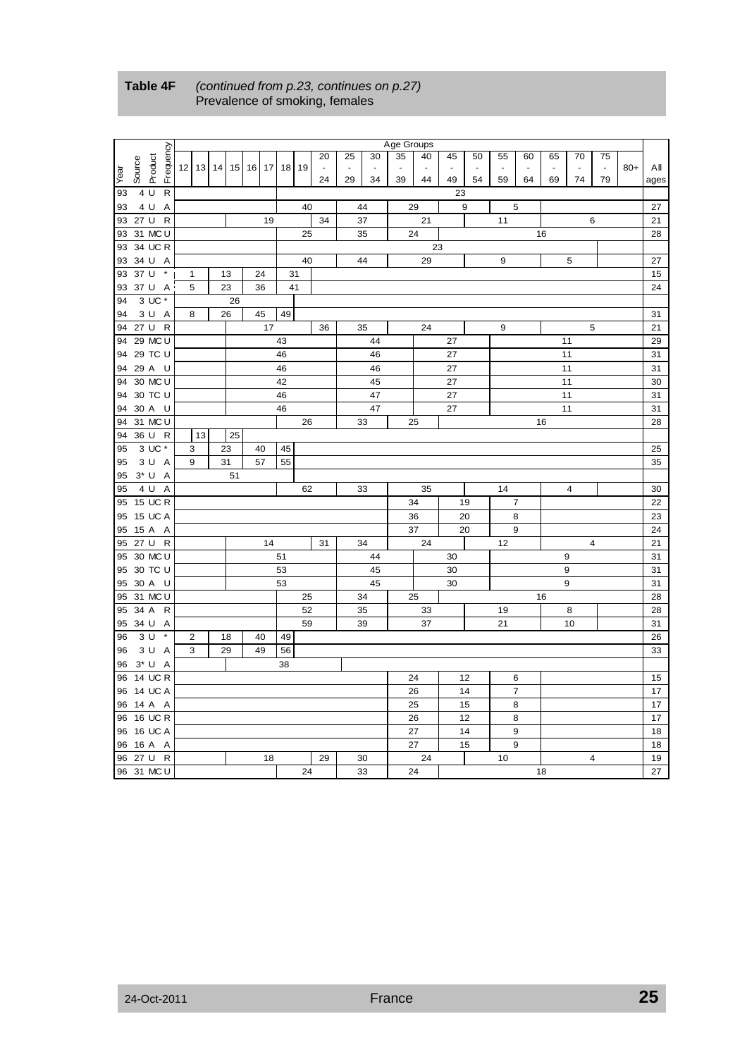**Table 4F** *(continued from p.23, continues on p.27)*
Prevalence of smoking, females

| Year | Source | Product | Frequency | 12 | 13 | 14 | 15 | 16 | 17 | 18 | 19 | 20 - 24 | 25 - 29 | 30 - 34 | 35 - 39 | 40 - 44 | 45 - 49 | 50 - 54 | 55 - 59 | 60 - 64 | 65 - 69 | 70 - 74 | 75 - 79 | 80+ | All ages |
|---|---|---|---|---|---|---|---|---|---|---|---|---|---|---|---|---|---|---|---|---|---|---|---|---|---|
| 93 | 4 | U | R | | | | | | | | | | | | | 23 | | | | | | | | | |
| 93 | 4 | U | A | | | | | | | | 40 | | 44 | | 29 | | 9 | | 5 | | | | | | 27 |
| 93 | 27 | U | R | | | | | | 19 | | | 34 | 37 | | | 21 | | | 11 | | | 6 | | | 21 |
| 93 | 31 | MC | U | | | | | | | | 25 | | 35 | | 24 | | | | | 16 | | | | | 28 |
| 93 | 34 | UC | R | | | | | | | | | | | | | 23 | | | | | | | | | |
| 93 | 34 | U | A | | | | | | | | 40 | | 44 | | | 29 | | | 9 | | | 5 | | | 27 |
| 93 | 37 | U | * | | 1 | | 13 | | 24 | | 31 | | | | | | | | | | | | | | 15 |
| 93 | 37 | U | A | | 5 | | 23 | | 36 | | 41 | | | | | | | | | | | | | | 24 |
| 94 | 3 | UC | * | | | | 26 | | | | | | | | | | | | | | | | | | |
| 94 | 3 | U | A | | 8 | | 26 | | 45 | 49 | | | | | | | | | | | | | | | 31 |
| 94 | 27 | U | R | | | | | | 17 | | | 36 | 35 | | | 24 | | | 9 | | | 5 | | | 21 |
| 94 | 29 | MC | U | | | | | | | 43 | | | | 44 | | | 27 | | | | 11 | | | | 29 |
| 94 | 29 | TC | U | | | | | | | 46 | | | | 46 | | | 27 | | | | 11 | | | | 31 |
| 94 | 29 | A | U | | | | | | | 46 | | | | 46 | | | 27 | | | | 11 | | | | 31 |
| 94 | 30 | MC | U | | | | | | | 42 | | | | 45 | | | 27 | | | | 11 | | | | 30 |
| 94 | 30 | TC | U | | | | | | | 46 | | | | 47 | | | 27 | | | | 11 | | | | 31 |
| 94 | 30 | A | U | | | | | | | 46 | | | | 47 | | | 27 | | | | 11 | | | | 31 |
| 94 | 31 | MC | U | | | | | | | | 26 | | 33 | | 25 | | | | | 16 | | | | | 28 |
| 94 | 36 | U | R | | 13 | | 25 | | | | | | | | | | | | | | | | | | |
| 95 | 3 | UC | * | | 3 | | 23 | | 40 | 45 | | | | | | | | | | | | | | | 25 |
| 95 | 3 | U | A | | 9 | | 31 | | 57 | 55 | | | | | | | | | | | | | | | 35 |
| 95 | 3* | U | A | | | | 51 | | | | | | | | | | | | | | | | | | |
| 95 | 4 | U | A | | | | | | | | 62 | | 33 | | | 35 | | | 14 | | | 4 | | | 30 |
| 95 | 15 | UC | R | | | | | | | | | | | | 34 | | 19 | | 7 | | | | | | 22 |
| 95 | 15 | UC | A | | | | | | | | | | | | 36 | | 20 | | 8 | | | | | | 23 |
| 95 | 15 | A | A | | | | | | | | | | | | 37 | | 20 | | 9 | | | | | | 24 |
| 95 | 27 | U | R | | | | | | 14 | | | 31 | 34 | | | 24 | | | 12 | | | 4 | | | 21 |
| 95 | 30 | MC | U | | | | | | | 51 | | | | 44 | | | 30 | | | | 9 | | | | 31 |
| 95 | 30 | TC | U | | | | | | | 53 | | | | 45 | | | 30 | | | | 9 | | | | 31 |
| 95 | 30 | A | U | | | | | | | 53 | | | | 45 | | | 30 | | | | 9 | | | | 31 |
| 95 | 31 | MC | U | | | | | | | | 25 | | 34 | | 25 | | | | | 16 | | | | | 28 |
| 95 | 34 | A | R | | | | | | | | 52 | | 35 | | | 33 | | | 19 | | | 8 | | | 28 |
| 95 | 34 | U | A | | | | | | | | 59 | | 39 | | | 37 | | | 21 | | | 10 | | | 31 |
| 96 | 3 | U | * | | 2 | | 18 | | 40 | 49 | | | | | | | | | | | | | | | 26 |
| 96 | 3 | U | A | | 3 | | 29 | | 49 | 56 | | | | | | | | | | | | | | | 33 |
| 96 | 3* | U | A | | | | | | | 38 | | | | | | | | | | | | | | | |
| 96 | 14 | UC | R | | | | | | | | | | | | 24 | | 12 | | 6 | | | | | | 15 |
| 96 | 14 | UC | A | | | | | | | | | | | | 26 | | 14 | | 7 | | | | | | 17 |
| 96 | 14 | A | A | | | | | | | | | | | | 25 | | 15 | | 8 | | | | | | 17 |
| 96 | 16 | UC | R | | | | | | | | | | | | 26 | | 12 | | 8 | | | | | | 17 |
| 96 | 16 | UC | A | | | | | | | | | | | | 27 | | 14 | | 9 | | | | | | 18 |
| 96 | 16 | A | A | | | | | | | | | | | | 27 | | 15 | | 9 | | | | | | 18 |
| 96 | 27 | U | R | | | | | | 18 | | | 29 | 30 | | | 24 | | | 10 | | | 4 | | | 19 |
| 96 | 31 | MC | U | | | | | | | | 24 | | 33 | | 24 | | | | | 18 | | | | | 27 |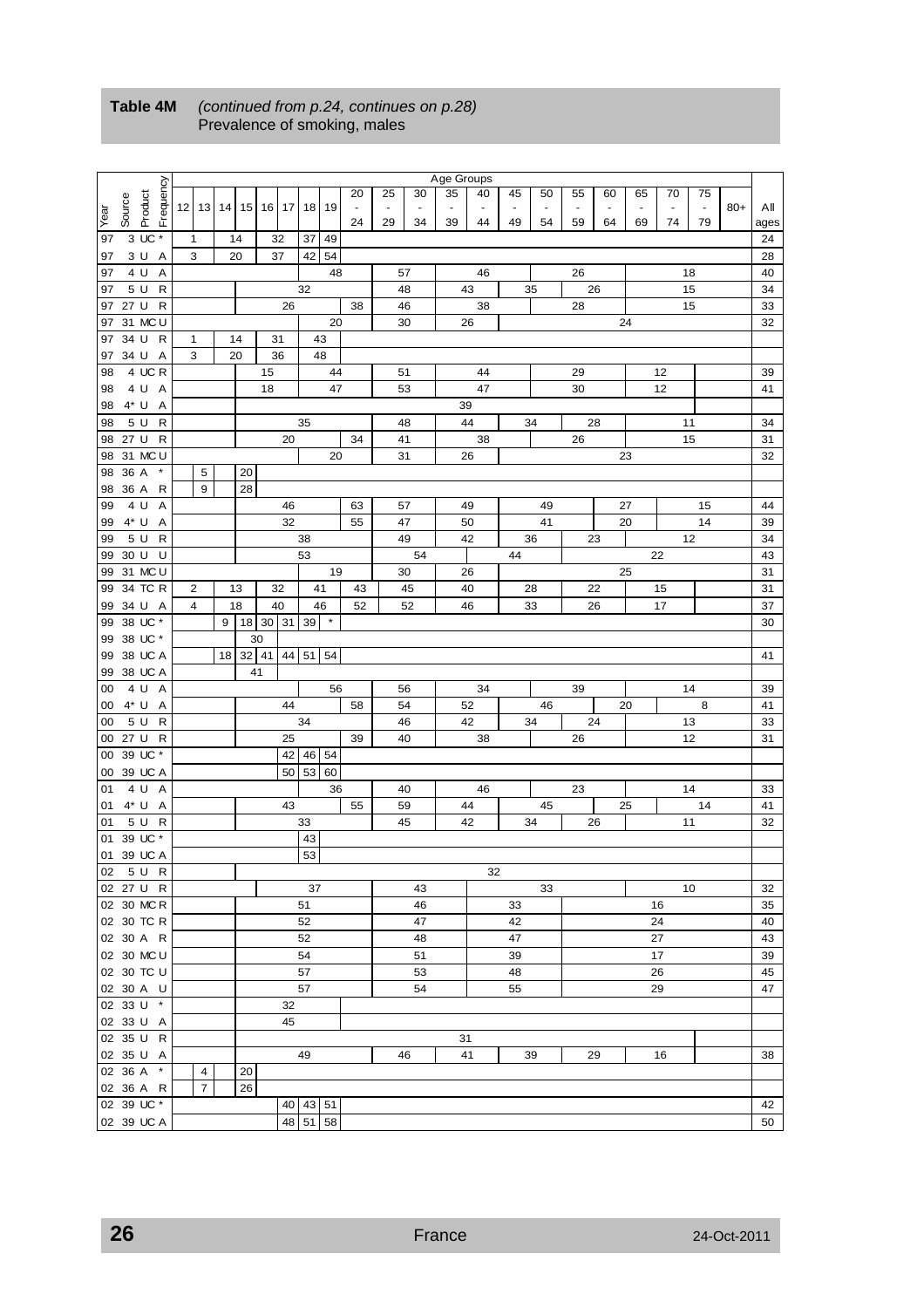**Table 4M** *(continued from p.24, continues on p.28)*
Prevalence of smoking, males

| Year | Source | Product | Frequency | 12 | 13 | 14 | 15 | 16 | 17 | 18 | 19 | 20 - 24 | 25 - 29 | 30 - 34 | 35 - 39 | 40 - 44 | 45 - 49 | 50 - 54 | 55 - 59 | 60 - 64 | 65 - 69 | 70 - 74 | 75 - 79 | 80+ | All ages |
|---|---|---|---|---|---|---|---|---|---|---|---|---|---|---|---|---|---|---|---|---|---|---|---|---|---|
| 97 | 3 | UC | * | 1 | | 14 | | 32 | | 37 | 49 | | | | | | | | | | | | | | 24 |
| 97 | 3 | U | A | 3 | | 20 | | 37 | | 42 | 54 | | | | | | | | | | | | | | 28 |
| 97 | 4 | U | A | | | | | | | | 48 | | 57 | | | 46 | | | 26 | | | 18 | | | 40 |
| 97 | 5 | U | R | | | | | | | 32 | | | 48 | | 43 | | 35 | | 26 | | | 15 | | | 34 |
| 97 | 27 | U | R | | | | | | 26 | | | 38 | 46 | | | 38 | | | 28 | | | 15 | | | 33 |
| 97 | 31 | MC | U | | | | | | | | 20 | | 30 | | 26 | | | | | | 24 | | | | 32 |
| 97 | 34 | U | R | 1 | | 14 | | 31 | | 43 | | | | | | | | | | | | | | | |
| 97 | 34 | U | A | 3 | | 20 | | 36 | | 48 | | | | | | | | | | | | | | | |
| 98 | 4 | UC | R | | | | | 15 | | | 44 | | 51 | | | 44 | | | 29 | | 12 | | | | 39 |
| 98 | 4 | U | A | | | | | 18 | | | 47 | | 53 | | | 47 | | | 30 | | 12 | | | | 41 |
| 98 | 4* | U | A | | | | | | | | | | | | 39 | | | | | | | | | | |
| 98 | 5 | U | R | | | | | | | 35 | | | 48 | | 44 | | 34 | | | 28 | | 11 | | | 34 |
| 98 | 27 | U | R | | | | | | 20 | | | 34 | 41 | | | 38 | | | 26 | | | 15 | | | 31 |
| 98 | 31 | MC | U | | | | | | | | 20 | | 31 | | 26 | | | | | | 23 | | | | 32 |
| 98 | 36 | A | * | | 5 | | 20 | | | | | | | | | | | | | | | | | | |
| 98 | 36 | A | R | | 9 | | 28 | | | | | | | | | | | | | | | | | | |
| 99 | 4 | U | A | | | | | | 46 | | | 63 | 57 | | 49 | | | 49 | | | 27 | | 15 | | 44 |
| 99 | 4* | U | A | | | | | | 32 | | | 55 | 47 | | 50 | | | 41 | | | 20 | | 14 | | 39 |
| 99 | 5 | U | R | | | | | | | 38 | | | 49 | | 42 | | 36 | | 23 | | | 12 | | | 34 |
| 99 | 30 | U | U | | | | | | | 53 | | | | 54 | | | 44 | | | | 22 | | | | 43 |
| 99 | 31 | MC | U | | | | | | | | 19 | | 30 | | 26 | | | | | | 25 | | | | 31 |
| 99 | 34 | TC | R | 2 | | 13 | | 32 | | 41 | | 43 | 45 | | 40 | | 28 | | 22 | | 15 | | | | 31 |
| 99 | 34 | U | A | 4 | | 18 | | 40 | | 46 | | 52 | 52 | | 46 | | 33 | | 26 | | 17 | | | | 37 |
| 99 | 38 | UC | * | | | 9 | 18 | 30 | 31 | 39 | * | | | | | | | | | | | | | | 30 |
| 99 | 38 | UC | * | | | | | 30 | | | | | | | | | | | | | | | | | |
| 99 | 38 | UC | A | | | 18 | 32 | 41 | 44 | 51 | 54 | | | | | | | | | | | | | | 41 |
| 99 | 38 | UC | A | | | | | 41 | | | | | | | | | | | | | | | | | |
| 00 | 4 | U | A | | | | | | | | 56 | | 56 | | | 34 | | | 39 | | | 14 | | | 39 |
| 00 | 4* | U | A | | | | | | 44 | | | 58 | 54 | | 52 | | | 46 | | | 20 | | 8 | | 41 |
| 00 | 5 | U | R | | | | | | | 34 | | | 46 | | 42 | | 34 | | 24 | | | 13 | | | 33 |
| 00 | 27 | U | R | | | | | | 25 | | | 39 | 40 | | | 38 | | | 26 | | | 12 | | | 31 |
| 00 | 39 | UC | * | | | | | | 42 | 46 | 54 | | | | | | | | | | | | | | |
| 00 | 39 | UC | A | | | | | | 50 | 53 | 60 | | | | | | | | | | | | | | |
| 01 | 4 | U | A | | | | | | | | 36 | | 40 | | | 46 | | | 23 | | | 14 | | | 33 |
| 01 | 4* | U | A | | | | | | 43 | | | 55 | 59 | | 44 | | | 45 | | | 25 | | 14 | | 41 |
| 01 | 5 | U | R | | | | | | | 33 | | | 45 | | 42 | | 34 | | 26 | | | 11 | | | 32 |
| 01 | 39 | UC | * | | | | | | | 43 | | | | | | | | | | | | | | | |
| 01 | 39 | UC | A | | | | | | | 53 | | | | | | | | | | | | | | | |
| 02 | 5 | U | R | | | | | | | | | | | | | 32 | | | | | | | | | |
| 02 | 27 | U | R | | | | | | | 37 | | | | 43 | | | | 33 | | | | 10 | | | 32 |
| 02 | 30 | MC | R | | | | | | | 51 | | | | 46 | | | 33 | | | | 16 | | | | 35 |
| 02 | 30 | TC | R | | | | | | | 52 | | | | 47 | | | 42 | | | | 24 | | | | 40 |
| 02 | 30 | A | R | | | | | | | 52 | | | | 48 | | | 47 | | | | 27 | | | | 43 |
| 02 | 30 | MC | U | | | | | | | 54 | | | | 51 | | | 39 | | | | 17 | | | | 39 |
| 02 | 30 | TC | U | | | | | | | 57 | | | | 53 | | | 48 | | | | 26 | | | | 45 |
| 02 | 30 | A | U | | | | | | | 57 | | | | 54 | | | 55 | | | | 29 | | | | 47 |
| 02 | 33 | U | * | | | | | | 32 | | | | | | | | | | | | | | | | |
| 02 | 33 | U | A | | | | | | 45 | | | | | | | | | | | | | | | | |
| 02 | 35 | U | R | | | | | | | | | | | | 31 | | | | | | | | | | |
| 02 | 35 | U | A | | | | | | | 49 | | | 46 | | 41 | | 39 | | 29 | | 16 | | | | 38 |
| 02 | 36 | A | * | | 4 | | 20 | | | | | | | | | | | | | | | | | | |
| 02 | 36 | A | R | | 7 | | 26 | | | | | | | | | | | | | | | | | | |
| 02 | 39 | UC | * | | | | | | 40 | 43 | 51 | | | | | | | | | | | | | | 42 |
| 02 | 39 | UC | A | | | | | | 48 | 51 | 58 | | | | | | | | | | | | | | 50 |

France 24-Oct-2011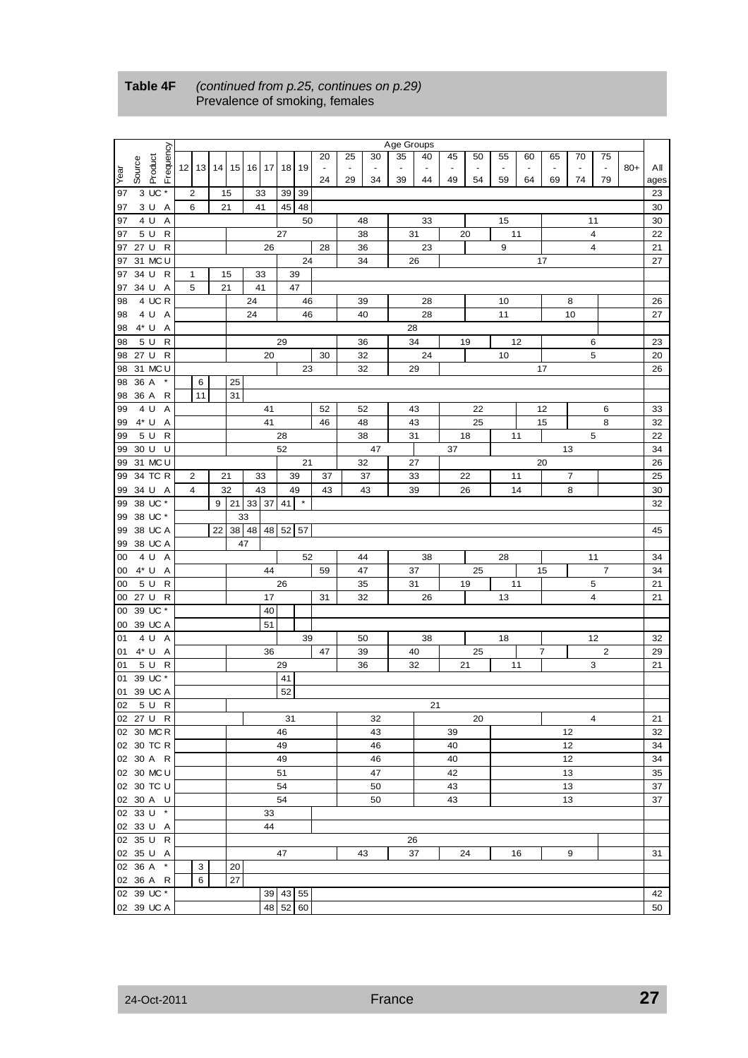**Table 4F** *(continued from p.25, continues on p.29)*
Prevalence of smoking, females

| Year | Source | Product | Frequency | 12 | 13 | 14 | 15 | 16 | 17 | 18 | 19 | 20-24 | 25-29 | 30-34 | 35-39 | 40-44 | 45-49 | 50-54 | 55-59 | 60-64 | 65-69 | 70-74 | 75-79 | 80+ | All ages |
|---|---|---|---|---|---|---|---|---|---|---|---|---|---|---|---|---|---|---|---|---|---|---|---|---|---|
| 97 | 3 | UC | * | 2 | | 15 | | 33 | | 39 | 39 | | | | | | | | | | | | | | 23 |
| 97 | 3 | U | A | 6 | | 21 | | 41 | | 45 | 48 | | | | | | | | | | | | | | 30 |
| 97 | 4 | U | A | | | | | | | | 50 | | 48 | | | 33 | | | 15 | | | 11 | | | 30 |
| 97 | 5 | U | R | | | | | | | 27 | | | 38 | | 31 | | 20 | | 11 | | | 4 | | | 22 |
| 97 | 27 | U | R | | | | | | 26 | | | 28 | 36 | | | 23 | | | 9 | | | 4 | | | 21 |
| 97 | 31 | MC | U | | | | | | | | 24 | | 34 | | 26 | | | | | 17 | | | | | 27 |
| 97 | 34 | U | R | 1 | | 15 | | 33 | | 39 | | | | | | | | | | | | | | | |
| 97 | 34 | U | A | 5 | | 21 | | 41 | | 47 | | | | | | | | | | | | | | | |
| 98 | 4 | UC | R | | | | | 24 | | | 46 | | 39 | | | 28 | | | 10 | | | 8 | | | 26 |
| 98 | 4 | U | A | | | | | 24 | | | 46 | | 40 | | | 28 | | | 11 | | | 10 | | | 27 |
| 98 | 4* | U | A | | | | | | | | | | | | 28 | | | | | | | | | | |
| 98 | 5 | U | R | | | | | | | 29 | | | 36 | | 34 | | 19 | | 12 | | | 6 | | | 23 |
| 98 | 27 | U | R | | | | | | 20 | | | 30 | 32 | | | 24 | | | 10 | | | 5 | | | 20 |
| 98 | 31 | MC | U | | | | | | | | 23 | | 32 | | 29 | | | | | 17 | | | | | 26 |
| 98 | 36 | A | * | | 6 | | 25 | | | | | | | | | | | | | | | | | | |
| 98 | 36 | A | R | | 11 | | 31 | | | | | | | | | | | | | | | | | | |
| 99 | 4 | U | A | | | | | | 41 | | | 52 | 52 | | 43 | | | 22 | | 12 | | | 6 | | 33 |
| 99 | 4* | U | A | | | | | | 41 | | | 46 | 48 | | 43 | | | 25 | | 15 | | | 8 | | 32 |
| 99 | 5 | U | R | | | | | | | 28 | | | 38 | | 31 | | 18 | | 11 | | | 5 | | | 22 |
| 99 | 30 | U | U | | | | | | | 52 | | | | 47 | | | 37 | | | | | 13 | | | 34 |
| 99 | 31 | MC | U | | | | | | | | 21 | | 32 | | 27 | | | | | 20 | | | | | 26 |
| 99 | 34 | TC | R | 2 | | 21 | | 33 | | 39 | | 37 | 37 | | 33 | | 22 | | 11 | | | 7 | | | 25 |
| 99 | 34 | U | A | 4 | | 32 | | 43 | | 49 | | 43 | 43 | | 39 | | 26 | | 14 | | | 8 | | | 30 |
| 99 | 38 | UC | * | | | 9 | 21 | 33 | 37 | 41 | * | | | | | | | | | | | | | | 32 |
| 99 | 38 | UC | * | | | | | 33 | | | | | | | | | | | | | | | | | |
| 99 | 38 | UC | A | | | 22 | 38 | 48 | 48 | 52 | 57 | | | | | | | | | | | | | | 45 |
| 99 | 38 | UC | A | | | | | 47 | | | | | | | | | | | | | | | | | |
| 00 | 4 | U | A | | | | | | | | 52 | | 44 | | | 38 | | | 28 | | | 11 | | | 34 |
| 00 | 4* | U | A | | | | | | 44 | | | 59 | 47 | | 37 | | | 25 | | 15 | | | 7 | | 34 |
| 00 | 5 | U | R | | | | | | | 26 | | | 35 | | 31 | | 19 | | 11 | | | 5 | | | 21 |
| 00 | 27 | U | R | | | | | | 17 | | | 31 | 32 | | | 26 | | | 13 | | | 4 | | | 21 |
| 00 | 39 | UC | * | | | | | | 40 | | | | | | | | | | | | | | | | |
| 00 | 39 | UC | A | | | | | | 51 | | | | | | | | | | | | | | | | |
| 01 | 4 | U | A | | | | | | | | 39 | | 50 | | | 38 | | | 18 | | | 12 | | | 32 |
| 01 | 4* | U | A | | | | | | 36 | | | 47 | 39 | | 40 | | | 25 | | 7 | | | 2 | | 29 |
| 01 | 5 | U | R | | | | | | | 29 | | | 36 | | 32 | | 21 | | 11 | | | 3 | | | 21 |
| 01 | 39 | UC | * | | | | | | | 41 | | | | | | | | | | | | | | | |
| 01 | 39 | UC | A | | | | | | | 52 | | | | | | | | | | | | | | | |
| 02 | 5 | U | R | | | | | | | | | | | | | 21 | | | | | | | | | |
| 02 | 27 | U | R | | | | | | | 31 | | | | 32 | | | | 20 | | | | 4 | | | 21 |
| 02 | 30 | MC | R | | | | | | | 46 | | | | 43 | | | 39 | | | | | 12 | | | 32 |
| 02 | 30 | TC | R | | | | | | | 49 | | | | 46 | | | 40 | | | | | 12 | | | 34 |
| 02 | 30 | A | R | | | | | | | 49 | | | | 46 | | | 40 | | | | | 12 | | | 34 |
| 02 | 30 | MC | U | | | | | | | 51 | | | | 47 | | | 42 | | | | | 13 | | | 35 |
| 02 | 30 | TC | U | | | | | | | 54 | | | | 50 | | | 43 | | | | | 13 | | | 37 |
| 02 | 30 | A | U | | | | | | | 54 | | | | 50 | | | 43 | | | | | 13 | | | 37 |
| 02 | 33 | U | * | | | | | | 33 | | | | | | | | | | | | | | | | |
| 02 | 33 | U | A | | | | | | 44 | | | | | | | | | | | | | | | | |
| 02 | 35 | U | R | | | | | | | | | | | | 26 | | | | | | | | | | |
| 02 | 35 | U | A | | | | | | | 47 | | | 43 | | 37 | | 24 | | 16 | | | 9 | | | 31 |
| 02 | 36 | A | * | | 3 | | 20 | | | | | | | | | | | | | | | | | | |
| 02 | 36 | A | R | | 6 | | 27 | | | | | | | | | | | | | | | | | | |
| 02 | 39 | UC | * | | | | | | 39 | 43 | 55 | | | | | | | | | | | | | | 42 |
| 02 | 39 | UC | A | | | | | | 48 | 52 | 60 | | | | | | | | | | | | | | 50 |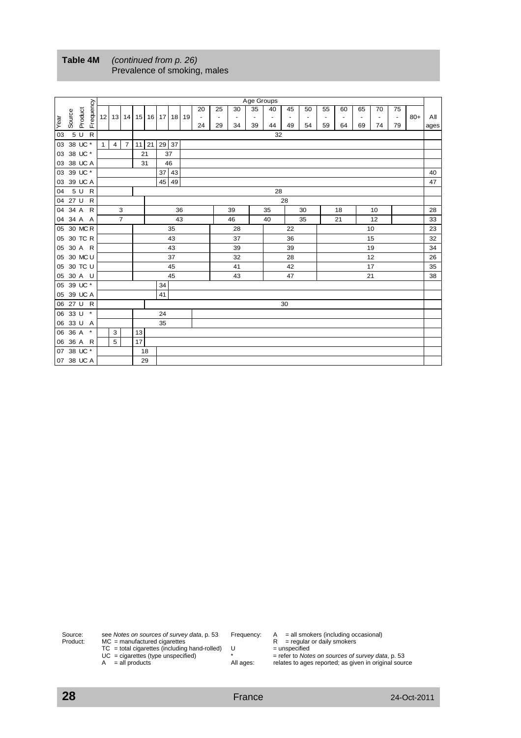**Table 4M** *(continued from p. 26)*
Prevalence of smoking, males

| Year | Source | Product | Frequency | 12 | 13 | 14 | 15 | 16 | 17 | 18 | 19 | 20-24 | 25-29 | 30-34 | 35-39 | 40-44 | 45-49 | 50-54 | 55-59 | 60-64 | 65-69 | 70-74 | 75-79 | 80+ | All ages |
|---|---|---|---|---|---|---|---|---|---|---|---|---|---|---|---|---|---|---|---|---|---|---|---|---|---|
| 03 | 5 | U | R | | | | | | | | | | | | | 32 | | | | | | | | | |
| 03 | 38 | UC | * | 1 | 4 | 7 | 11 | 21 | 29 | 37 | | | | | | | | | | | | | | | |
| 03 | 38 | UC | * | | | | 21 | | | 37 | | | | | | | | | | | | | | | |
| 03 | 38 | UC | A | | | | 31 | | | 46 | | | | | | | | | | | | | | | |
| 03 | 39 | UC | * | | | | | | 37 | 43 | | | | | | | | | | | | | | | 40 |
| 03 | 39 | UC | A | | | | | | 45 | 49 | | | | | | | | | | | | | | | 47 |
| 04 | 5 | U | R | | | | | | | | | | | | | 28 | | | | | | | | | |
| 04 | 27 | U | R | | | | | | | | | | | | | | 28 | | | | | | | | |
| 04 | 34 | A | R | | | 3 | | | | 36 | | | | 39 | | 35 | | 30 | | 18 | | 10 | | | 28 |
| 04 | 34 | A | A | | | 7 | | | | 43 | | | | 46 | | 40 | | 35 | | 21 | | 12 | | | 33 |
| 05 | 30 | MC | R | | | | | | | 35 | | | | 28 | | | 22 | | | | 10 | | | | 23 |
| 05 | 30 | TC | R | | | | | | | 43 | | | | 37 | | | 36 | | | | 15 | | | | 32 |
| 05 | 30 | A | R | | | | | | | 43 | | | | 39 | | | 39 | | | | 19 | | | | 34 |
| 05 | 30 | MC | U | | | | | | | 37 | | | | 32 | | | 28 | | | | 12 | | | | 26 |
| 05 | 30 | TC | U | | | | | | | 45 | | | | 41 | | | 42 | | | | 17 | | | | 35 |
| 05 | 30 | A | U | | | | | | | 45 | | | | 43 | | | 47 | | | | 21 | | | | 38 |
| 05 | 39 | UC | * | | | | | | 34 | | | | | | | | | | | | | | | | |
| 05 | 39 | UC | A | | | | | | 41 | | | | | | | | | | | | | | | | |
| 06 | 27 | U | R | | | | | | | | | | | | | | 30 | | | | | | | | |
| 06 | 33 | U | * | | | | | | 24 | | | | | | | | | | | | | | | | |
| 06 | 33 | U | A | | | | | | 35 | | | | | | | | | | | | | | | | |
| 06 | 36 | A | * | | 3 | | 13 | | | | | | | | | | | | | | | | | | |
| 06 | 36 | A | R | | 5 | | 17 | | | | | | | | | | | | | | | | | | |
| 07 | 38 | UC | * | | | | 18 | | | | | | | | | | | | | | | | | | |
| 07 | 38 | UC | A | | | | 29 | | | | | | | | | | | | | | | | | | |

Source: see *Notes on sources of survey data*, p. 53
Product: MC = manufactured cigarettes
TC = total cigarettes (including hand-rolled)
UC = cigarettes (type unspecified)
A = all products

Frequency: A = all smokers (including occasional)
R = regular or daily smokers
U = unspecified
\* = refer to *Notes on sources of survey data*, p. 53
All ages: relates to ages reported; as given in original source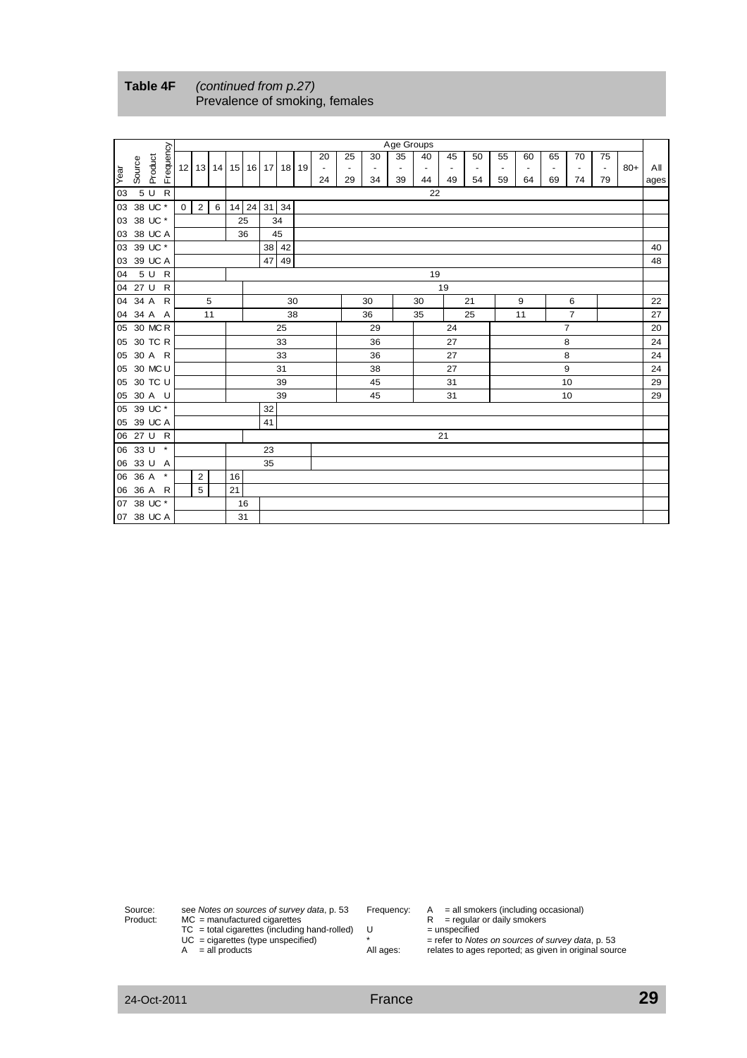**Table 4F** *(continued from p.27)*
Prevalence of smoking, females

| Year | Source | Product | Frequency | 12 | 13 | 14 | 15 | 16 | 17 | 18 | 19 | 20 - 24 | 25 - 29 | 30 - 34 | 35 - 39 | 40 - 44 | 45 - 49 | 50 - 54 | 55 - 59 | 60 - 64 | 65 - 69 | 70 - 74 | 75 - 79 | 80+ | All ages |
|---|---|---|---|---|---|---|---|---|---|---|---|---|---|---|---|---|---|---|---|---|---|---|---|---|---|
| 03 | 5 | U | R | | | | | | | | | | | | | 22 | | | | | | | | | |
| 03 | 38 | UC | * | 0 | 2 | 6 | 14 | 24 | 31 | 34 | | | | | | | | | | | | | | | |
| 03 | 38 | UC | * | | | | 25 | | 34 | | | | | | | | | | | | | | | | |
| 03 | 38 | UC | A | | | | 36 | | 45 | | | | | | | | | | | | | | | | |
| 03 | 39 | UC | * | | | | | | 38 | 42 | | | | | | | | | | | | | | | 40 |
| 03 | 39 | UC | A | | | | | | 47 | 49 | | | | | | | | | | | | | | | 48 |
| 04 | 5 | U | R | | | | | | | | | | | | | 19 | | | | | | | | | |
| 04 | 27 | U | R | | | | | | | | | | | | | 19 | | | | | | | | | |
| 04 | 34 | A | R | | 5 | | | | | 30 | | | | 30 | | 30 | | 21 | | 9 | | 6 | | | 22 |
| 04 | 34 | A | A | | 11 | | | | | 38 | | | | 36 | | 35 | | 25 | | 11 | | 7 | | | 27 |
| 05 | 30 | MC | R | | | | | | | 25 | | | | 29 | | | 24 | | | | 7 | | | | 20 |
| 05 | 30 | TC | R | | | | | | | 33 | | | | 36 | | | 27 | | | | 8 | | | | 24 |
| 05 | 30 | A | R | | | | | | | 33 | | | | 36 | | | 27 | | | | 8 | | | | 24 |
| 05 | 30 | MC | U | | | | | | | 31 | | | | 38 | | | 27 | | | | 9 | | | | 24 |
| 05 | 30 | TC | U | | | | | | | 39 | | | | 45 | | | 31 | | | | 10 | | | | 29 |
| 05 | 30 | A | U | | | | | | | 39 | | | | 45 | | | 31 | | | | 10 | | | | 29 |
| 05 | 39 | UC | * | | | | | | 32 | | | | | | | | | | | | | | | | |
| 05 | 39 | UC | A | | | | | | 41 | | | | | | | | | | | | | | | | |
| 06 | 27 | U | R | | | | | | | | | | | | | 21 | | | | | | | | | |
| 06 | 33 | U | * | | | | | | 23 | | | | | | | | | | | | | | | | |
| 06 | 33 | U | A | | | | | | 35 | | | | | | | | | | | | | | | | |
| 06 | 36 | A | * | | 2 | | 16 | | | | | | | | | | | | | | | | | | |
| 06 | 36 | A | R | | 5 | | 21 | | | | | | | | | | | | | | | | | | |
| 07 | 38 | UC | * | | | | 16 | | | | | | | | | | | | | | | | | | |
| 07 | 38 | UC | A | | | | 31 | | | | | | | | | | | | | | | | | | |

Source: see *Notes on sources of survey data*, p. 53
Product: MC = manufactured cigarettes
TC = total cigarettes (including hand-rolled)
UC = cigarettes (type unspecified)
A = all products

Frequency: A = all smokers (including occasional)
R = regular or daily smokers
U = unspecified
* = refer to *Notes on sources of survey data*, p. 53
All ages: relates to ages reported; as given in original source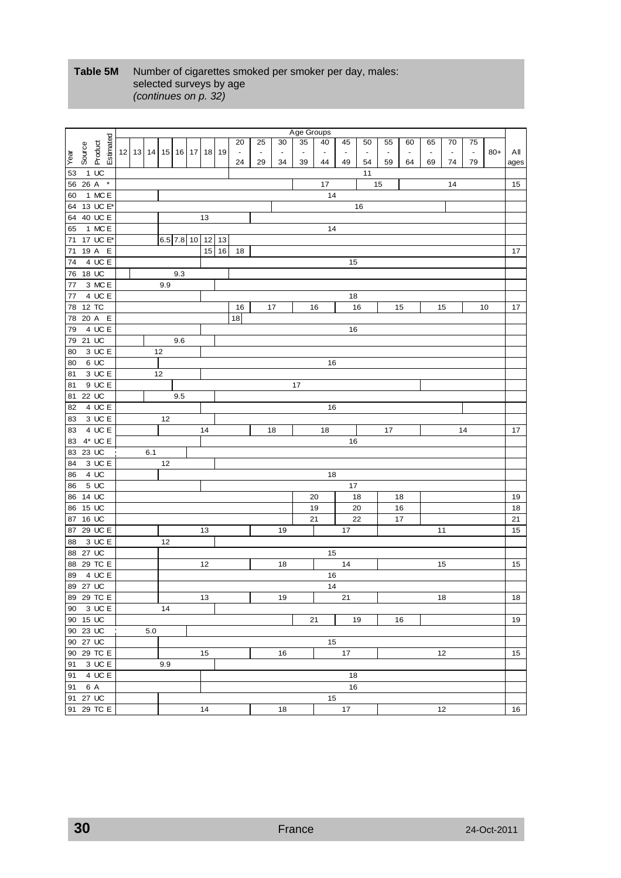**Table 5M** Number of cigarettes smoked per smoker per day, males: selected surveys by age
*(continues on p. 32)*

| Year | Source | Product | Estimated | 12 | 13 | 14 | 15 | 16 | 17 | 18 | 19 | 20 - 24 | 25 - 29 | 30 - 34 | 35 - 39 | 40 - 44 | 45 - 49 | 50 - 54 | 55 - 59 | 60 - 64 | 65 - 69 | 70 - 74 | 75 - 79 | 80+ | All ages |
|---|---|---|---|---|---|---|---|---|---|---|---|---|---|---|---|---|---|---|---|---|---|---|---|---|---|
| 53 | 1 | UC | | | | | | | | | | | | | | | | 11 | | | | | | | |
| 56 | 26 | A | * | | | | | | | | | | | | | 17 | | 15 | | | | 14 | | | 15 |
| 60 | 1 | MC | E | | | | | | | | | | | | | 14 | | | | | | | | | |
| 64 | 13 | UC | E* | | | | | | | | | | | | | | | 16 | | | | | | | |
| 64 | 40 | UC | E | | | | | | | 13 | | | | | | | | | | | | | | | |
| 65 | 1 | MC | E | | | | | | | | | | | | | 14 | | | | | | | | | |
| 71 | 17 | UC | E* | | | | 6.5 | 7.8 | 10 | 12 | 13 | | | | | | | | | | | | | | |
| 71 | 19 | A | E | | | | | | | 15 | 16 | 18 | | | | | | | | | | | | | 17 |
| 74 | 4 | UC | E | | | | | | | | | | | | | | 15 | | | | | | | | |
| 76 | 18 | UC | | | | | | 9.3 | | | | | | | | | | | | | | | | | |
| 77 | 3 | MC | E | | | | 9.9 | | | | | | | | | | | | | | | | | | |
| 77 | 4 | UC | E | | | | | | | | | | | | | | 18 | | | | | | | | |
| 78 | 12 | TC | | | | | | | | | | 16 | 17 | | 16 | | 16 | | 15 | | 15 | | 10 | | 17 |
| 78 | 20 | A | E | | | | | | | | | 18 | | | | | | | | | | | | | |
| 79 | 4 | UC | E | | | | | | | | | | | | | | 16 | | | | | | | | |
| 79 | 21 | UC | | | | | | 9.6 | | | | | | | | | | | | | | | | | |
| 80 | 3 | UC | E | | | 12 | | | | | | | | | | | | | | | | | | | |
| 80 | 6 | UC | | | | | | | | | | | | | | 16 | | | | | | | | | |
| 81 | 3 | UC | E | | | 12 | | | | | | | | | | | | | | | | | | | |
| 81 | 9 | UC | E | | | | | | | | | | | | 17 | | | | | | | | | | |
| 81 | 22 | UC | | | | | | 9.5 | | | | | | | | | | | | | | | | | |
| 82 | 4 | UC | E | | | | | | | | | | | | | 16 | | | | | | | | | |
| 83 | 3 | UC | E | | | | 12 | | | | | | | | | | | | | | | | | | |
| 83 | 4 | UC | E | | | | | | | 14 | | | 18 | | | 18 | | | 17 | | | 14 | | | 17 |
| 83 | 4* | UC | E | | | | | | | | | | | | | | 16 | | | | | | | | |
| 83 | 23 | UC | | | | 6.1 | | | | | | | | | | | | | | | | | | | |
| 84 | 3 | UC | E | | | | 12 | | | | | | | | | | | | | | | | | | |
| 86 | 4 | UC | | | | | | | | | | | | | | 18 | | | | | | | | | |
| 86 | 5 | UC | | | | | | | | | | | | | | | 17 | | | | | | | | |
| 86 | 14 | UC | | | | | | | | | | | | | 20 | | 18 | | 18 | | | | | | 19 |
| 86 | 15 | UC | | | | | | | | | | | | | 19 | | 20 | | 16 | | | | | | 18 |
| 87 | 16 | UC | | | | | | | | | | | | | 21 | | 22 | | 17 | | | | | | 21 |
| 87 | 29 | UC | E | | | | | | | 13 | | | | 19 | | | 17 | | | | 11 | | | | 15 |
| 88 | 3 | UC | E | | | | 12 | | | | | | | | | | | | | | | | | | |
| 88 | 27 | UC | | | | | | | | | | | | | | 15 | | | | | | | | | |
| 88 | 29 | TC | E | | | | | | | 12 | | | | 18 | | | 14 | | | | 15 | | | | 15 |
| 89 | 4 | UC | E | | | | | | | | | | | | | 16 | | | | | | | | | |
| 89 | 27 | UC | | | | | | | | | | | | | | 14 | | | | | | | | | |
| 89 | 29 | TC | E | | | | | | | 13 | | | | 19 | | | 21 | | | | 18 | | | | 18 |
| 90 | 3 | UC | E | | | | 14 | | | | | | | | | | | | | | | | | | |
| 90 | 15 | UC | | | | | | | | | | | | | 21 | | 19 | | 16 | | | | | | 19 |
| 90 | 23 | UC | | | | 5.0 | | | | | | | | | | | | | | | | | | | |
| 90 | 27 | UC | | | | | | | | | | | | | | 15 | | | | | | | | | |
| 90 | 29 | TC | E | | | | | | | 15 | | | | 16 | | | 17 | | | | 12 | | | | 15 |
| 91 | 3 | UC | E | | | | 9.9 | | | | | | | | | | | | | | | | | | |
| 91 | 4 | UC | E | | | | | | | | | | | | | | 18 | | | | | | | | |
| 91 | 6 | A | | | | | | | | | | | | | | | 16 | | | | | | | | |
| 91 | 27 | UC | | | | | | | | | | | | | | 15 | | | | | | | | | |
| 91 | 29 | TC | E | | | | | | | 14 | | | | 18 | | | 17 | | | | 12 | | | | 16 |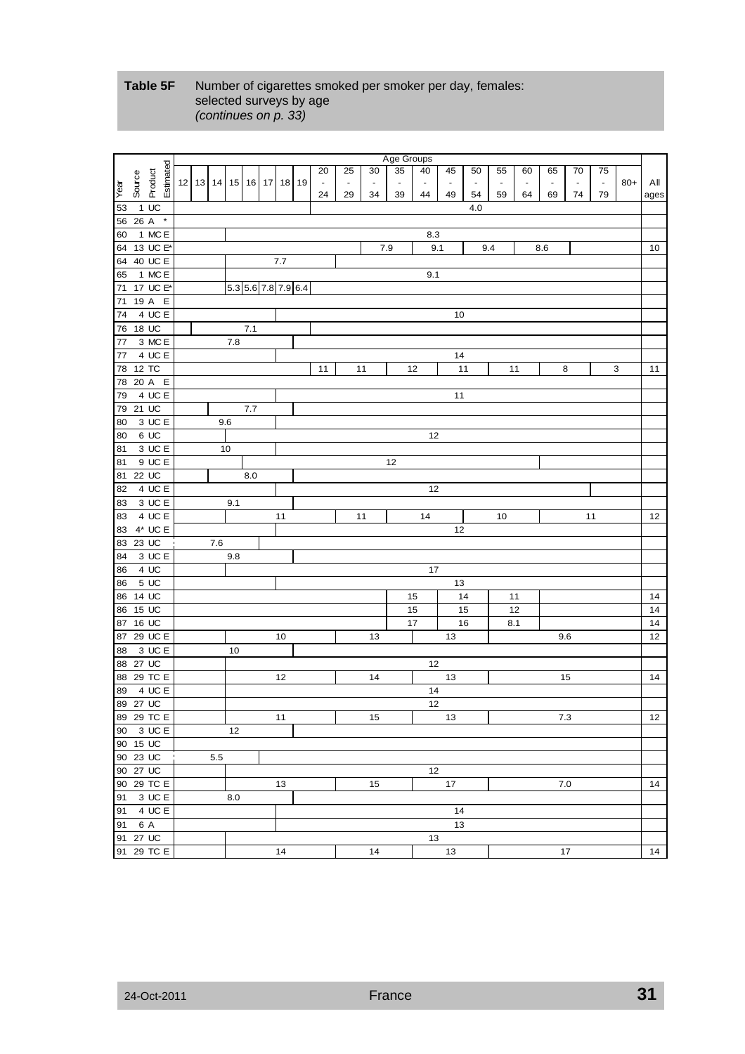**Table 5F** Number of cigarettes smoked per smoker per day, females: selected surveys by age
*(continues on p. 33)*

| Year | Source | Product | Estimated | 12 | 13 | 14 | 15 | 16 | 17 | 18 | 19 | 20 - 24 | 25 - 29 | 30 - 34 | 35 - 39 | 40 - 44 | 45 - 49 | 50 - 54 | 55 - 59 | 60 - 64 | 65 - 69 | 70 - 74 | 75 - 79 | 80+ | All ages |
|---|---|---|---|---|---|---|---|---|---|---|---|---|---|---|---|---|---|---|---|---|---|---|---|---|---|
| 53 | 1 | UC | | | | | | | | | | | | | | | | 4.0 | | | | | | | |
| 56 | 26 | A | * | | | | | | | | | | | | | | | | | | | | | | |
| 60 | 1 | MC | E | | | | | | | | | | | | | 8.3 | | | | | | | | | |
| 64 | 13 | UC | E* | | | | | | | | | | | 7.9 | | 9.1 | | 9.4 | | 8.6 | | | | | 10 |
| 64 | 40 | UC | E | | | | | | 7.7 | | | | | | | | | | | | | | | | |
| 65 | 1 | MC | E | | | | | | | | | | | | | 9.1 | | | | | | | | | |
| 71 | 17 | UC | E* | | | | 5.3 | 5.6 | 7.8 | 7.9 | 6.4 | | | | | | | | | | | | | | |
| 71 | 19 | A | E | | | | | | | | | | | | | | | | | | | | | | |
| 74 | 4 | UC | E | | | | | | | | | | | | | | 10 | | | | | | | | |
| 76 | 18 | UC | | | | | | 7.1 | | | | | | | | | | | | | | | | | |
| 77 | 3 | MC | E | | | | 7.8 | | | | | | | | | | | | | | | | | | |
| 77 | 4 | UC | E | | | | | | | | | | | | | | 14 | | | | | | | | |
| 78 | 12 | TC | | | | | | | | | | 11 | 11 | | 12 | | 11 | | 11 | | | 8 | 3 | | 11 |
| 78 | 20 | A | E | | | | | | | | | | | | | | | | | | | | | | |
| 79 | 4 | UC | E | | | | | | | | | | | | | | 11 | | | | | | | | |
| 79 | 21 | UC | | | | | | 7.7 | | | | | | | | | | | | | | | | | |
| 80 | 3 | UC | E | | | | 9.6 | | | | | | | | | | | | | | | | | | |
| 80 | 6 | UC | | | | | | | | | | | | | | 12 | | | | | | | | | |
| 81 | 3 | UC | E | | | | 10 | | | | | | | | | | | | | | | | | | |
| 81 | 9 | UC | E | | | | | | | | | | | | 12 | | | | | | | | | | |
| 81 | 22 | UC | | | | | | 8.0 | | | | | | | | | | | | | | | | | |
| 82 | 4 | UC | E | | | | | | | | | | | | | 12 | | | | | | | | | |
| 83 | 3 | UC | E | | | | 9.1 | | | | | | | | | | | | | | | | | | |
| 83 | 4 | UC | E | | | | | | | 11 | | | 11 | | | 14 | | | 10 | | | 11 | | | 12 |
| 83 | 4* | UC | E | | | | | | | | | | | | | | 12 | | | | | | | | |
| 83 | 23 | UC | | | | 7.6 | | | | | | | | | | | | | | | | | | | |
| 84 | 3 | UC | E | | | | 9.8 | | | | | | | | | | | | | | | | | | |
| 86 | 4 | UC | | | | | | | | | | | | | | 17 | | | | | | | | | |
| 86 | 5 | UC | | | | | | | | | | | | | | | 13 | | | | | | | | |
| 86 | 14 | UC | | | | | | | | | | | | | 15 | | 14 | | 11 | | | | | | 14 |
| 86 | 15 | UC | | | | | | | | | | | | | 15 | | 15 | | 12 | | | | | | 14 |
| 87 | 16 | UC | | | | | | | | | | | | | 17 | | 16 | | 8.1 | | | | | | 14 |
| 87 | 29 | UC | E | | | | | | | 10 | | | | 13 | | | 13 | | | | | 9.6 | | | 12 |
| 88 | 3 | UC | E | | | | 10 | | | | | | | | | | | | | | | | | | |
| 88 | 27 | UC | | | | | | | | | | | | | | 12 | | | | | | | | | |
| 88 | 29 | TC | E | | | | | | | 12 | | | | 14 | | | 13 | | | | | 15 | | | 14 |
| 89 | 4 | UC | E | | | | | | | | | | | | | 14 | | | | | | | | | |
| 89 | 27 | UC | | | | | | | | | | | | | | 12 | | | | | | | | | |
| 89 | 29 | TC | E | | | | | | | 11 | | | | 15 | | | 13 | | | | | 7.3 | | | 12 |
| 90 | 3 | UC | E | | | | 12 | | | | | | | | | | | | | | | | | | |
| 90 | 15 | UC | | | | | | | | | | | | | | | | | | | | | | | |
| 90 | 23 | UC | | | | 5.5 | | | | | | | | | | | | | | | | | | | |
| 90 | 27 | UC | | | | | | | | | | | | | | 12 | | | | | | | | | |
| 90 | 29 | TC | E | | | | | | | 13 | | | | 15 | | | 17 | | | | | 7.0 | | | 14 |
| 91 | 3 | UC | E | | | | 8.0 | | | | | | | | | | | | | | | | | | |
| 91 | 4 | UC | E | | | | | | | | | | | | | | 14 | | | | | | | | |
| 91 | 6 | A | | | | | | | | | | | | | | | 13 | | | | | | | | |
| 91 | 27 | UC | | | | | | | | | | | | | | 13 | | | | | | | | | |
| 91 | 29 | TC | E | | | | | | | 14 | | | | 14 | | | 13 | | | | | 17 | | | 14 |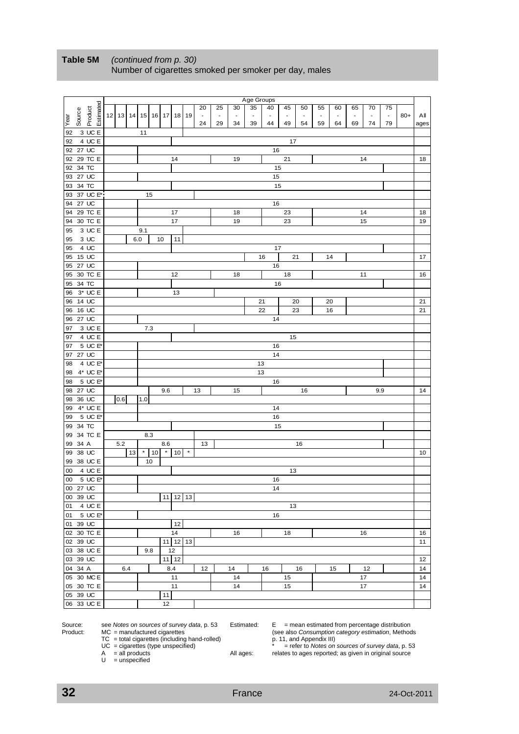**Table 5M** *(continued from p. 30)*
Number of cigarettes smoked per smoker per day, males

| Year | Source | Product | Estimated | 12 | 13 | 14 | 15 | 16 | 17 | 18 | 19 | 20 - 24 | 25 - 29 | 30 - 34 | 35 - 39 | 40 - 44 | 45 - 49 | 50 - 54 | 55 - 59 | 60 - 64 | 65 - 69 | 70 - 74 | 75 - 79 | 80+ | All ages |
|---|---|---|---|---|---|---|---|---|---|---|---|---|---|---|---|---|---|---|---|---|---|---|---|---|---|
| 92 | 3 | UC | E | | | | 11 | | | | | | | | | | | | | | | | | | |
| 92 | 4 | UC | E | | | | | | | | | | | | | | 17 | | | | | | | | |
| 92 | 27 | UC | | | | | | | | | | | | | | 16 | | | | | | | | | |
| 92 | 29 | TC | E | | | | | | | 14 | | | | 19 | | | 21 | | | | | 14 | | | 18 |
| 92 | 34 | TC | | | | | | | | | | | | | | 15 | | | | | | | | | |
| 93 | 27 | UC | | | | | | | | | | | | | | 15 | | | | | | | | | |
| 93 | 34 | TC | | | | | | | | | | | | | | 15 | | | | | | | | | |
| 93 | 37 | UC | E* | | | | | 15 | | | | | | | | | | | | | | | | | |
| 94 | 27 | UC | | | | | | | | | | | | | | 16 | | | | | | | | | |
| 94 | 29 | TC | E | | | | | | | 17 | | | | 18 | | | 23 | | | | | 14 | | | 18 |
| 94 | 30 | TC | E | | | | | | | 17 | | | | 19 | | | 23 | | | | | 15 | | | 19 |
| 95 | 3 | UC | E | | | | 9.1 | | | | | | | | | | | | | | | | | | |
| 95 | 3 | UC | | | | | 6.0 | | 10 | 11 | | | | | | | | | | | | | | | |
| 95 | 4 | UC | | | | | | | | | | | | | | 17 | | | | | | | | | |
| 95 | 15 | UC | | | | | | | | | | | | | 16 | | 21 | | 14 | | | | | | 17 |
| 95 | 27 | UC | | | | | | | | | | | | | | 16 | | | | | | | | | |
| 95 | 30 | TC | E | | | | | | | 12 | | | | 18 | | | 18 | | | | | 11 | | | 16 |
| 95 | 34 | TC | | | | | | | | | | | | | | 16 | | | | | | | | | |
| 96 | 3* | UC | E | | | | | | | | 13 | | | | | | | | | | | | | | |
| 96 | 14 | UC | | | | | | | | | | | | | 21 | | 20 | | 20 | | | | | | 21 |
| 96 | 16 | UC | | | | | | | | | | | | | 22 | | 23 | | 16 | | | | | | 21 |
| 96 | 27 | UC | | | | | | | | | | | | | | 14 | | | | | | | | | |
| 97 | 3 | UC | E | | | | 7.3 | | | | | | | | | | | | | | | | | | |
| 97 | 4 | UC | E | | | | | | | | | | | | | | 15 | | | | | | | | |
| 97 | 5 | UC | E* | | | | | | | | | | | | | 16 | | | | | | | | | |
| 97 | 27 | UC | | | | | | | | | | | | | | 14 | | | | | | | | | |
| 98 | 4 | UC | E* | | | | | | | | | | | | 13 | | | | | | | | | | |
| 98 | 4* | UC | E* | | | | | | | | | | | | 13 | | | | | | | | | | |
| 98 | 5 | UC | E* | | | | | | | | | | | | | 16 | | | | | | | | | |
| 98 | 27 | UC | | | | | | 9.6 | | | | 13 | | 15 | | | | 16 | | | | 9.9 | | | 14 |
| 98 | 36 | UC | | | 0.6 | | 1.0 | | | | | | | | | | | | | | | | | | |
| 99 | 4* | UC | E | | | | | | | | | | | | | 14 | | | | | | | | | |
| 99 | 5 | UC | E* | | | | | | | | | | | | | 16 | | | | | | | | | |
| 99 | 34 | TC | | | | | | | | | | | | | | 15 | | | | | | | | | |
| 99 | 34 | TC | E | | | | | 8.3 | | | | | | | | | | | | | | | | | |
| 99 | 34 | A | | 5.2 | | | | | | 8.6 | | 13 | | | | | | 16 | | | | | | | |
| 99 | 38 | UC | | | | 13 | * | 10 | * | 10 | * | | | | | | | | | | | | | | 10 |
| 99 | 38 | UC | E | | | | | 10 | | | | | | | | | | | | | | | | | |
| 00 | 4 | UC | E | | | | | | | | | | | | | | 13 | | | | | | | | |
| 00 | 5 | UC | E* | | | | | | | | | | | | | 16 | | | | | | | | | |
| 00 | 27 | UC | | | | | | | | | | | | | | 14 | | | | | | | | | |
| 00 | 39 | UC | | | | | | | 11 | 12 | 13 | | | | | | | | | | | | | | |
| 01 | 4 | UC | E | | | | | | | | | | | | | | 13 | | | | | | | | |
| 01 | 5 | UC | E* | | | | | | | | | | | | | 16 | | | | | | | | | |
| 01 | 39 | UC | | | | | | | | 12 | | | | | | | | | | | | | | | |
| 02 | 30 | TC | E | | | | | | | 14 | | | | 16 | | | 18 | | | | | 16 | | | 16 |
| 02 | 39 | UC | | | | | | | 11 | 12 | 13 | | | | | | | | | | | | | | 11 |
| 03 | 38 | UC | E | | | | | 9.8 | | 12 | | | | | | | | | | | | | | | |
| 03 | 39 | UC | | | | | | | 11 | 12 | | | | | | | | | | | | | | | 12 |
| 04 | 34 | A | | | | 6.4 | | | | 8.4 | | 12 | | 14 | 16 | | | 16 | | 15 | | 12 | | | 14 |
| 05 | 30 | MC | E | | | | | | | 11 | | | | 14 | | | 15 | | | | | 17 | | | 14 |
| 05 | 30 | TC | E | | | | | | | 11 | | | | 14 | | | 15 | | | | | 17 | | | 14 |
| 05 | 39 | UC | | | | | | | 11 | | | | | | | | | | | | | | | | |
| 06 | 33 | UC | E | | | | | | 12 | | | | | | | | | | | | | | | | |

Source: see *Notes on sources of survey data*, p. 53

Product: MC = manufactured cigarettes
TC = total cigarettes (including hand-rolled)
UC = cigarettes (type unspecified)
A = all products
U = unspecified

Estimated: E = mean estimated from percentage distribution (see also *Consumption category estimation*, Methods p. 11, and Appendix III)
* = refer to *Notes on sources of survey data*, p. 53

All ages: relates to ages reported; as given in original source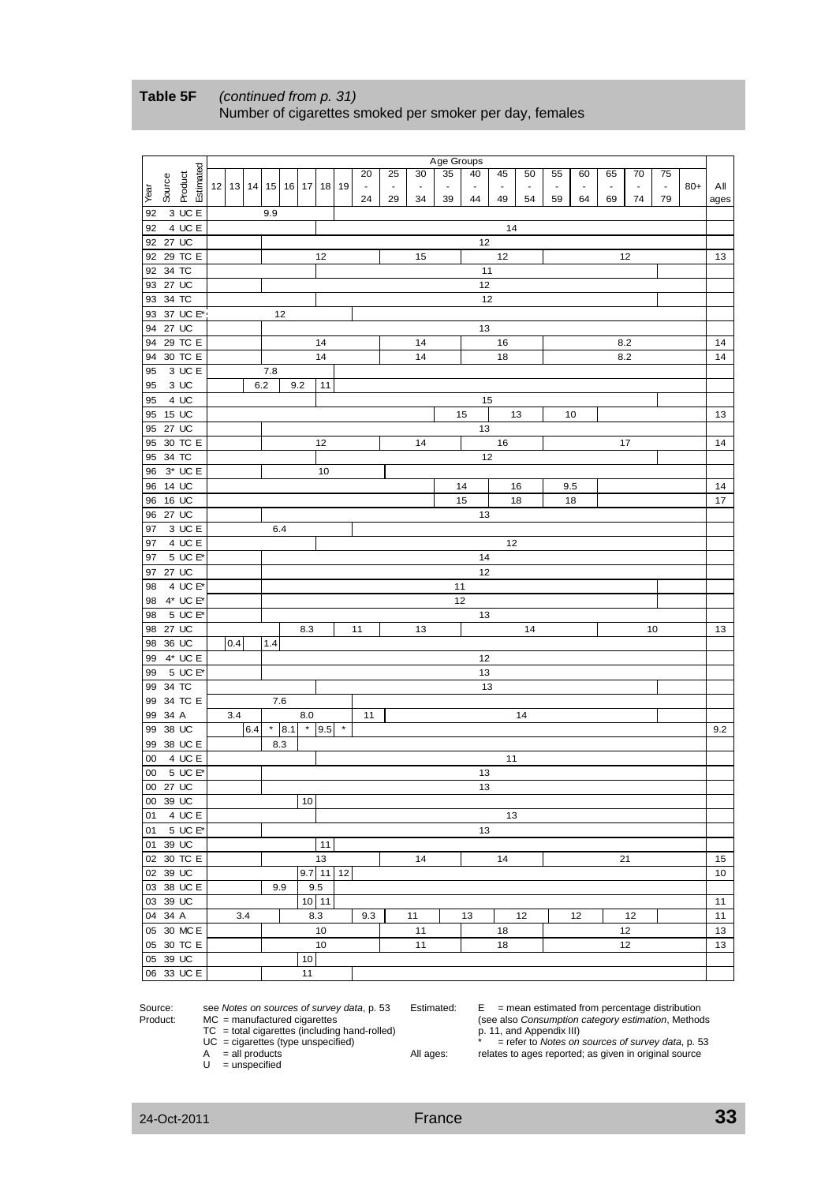**Table 5F** *(continued from p. 31)*
Number of cigarettes smoked per smoker per day, females

| Year | Source | Product | Estimated | 12 | 13 | 14 | 15 | 16 | 17 | 18 | 19 | 20 - 24 | 25 - 29 | 30 - 34 | 35 - 39 | 40 - 44 | 45 - 49 | 50 - 54 | 55 - 59 | 60 - 64 | 65 - 69 | 70 - 74 | 75 - 79 | 80+ | All ages |
|---|---|---|---|---|---|---|---|---|---|---|---|---|---|---|---|---|---|---|---|---|---|---|---|---|---|
| 92 | 3 | UC | E | | | | 9.9 | | | | | | | | | | | | | | | | | | |
| 92 | 4 | UC | E | | | | | | | | | | | | | 14 | | | | | | | | | |
| 92 | 27 | UC | | | | | | | | | | | | | | 12 | | | | | | | | | |
| 92 | 29 | TC | E | | | | | | | 12 | | | | 15 | | | 12 | | | | | 12 | | | 13 |
| 92 | 34 | TC | | | | | | | | | | | | | | 11 | | | | | | | | | |
| 93 | 27 | UC | | | | | | | | | | | | | | 12 | | | | | | | | | |
| 93 | 34 | TC | | | | | | | | | | | | | | 12 | | | | | | | | | |
| 93 | 37 | UC | E* | | | | | 12 | | | | | | | | | | | | | | | | | |
| 94 | 27 | UC | | | | | | | | | | | | | | 13 | | | | | | | | | |
| 94 | 29 | TC | E | | | | | | | 14 | | | | 14 | | | 16 | | | | | 8.2 | | | 14 |
| 94 | 30 | TC | E | | | | | | | 14 | | | | 14 | | | 18 | | | | | 8.2 | | | 14 |
| 95 | 3 | UC | E | | | | 7.8 | | | | | | | | | | | | | | | | | | |
| 95 | 3 | UC | | | | 6.2 | | | 9.2 | 11 | | | | | | | | | | | | | | | |
| 95 | 4 | UC | | | | | | | | | | | | | | 15 | | | | | | | | | |
| 95 | 15 | UC | | | | | | | | | | | | | 15 | | 13 | | 10 | | | | | | 13 |
| 95 | 27 | UC | | | | | | | | | | | | | | 13 | | | | | | | | | |
| 95 | 30 | TC | E | | | | | | | 12 | | | | 14 | | | 16 | | | | | 17 | | | 14 |
| 95 | 34 | TC | | | | | | | | | | | | | | 12 | | | | | | | | | |
| 96 | 3* | UC | E | | | | | | | 10 | | | | | | | | | | | | | | | |
| 96 | 14 | UC | | | | | | | | | | | | | 14 | | 16 | | 9.5 | | | | | | 14 |
| 96 | 16 | UC | | | | | | | | | | | | | 15 | | 18 | | 18 | | | | | | 17 |
| 96 | 27 | UC | | | | | | | | | | | | | | 13 | | | | | | | | | |
| 97 | 3 | UC | E | | | | 6.4 | | | | | | | | | | | | | | | | | | |
| 97 | 4 | UC | E | | | | | | | | | | | | | 12 | | | | | | | | | |
| 97 | 5 | UC | E* | | | | | | | | | | | | | 14 | | | | | | | | | |
| 97 | 27 | UC | | | | | | | | | | | | | | 12 | | | | | | | | | |
| 98 | 4 | UC | E* | | | | | | | | | | | | 11 | | | | | | | | | | |
| 98 | 4* | UC | E* | | | | | | | | | | | | 12 | | | | | | | | | | |
| 98 | 5 | UC | E* | | | | | | | | | | | | | 13 | | | | | | | | | |
| 98 | 27 | UC | | | | | | | 8.3 | | | 11 | | 13 | | | | 14 | | | | 10 | | | 13 |
| 98 | 36 | UC | | | 0.4 | | 1.4 | | | | | | | | | | | | | | | | | | |
| 99 | 4* | UC | E | | | | | | | | | | | | | 12 | | | | | | | | | |
| 99 | 5 | UC | E* | | | | | | | | | | | | | 13 | | | | | | | | | |
| 99 | 34 | TC | | | | | | | | | | | | | | 13 | | | | | | | | | |
| 99 | 34 | TC | E | | | | 7.6 | | | | | | | | | | | | | | | | | | |
| 99 | 34 | A | | | 3.4 | | | | 8.0 | | | 11 | | | | | | 14 | | | | | | | |
| 99 | 38 | UC | | | | 6.4 | * | 8.1 | * | 9.5 | * | | | | | | | | | | | | | | 9.2 |
| 99 | 38 | UC | E | | | | 8.3 | | | | | | | | | | | | | | | | | | |
| 00 | 4 | UC | E | | | | | | | | | | | | | 11 | | | | | | | | | |
| 00 | 5 | UC | E* | | | | | | | | | | | | | 13 | | | | | | | | | |
| 00 | 27 | UC | | | | | | | | | | | | | | 13 | | | | | | | | | |
| 00 | 39 | UC | | | | | | | 10 | | | | | | | | | | | | | | | | |
| 01 | 4 | UC | E | | | | | | | | | | | | | 13 | | | | | | | | | |
| 01 | 5 | UC | E* | | | | | | | | | | | | | 13 | | | | | | | | | |
| 01 | 39 | UC | | | | | | | | 11 | | | | | | | | | | | | | | | |
| 02 | 30 | TC | E | | | | | | | 13 | | | | 14 | | | 14 | | | | | 21 | | | 15 |
| 02 | 39 | UC | | | | | | | 9.7 | 11 | 12 | | | | | | | | | | | | | | 10 |
| 03 | 38 | UC | E | | | | 9.9 | | | 9.5 | | | | | | | | | | | | | | | |
| 03 | 39 | UC | | | | | | | 10 | 11 | | | | | | | | | | | | | | | 11 |
| 04 | 34 | A | | | 3.4 | | | | | 8.3 | | 9.3 | | 11 | | 13 | | 12 | | 12 | | 12 | | | 11 |
| 05 | 30 | MC | E | | | | | | | 10 | | | | 11 | | | 18 | | | | | 12 | | | 13 |
| 05 | 30 | TC | E | | | | | | | 10 | | | | 11 | | | 18 | | | | | 12 | | | 13 |
| 05 | 39 | UC | | | | | | | 10 | | | | | | | | | | | | | | | | |
| 06 | 33 | UC | E | | | | | | 11 | | | | | | | | | | | | | | | | |

Source: see *Notes on sources of survey data*, p. 53
Product: MC = manufactured cigarettes
TC = total cigarettes (including hand-rolled)
UC = cigarettes (type unspecified)
A = all products
U = unspecified

Estimated: E = mean estimated from percentage distribution (see also *Consumption category estimation*, Methods p. 11, and Appendix III)
\* = refer to *Notes on sources of survey data*, p. 53

All ages: relates to ages reported; as given in original source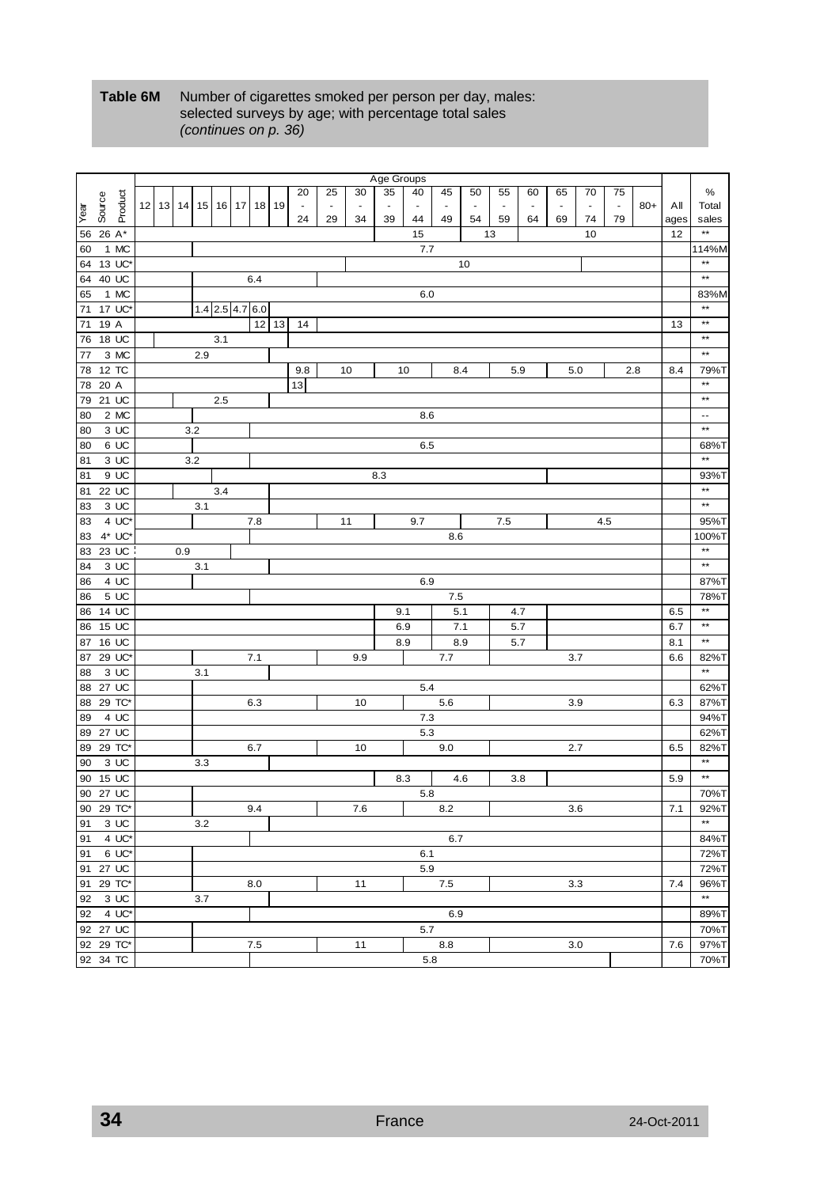**Table 6M** Number of cigarettes smoked per person per day, males: selected surveys by age; with percentage total sales *(continues on p. 36)*

| Year | Source | Product | 12 | 13 | 14 | 15 | 16 | 17 | 18 | 19 | 20 - 24 | 25 - 29 | 30 - 34 | 35 - 39 | 40 - 44 | 45 - 49 | 50 - 54 | 55 - 59 | 60 - 64 | 65 - 69 | 70 - 74 | 75 - 79 | 80+ | All ages | % Total sales |
|---|---|---|---|---|---|---|---|---|---|---|---|---|---|---|---|---|---|---|---|---|---|---|---|---|---|
| 56 | 26 | A* | | | | | | | | | | | | | 15 | | | 13 | | | 10 | | | 12 | ** |
| 60 | 1 | MC | | | | | | | | | | | | | 7.7 | | | | | | | | | | 114%M |
| 64 | 13 | UC* | | | | | | | | | | | | | | | 10 | | | | | | | | ** |
| 64 | 40 | UC | | | | | | | 6.4 | | | | | | | | | | | | | | | | ** |
| 65 | 1 | MC | | | | | | | | | | | | | 6.0 | | | | | | | | | | 83%M |
| 71 | 17 | UC* | | | | 1.4 | 2.5 | 4.7 | 6.0 | | | | | | | | | | | | | | | | ** |
| 71 | 19 | A | | | | | | | 12 | 13 | 14 | | | | | | | | | | | | | 13 | ** |
| 76 | 18 | UC | | | | | 3.1 | | | | | | | | | | | | | | | | | | ** |
| 77 | 3 | MC | | | | 2.9 | | | | | | | | | | | | | | | | | | | ** |
| 78 | 12 | TC | | | | | | | | | 9.8 | 10 | | 10 | | 8.4 | | 5.9 | | 5.0 | | 2.8 | | 8.4 | 79%T |
| 78 | 20 | A | | | | | | | | | 13 | | | | | | | | | | | | | | ** |
| 79 | 21 | UC | | | | | 2.5 | | | | | | | | | | | | | | | | | | ** |
| 80 | 2 | MC | | | | | | | | | | | | | 8.6 | | | | | | | | | | -- |
| 80 | 3 | UC | | | | 3.2 | | | | | | | | | | | | | | | | | | | ** |
| 80 | 6 | UC | | | | | | | | | | | | | 6.5 | | | | | | | | | | 68%T |
| 81 | 3 | UC | | | | 3.2 | | | | | | | | | | | | | | | | | | | ** |
| 81 | 9 | UC | | | | | | | | | | | | 8.3 | | | | | | | | | | | 93%T |
| 81 | 22 | UC | | | | | 3.4 | | | | | | | | | | | | | | | | | | ** |
| 83 | 3 | UC | | | | 3.1 | | | | | | | | | | | | | | | | | | | ** |
| 83 | 4 | UC* | | | | | | | 7.8 | | | 11 | | | 9.7 | | | 7.5 | | | | 4.5 | | | 95%T |
| 83 | 4* | UC* | | | | | | | | | | | | | | 8.6 | | | | | | | | | 100%T |
| 83 | 23 | UC | | | 0.9 | | | | | | | | | | | | | | | | | | | | ** |
| 84 | 3 | UC | | | | 3.1 | | | | | | | | | | | | | | | | | | | ** |
| 86 | 4 | UC | | | | | | | | | | | | | 6.9 | | | | | | | | | | 87%T |
| 86 | 5 | UC | | | | | | | | | | | | | | 7.5 | | | | | | | | | 78%T |
| 86 | 14 | UC | | | | | | | | | | | | 9.1 | | 5.1 | | 4.7 | | | | | | 6.5 | ** |
| 86 | 15 | UC | | | | | | | | | | | | 6.9 | | 7.1 | | 5.7 | | | | | | 6.7 | ** |
| 87 | 16 | UC | | | | | | | | | | | | 8.9 | | 8.9 | | 5.7 | | | | | | 8.1 | ** |
| 87 | 29 | UC* | | | | | | | 7.1 | | | | 9.9 | | | 7.7 | | | | 3.7 | | | | 6.6 | 82%T |
| 88 | 3 | UC | | | | 3.1 | | | | | | | | | | | | | | | | | | | ** |
| 88 | 27 | UC | | | | | | | | | | | | | 5.4 | | | | | | | | | | 62%T |
| 88 | 29 | TC* | | | | | | | 6.3 | | | | 10 | | | 5.6 | | | | 3.9 | | | | 6.3 | 87%T |
| 89 | 4 | UC | | | | | | | | | | | | | 7.3 | | | | | | | | | | 94%T |
| 89 | 27 | UC | | | | | | | | | | | | | 5.3 | | | | | | | | | | 62%T |
| 89 | 29 | TC* | | | | | | | 6.7 | | | | 10 | | | 9.0 | | | | 2.7 | | | | 6.5 | 82%T |
| 90 | 3 | UC | | | | 3.3 | | | | | | | | | | | | | | | | | | | ** |
| 90 | 15 | UC | | | | | | | | | | | | 8.3 | | 4.6 | | 3.8 | | | | | | 5.9 | ** |
| 90 | 27 | UC | | | | | | | | | | | | | 5.8 | | | | | | | | | | 70%T |
| 90 | 29 | TC* | | | | | | | 9.4 | | | | 7.6 | | | 8.2 | | | | 3.6 | | | | 7.1 | 92%T |
| 91 | 3 | UC | | | | 3.2 | | | | | | | | | | | | | | | | | | | ** |
| 91 | 4 | UC* | | | | | | | | | | | | | | 6.7 | | | | | | | | | 84%T |
| 91 | 6 | UC* | | | | | | | | | | | | | 6.1 | | | | | | | | | | 72%T |
| 91 | 27 | UC | | | | | | | | | | | | | 5.9 | | | | | | | | | | 72%T |
| 91 | 29 | TC* | | | | | | | 8.0 | | | | 11 | | | 7.5 | | | | 3.3 | | | | 7.4 | 96%T |
| 92 | 3 | UC | | | | 3.7 | | | | | | | | | | | | | | | | | | | ** |
| 92 | 4 | UC* | | | | | | | | | | | | | | 6.9 | | | | | | | | | 89%T |
| 92 | 27 | UC | | | | | | | | | | | | | 5.7 | | | | | | | | | | 70%T |
| 92 | 29 | TC* | | | | | | | 7.5 | | | | 11 | | | 8.8 | | | | 3.0 | | | | 7.6 | 97%T |
| 92 | 34 | TC | | | | | | | | | | | | | 5.8 | | | | | | | | | | 70%T |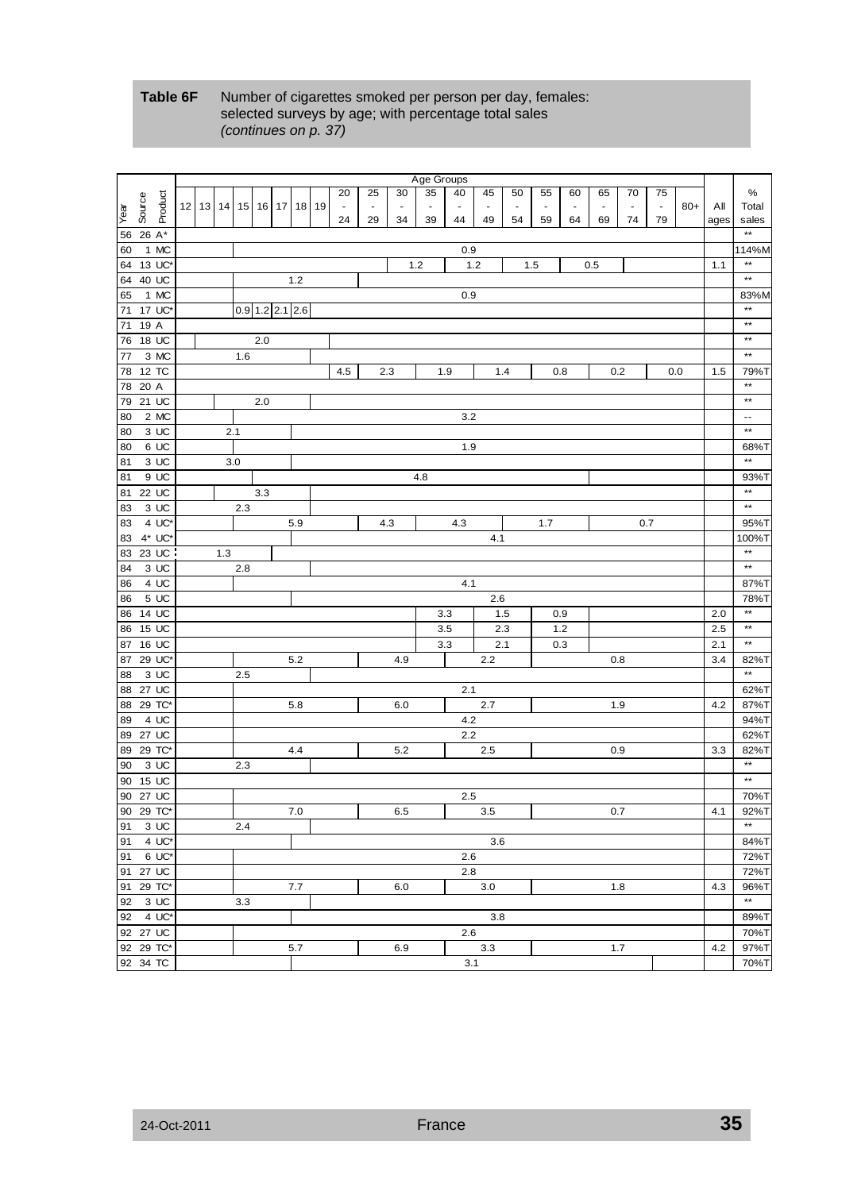**Table 6F** Number of cigarettes smoked per person per day, females: selected surveys by age; with percentage total sales *(continues on p. 37)*

| Year | Source | Product | 12 | 13 | 14 | 15 | 16 | 17 | 18 | 19 | 20-24 | 25-29 | 30-34 | 35-39 | 40-44 | 45-49 | 50-54 | 55-59 | 60-64 | 65-69 | 70-74 | 75-79 | 80+ | All ages | % Total sales |
|---|---|---|---|---|---|---|---|---|---|---|---|---|---|---|---|---|---|---|---|---|---|---|---|---|---|
| 56 | 26 | A* | | | | | | | | | | | | | | | | | | | | | | | ** |
| 60 | 1 | MC | | | | | | | | | | | | | 0.9 | | | | | | | | | | 114%M |
| 64 | 13 | UC* | | | | | | | | | | | | 1.2 | | 1.2 | | 1.5 | | 0.5 | | | | 1.1 | ** |
| 64 | 40 | UC | | | | | | | 1.2 | | | | | | | | | | | | | | | | ** |
| 65 | 1 | MC | | | | | | | | | | | | | 0.9 | | | | | | | | | | 83%M |
| 71 | 17 | UC* | | | | 0.9 | 1.2 | 2.1 | 2.6 | | | | | | | | | | | | | | | | ** |
| 71 | 19 | A | | | | | | | | | | | | | | | | | | | | | | | ** |
| 76 | 18 | UC | | | | 2.0 | | | | | | | | | | | | | | | | | | | ** |
| 77 | 3 | MC | | | | 1.6 | | | | | | | | | | | | | | | | | | | ** |
| 78 | 12 | TC | | | | | | | | | 4.5 | | 2.3 | | 1.9 | | 1.4 | | 0.8 | | 0.2 | | 0.0 | 1.5 | 79%T |
| 78 | 20 | A | | | | | | | | | | | | | | | | | | | | | | | ** |
| 79 | 21 | UC | | | | 2.0 | | | | | | | | | | | | | | | | | | | ** |
| 80 | 2 | MC | | | | | | | | | | | | | 3.2 | | | | | | | | | | -- |
| 80 | 3 | UC | | | | 2.1 | | | | | | | | | | | | | | | | | | | ** |
| 80 | 6 | UC | | | | | | | | | | | | | 1.9 | | | | | | | | | | 68%T |
| 81 | 3 | UC | | | | 3.0 | | | | | | | | | | | | | | | | | | | ** |
| 81 | 9 | UC | | | | | | | | | | | | 4.8 | | | | | | | | | | | 93%T |
| 81 | 22 | UC | | | | | 3.3 | | | | | | | | | | | | | | | | | | ** |
| 83 | 3 | UC | | | | 2.3 | | | | | | | | | | | | | | | | | | | ** |
| 83 | 4 | UC* | | | | | | | 5.9 | | | | 4.3 | | 4.3 | | | 1.7 | | | | 0.7 | | | 95%T |
| 83 | 4* | UC* | | | | | | | | | | | | | | 4.1 | | | | | | | | | 100%T |
| 83 | 23 | UC | | | 1.3 | | | | | | | | | | | | | | | | | | | | ** |
| 84 | 3 | UC | | | | 2.8 | | | | | | | | | | | | | | | | | | | ** |
| 86 | 4 | UC | | | | | | | | | | | | | 4.1 | | | | | | | | | | 87%T |
| 86 | 5 | UC | | | | | | | | | | | | | | 2.6 | | | | | | | | | 78%T |
| 86 | 14 | UC | | | | | | | | | | | | 3.3 | | 1.5 | | | 0.9 | | | | | 2.0 | ** |
| 86 | 15 | UC | | | | | | | | | | | | 3.5 | | 2.3 | | | 1.2 | | | | | 2.5 | ** |
| 87 | 16 | UC | | | | | | | | | | | | 3.3 | | 2.1 | | | 0.3 | | | | | 2.1 | ** |
| 87 | 29 | UC* | | | | | | | 5.2 | | | | 4.9 | | | 2.2 | | | | | 0.8 | | | 3.4 | 82%T |
| 88 | 3 | UC | | | | 2.5 | | | | | | | | | | | | | | | | | | | ** |
| 88 | 27 | UC | | | | | | | | | | | | | 2.1 | | | | | | | | | | 62%T |
| 88 | 29 | TC* | | | | | | | 5.8 | | | | 6.0 | | | 2.7 | | | | | 1.9 | | | 4.2 | 87%T |
| 89 | 4 | UC | | | | | | | | | | | | | 4.2 | | | | | | | | | | 94%T |
| 89 | 27 | UC | | | | | | | | | | | | | 2.2 | | | | | | | | | | 62%T |
| 89 | 29 | TC* | | | | | | | 4.4 | | | | 5.2 | | | 2.5 | | | | | 0.9 | | | 3.3 | 82%T |
| 90 | 3 | UC | | | | 2.3 | | | | | | | | | | | | | | | | | | | ** |
| 90 | 15 | UC | | | | | | | | | | | | | | | | | | | | | | | ** |
| 90 | 27 | UC | | | | | | | | | | | | | 2.5 | | | | | | | | | | 70%T |
| 90 | 29 | TC* | | | | | | | 7.0 | | | | 6.5 | | | 3.5 | | | | | 0.7 | | | 4.1 | 92%T |
| 91 | 3 | UC | | | | 2.4 | | | | | | | | | | | | | | | | | | | ** |
| 91 | 4 | UC* | | | | | | | | | | | | | | 3.6 | | | | | | | | | 84%T |
| 91 | 6 | UC* | | | | | | | | | | | | | 2.6 | | | | | | | | | | 72%T |
| 91 | 27 | UC | | | | | | | | | | | | | 2.8 | | | | | | | | | | 72%T |
| 91 | 29 | TC* | | | | | | | 7.7 | | | | 6.0 | | | 3.0 | | | | | 1.8 | | | 4.3 | 96%T |
| 92 | 3 | UC | | | | 3.3 | | | | | | | | | | | | | | | | | | | ** |
| 92 | 4 | UC* | | | | | | | | | | | | | | 3.8 | | | | | | | | | 89%T |
| 92 | 27 | UC | | | | | | | | | | | | | 2.6 | | | | | | | | | | 70%T |
| 92 | 29 | TC* | | | | | | | 5.7 | | | | 6.9 | | | 3.3 | | | | | 1.7 | | | 4.2 | 97%T |
| 92 | 34 | TC | | | | | | | | | | | | | 3.1 | | | | | | | | | | 70%T |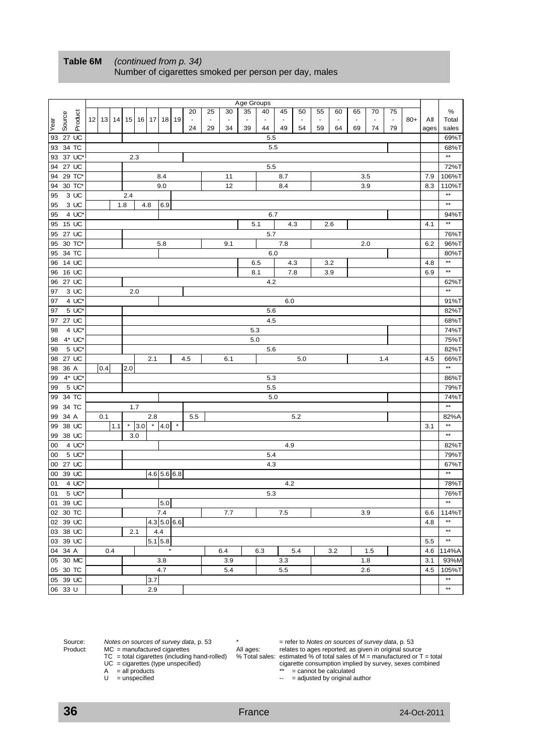**Table 6M** *(continued from p. 34)*
Number of cigarettes smoked per person per day, males

| Year | Source | Product | 12 | 13 | 14 | 15 | 16 | 17 | 18 | 19 | 20 - 24 | 25 - 29 | 30 - 34 | 35 - 39 | 40 - 44 | 45 - 49 | 50 - 54 | 55 - 59 | 60 - 64 | 65 - 69 | 70 - 74 | 75 - 79 | 80+ | All ages | % Total sales |
|---|---|---|---|---|---|---|---|---|---|---|---|---|---|---|---|---|---|---|---|---|---|---|---|---|---|
| 93 | 27 | UC | | | | | | | | | | | | | 5.5 | | | | | | | | | | 69%T |
| 93 | 34 | TC | | | | | | | | | | | | | 5.5 | | | | | | | | | | 68%T |
| 93 | 37 | UC* | | | | | 2.3 | | | | | | | | | | | | | | | | | | ** |
| 94 | 27 | UC | | | | | | | | | | | | | 5.5 | | | | | | | | | | 72%T |
| 94 | 29 | TC* | | | | | | | 8.4 | | | | 11 | | | 8.7 | | | | | 3.5 | | | 7.9 | 106%T |
| 94 | 30 | TC* | | | | | | | 9.0 | | | | 12 | | | 8.4 | | | | | 3.9 | | | 8.3 | 110%T |
| 95 | 3 | UC | | | | | 2.4 | | | | | | | | | | | | | | | | | | ** |
| 95 | 3 | UC | | | | 1.8 | | 4.8 | 6.9 | | | | | | | | | | | | | | | | ** |
| 95 | 4 | UC* | | | | | | | | | | | | | 6.7 | | | | | | | | | | 94%T |
| 95 | 15 | UC | | | | | | | | | | | | 5.1 | | | 4.3 | | 2.6 | | | | | 4.1 | ** |
| 95 | 27 | UC | | | | | | | | | | | | | 5.7 | | | | | | | | | | 76%T |
| 95 | 30 | TC* | | | | | | | 5.8 | | | | 9.1 | | | 7.8 | | | | | 2.0 | | | 6.2 | 96%T |
| 95 | 34 | TC | | | | | | | | | | | | | 6.0 | | | | | | | | | | 80%T |
| 96 | 14 | UC | | | | | | | | | | | | 6.5 | | | 4.3 | | 3.2 | | | | | 4.8 | ** |
| 96 | 16 | UC | | | | | | | | | | | | 8.1 | | | 7.8 | | 3.9 | | | | | 6.9 | ** |
| 96 | 27 | UC | | | | | | | | | | | | | 4.2 | | | | | | | | | | 62%T |
| 97 | 3 | UC | | | | | 2.0 | | | | | | | | | | | | | | | | | | ** |
| 97 | 4 | UC* | | | | | | | | | | | | | | 6.0 | | | | | | | | | 91%T |
| 97 | 5 | UC* | | | | | | | | | | | | | 5.6 | | | | | | | | | | 82%T |
| 97 | 27 | UC | | | | | | | | | | | | | 4.5 | | | | | | | | | | 68%T |
| 98 | 4 | UC* | | | | | | | | | | | | 5.3 | | | | | | | | | | | 74%T |
| 98 | 4* | UC* | | | | | | | | | | | | 5.0 | | | | | | | | | | | 75%T |
| 98 | 5 | UC* | | | | | | | | | | | | | 5.6 | | | | | | | | | | 82%T |
| 98 | 27 | UC | | | | | | 2.1 | | | 4.5 | | 6.1 | | | | 5.0 | | | | | 1.4 | | 4.5 | 66%T |
| 98 | 36 | A | | 0.4 | | 2.0 | | | | | | | | | | | | | | | | | | | ** |
| 99 | 4* | UC* | | | | | | | | | | | | | 5.3 | | | | | | | | | | 86%T |
| 99 | 5 | UC* | | | | | | | | | | | | | 5.5 | | | | | | | | | | 79%T |
| 99 | 34 | TC | | | | | | | | | | | | | 5.0 | | | | | | | | | | 74%T |
| 99 | 34 | TC | | | | | 1.7 | | | | | | | | | | | | | | | | | | ** |
| 99 | 34 | A | | 0.1 | | | | 2.8 | | | 5.5 | | | | | | 5.2 | | | | | | | | 82%A |
| 99 | 38 | UC | | | 1.1 | * | 3.0 | * | 4.0 | * | | | | | | | | | | | | | | 3.1 | ** |
| 99 | 38 | UC | | | | | 3.0 | | | | | | | | | | | | | | | | | | ** |
| 00 | 4 | UC* | | | | | | | | | | | | | | 4.9 | | | | | | | | | 82%T |
| 00 | 5 | UC* | | | | | | | | | | | | | 5.4 | | | | | | | | | | 79%T |
| 00 | 27 | UC | | | | | | | | | | | | | 4.3 | | | | | | | | | | 67%T |
| 00 | 39 | UC | | | | | | | 4.6 | 5.6 | 6.8 | | | | | | | | | | | | | | ** |
| 01 | 4 | UC* | | | | | | | | | | | | | | 4.2 | | | | | | | | | 78%T |
| 01 | 5 | UC* | | | | | | | | | | | | | 5.3 | | | | | | | | | | 76%T |
| 01 | 39 | UC | | | | | | | 5.0 | | | | | | | | | | | | | | | | ** |
| 02 | 30 | TC | | | | | | | 7.4 | | | | 7.7 | | | 7.5 | | | | | 3.9 | | | 6.6 | 114%T |
| 02 | 39 | UC | | | | | | | 4.3 | 5.0 | 6.6 | | | | | | | | | | | | | 4.8 | ** |
| 03 | 38 | UC | | | | | 2.1 | | 4.4 | | | | | | | | | | | | | | | | ** |
| 03 | 39 | UC | | | | | | | 5.1 | 5.8 | | | | | | | | | | | | | | 5.5 | ** |
| 04 | 34 | A | | | 0.4 | | | | * | | | | 6.4 | | 6.3 | | 5.4 | | 3.2 | | 1.5 | | | 4.6 | 114%A |
| 05 | 30 | MC | | | | | | | 3.8 | | | | 3.9 | | | 3.3 | | | | | 1.8 | | | 3.1 | 93%M |
| 05 | 30 | TC | | | | | | | 4.7 | | | | 5.4 | | | 5.5 | | | | | 2.6 | | | 4.5 | 105%T |
| 05 | 39 | UC | | | | | | 3.7 | | | | | | | | | | | | | | | | | ** |
| 06 | 33 | U | | | | | | 2.9 | | | | | | | | | | | | | | | | | ** |

Source: *Notes on sources of survey data*, p. 53

Product:
MC = manufactured cigarettes
TC = total cigarettes (including hand-rolled)
UC = cigarettes (type unspecified)
A = all products
U = unspecified

\* = refer to *Notes on sources of survey data*, p. 53

All ages: relates to ages reported; as given in original source

% Total sales: estimated % of total sales of M = manufactured or T = total cigarette consumption implied by survey, sexes combined

\*\* = cannot be calculated

-- = adjusted by original author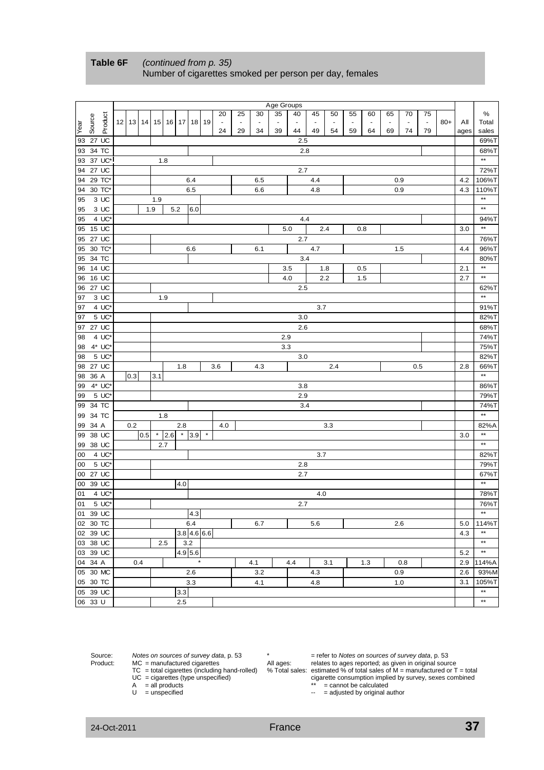**Table 6F** *(continued from p. 35)*
Number of cigarettes smoked per person per day, females

| Year | Source | Product | 12 | 13 | 14 | 15 | 16 | 17 | 18 | 19 | 20-24 | 25-29 | 30-34 | 35-39 | 40-44 | 45-49 | 50-54 | 55-59 | 60-64 | 65-69 | 70-74 | 75-79 | 80+ | All ages | % Total sales |
|---|---|---|---|---|---|---|---|---|---|---|---|---|---|---|---|---|---|---|---|---|---|---|---|---|---|
| 93 | 27 | UC | | | | | | | | | | | | | 2.5 | | | | | | | | | | 69%T |
| 93 | 34 | TC | | | | | | | | | | | | | 2.8 | | | | | | | | | | 68%T |
| 93 | 37 | UC* | | | | | 1.8 | | | | | | | | | | | | | | | | | | ** |
| 94 | 27 | UC | | | | | | | | | | | | | 2.7 | | | | | | | | | | 72%T |
| 94 | 29 | TC* | | | | | | | 6.4 | | | | 6.5 | | | 4.4 | | | | | 0.9 | | | 4.2 | 106%T |
| 94 | 30 | TC* | | | | | | | 6.5 | | | | 6.6 | | | 4.8 | | | | | 0.9 | | | 4.3 | 110%T |
| 95 | 3 | UC | | | | 1.9 | | | | | | | | | | | | | | | | | | | ** |
| 95 | 3 | UC | | | 1.9 | | 5.2 | | 6.0 | | | | | | | | | | | | | | | | ** |
| 95 | 4 | UC* | | | | | | | | | | | | | 4.4 | | | | | | | | | | 94%T |
| 95 | 15 | UC | | | | | | | | | | | | 5.0 | | 2.4 | | 0.8 | | | | | | 3.0 | ** |
| 95 | 27 | UC | | | | | | | | | | | | | 2.7 | | | | | | | | | | 76%T |
| 95 | 30 | TC* | | | | | | | 6.6 | | | | 6.1 | | | 4.7 | | | | | 1.5 | | | 4.4 | 96%T |
| 95 | 34 | TC | | | | | | | | | | | | | 3.4 | | | | | | | | | | 80%T |
| 96 | 14 | UC | | | | | | | | | | | | 3.5 | | 1.8 | | 0.5 | | | | | | 2.1 | ** |
| 96 | 16 | UC | | | | | | | | | | | | 4.0 | | 2.2 | | 1.5 | | | | | | 2.7 | ** |
| 96 | 27 | UC | | | | | | | | | | | | | 2.5 | | | | | | | | | | 62%T |
| 97 | 3 | UC | | | | | 1.9 | | | | | | | | | | | | | | | | | | ** |
| 97 | 4 | UC* | | | | | | | | | | | | | | 3.7 | | | | | | | | | 91%T |
| 97 | 5 | UC* | | | | | | | | | | | | | 3.0 | | | | | | | | | | 82%T |
| 97 | 27 | UC | | | | | | | | | | | | | 2.6 | | | | | | | | | | 68%T |
| 98 | 4 | UC* | | | | | | | | | | | | 2.9 | | | | | | | | | | | 74%T |
| 98 | 4* | UC* | | | | | | | | | | | | 3.3 | | | | | | | | | | | 75%T |
| 98 | 5 | UC* | | | | | | | | | | | | | 3.0 | | | | | | | | | | 82%T |
| 98 | 27 | UC | | | | | | | 1.8 | | 3.6 | | 4.3 | | | | 2.4 | | | | | 0.5 | | 2.8 | 66%T |
| 98 | 36 | A | | 0.3 | | 3.1 | | | | | | | | | | | | | | | | | | | ** |
| 99 | 4* | UC* | | | | | | | | | | | | | 3.8 | | | | | | | | | | 86%T |
| 99 | 5 | UC* | | | | | | | | | | | | | 2.9 | | | | | | | | | | 79%T |
| 99 | 34 | TC | | | | | | | | | | | | | 3.4 | | | | | | | | | | 74%T |
| 99 | 34 | TC | | | | | 1.8 | | | | | | | | | | | | | | | | | | ** |
| 99 | 34 | A | | 0.2 | | | | | 2.8 | | 4.0 | | | | | | 3.3 | | | | | | | | 82%A |
| 99 | 38 | UC | | | 0.5 | * | 2.6 | * | 3.9 | * | | | | | | | | | | | | | | 3.0 | ** |
| 99 | 38 | UC | | | | | 2.7 | | | | | | | | | | | | | | | | | | ** |
| 00 | 4 | UC* | | | | | | | | | | | | | | 3.7 | | | | | | | | | 82%T |
| 00 | 5 | UC* | | | | | | | | | | | | | 2.8 | | | | | | | | | | 79%T |
| 00 | 27 | UC | | | | | | | | | | | | | 2.7 | | | | | | | | | | 67%T |
| 00 | 39 | UC | | | | | | 4.0 | | | | | | | | | | | | | | | | | ** |
| 01 | 4 | UC* | | | | | | | | | | | | | | 4.0 | | | | | | | | | 78%T |
| 01 | 5 | UC* | | | | | | | | | | | | | 2.7 | | | | | | | | | | 76%T |
| 01 | 39 | UC | | | | | | | 4.3 | | | | | | | | | | | | | | | | ** |
| 02 | 30 | TC | | | | | | | 6.4 | | | | 6.7 | | | 5.6 | | | | | 2.6 | | | 5.0 | 114%T |
| 02 | 39 | UC | | | | | | | 3.8 | 4.6 | 6.6 | | | | | | | | | | | | | 4.3 | ** |
| 03 | 38 | UC | | | | | 2.5 | | 3.2 | | | | | | | | | | | | | | | | ** |
| 03 | 39 | UC | | | | | | 4.9 | 5.6 | | | | | | | | | | | | | | | 5.2 | ** |
| 04 | 34 | A | | 0.4 | | | | | | * | | | 4.1 | | 4.4 | | 3.1 | | 1.3 | | 0.8 | | | 2.9 | 114%A |
| 05 | 30 | MC | | | | | | | 2.6 | | | | 3.2 | | | 4.3 | | | | | 0.9 | | | 2.6 | 93%M |
| 05 | 30 | TC | | | | | | | 3.3 | | | | 4.1 | | | 4.8 | | | | | 1.0 | | | 3.1 | 105%T |
| 05 | 39 | UC | | | | | | 3.3 | | | | | | | | | | | | | | | | | ** |
| 06 | 33 | U | | | | | | 2.5 | | | | | | | | | | | | | | | | | ** |

Source: *Notes on sources of survey data*, p. 53
Product: MC = manufactured cigarettes
TC = total cigarettes (including hand-rolled)
UC = cigarettes (type unspecified)
A = all products
U = unspecified

\* = refer to *Notes on sources of survey data*, p. 53
All ages: relates to ages reported; as given in original source
% Total sales: estimated % of total sales of M = manufactured or T = total cigarette consumption implied by survey, sexes combined
** = cannot be calculated
-- = adjusted by original author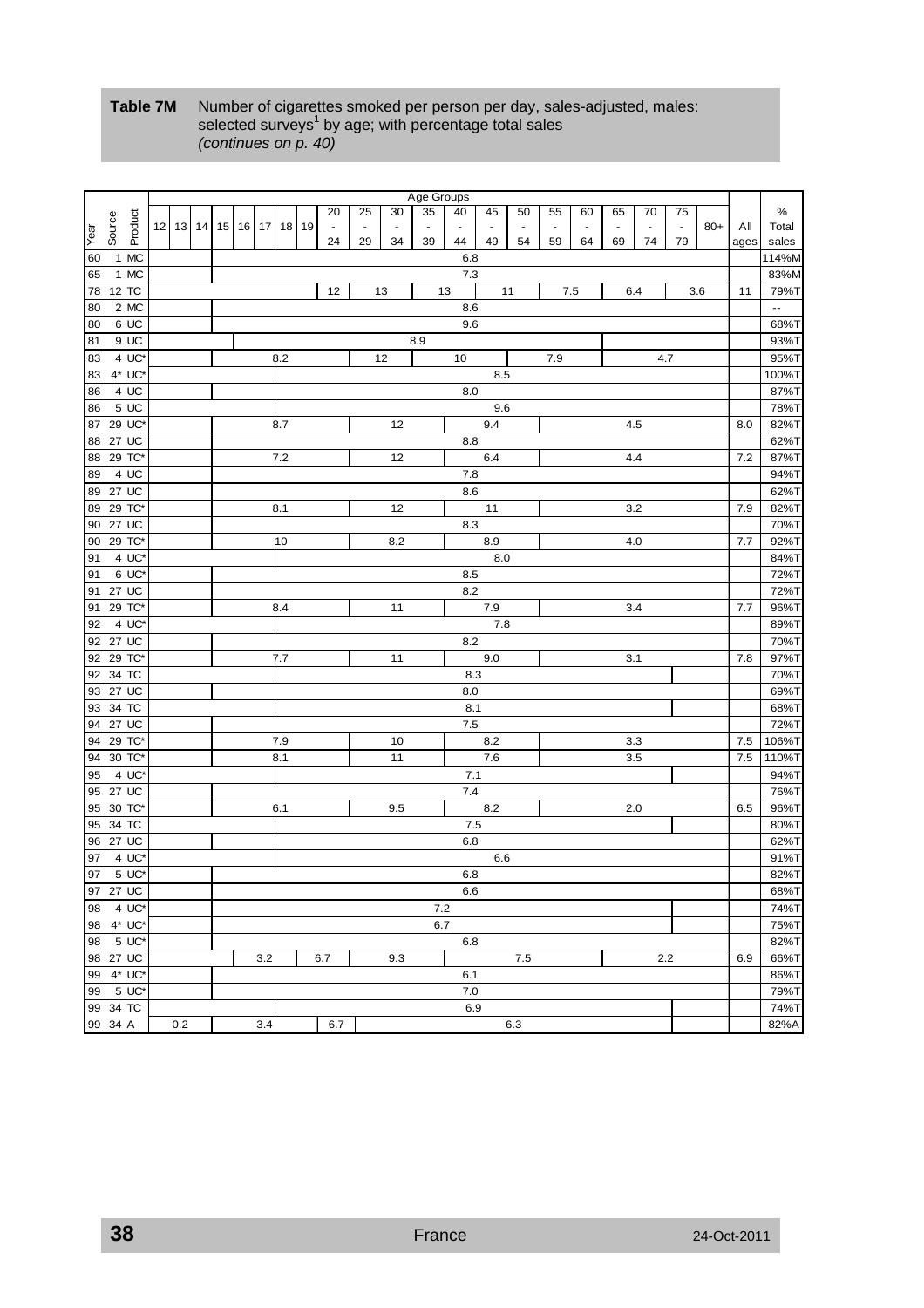**Table 7M** Number of cigarettes smoked per person per day, sales-adjusted, males: selected surveys[1] by age; with percentage total sales *(continues on p. 40)*

| Year | Source | Product | 12 | 13 | 14 | 15 | 16 | 17 | 18 | 19 | 20 - 24 | 25 - 29 | 30 - 34 | 35 - 39 | 40 - 44 | 45 - 49 | 50 - 54 | 55 - 59 | 60 - 64 | 65 - 69 | 70 - 74 | 75 - 79 | 80+ | All ages | % Total sales |
|---|---|---|---|---|---|---|---|---|---|---|---|---|---|---|---|---|---|---|---|---|---|---|---|---|---|
| 60 | 1 | MC | | | | | | | | | | | | | 6.8 | | | | | | | | | | 114%M |
| 65 | 1 | MC | | | | | | | | | | | | | 7.3 | | | | | | | | | | 83%M |
| 78 | 12 | TC | | | | | | | | | 12 | | 13 | 13 | | 11 | | 7.5 | | 6.4 | | 3.6 | | 11 | 79%T |
| 80 | 2 | MC | | | | | | | | | | | | | 8.6 | | | | | | | | | | -- |
| 80 | 6 | UC | | | | | | | | | | | | | 9.6 | | | | | | | | | | 68%T |
| 81 | 9 | UC | | | | | | | | | | | | 8.9 | | | | | | | | | | | 93%T |
| 83 | 4 | UC* | | | | | | | 8.2 | | | | 12 | | 10 | | | 7.9 | | | 4.7 | | | | 95%T |
| 83 | 4* | UC* | | | | | | | | | | | | | | 8.5 | | | | | | | | | 100%T |
| 86 | 4 | UC | | | | | | | | | | | | | 8.0 | | | | | | | | | | 87%T |
| 86 | 5 | UC | | | | | | | | | | | | | | 9.6 | | | | | | | | | 78%T |
| 87 | 29 | UC* | | | | | | | 8.7 | | | | 12 | | | 9.4 | | | | 4.5 | | | | 8.0 | 82%T |
| 88 | 27 | UC | | | | | | | | | | | | | 8.8 | | | | | | | | | | 62%T |
| 88 | 29 | TC* | | | | | | | 7.2 | | | | 12 | | | 6.4 | | | | 4.4 | | | | 7.2 | 87%T |
| 89 | 4 | UC | | | | | | | | | | | | | 7.8 | | | | | | | | | | 94%T |
| 89 | 27 | UC | | | | | | | | | | | | | 8.6 | | | | | | | | | | 62%T |
| 89 | 29 | TC* | | | | | | | 8.1 | | | | 12 | | | 11 | | | | 3.2 | | | | 7.9 | 82%T |
| 90 | 27 | UC | | | | | | | | | | | | | 8.3 | | | | | | | | | | 70%T |
| 90 | 29 | TC* | | | | | | | 10 | | | | 8.2 | | | 8.9 | | | | 4.0 | | | | 7.7 | 92%T |
| 91 | 4 | UC* | | | | | | | | | | | | | | 8.0 | | | | | | | | | 84%T |
| 91 | 6 | UC* | | | | | | | | | | | | | 8.5 | | | | | | | | | | 72%T |
| 91 | 27 | UC | | | | | | | | | | | | | 8.2 | | | | | | | | | | 72%T |
| 91 | 29 | TC* | | | | | | | 8.4 | | | | 11 | | | 7.9 | | | | 3.4 | | | | 7.7 | 96%T |
| 92 | 4 | UC* | | | | | | | | | | | | | | 7.8 | | | | | | | | | 89%T |
| 92 | 27 | UC | | | | | | | | | | | | | 8.2 | | | | | | | | | | 70%T |
| 92 | 29 | TC* | | | | | | | 7.7 | | | | 11 | | | 9.0 | | | | 3.1 | | | | 7.8 | 97%T |
| 92 | 34 | TC | | | | | | | | | | | | | 8.3 | | | | | | | | | | 70%T |
| 93 | 27 | UC | | | | | | | | | | | | | 8.0 | | | | | | | | | | 69%T |
| 93 | 34 | TC | | | | | | | | | | | | | 8.1 | | | | | | | | | | 68%T |
| 94 | 27 | UC | | | | | | | | | | | | | 7.5 | | | | | | | | | | 72%T |
| 94 | 29 | TC* | | | | | | | 7.9 | | | | 10 | | | 8.2 | | | | 3.3 | | | | 7.5 | 106%T |
| 94 | 30 | TC* | | | | | | | 8.1 | | | | 11 | | | 7.6 | | | | 3.5 | | | | 7.5 | 110%T |
| 95 | 4 | UC* | | | | | | | | | | | | | 7.1 | | | | | | | | | | 94%T |
| 95 | 27 | UC | | | | | | | | | | | | | 7.4 | | | | | | | | | | 76%T |
| 95 | 30 | TC* | | | | | | | 6.1 | | | | 9.5 | | | 8.2 | | | | 2.0 | | | | 6.5 | 96%T |
| 95 | 34 | TC | | | | | | | | | | | | | 7.5 | | | | | | | | | | 80%T |
| 96 | 27 | UC | | | | | | | | | | | | | 6.8 | | | | | | | | | | 62%T |
| 97 | 4 | UC* | | | | | | | | | | | | | | 6.6 | | | | | | | | | 91%T |
| 97 | 5 | UC* | | | | | | | | | | | | | 6.8 | | | | | | | | | | 82%T |
| 97 | 27 | UC | | | | | | | | | | | | | 6.6 | | | | | | | | | | 68%T |
| 98 | 4 | UC* | | | | | | | | | | | | 7.2 | | | | | | | | | | | 74%T |
| 98 | 4* | UC* | | | | | | | | | | | | 6.7 | | | | | | | | | | | 75%T |
| 98 | 5 | UC* | | | | | | | | | | | | | 6.8 | | | | | | | | | | 82%T |
| 98 | 27 | UC | | | | | | 3.2 | | | 6.7 | | 9.3 | | | | 7.5 | | | | 2.2 | | | 6.9 | 66%T |
| 99 | 4* | UC* | | | | | | | | | | | | | 6.1 | | | | | | | | | | 86%T |
| 99 | 5 | UC* | | | | | | | | | | | | | 7.0 | | | | | | | | | | 79%T |
| 99 | 34 | TC | | | | | | | | | | | | | 6.9 | | | | | | | | | | 74%T |
| 99 | 34 | A | | 0.2 | | | | 3.4 | | | 6.7 | | | | | | 6.3 | | | | | | | | 82%A |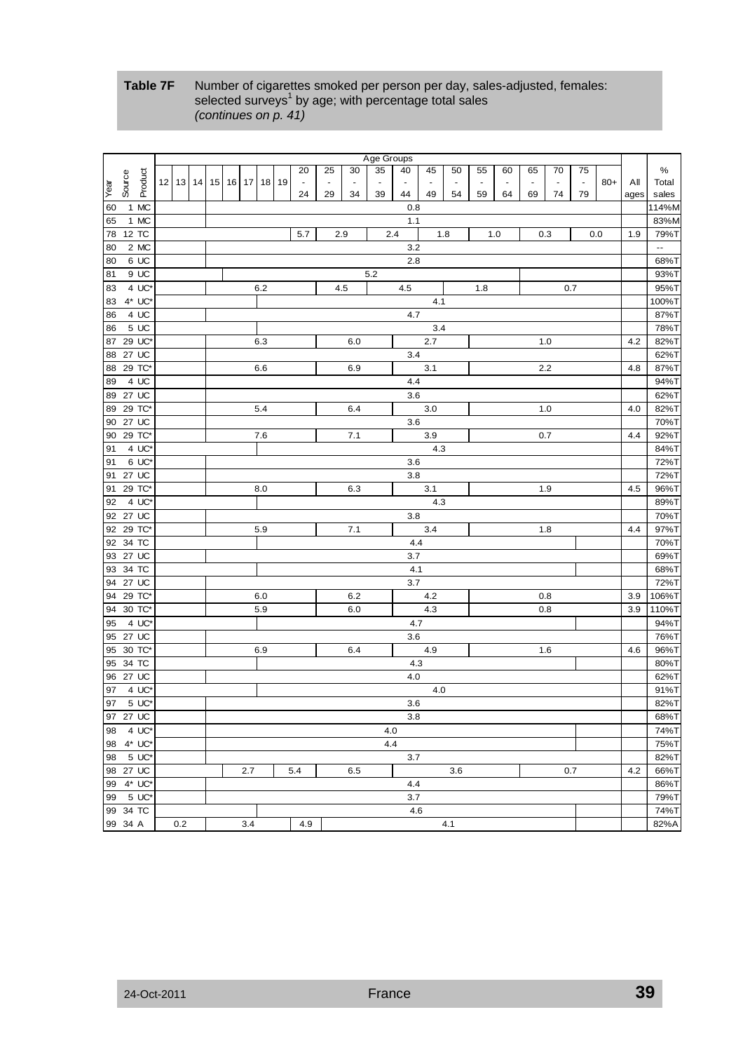**Table 7F** Number of cigarettes smoked per person per day, sales-adjusted, females: selected surveys[1] by age; with percentage total sales
*(continues on p. 41)*

| Year | Source | Product | 12 | 13 | 14 | 15 | 16 | 17 | 18 | 19 | 20-24 | 25-29 | 30-34 | 35-39 | 40-44 | 45-49 | 50-54 | 55-59 | 60-64 | 65-69 | 70-74 | 75-79 | 80+ | All ages | % Total sales |
|---|---|---|---|---|---|---|---|---|---|---|---|---|---|---|---|---|---|---|---|---|---|---|---|---|---|
| 60 | 1 | MC | | | | | | | | | | | | | | 0.8 | | | | | | | | | 114%M |
| 65 | 1 | MC | | | | | | | | | | | | | | 1.1 | | | | | | | | | 83%M |
| 78 | 12 | TC | | | | | | | | | 5.7 | | 2.9 | | 2.4 | | 1.8 | | 1.0 | | 0.3 | | 0.0 | 1.9 | 79%T |
| 80 | 2 | MC | | | | | | | | | | | | | | 3.2 | | | | | | | | | -- |
| 80 | 6 | UC | | | | | | | | | | | | | | 2.8 | | | | | | | | | 68%T |
| 81 | 9 | UC | | | | | | | | | | | | 5.2 | | | | | | | | | | | 93%T |
| 83 | 4 | UC* | | | | | | | 6.2 | | | | 4.5 | | 4.5 | | | | 1.8 | | | 0.7 | | | 95%T |
| 83 | 4* | UC* | | | | | | | | | | | | | | 4.1 | | | | | | | | | 100%T |
| 86 | 4 | UC | | | | | | | | | | | | | | 4.7 | | | | | | | | | 87%T |
| 86 | 5 | UC | | | | | | | | | | | | | | 3.4 | | | | | | | | | 78%T |
| 87 | 29 | UC* | | | | | | | 6.3 | | | | 6.0 | | | 2.7 | | | | | 1.0 | | | 4.2 | 82%T |
| 88 | 27 | UC | | | | | | | | | | | | | | 3.4 | | | | | | | | | 62%T |
| 88 | 29 | TC* | | | | | | | 6.6 | | | | 6.9 | | | 3.1 | | | | | 2.2 | | | 4.8 | 87%T |
| 89 | 4 | UC | | | | | | | | | | | | | | 4.4 | | | | | | | | | 94%T |
| 89 | 27 | UC | | | | | | | | | | | | | | 3.6 | | | | | | | | | 62%T |
| 89 | 29 | TC* | | | | | | | 5.4 | | | | 6.4 | | | 3.0 | | | | | 1.0 | | | 4.0 | 82%T |
| 90 | 27 | UC | | | | | | | | | | | | | | 3.6 | | | | | | | | | 70%T |
| 90 | 29 | TC* | | | | | | | 7.6 | | | | 7.1 | | | 3.9 | | | | | 0.7 | | | 4.4 | 92%T |
| 91 | 4 | UC* | | | | | | | | | | | | | | 4.3 | | | | | | | | | 84%T |
| 91 | 6 | UC* | | | | | | | | | | | | | | 3.6 | | | | | | | | | 72%T |
| 91 | 27 | UC | | | | | | | | | | | | | | 3.8 | | | | | | | | | 72%T |
| 91 | 29 | TC* | | | | | | | 8.0 | | | | 6.3 | | | 3.1 | | | | | 1.9 | | | 4.5 | 96%T |
| 92 | 4 | UC* | | | | | | | | | | | | | | 4.3 | | | | | | | | | 89%T |
| 92 | 27 | UC | | | | | | | | | | | | | | 3.8 | | | | | | | | | 70%T |
| 92 | 29 | TC* | | | | | | | 5.9 | | | | 7.1 | | | 3.4 | | | | | 1.8 | | | 4.4 | 97%T |
| 92 | 34 | TC | | | | | | | | | | | | | | 4.4 | | | | | | | | | 70%T |
| 93 | 27 | UC | | | | | | | | | | | | | | 3.7 | | | | | | | | | 69%T |
| 93 | 34 | TC | | | | | | | | | | | | | | 4.1 | | | | | | | | | 68%T |
| 94 | 27 | UC | | | | | | | | | | | | | | 3.7 | | | | | | | | | 72%T |
| 94 | 29 | TC* | | | | | | | 6.0 | | | | 6.2 | | | 4.2 | | | | | 0.8 | | | 3.9 | 106%T |
| 94 | 30 | TC* | | | | | | | 5.9 | | | | 6.0 | | | 4.3 | | | | | 0.8 | | | 3.9 | 110%T |
| 95 | 4 | UC* | | | | | | | | | | | | | | 4.7 | | | | | | | | | 94%T |
| 95 | 27 | UC | | | | | | | | | | | | | | 3.6 | | | | | | | | | 76%T |
| 95 | 30 | TC* | | | | | | | 6.9 | | | | 6.4 | | | 4.9 | | | | | 1.6 | | | 4.6 | 96%T |
| 95 | 34 | TC | | | | | | | | | | | | | | 4.3 | | | | | | | | | 80%T |
| 96 | 27 | UC | | | | | | | | | | | | | | 4.0 | | | | | | | | | 62%T |
| 97 | 4 | UC* | | | | | | | | | | | | | | 4.0 | | | | | | | | | 91%T |
| 97 | 5 | UC* | | | | | | | | | | | | | | 3.6 | | | | | | | | | 82%T |
| 97 | 27 | UC | | | | | | | | | | | | | | 3.8 | | | | | | | | | 68%T |
| 98 | 4 | UC* | | | | | | | | | | | | | 4.0 | | | | | | | | | | 74%T |
| 98 | 4* | UC* | | | | | | | | | | | | | 4.4 | | | | | | | | | | 75%T |
| 98 | 5 | UC* | | | | | | | | | | | | | | 3.7 | | | | | | | | | 82%T |
| 98 | 27 | UC | | | | | | 2.7 | | | 5.4 | | 6.5 | | | | 3.6 | | | | | 0.7 | | 4.2 | 66%T |
| 99 | 4* | UC* | | | | | | | | | | | | | | 4.4 | | | | | | | | | 86%T |
| 99 | 5 | UC* | | | | | | | | | | | | | | 3.7 | | | | | | | | | 79%T |
| 99 | 34 | TC | | | | | | | | | | | | | | 4.6 | | | | | | | | | 74%T |
| 99 | 34 | A | | 0.2 | | | | 3.4 | | | 4.9 | | | | | | 4.1 | | | | | | | | 82%A |

24-Oct-2011 France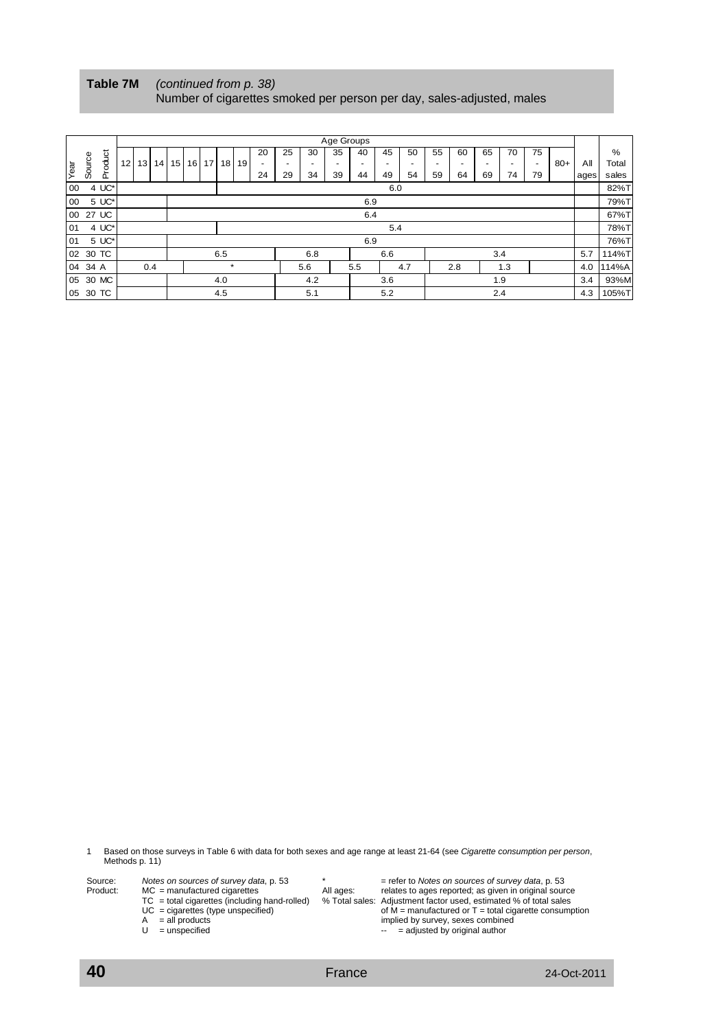**Table 7M** *(continued from p. 38)*
Number of cigarettes smoked per person per day, sales-adjusted, males

| Year | Source | Product | 12 | 13 | 14 | 15 | 16 | 17 | 18 | 19 | 20-24 | 25-29 | 30-34 | 35-39 | 40-44 | 45-49 | 50-54 | 55-59 | 60-64 | 65-69 | 70-74 | 75-79 | 80+ | All ages | % Total sales |
|---|---|---|---|---|---|---|---|---|---|---|---|---|---|---|---|---|---|---|---|---|---|---|---|---|---|
| 00 | 4 | UC* | | | | | | | | | | | | | | 6.0 | | | | | | | | | 82%T |
| 00 | 5 | UC* | | | | | | | | | | | | | 6.9 | | | | | | | | | | 79%T |
| 00 | 27 | UC | | | | | | | | | | | | | 6.4 | | | | | | | | | | 67%T |
| 01 | 4 | UC* | | | | | | | | | | | | | | 5.4 | | | | | | | | | 78%T |
| 01 | 5 | UC* | | | | | | | | | | | | | 6.9 | | | | | | | | | | 76%T |
| 02 | 30 | TC | | | | | | | 6.5 | | | | 6.8 | | | 6.6 | | | | | 3.4 | | | 5.7 | 114%T |
| 04 | 34 | A | | 0.4 | | | | | * | | | | 5.6 | | 5.5 | | 4.7 | | 2.8 | | 1.3 | | | 4.0 | 114%A |
| 05 | 30 | MC | | | | | | | 4.0 | | | | 4.2 | | | 3.6 | | | | | 1.9 | | | 3.4 | 93%M |
| 05 | 30 | TC | | | | | | | 4.5 | | | | 5.1 | | | 5.2 | | | | | 2.4 | | | 4.3 | 105%T |

1 Based on those surveys in Table 6 with data for both sexes and age range at least 21-64 (see *Cigarette consumption per person*, Methods p. 11)

Source: *Notes on sources of survey data*, p. 53

Product:
- MC = manufactured cigarettes
- TC = total cigarettes (including hand-rolled)
- UC = cigarettes (type unspecified)
- A = all products
- U = unspecified

\* = refer to *Notes on sources of survey data*, p. 53

All ages: relates to ages reported; as given in original source

% Total sales: Adjustment factor used, estimated % of total sales of M = manufactured or T = total cigarette consumption implied by survey, sexes combined

-- = adjusted by original author

France

24-Oct-2011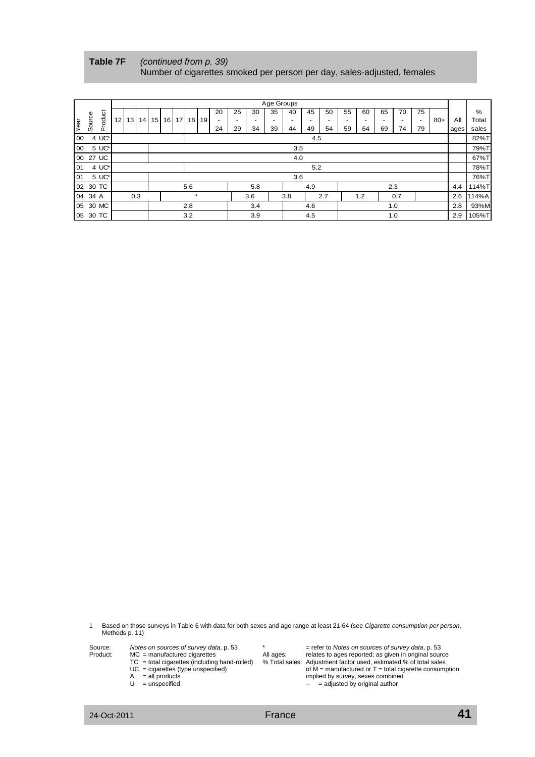**Table 7F** *(continued from p. 39)*
Number of cigarettes smoked per person per day, sales-adjusted, females

| Year | Source | Product | 12 | 13 | 14 | 15 | 16 | 17 | 18 | 19 | 20-24 | 25-29 | 30-34 | 35-39 | 40-44 | 45-49 | 50-54 | 55-59 | 60-64 | 65-69 | 70-74 | 75-79 | 80+ | All ages | % Total sales |
|---|---|---|---|---|---|---|---|---|---|---|---|---|---|---|---|---|---|---|---|---|---|---|---|---|---|
| 00 | 4 | UC* | | | | | | | | | | | | | | 4.5 | | | | | | | | | 82%T |
| 00 | 5 | UC* | | | | | | | | | | | | | 3.5 | | | | | | | | | | 79%T |
| 00 | 27 | UC | | | | | | | | | | | | | 4.0 | | | | | | | | | | 67%T |
| 01 | 4 | UC* | | | | | | | | | | | | | | 5.2 | | | | | | | | | 78%T |
| 01 | 5 | UC* | | | | | | | | | | | | | 3.6 | | | | | | | | | | 76%T |
| 02 | 30 | TC | | | | | | | 5.6 | | | | 5.8 | | | 4.9 | | | | 2.3 | | | | 4.4 | 114%T |
| 04 | 34 | A | | | 0.3 | | | | * | | | | 3.6 | | 3.8 | | 2.7 | | 1.2 | | 0.7 | | | 2.6 | 114%A |
| 05 | 30 | MC | | | | | | | 2.8 | | | | 3.4 | | | 4.6 | | | | 1.0 | | | | 2.8 | 93%M |
| 05 | 30 | TC | | | | | | | 3.2 | | | | 3.9 | | | 4.5 | | | | 1.0 | | | | 2.9 | 105%T |

1 Based on those surveys in Table 6 with data for both sexes and age range at least 21-64 (see *Cigarette consumption per person*, Methods p. 11)

Source: *Notes on sources of survey data*, p. 53
Product: MC = manufactured cigarettes
TC = total cigarettes (including hand-rolled)
UC = cigarettes (type unspecified)
A = all products
U = unspecified

\* = refer to *Notes on sources of survey data*, p. 53
All ages: relates to ages reported; as given in original source
% Total sales: Adjustment factor used, estimated % of total sales of M = manufactured or T = total cigarette consumption implied by survey, sexes combined
-- = adjusted by original author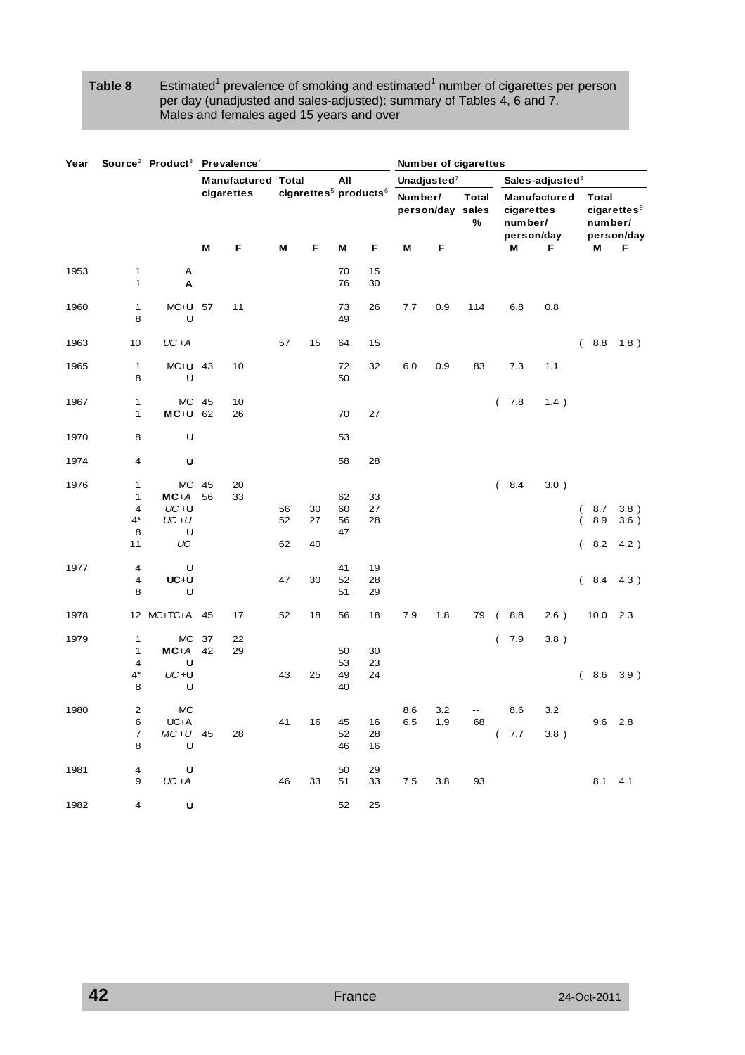**Table 8** Estimated[1] prevalence of smoking and estimated[1] number of cigarettes per person per day (unadjusted and sales-adjusted): summary of Tables 4, 6 and 7. Males and females aged 15 years and over

| Year | Source[2] | Product[3] | Prevalence[4] | | | | | | Number of cigarettes | | | | | | |
|---|---|---|---|---|---|---|---|---|---|---|---|---|---|---|---|
| | | | Manufactured cigarettes | | Total cigarettes[5] | | All products[6] | | Unadjusted[7] | | | Sales-adjusted[8] | | | |
| | | | | | | | | | Number/ person/day | | Total sales % | Manufactured cigarettes number/ person/day | | Total cigarettes[9] number/ person/day | |
| | | | M | F | M | F | M | F | M | F | | M | F | M | F |
| 1953 | 1 | A | | | | | 70 | 15 | | | | | | | |
| | 1 | **A** | | | | | 76 | 30 | | | | | | | |
| 1960 | 1 | MC+**U** | 57 | 11 | | | 73 | 26 | 7.7 | 0.9 | 114 | 6.8 | 0.8 | | |
| | 8 | U | | | | | 49 | | | | | | | | |
| 1963 | 10 | *UC+A* | | | 57 | 15 | 64 | 15 | | | | | | ( 8.8 | 1.8 ) |
| 1965 | 1 | MC+**U** | 43 | 10 | | | 72 | 32 | 6.0 | 0.9 | 83 | 7.3 | 1.1 | | |
| | 8 | U | | | | | 50 | | | | | | | | |
| 1967 | 1 | MC | 45 | 10 | | | | | | | | ( 7.8 | 1.4 ) | | |
| | 1 | **MC**+U | 62 | 26 | | | 70 | 27 | | | | | | | |
| 1970 | 8 | U | | | | | 53 | | | | | | | | |
| 1974 | 4 | **U** | | | | | 58 | 28 | | | | | | | |
| 1976 | 1 | MC | 45 | 20 | | | | | | | | ( 8.4 | 3.0 ) | | |
| | 1 | **MC**+*A* | 56 | 33 | | | 62 | 33 | | | | | | | |
| | 4 | *UC*+**U** | | | 56 | 30 | 60 | 27 | | | | | | ( 8.7 | 3.8 ) |
| | 4* | *UC+U* | | | 52 | 27 | 56 | 28 | | | | | | ( 8.9 | 3.6 ) |
| | 8 | U | | | | | 47 | | | | | | | | |
| | 11 | *UC* | | | 62 | 40 | | | | | | | | ( 8.2 | 4.2 ) |
| 1977 | 4 | U | | | | | 41 | 19 | | | | | | | |
| | 4 | **UC+U** | | | 47 | 30 | 52 | 28 | | | | | | ( 8.4 | 4.3 ) |
| | 8 | U | | | | | 51 | 29 | | | | | | | |
| 1978 | 12 | MC+TC+A | 45 | 17 | 52 | 18 | 56 | 18 | 7.9 | 1.8 | 79 | ( 8.8 | 2.6 ) | 10.0 | 2.3 |
| 1979 | 1 | MC | 37 | 22 | | | | | | | | ( 7.9 | 3.8 ) | | |
| | 1 | **MC**+*A* | 42 | 29 | | | 50 | 30 | | | | | | | |
| | 4 | **U** | | | | | 53 | 23 | | | | | | | |
| | 4* | *UC* +**U** | | | 43 | 25 | 49 | 24 | | | | | | ( 8.6 | 3.9 ) |
| | 8 | U | | | | | 40 | | | | | | | | |
| 1980 | 2 | MC | | | | | | | 8.6 | 3.2 | -- | 8.6 | 3.2 | | |
| | 6 | UC+A | | | 41 | 16 | 45 | 16 | 6.5 | 1.9 | 68 | | | 9.6 | 2.8 |
| | 7 | *MC+U* | 45 | 28 | | | 52 | 28 | | | | ( 7.7 | 3.8 ) | | |
| | 8 | U | | | | | 46 | 16 | | | | | | | |
| 1981 | 4 | **U** | | | | | 50 | 29 | | | | | | | |
| | 9 | *UC+A* | | | 46 | 33 | 51 | 33 | 7.5 | 3.8 | 93 | | | 8.1 | 4.1 |
| 1982 | 4 | **U** | | | | | 52 | 25 | | | | | | | |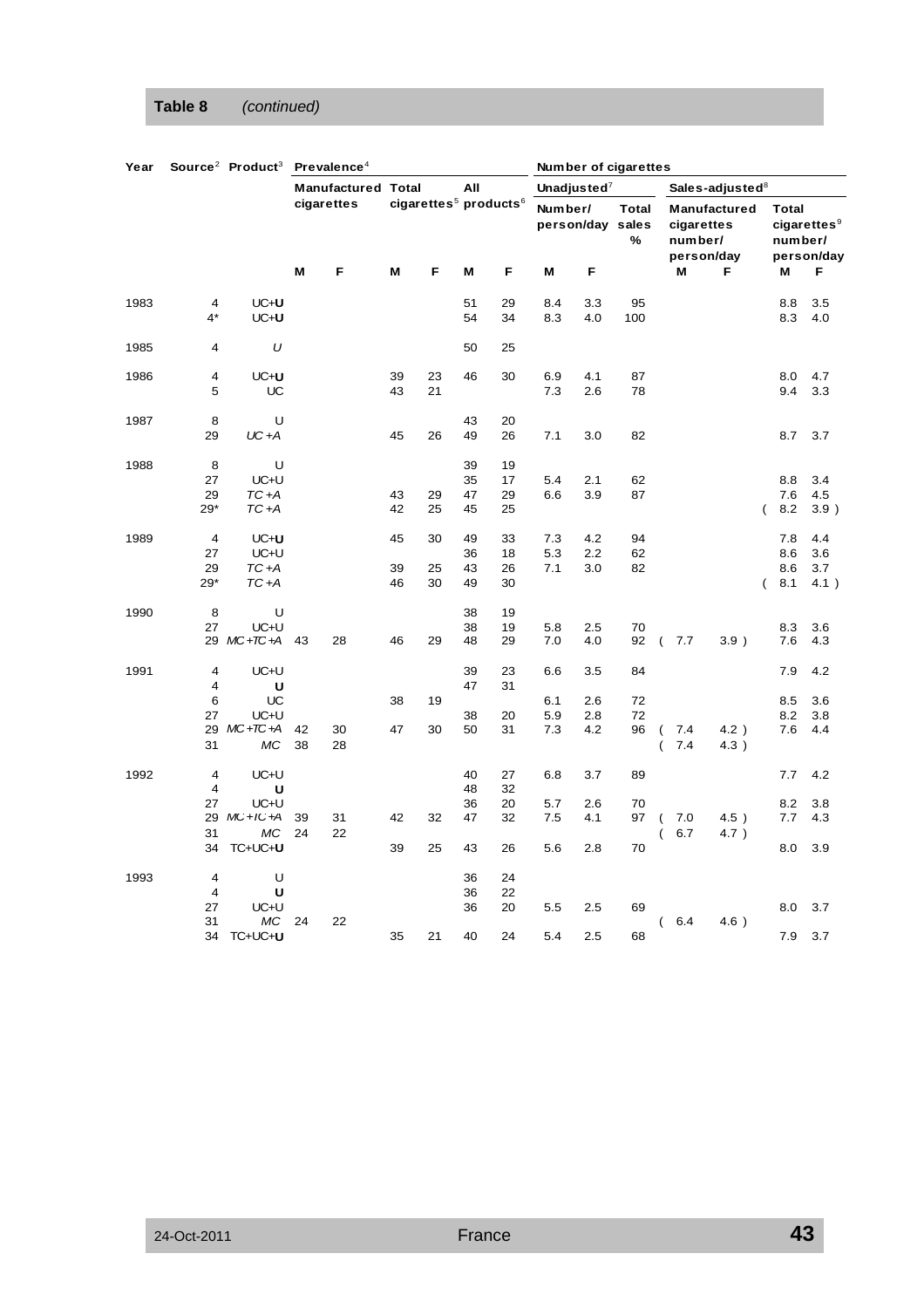**Table 8** *(continued)*

| Year | Source[2] | Product[3] | Prevalence[4] | | | | | | Number of cigarettes | | | | | | |
|---|---|---|---|---|---|---|---|---|---|---|---|---|---|---|---|
| | | | Manufactured cigarettes | | Total cigarettes[5] | | All products[6] | | Unadjusted[7] | | | Sales-adjusted[8] | | | |
| | | | | | | | | | Number/ person/day | | Total sales % | Manufactured cigarettes number/ person/day | | Total cigarettes[9] number/ person/day | |
| | | | M | F | M | F | M | F | M | F | | M | F | M | F |
| 1983 | 4 | UC+**U** | | | | | 51 | 29 | 8.4 | 3.3 | 95 | | | 8.8 | 3.5 |
| | 4* | UC+**U** | | | | | 54 | 34 | 8.3 | 4.0 | 100 | | | 8.3 | 4.0 |
| 1985 | 4 | *U* | | | | | 50 | 25 | | | | | | | |
| 1986 | 4 | UC+**U** | | | 39 | 23 | 46 | 30 | 6.9 | 4.1 | 87 | | | 8.0 | 4.7 |
| | 5 | UC | | | 43 | 21 | | | 7.3 | 2.6 | 78 | | | 9.4 | 3.3 |
| 1987 | 8 | U | | | | | 43 | 20 | | | | | | | |
| | 29 | *UC+A* | | | 45 | 26 | 49 | 26 | 7.1 | 3.0 | 82 | | | 8.7 | 3.7 |
| 1988 | 8 | U | | | | | 39 | 19 | | | | | | | |
| | 27 | UC+U | | | | | 35 | 17 | 5.4 | 2.1 | 62 | | | 8.8 | 3.4 |
| | 29 | *TC+A* | | | 43 | 29 | 47 | 29 | 6.6 | 3.9 | 87 | | | 7.6 | 4.5 |
| | 29* | *TC+A* | | | 42 | 25 | 45 | 25 | | | | | | ( 8.2 | 3.9 ) |
| 1989 | 4 | UC+**U** | | | 45 | 30 | 49 | 33 | 7.3 | 4.2 | 94 | | | 7.8 | 4.4 |
| | 27 | UC+U | | | | | 36 | 18 | 5.3 | 2.2 | 62 | | | 8.6 | 3.6 |
| | 29 | *TC+A* | | | 39 | 25 | 43 | 26 | 7.1 | 3.0 | 82 | | | 8.6 | 3.7 |
| | 29* | *TC+A* | | | 46 | 30 | 49 | 30 | | | | | | ( 8.1 | 4.1 ) |
| 1990 | 8 | U | | | | | 38 | 19 | | | | | | | |
| | 27 | UC+U | | | | | 38 | 19 | 5.8 | 2.5 | 70 | | | 8.3 | 3.6 |
| | 29 | *MC+TC+A* | 43 | 28 | 46 | 29 | 48 | 29 | 7.0 | 4.0 | 92 | ( 7.7 | 3.9 ) | 7.6 | 4.3 |
| 1991 | 4 | UC+U | | | | | 39 | 23 | 6.6 | 3.5 | 84 | | | 7.9 | 4.2 |
| | 4 | **U** | | | | | 47 | 31 | | | | | | | |
| | 6 | UC | | | 38 | 19 | | | 6.1 | 2.6 | 72 | | | 8.5 | 3.6 |
| | 27 | UC+U | | | | | 38 | 20 | 5.9 | 2.8 | 72 | | | 8.2 | 3.8 |
| | 29 | *MC+TC+A* | 42 | 30 | 47 | 30 | 50 | 31 | 7.3 | 4.2 | 96 | ( 7.4 | 4.2 ) | 7.6 | 4.4 |
| | 31 | *MC* | 38 | 28 | | | | | | | | ( 7.4 | 4.3 ) | | |
| 1992 | 4 | UC+U | | | | | 40 | 27 | 6.8 | 3.7 | 89 | | | 7.7 | 4.2 |
| | 4 | **U** | | | | | 48 | 32 | | | | | | | |
| | 27 | UC+U | | | | | 36 | 20 | 5.7 | 2.6 | 70 | | | 8.2 | 3.8 |
| | 29 | *MC+TC+A* | 39 | 31 | 42 | 32 | 47 | 32 | 7.5 | 4.1 | 97 | ( 7.0 | 4.5 ) | 7.7 | 4.3 |
| | 31 | *MC* | 24 | 22 | | | | | | | | ( 6.7 | 4.7 ) | | |
| | 34 | TC+UC+**U** | | | 39 | 25 | 43 | 26 | 5.6 | 2.8 | 70 | | | 8.0 | 3.9 |
| 1993 | 4 | U | | | | | 36 | 24 | | | | | | | |
| | 4 | **U** | | | | | 36 | 22 | | | | | | | |
| | 27 | UC+U | | | | | 36 | 20 | 5.5 | 2.5 | 69 | | | 8.0 | 3.7 |
| | 31 | *MC* | 24 | 22 | | | | | | | | ( 6.4 | 4.6 ) | | |
| | 34 | TC+UC+**U** | | | 35 | 21 | 40 | 24 | 5.4 | 2.5 | 68 | | | 7.9 | 3.7 |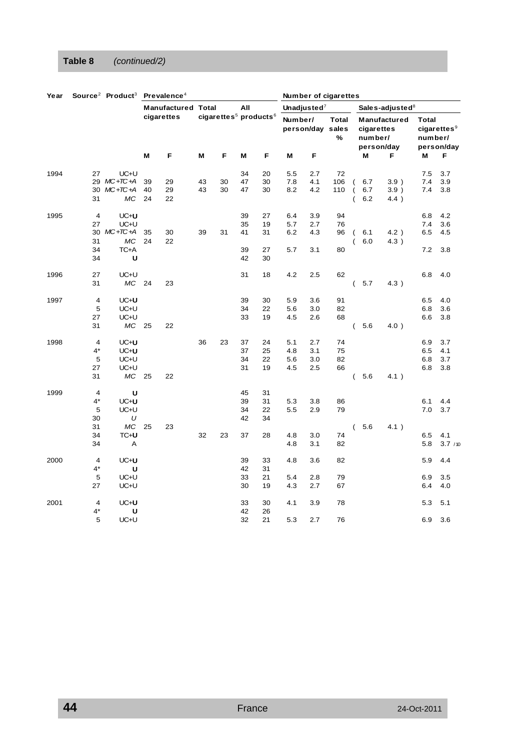**Table 8** *(continued/2)*

| Year | Source[2] | Product[3] | Prevalence[4] | | | | | | Number of cigarettes | | | | | | |
|---|---|---|---|---|---|---|---|---|---|---|---|---|---|---|---|
| | | | Manufactured cigarettes | | Total cigarettes[5] | | All products[6] | | Unadjusted[7] | | | Sales-adjusted[8] | | | |
| | | | | | | | | | Number/ person/day | | Total sales % | Manufactured cigarettes number/ person/day | | Total cigarettes[9] number/ person/day | |
| | | | M | F | M | F | M | F | M | F | | M | F | M | F |
| 1994 | 27 | UC+U | | | | | 34 | 20 | 5.5 | 2.7 | 72 | | | 7.5 | 3.7 |
| | 29 | *MC+TC+A* | 39 | 29 | 43 | 30 | 47 | 30 | 7.8 | 4.1 | 106 | ( 6.7 | 3.9 ) | 7.4 | 3.9 |
| | 30 | *MC+TC+A* | 40 | 29 | 43 | 30 | 47 | 30 | 8.2 | 4.2 | 110 | ( 6.7 | 3.9 ) | 7.4 | 3.8 |
| | 31 | *MC* | 24 | 22 | | | | | | | | ( 6.2 | 4.4 ) | | |
| 1995 | 4 | UC+**U** | | | | | 39 | 27 | 6.4 | 3.9 | 94 | | | 6.8 | 4.2 |
| | 27 | UC+U | | | | | 35 | 19 | 5.7 | 2.7 | 76 | | | 7.4 | 3.6 |
| | 30 | *MC+TC+A* | 35 | 30 | 39 | 31 | 41 | 31 | 6.2 | 4.3 | 96 | ( 6.1 | 4.2 ) | 6.5 | 4.5 |
| | 31 | *MC* | 24 | 22 | | | | | | | | ( 6.0 | 4.3 ) | | |
| | 34 | TC+A | | | | | 39 | 27 | 5.7 | 3.1 | 80 | | | 7.2 | 3.8 |
| | 34 | **U** | | | | | 42 | 30 | | | | | | | |
| 1996 | 27 | UC+U | | | | | 31 | 18 | 4.2 | 2.5 | 62 | | | 6.8 | 4.0 |
| | 31 | *MC* | 24 | 23 | | | | | | | | ( 5.7 | 4.3 ) | | |
| 1997 | 4 | UC+**U** | | | | | 39 | 30 | 5.9 | 3.6 | 91 | | | 6.5 | 4.0 |
| | 5 | UC+U | | | | | 34 | 22 | 5.6 | 3.0 | 82 | | | 6.8 | 3.6 |
| | 27 | UC+U | | | | | 33 | 19 | 4.5 | 2.6 | 68 | | | 6.6 | 3.8 |
| | 31 | *MC* | 25 | 22 | | | | | | | | ( 5.6 | 4.0 ) | | |
| 1998 | 4 | UC+**U** | | | 36 | 23 | 37 | 24 | 5.1 | 2.7 | 74 | | | 6.9 | 3.7 |
| | 4* | UC+**U** | | | | | 37 | 25 | 4.8 | 3.1 | 75 | | | 6.5 | 4.1 |
| | 5 | UC+U | | | | | 34 | 22 | 5.6 | 3.0 | 82 | | | 6.8 | 3.7 |
| | 27 | UC+U | | | | | 31 | 19 | 4.5 | 2.5 | 66 | | | 6.8 | 3.8 |
| | 31 | *MC* | 25 | 22 | | | | | | | | ( 5.6 | 4.1 ) | | |
| 1999 | 4 | **U** | | | | | 45 | 31 | | | | | | | |
| | 4* | UC+**U** | | | | | 39 | 31 | 5.3 | 3.8 | 86 | | | 6.1 | 4.4 |
| | 5 | UC+U | | | | | 34 | 22 | 5.5 | 2.9 | 79 | | | 7.0 | 3.7 |
| | 30 | *U* | | | | | 42 | 34 | | | | | | | |
| | 31 | *MC* | 25 | 23 | | | | | | | | ( 5.6 | 4.1 ) | | |
| | 34 | TC+**U** | | | 32 | 23 | 37 | 28 | 4.8 | 3.0 | 74 | | | 6.5 | 4.1 |
| | 34 | A | | | | | | | 4.8 | 3.1 | 82 | | | 5.8 | 3.7 /10 |
| 2000 | 4 | UC+**U** | | | | | 39 | 33 | 4.8 | 3.6 | 82 | | | 5.9 | 4.4 |
| | 4* | **U** | | | | | 42 | 31 | | | | | | | |
| | 5 | UC+U | | | | | 33 | 21 | 5.4 | 2.8 | 79 | | | 6.9 | 3.5 |
| | 27 | UC+U | | | | | 30 | 19 | 4.3 | 2.7 | 67 | | | 6.4 | 4.0 |
| 2001 | 4 | UC+**U** | | | | | 33 | 30 | 4.1 | 3.9 | 78 | | | 5.3 | 5.1 |
| | 4* | **U** | | | | | 42 | 26 | | | | | | | |
| | 5 | UC+U | | | | | 32 | 21 | 5.3 | 2.7 | 76 | | | 6.9 | 3.6 |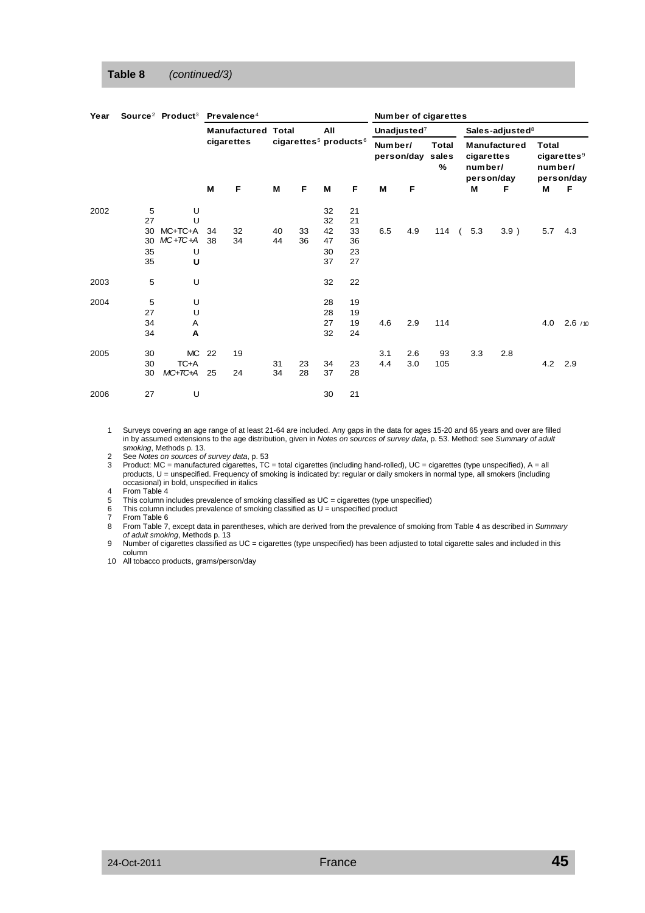**Table 8** *(continued/3)*

| Year | Source[2] | Product[3] | Prevalence[4] | | | | | | Number of cigarettes | | | | | | |
|---|---|---|---|---|---|---|---|---|---|---|---|---|---|---|---|
| | | | Manufactured cigarettes | | Total cigarettes[5] | | All products[6] | | Unadjusted[7] | | | Sales-adjusted[8] | | | |
| | | | | | | | | | Number/ person/day | | Total sales % | Manufactured cigarettes number/ person/day | | Total cigarettes[9] number/ person/day | |
| | | | M | F | M | F | M | F | M | F | | M | F | M | F |
| 2002 | 5 | U | | | | | 32 | 21 | | | | | | | |
| | 27 | U | | | | | 32 | 21 | | | | | | | |
| | 30 | MC+TC+A | 34 | 32 | 40 | 33 | 42 | 33 | 6.5 | 4.9 | 114 | ( 5.3 | 3.9 ) | 5.7 | 4.3 |
| | 30 | *MC+TC+A* | 38 | 34 | 44 | 36 | 47 | 36 | | | | | | | |
| | 35 | U | | | | | 30 | 23 | | | | | | | |
| | 35 | **U** | | | | | 37 | 27 | | | | | | | |
| 2003 | 5 | U | | | | | 32 | 22 | | | | | | | |
| 2004 | 5 | U | | | | | 28 | 19 | | | | | | | |
| | 27 | U | | | | | 28 | 19 | | | | | | | |
| | 34 | A | | | | | 27 | 19 | 4.6 | 2.9 | 114 | | | 4.0 | 2.6 /10 |
| | 34 | **A** | | | | | 32 | 24 | | | | | | | |
| 2005 | 30 | MC | 22 | 19 | | | | | 3.1 | 2.6 | 93 | 3.3 | 2.8 | | |
| | 30 | TC+A | | | 31 | 23 | 34 | 23 | 4.4 | 3.0 | 105 | | | 4.2 | 2.9 |
| | 30 | *MC+TC+A* | 25 | 24 | 34 | 28 | 37 | 28 | | | | | | | |
| 2006 | 27 | U | | | | | 30 | 21 | | | | | | | |

1 Surveys covering an age range of at least 21-64 are included. Any gaps in the data for ages 15-20 and 65 years and over are filled in by assumed extensions to the age distribution, given in *Notes on sources of survey data*, p. 53. Method: see *Summary of adult smoking*, Methods p. 13.

2 See *Notes on sources of survey data*, p. 53

3 Product: MC = manufactured cigarettes, TC = total cigarettes (including hand-rolled), UC = cigarettes (type unspecified), A = all products, U = unspecified. Frequency of smoking is indicated by: regular or daily smokers in normal type, all smokers (including occasional) in bold, unspecified in italics

4 From Table 4

5 This column includes prevalence of smoking classified as UC = cigarettes (type unspecified)

6 This column includes prevalence of smoking classified as U = unspecified product

7 From Table 6

8 From Table 7, except data in parentheses, which are derived from the prevalence of smoking from Table 4 as described in *Summary of adult smoking*, Methods p. 13

9 Number of cigarettes classified as UC = cigarettes (type unspecified) has been adjusted to total cigarette sales and included in this column

10 All tobacco products, grams/person/day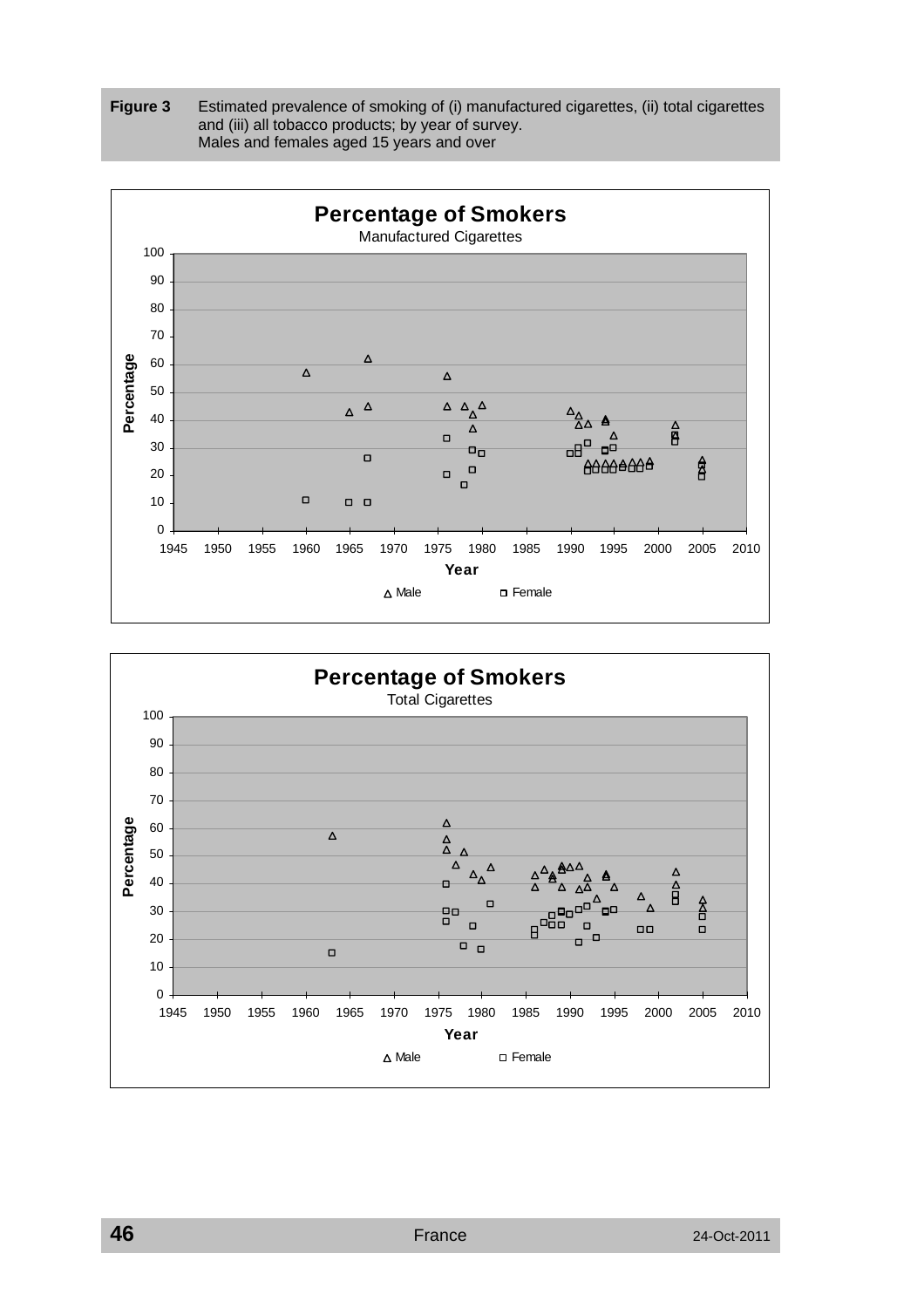**Figure 3** Estimated prevalence of smoking of (i) manufactured cigarettes, (ii) total cigarettes and (iii) all tobacco products; by year of survey.
Males and females aged 15 years and over

**Percentage of Smokers**
Manufactured Cigarettes

Percentage (0–100) by Year (1945–2010)

△ Male □ Female

**Percentage of Smokers**
Total Cigarettes

Percentage (0–100) by Year (1945–2010)

△ Male □ Female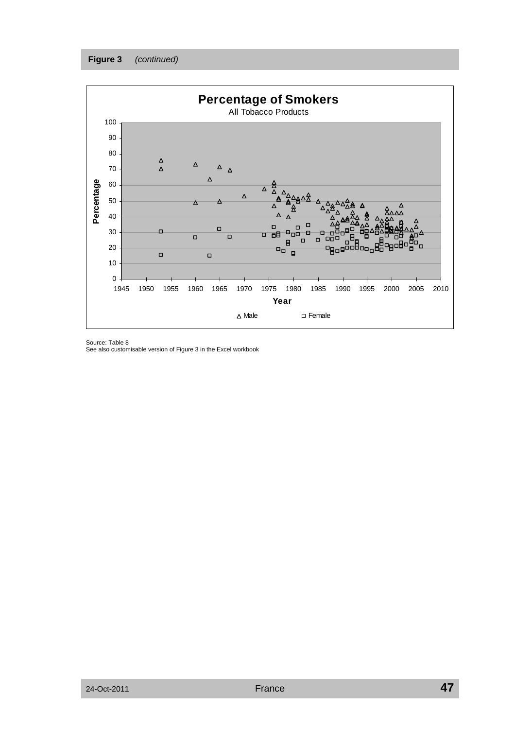**Figure 3** *(continued)*

**Percentage of Smokers**

All Tobacco Products

Source: Table 8
See also customisable version of Figure 3 in the Excel workbook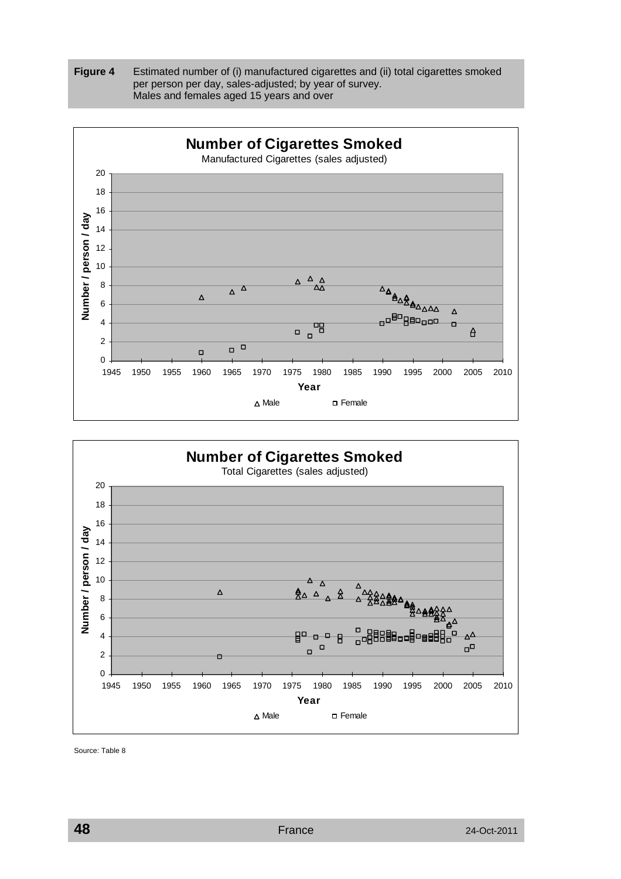**Figure 4** Estimated number of (i) manufactured cigarettes and (ii) total cigarettes smoked per person per day, sales-adjusted; by year of survey.
Males and females aged 15 years and over

**Number of Cigarettes Smoked**

Manufactured Cigarettes (sales adjusted)

**Number of Cigarettes Smoked**

Total Cigarettes (sales adjusted)

Source: Table 8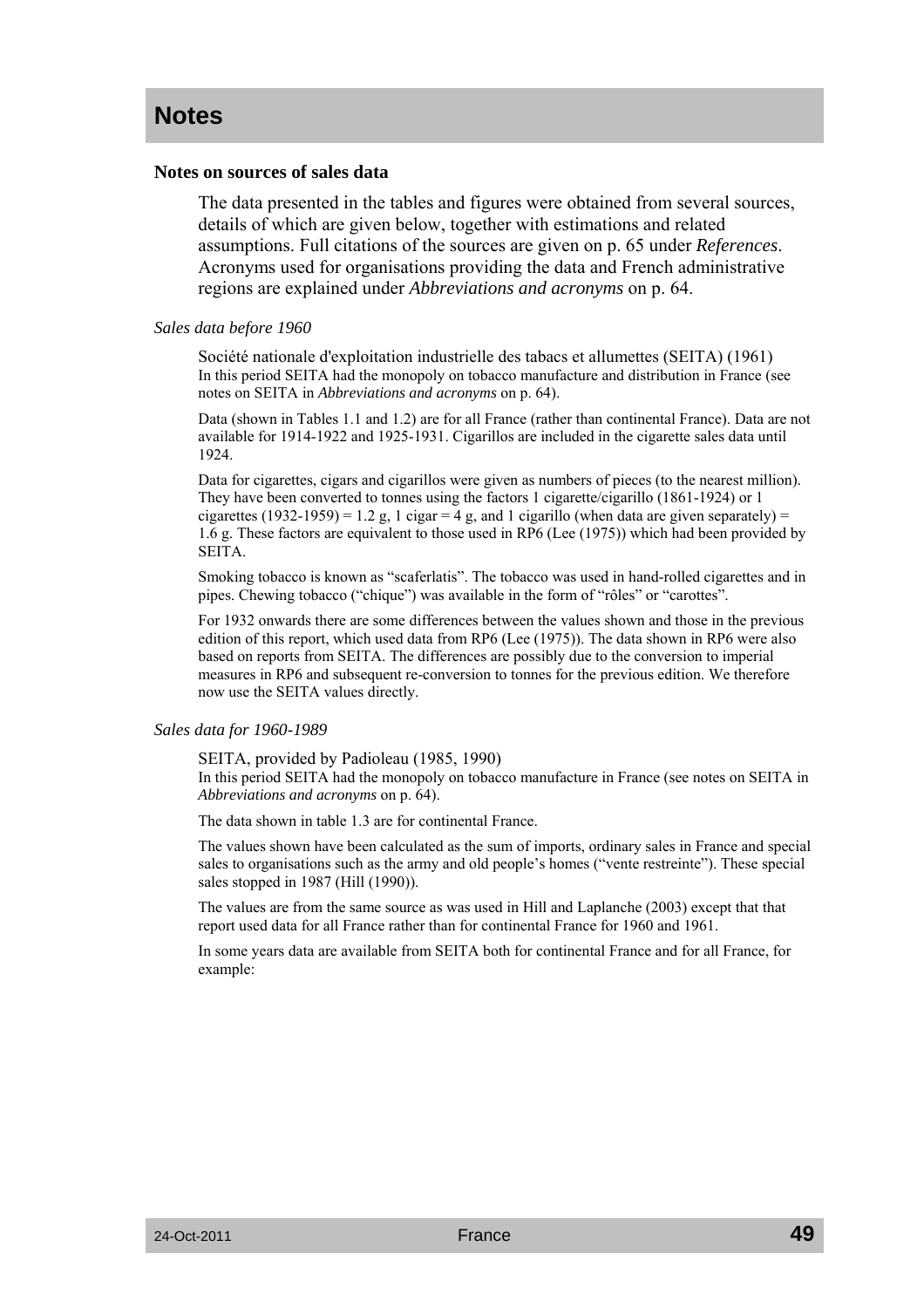# Notes

### Notes on sources of sales data

The data presented in the tables and figures were obtained from several sources, details of which are given below, together with estimations and related assumptions. Full citations of the sources are given on p. 65 under *References*. Acronyms used for organisations providing the data and French administrative regions are explained under *Abbreviations and acronyms* on p. 64.

*Sales data before 1960*

Société nationale d'exploitation industrielle des tabacs et allumettes (SEITA) (1961)
In this period SEITA had the monopoly on tobacco manufacture and distribution in France (see notes on SEITA in *Abbreviations and acronyms* on p. 64).

Data (shown in Tables 1.1 and 1.2) are for all France (rather than continental France). Data are not available for 1914-1922 and 1925-1931. Cigarillos are included in the cigarette sales data until 1924.

Data for cigarettes, cigars and cigarillos were given as numbers of pieces (to the nearest million). They have been converted to tonnes using the factors 1 cigarette/cigarillo (1861-1924) or 1 cigarettes (1932-1959) = 1.2 g, 1 cigar = 4 g, and 1 cigarillo (when data are given separately) = 1.6 g. These factors are equivalent to those used in RP6 (Lee (1975)) which had been provided by SEITA.

Smoking tobacco is known as "scaferlatis". The tobacco was used in hand-rolled cigarettes and in pipes. Chewing tobacco ("chique") was available in the form of "rôles" or "carottes".

For 1932 onwards there are some differences between the values shown and those in the previous edition of this report, which used data from RP6 (Lee (1975)). The data shown in RP6 were also based on reports from SEITA. The differences are possibly due to the conversion to imperial measures in RP6 and subsequent re-conversion to tonnes for the previous edition. We therefore now use the SEITA values directly.

*Sales data for 1960-1989*

SEITA, provided by Padioleau (1985, 1990)
In this period SEITA had the monopoly on tobacco manufacture in France (see notes on SEITA in *Abbreviations and acronyms* on p. 64).

The data shown in table 1.3 are for continental France.

The values shown have been calculated as the sum of imports, ordinary sales in France and special sales to organisations such as the army and old people's homes ("vente restreinte"). These special sales stopped in 1987 (Hill (1990)).

The values are from the same source as was used in Hill and Laplanche (2003) except that that report used data for all France rather than for continental France for 1960 and 1961.

In some years data are available from SEITA both for continental France and for all France, for example: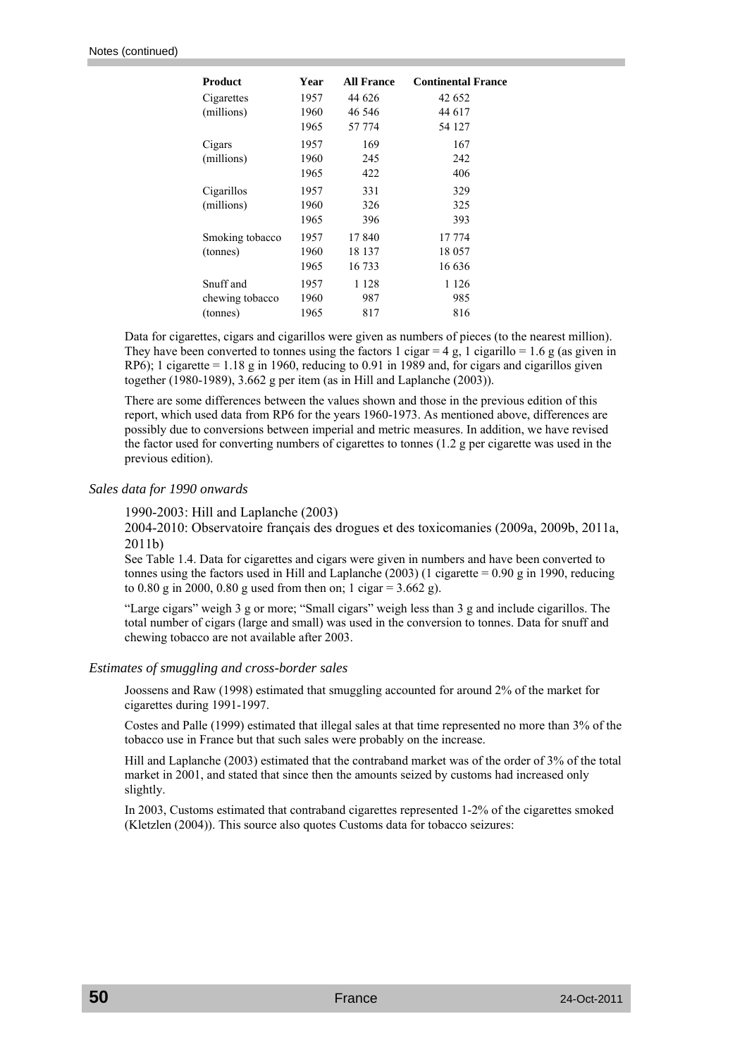Notes (continued)

| Product | Year | All France | Continental France |
|---|---|---|---|
| Cigarettes | 1957 | 44 626 | 42 652 |
| (millions) | 1960 | 46 546 | 44 617 |
| | 1965 | 57 774 | 54 127 |
| Cigars | 1957 | 169 | 167 |
| (millions) | 1960 | 245 | 242 |
| | 1965 | 422 | 406 |
| Cigarillos | 1957 | 331 | 329 |
| (millions) | 1960 | 326 | 325 |
| | 1965 | 396 | 393 |
| Smoking tobacco | 1957 | 17 840 | 17 774 |
| (tonnes) | 1960 | 18 137 | 18 057 |
| | 1965 | 16 733 | 16 636 |
| Snuff and | 1957 | 1 128 | 1 126 |
| chewing tobacco | 1960 | 987 | 985 |
| (tonnes) | 1965 | 817 | 816 |

Data for cigarettes, cigars and cigarillos were given as numbers of pieces (to the nearest million). They have been converted to tonnes using the factors 1 cigar = 4 g, 1 cigarillo = 1.6 g (as given in RP6); 1 cigarette = 1.18 g in 1960, reducing to 0.91 in 1989 and, for cigars and cigarillos given together (1980-1989), 3.662 g per item (as in Hill and Laplanche (2003)).

There are some differences between the values shown and those in the previous edition of this report, which used data from RP6 for the years 1960-1973. As mentioned above, differences are possibly due to conversions between imperial and metric measures. In addition, we have revised the factor used for converting numbers of cigarettes to tonnes (1.2 g per cigarette was used in the previous edition).

*Sales data for 1990 onwards*

1990-2003: Hill and Laplanche (2003)

2004-2010: Observatoire français des drogues et des toxicomanies (2009a, 2009b, 2011a, 2011b)

See Table 1.4. Data for cigarettes and cigars were given in numbers and have been converted to tonnes using the factors used in Hill and Laplanche (2003) (1 cigarette = 0.90 g in 1990, reducing to 0.80 g in 2000, 0.80 g used from then on; 1 cigar = 3.662 g).

"Large cigars" weigh 3 g or more; "Small cigars" weigh less than 3 g and include cigarillos. The total number of cigars (large and small) was used in the conversion to tonnes. Data for snuff and chewing tobacco are not available after 2003.

*Estimates of smuggling and cross-border sales*

Joossens and Raw (1998) estimated that smuggling accounted for around 2% of the market for cigarettes during 1991-1997.

Costes and Palle (1999) estimated that illegal sales at that time represented no more than 3% of the tobacco use in France but that such sales were probably on the increase.

Hill and Laplanche (2003) estimated that the contraband market was of the order of 3% of the total market in 2001, and stated that since then the amounts seized by customs had increased only slightly.

In 2003, Customs estimated that contraband cigarettes represented 1-2% of the cigarettes smoked (Kletzlen (2004)). This source also quotes Customs data for tobacco seizures: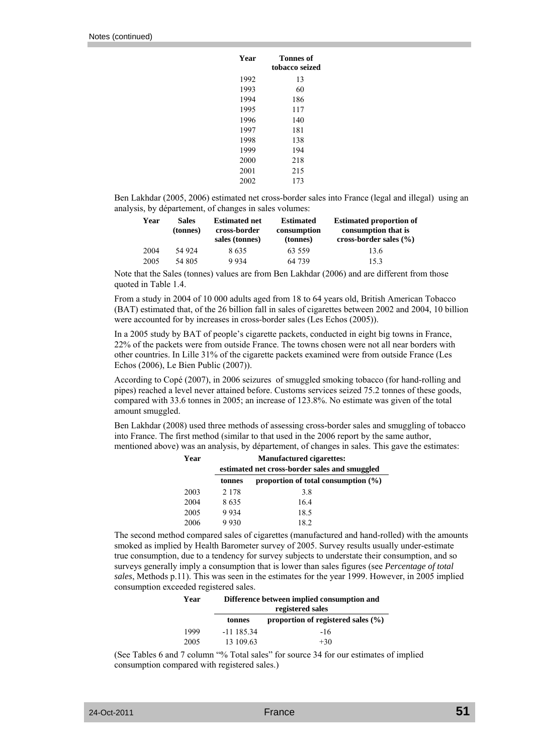Notes (continued)

| Year | Tonnes of tobacco seized |
|---|---|
| 1992 | 13 |
| 1993 | 60 |
| 1994 | 186 |
| 1995 | 117 |
| 1996 | 140 |
| 1997 | 181 |
| 1998 | 138 |
| 1999 | 194 |
| 2000 | 218 |
| 2001 | 215 |
| 2002 | 173 |

Ben Lakhdar (2005, 2006) estimated net cross-border sales into France (legal and illegal) using an analysis, by département, of changes in sales volumes:

| Year | Sales (tonnes) | Estimated net cross-border sales (tonnes) | Estimated consumption (tonnes) | Estimated proportion of consumption that is cross-border sales (%) |
|---|---|---|---|---|
| 2004 | 54 924 | 8 635 | 63 559 | 13.6 |
| 2005 | 54 805 | 9 934 | 64 739 | 15.3 |

Note that the Sales (tonnes) values are from Ben Lakhdar (2006) and are different from those quoted in Table 1.4.

From a study in 2004 of 10 000 adults aged from 18 to 64 years old, British American Tobacco (BAT) estimated that, of the 26 billion fall in sales of cigarettes between 2002 and 2004, 10 billion were accounted for by increases in cross-border sales (Les Echos (2005)).

In a 2005 study by BAT of people's cigarette packets, conducted in eight big towns in France, 22% of the packets were from outside France. The towns chosen were not all near borders with other countries. In Lille 31% of the cigarette packets examined were from outside France (Les Echos (2006), Le Bien Public (2007)).

According to Copé (2007), in 2006 seizures of smuggled smoking tobacco (for hand-rolling and pipes) reached a level never attained before. Customs services seized 75.2 tonnes of these goods, compared with 33.6 tonnes in 2005; an increase of 123.8%. No estimate was given of the total amount smuggled.

Ben Lakhdar (2008) used three methods of assessing cross-border sales and smuggling of tobacco into France. The first method (similar to that used in the 2006 report by the same author, mentioned above) was an analysis, by département, of changes in sales. This gave the estimates:

| Year | Manufactured cigarettes: estimated net cross-border sales and smuggled | |
|---|---|---|
| | tonnes | proportion of total consumption (%) |
| 2003 | 2 178 | 3.8 |
| 2004 | 8 635 | 16.4 |
| 2005 | 9 934 | 18.5 |
| 2006 | 9 930 | 18.2 |

The second method compared sales of cigarettes (manufactured and hand-rolled) with the amounts smoked as implied by Health Barometer survey of 2005. Survey results usually under-estimate true consumption, due to a tendency for survey subjects to understate their consumption, and so surveys generally imply a consumption that is lower than sales figures (see *Percentage of total sales*, Methods p.11). This was seen in the estimates for the year 1999. However, in 2005 implied consumption exceeded registered sales.

| Year | Difference between implied consumption and registered sales | |
|---|---|---|
| | tonnes | proportion of registered sales (%) |
| 1999 | -11 185.34 | -16 |
| 2005 | 13 109.63 | +30 |

(See Tables 6 and 7 column "% Total sales" for source 34 for our estimates of implied consumption compared with registered sales.)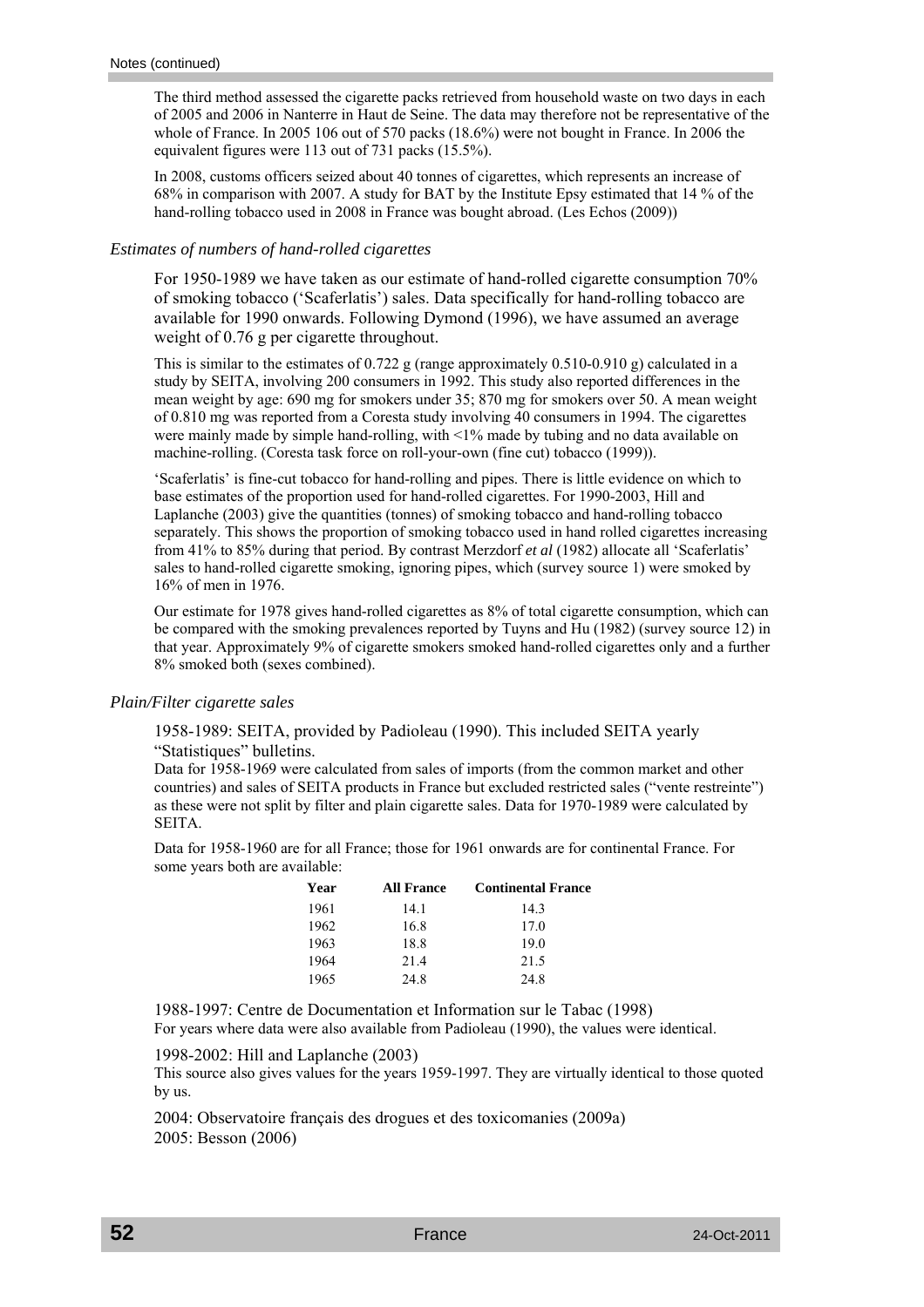Notes (continued)

The third method assessed the cigarette packs retrieved from household waste on two days in each of 2005 and 2006 in Nanterre in Haut de Seine. The data may therefore not be representative of the whole of France. In 2005 106 out of 570 packs (18.6%) were not bought in France. In 2006 the equivalent figures were 113 out of 731 packs (15.5%).

In 2008, customs officers seized about 40 tonnes of cigarettes, which represents an increase of 68% in comparison with 2007. A study for BAT by the Institute Epsy estimated that 14 % of the hand-rolling tobacco used in 2008 in France was bought abroad. (Les Echos (2009))

*Estimates of numbers of hand-rolled cigarettes*

For 1950-1989 we have taken as our estimate of hand-rolled cigarette consumption 70% of smoking tobacco ('Scaferlatis') sales. Data specifically for hand-rolling tobacco are available for 1990 onwards. Following Dymond (1996), we have assumed an average weight of 0.76 g per cigarette throughout.

This is similar to the estimates of 0.722 g (range approximately 0.510-0.910 g) calculated in a study by SEITA, involving 200 consumers in 1992. This study also reported differences in the mean weight by age: 690 mg for smokers under 35; 870 mg for smokers over 50. A mean weight of 0.810 mg was reported from a Coresta study involving 40 consumers in 1994. The cigarettes were mainly made by simple hand-rolling, with <1% made by tubing and no data available on machine-rolling. (Coresta task force on roll-your-own (fine cut) tobacco (1999)).

'Scaferlatis' is fine-cut tobacco for hand-rolling and pipes. There is little evidence on which to base estimates of the proportion used for hand-rolled cigarettes. For 1990-2003, Hill and Laplanche (2003) give the quantities (tonnes) of smoking tobacco and hand-rolling tobacco separately. This shows the proportion of smoking tobacco used in hand rolled cigarettes increasing from 41% to 85% during that period. By contrast Merzdorf *et al* (1982) allocate all 'Scaferlatis' sales to hand-rolled cigarette smoking, ignoring pipes, which (survey source 1) were smoked by 16% of men in 1976.

Our estimate for 1978 gives hand-rolled cigarettes as 8% of total cigarette consumption, which can be compared with the smoking prevalences reported by Tuyns and Hu (1982) (survey source 12) in that year. Approximately 9% of cigarette smokers smoked hand-rolled cigarettes only and a further 8% smoked both (sexes combined).

*Plain/Filter cigarette sales*

1958-1989: SEITA, provided by Padioleau (1990). This included SEITA yearly "Statistiques" bulletins.
Data for 1958-1969 were calculated from sales of imports (from the common market and other countries) and sales of SEITA products in France but excluded restricted sales ("vente restreinte") as these were not split by filter and plain cigarette sales. Data for 1970-1989 were calculated by SEITA.

Data for 1958-1960 are for all France; those for 1961 onwards are for continental France. For some years both are available:

| Year | All France | Continental France |
|---|---|---|
| 1961 | 14.1 | 14.3 |
| 1962 | 16.8 | 17.0 |
| 1963 | 18.8 | 19.0 |
| 1964 | 21.4 | 21.5 |
| 1965 | 24.8 | 24.8 |

1988-1997: Centre de Documentation et Information sur le Tabac (1998)
For years where data were also available from Padioleau (1990), the values were identical.

1998-2002: Hill and Laplanche (2003)
This source also gives values for the years 1959-1997. They are virtually identical to those quoted by us.

2004: Observatoire français des drogues et des toxicomanies (2009a)
2005: Besson (2006)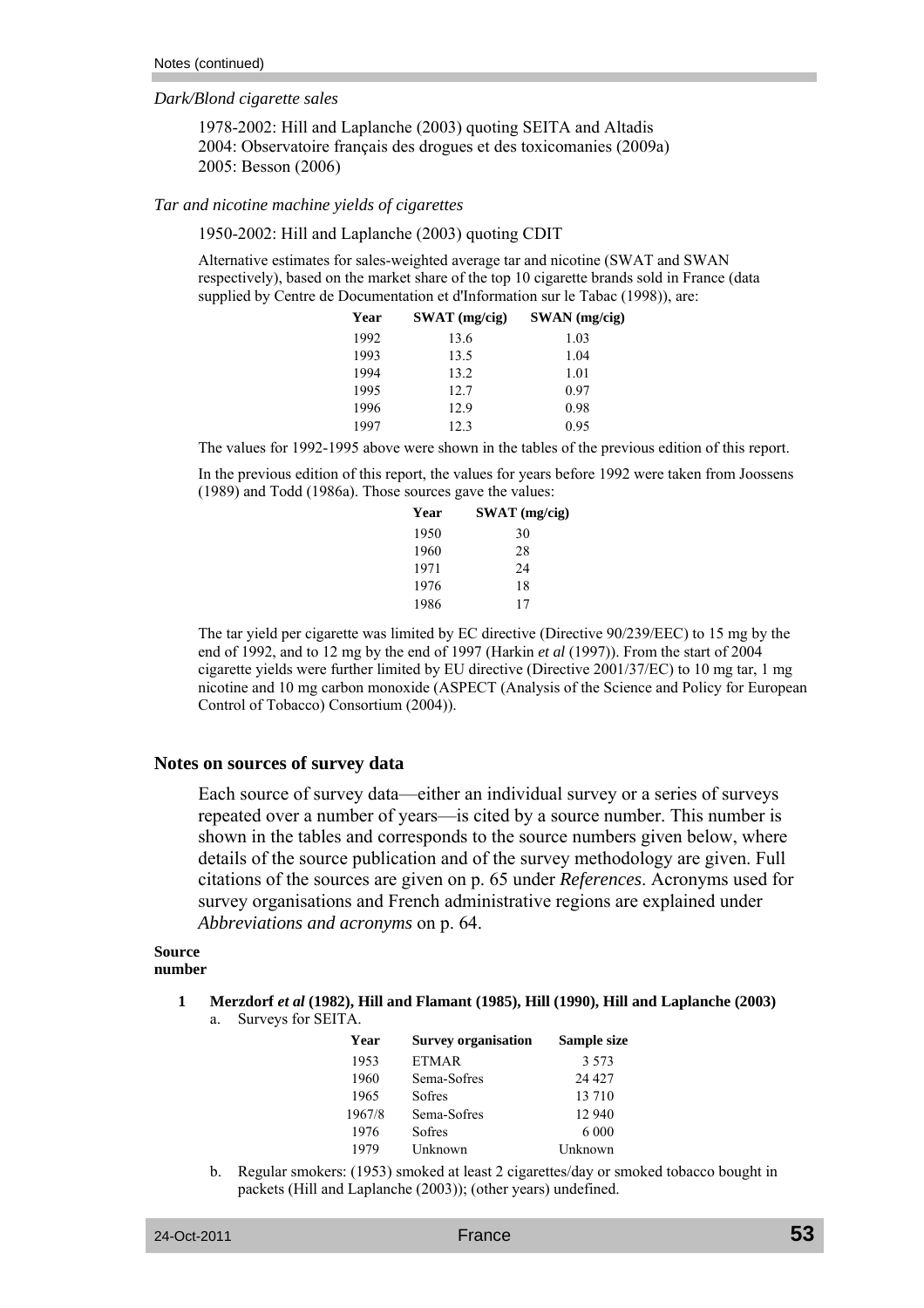Notes (continued)

*Dark/Blond cigarette sales*

1978-2002: Hill and Laplanche (2003) quoting SEITA and Altadis
2004: Observatoire français des drogues et des toxicomanies (2009a)
2005: Besson (2006)

*Tar and nicotine machine yields of cigarettes*

1950-2002: Hill and Laplanche (2003) quoting CDIT

Alternative estimates for sales-weighted average tar and nicotine (SWAT and SWAN respectively), based on the market share of the top 10 cigarette brands sold in France (data supplied by Centre de Documentation et d'Information sur le Tabac (1998)), are:

| Year | SWAT (mg/cig) | SWAN (mg/cig) |
|---|---|---|
| 1992 | 13.6 | 1.03 |
| 1993 | 13.5 | 1.04 |
| 1994 | 13.2 | 1.01 |
| 1995 | 12.7 | 0.97 |
| 1996 | 12.9 | 0.98 |
| 1997 | 12.3 | 0.95 |

The values for 1992-1995 above were shown in the tables of the previous edition of this report.

In the previous edition of this report, the values for years before 1992 were taken from Joossens (1989) and Todd (1986a). Those sources gave the values:

| Year | SWAT (mg/cig) |
|---|---|
| 1950 | 30 |
| 1960 | 28 |
| 1971 | 24 |
| 1976 | 18 |
| 1986 | 17 |

The tar yield per cigarette was limited by EC directive (Directive 90/239/EEC) to 15 mg by the end of 1992, and to 12 mg by the end of 1997 (Harkin *et al* (1997)). From the start of 2004 cigarette yields were further limited by EU directive (Directive 2001/37/EC) to 10 mg tar, 1 mg nicotine and 10 mg carbon monoxide (ASPECT (Analysis of the Science and Policy for European Control of Tobacco) Consortium (2004)).

## Notes on sources of survey data

Each source of survey data—either an individual survey or a series of surveys repeated over a number of years—is cited by a source number. This number is shown in the tables and corresponds to the source numbers given below, where details of the source publication and of the survey methodology are given. Full citations of the sources are given on p. 65 under *References*. Acronyms used for survey organisations and French administrative regions are explained under *Abbreviations and acronyms* on p. 64.

**Source number**

**1 Merzdorf *et al* (1982), Hill and Flamant (1985), Hill (1990), Hill and Laplanche (2003)**

a. Surveys for SEITA.

| Year | Survey organisation | Sample size |
|---|---|---|
| 1953 | ETMAR | 3 573 |
| 1960 | Sema-Sofres | 24 427 |
| 1965 | Sofres | 13 710 |
| 1967/8 | Sema-Sofres | 12 940 |
| 1976 | Sofres | 6 000 |
| 1979 | Unknown | Unknown |

b. Regular smokers: (1953) smoked at least 2 cigarettes/day or smoked tobacco bought in packets (Hill and Laplanche (2003)); (other years) undefined.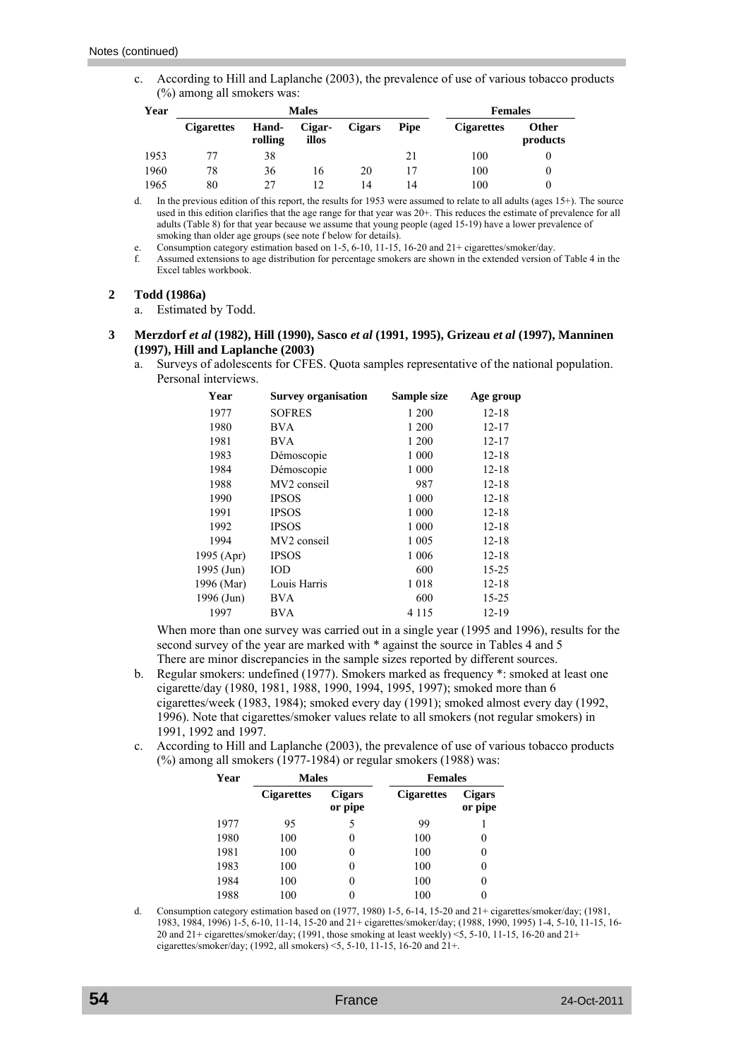Notes (continued)

c. According to Hill and Laplanche (2003), the prevalence of use of various tobacco products (%) among all smokers was:

| Year | Males | | | | | Females | |
|---|---|---|---|---|---|---|---|
| | Cigarettes | Hand-rolling | Cigar-illos | Cigars | Pipe | Cigarettes | Other products |
| 1953 | 77 | 38 | | | 21 | 100 | 0 |
| 1960 | 78 | 36 | 16 | 20 | 17 | 100 | 0 |
| 1965 | 80 | 27 | 12 | 14 | 14 | 100 | 0 |

d. In the previous edition of this report, the results for 1953 were assumed to relate to all adults (ages 15+). The source used in this edition clarifies that the age range for that year was 20+. This reduces the estimate of prevalence for all adults (Table 8) for that year because we assume that young people (aged 15-19) have a lower prevalence of smoking than older age groups (see note f below for details).

e. Consumption category estimation based on 1-5, 6-10, 11-15, 16-20 and 21+ cigarettes/smoker/day.

f. Assumed extensions to age distribution for percentage smokers are shown in the extended version of Table 4 in the Excel tables workbook.

**2 Todd (1986a)**

a. Estimated by Todd.

**3 Merzdorf *et al* (1982), Hill (1990), Sasco *et al* (1991, 1995), Grizeau *et al* (1997), Manninen (1997), Hill and Laplanche (2003)**

a. Surveys of adolescents for CFES. Quota samples representative of the national population. Personal interviews.

| Year | Survey organisation | Sample size | Age group |
|---|---|---|---|
| 1977 | SOFRES | 1 200 | 12-18 |
| 1980 | BVA | 1 200 | 12-17 |
| 1981 | BVA | 1 200 | 12-17 |
| 1983 | Démoscopie | 1 000 | 12-18 |
| 1984 | Démoscopie | 1 000 | 12-18 |
| 1988 | MV2 conseil | 987 | 12-18 |
| 1990 | IPSOS | 1 000 | 12-18 |
| 1991 | IPSOS | 1 000 | 12-18 |
| 1992 | IPSOS | 1 000 | 12-18 |
| 1994 | MV2 conseil | 1 005 | 12-18 |
| 1995 (Apr) | IPSOS | 1 006 | 12-18 |
| 1995 (Jun) | IOD | 600 | 15-25 |
| 1996 (Mar) | Louis Harris | 1 018 | 12-18 |
| 1996 (Jun) | BVA | 600 | 15-25 |
| 1997 | BVA | 4 115 | 12-19 |

When more than one survey was carried out in a single year (1995 and 1996), results for the second survey of the year are marked with * against the source in Tables 4 and 5
There are minor discrepancies in the sample sizes reported by different sources.

b. Regular smokers: undefined (1977). Smokers marked as frequency *: smoked at least one cigarette/day (1980, 1981, 1988, 1990, 1994, 1995, 1997); smoked more than 6 cigarettes/week (1983, 1984); smoked every day (1991); smoked almost every day (1992, 1996). Note that cigarettes/smoker values relate to all smokers (not regular smokers) in 1991, 1992 and 1997.

c. According to Hill and Laplanche (2003), the prevalence of use of various tobacco products (%) among all smokers (1977-1984) or regular smokers (1988) was:

| Year | Males | | Females | |
|---|---|---|---|---|
| | Cigarettes | Cigars or pipe | Cigarettes | Cigars or pipe |
| 1977 | 95 | 5 | 99 | 1 |
| 1980 | 100 | 0 | 100 | 0 |
| 1981 | 100 | 0 | 100 | 0 |
| 1983 | 100 | 0 | 100 | 0 |
| 1984 | 100 | 0 | 100 | 0 |
| 1988 | 100 | 0 | 100 | 0 |

d. Consumption category estimation based on (1977, 1980) 1-5, 6-14, 15-20 and 21+ cigarettes/smoker/day; (1981, 1983, 1984, 1996) 1-5, 6-10, 11-14, 15-20 and 21+ cigarettes/smoker/day; (1988, 1990, 1995) 1-4, 5-10, 11-15, 16-20 and 21+ cigarettes/smoker/day; (1991, those smoking at least weekly) <5, 5-10, 11-15, 16-20 and 21+ cigarettes/smoker/day; (1992, all smokers) <5, 5-10, 11-15, 16-20 and 21+.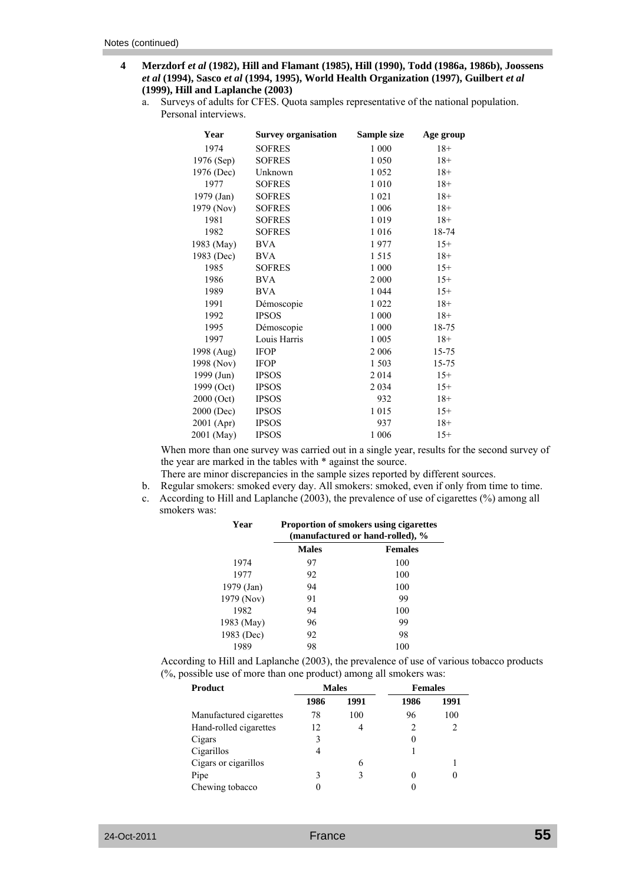Notes (continued)

**4 Merzdorf *et al* (1982), Hill and Flamant (1985), Hill (1990), Todd (1986a, 1986b), Joossens *et al* (1994), Sasco *et al* (1994, 1995), World Health Organization (1997), Guilbert *et al* (1999), Hill and Laplanche (2003)**

a. Surveys of adults for CFES. Quota samples representative of the national population. Personal interviews.

| Year | Survey organisation | Sample size | Age group |
|---|---|---|---|
| 1974 | SOFRES | 1 000 | 18+ |
| 1976 (Sep) | SOFRES | 1 050 | 18+ |
| 1976 (Dec) | Unknown | 1 052 | 18+ |
| 1977 | SOFRES | 1 010 | 18+ |
| 1979 (Jan) | SOFRES | 1 021 | 18+ |
| 1979 (Nov) | SOFRES | 1 006 | 18+ |
| 1981 | SOFRES | 1 019 | 18+ |
| 1982 | SOFRES | 1 016 | 18-74 |
| 1983 (May) | BVA | 1 977 | 15+ |
| 1983 (Dec) | BVA | 1 515 | 18+ |
| 1985 | SOFRES | 1 000 | 15+ |
| 1986 | BVA | 2 000 | 15+ |
| 1989 | BVA | 1 044 | 15+ |
| 1991 | Démoscopie | 1 022 | 18+ |
| 1992 | IPSOS | 1 000 | 18+ |
| 1995 | Démoscopie | 1 000 | 18-75 |
| 1997 | Louis Harris | 1 005 | 18+ |
| 1998 (Aug) | IFOP | 2 006 | 15-75 |
| 1998 (Nov) | IFOP | 1 503 | 15-75 |
| 1999 (Jun) | IPSOS | 2 014 | 15+ |
| 1999 (Oct) | IPSOS | 2 034 | 15+ |
| 2000 (Oct) | IPSOS | 932 | 18+ |
| 2000 (Dec) | IPSOS | 1 015 | 15+ |
| 2001 (Apr) | IPSOS | 937 | 18+ |
| 2001 (May) | IPSOS | 1 006 | 15+ |

When more than one survey was carried out in a single year, results for the second survey of the year are marked in the tables with * against the source.

There are minor discrepancies in the sample sizes reported by different sources.

b. Regular smokers: smoked every day. All smokers: smoked, even if only from time to time.

c. According to Hill and Laplanche (2003), the prevalence of use of cigarettes (%) among all smokers was:

| Year | Proportion of smokers using cigarettes (manufactured or hand-rolled), % | |
|---|---|---|
| | Males | Females |
| 1974 | 97 | 100 |
| 1977 | 92 | 100 |
| 1979 (Jan) | 94 | 100 |
| 1979 (Nov) | 91 | 99 |
| 1982 | 94 | 100 |
| 1983 (May) | 96 | 99 |
| 1983 (Dec) | 92 | 98 |
| 1989 | 98 | 100 |

According to Hill and Laplanche (2003), the prevalence of use of various tobacco products (%, possible use of more than one product) among all smokers was:

| Product | Males | | Females | |
|---|---|---|---|---|
| | 1986 | 1991 | 1986 | 1991 |
| Manufactured cigarettes | 78 | 100 | 96 | 100 |
| Hand-rolled cigarettes | 12 | 4 | 2 | 2 |
| Cigars | 3 | | 0 | |
| Cigarillos | 4 | | 1 | |
| Cigars or cigarillos | | 6 | | 1 |
| Pipe | 3 | 3 | 0 | 0 |
| Chewing tobacco | 0 | | 0 | |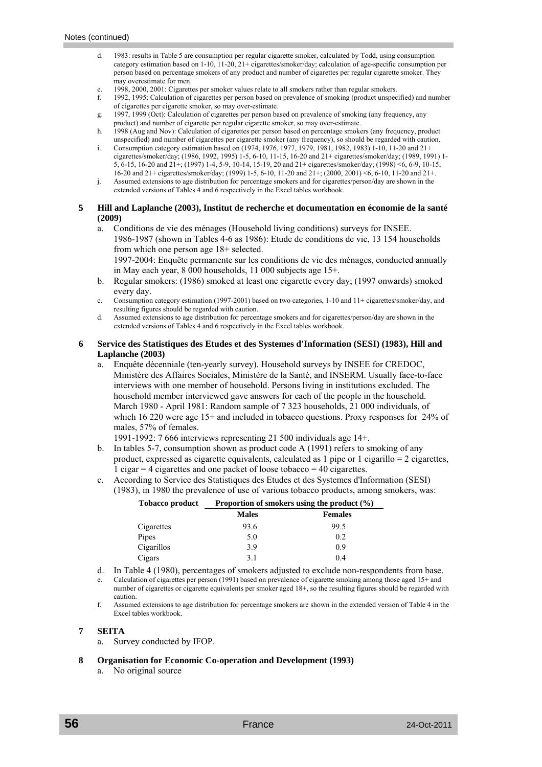Notes (continued)

d. 1983: results in Table 5 are consumption per regular cigarette smoker, calculated by Todd, using consumption category estimation based on 1-10, 11-20, 21+ cigarettes/smoker/day; calculation of age-specific consumption per person based on percentage smokers of any product and number of cigarettes per regular cigarette smoker. They may overestimate for men.
e. 1998, 2000, 2001: Cigarettes per smoker values relate to all smokers rather than regular smokers.
f. 1992, 1995: Calculation of cigarettes per person based on prevalence of smoking (product unspecified) and number of cigarettes per cigarette smoker, so may over-estimate.
g. 1997, 1999 (Oct): Calculation of cigarettes per person based on prevalence of smoking (any frequency, any product) and number of cigarette per regular cigarette smoker, so may over-estimate.
h. 1998 (Aug and Nov): Calculation of cigarettes per person based on percentage smokers (any frequency, product unspecified) and number of cigarettes per cigarette smoker (any frequency), so should be regarded with caution.
i. Consumption category estimation based on (1974, 1976, 1977, 1979, 1981, 1982, 1983) 1-10, 11-20 and 21+ cigarettes/smoker/day; (1986, 1992, 1995) 1-5, 6-10, 11-15, 16-20 and 21+ cigarettes/smoker/day; (1989, 1991) 1-5, 6-15, 16-20 and 21+; (1997) 1-4, 5-9, 10-14, 15-19, 20 and 21+ cigarettes/smoker/day; (1998) <6, 6-9, 10-15, 16-20 and 21+ cigarettes/smoker/day; (1999) 1-5, 6-10, 11-20 and 21+; (2000, 2001) <6, 6-10, 11-20 and 21+.
j. Assumed extensions to age distribution for percentage smokers and for cigarettes/person/day are shown in the extended versions of Tables 4 and 6 respectively in the Excel tables workbook.

**5 Hill and Laplanche (2003), Institut de recherche et documentation en économie de la santé (2009)**

a. Conditions de vie des ménages (Household living conditions) surveys for INSEE.
1986-1987 (shown in Tables 4-6 as 1986): Etude de conditions de vie, 13 154 households from which one person age 18+ selected.
1997-2004: Enquête permanente sur les conditions de vie des ménages, conducted annually in May each year, 8 000 households, 11 000 subjects age 15+.
b. Regular smokers: (1986) smoked at least one cigarette every day; (1997 onwards) smoked every day.
c. Consumption category estimation (1997-2001) based on two categories, 1-10 and 11+ cigarettes/smoker/day, and resulting figures should be regarded with caution.
d. Assumed extensions to age distribution for percentage smokers and for cigarettes/person/day are shown in the extended versions of Tables 4 and 6 respectively in the Excel tables workbook.

**6 Service des Statistiques des Etudes et des Systemes d'Information (SESI) (1983), Hill and Laplanche (2003)**

a. Enquête décenniale (ten-yearly survey). Household surveys by INSEE for CREDOC, Ministère des Affaires Sociales, Ministère de la Santé, and INSERM. Usually face-to-face interviews with one member of household. Persons living in institutions excluded. The household member interviewed gave answers for each of the people in the household. March 1980 - April 1981: Random sample of 7 323 households, 21 000 individuals, of which 16 220 were age 15+ and included in tobacco questions. Proxy responses for 24% of males, 57% of females.
1991-1992: 7 666 interviews representing 21 500 individuals age 14+.
b. In tables 5-7, consumption shown as product code A (1991) refers to smoking of any product, expressed as cigarette equivalents, calculated as 1 pipe or 1 cigarillo = 2 cigarettes, 1 cigar = 4 cigarettes and one packet of loose tobacco = 40 cigarettes.
c. According to Service des Statistiques des Etudes et des Systemes d'Information (SESI) (1983), in 1980 the prevalence of use of various tobacco products, among smokers, was:

| Tobacco product | Proportion of smokers using the product (%) | |
|---|---|---|
| | Males | Females |
| Cigarettes | 93.6 | 99.5 |
| Pipes | 5.0 | 0.2 |
| Cigarillos | 3.9 | 0.9 |
| Cigars | 3.1 | 0.4 |

d. In Table 4 (1980), percentages of smokers adjusted to exclude non-respondents from base.
e. Calculation of cigarettes per person (1991) based on prevalence of cigarette smoking among those aged 15+ and number of cigarettes or cigarette equivalents per smoker aged 18+, so the resulting figures should be regarded with caution.
f. Assumed extensions to age distribution for percentage smokers are shown in the extended version of Table 4 in the Excel tables workbook.

**7 SEITA**

a. Survey conducted by IFOP.

**8 Organisation for Economic Co-operation and Development (1993)**

a. No original source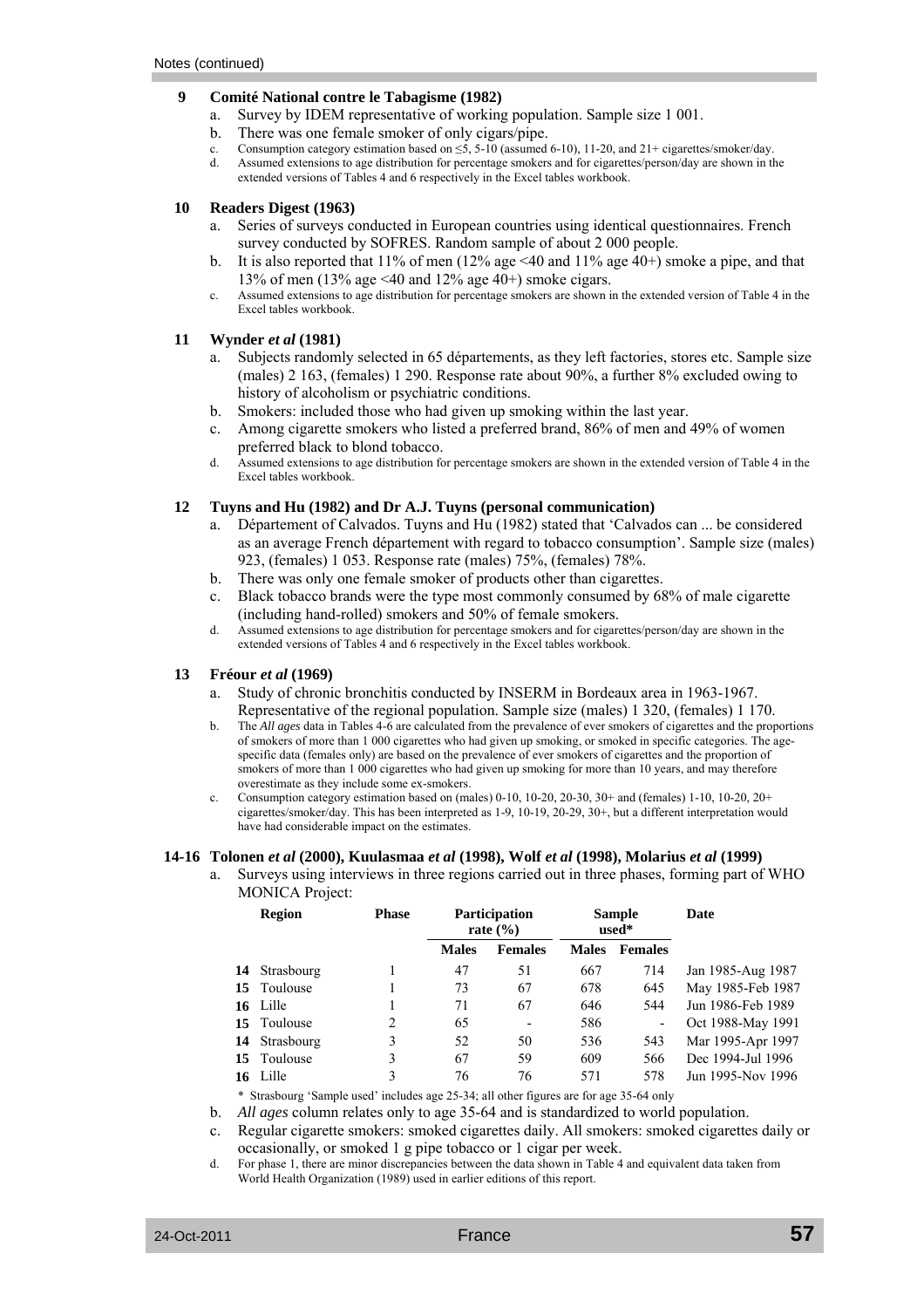Notes (continued)

**9 Comité National contre le Tabagisme (1982)**

a. Survey by IDEM representative of working population. Sample size 1 001.
b. There was one female smoker of only cigars/pipe.
c. Consumption category estimation based on ≤5, 5-10 (assumed 6-10), 11-20, and 21+ cigarettes/smoker/day.
d. Assumed extensions to age distribution for percentage smokers and for cigarettes/person/day are shown in the extended versions of Tables 4 and 6 respectively in the Excel tables workbook.

**10 Readers Digest (1963)**

a. Series of surveys conducted in European countries using identical questionnaires. French survey conducted by SOFRES. Random sample of about 2 000 people.
b. It is also reported that 11% of men (12% age <40 and 11% age 40+) smoke a pipe, and that 13% of men (13% age <40 and 12% age 40+) smoke cigars.
c. Assumed extensions to age distribution for percentage smokers are shown in the extended version of Table 4 in the Excel tables workbook.

**11 Wynder *et al* (1981)**

a. Subjects randomly selected in 65 départements, as they left factories, stores etc. Sample size (males) 2 163, (females) 1 290. Response rate about 90%, a further 8% excluded owing to history of alcoholism or psychiatric conditions.
b. Smokers: included those who had given up smoking within the last year.
c. Among cigarette smokers who listed a preferred brand, 86% of men and 49% of women preferred black to blond tobacco.
d. Assumed extensions to age distribution for percentage smokers are shown in the extended version of Table 4 in the Excel tables workbook.

**12 Tuyns and Hu (1982) and Dr A.J. Tuyns (personal communication)**

a. Département of Calvados. Tuyns and Hu (1982) stated that 'Calvados can ... be considered as an average French département with regard to tobacco consumption'. Sample size (males) 923, (females) 1 053. Response rate (males) 75%, (females) 78%.
b. There was only one female smoker of products other than cigarettes.
c. Black tobacco brands were the type most commonly consumed by 68% of male cigarette (including hand-rolled) smokers and 50% of female smokers.
d. Assumed extensions to age distribution for percentage smokers and for cigarettes/person/day are shown in the extended versions of Tables 4 and 6 respectively in the Excel tables workbook.

**13 Fréour *et al* (1969)**

a. Study of chronic bronchitis conducted by INSERM in Bordeaux area in 1963-1967. Representative of the regional population. Sample size (males) 1 320, (females) 1 170.
b. The *All ages* data in Tables 4-6 are calculated from the prevalence of ever smokers of cigarettes and the proportions of smokers of more than 1 000 cigarettes who had given up smoking, or smoked in specific categories. The age-specific data (females only) are based on the prevalence of ever smokers of cigarettes and the proportion of smokers of more than 1 000 cigarettes who had given up smoking for more than 10 years, and may therefore overestimate as they include some ex-smokers.
c. Consumption category estimation based on (males) 0-10, 10-20, 20-30, 30+ and (females) 1-10, 10-20, 20+ cigarettes/smoker/day. This has been interpreted as 1-9, 10-19, 20-29, 30+, but a different interpretation would have had considerable impact on the estimates.

**14-16 Tolonen *et al* (2000), Kuulasmaa *et al* (1998), Wolf *et al* (1998), Molarius *et al* (1999)**

a. Surveys using interviews in three regions carried out in three phases, forming part of WHO MONICA Project:

| | Region | Phase | Participation rate (%) | | Sample used* | | Date |
|---|---|---|---|---|---|---|---|
| | | | Males | Females | Males | Females | |
| 14 | Strasbourg | 1 | 47 | 51 | 667 | 714 | Jan 1985-Aug 1987 |
| 15 | Toulouse | 1 | 73 | 67 | 678 | 645 | May 1985-Feb 1987 |
| 16 | Lille | 1 | 71 | 67 | 646 | 544 | Jun 1986-Feb 1989 |
| 15 | Toulouse | 2 | 65 | - | 586 | - | Oct 1988-May 1991 |
| 14 | Strasbourg | 3 | 52 | 50 | 536 | 543 | Mar 1995-Apr 1997 |
| 15 | Toulouse | 3 | 67 | 59 | 609 | 566 | Dec 1994-Jul 1996 |
| 16 | Lille | 3 | 76 | 76 | 571 | 578 | Jun 1995-Nov 1996 |

\* Strasbourg 'Sample used' includes age 25-34; all other figures are for age 35-64 only

b. *All ages* column relates only to age 35-64 and is standardized to world population.
c. Regular cigarette smokers: smoked cigarettes daily. All smokers: smoked cigarettes daily or occasionally, or smoked 1 g pipe tobacco or 1 cigar per week.
d. For phase 1, there are minor discrepancies between the data shown in Table 4 and equivalent data taken from World Health Organization (1989) used in earlier editions of this report.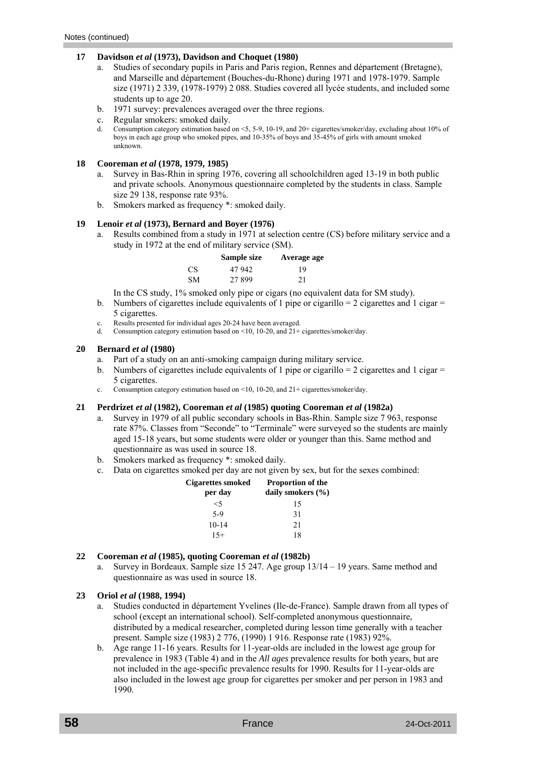Notes (continued)

**17 Davidson *et al* (1973), Davidson and Choquet (1980)**

a. Studies of secondary pupils in Paris and Paris region, Rennes and département (Bretagne), and Marseille and département (Bouches-du-Rhone) during 1971 and 1978-1979. Sample size (1971) 2 339, (1978-1979) 2 088. Studies covered all lycée students, and included some students up to age 20.
b. 1971 survey: prevalences averaged over the three regions.
c. Regular smokers: smoked daily.
d. Consumption category estimation based on <5, 5-9, 10-19, and 20+ cigarettes/smoker/day, excluding about 10% of boys in each age group who smoked pipes, and 10-35% of boys and 35-45% of girls with amount smoked unknown.

**18 Cooreman *et al* (1978, 1979, 1985)**

a. Survey in Bas-Rhin in spring 1976, covering all schoolchildren aged 13-19 in both public and private schools. Anonymous questionnaire completed by the students in class. Sample size 29 138, response rate 93%.
b. Smokers marked as frequency *: smoked daily.

**19 Lenoir *et al* (1973), Bernard and Boyer (1976)**

a. Results combined from a study in 1971 at selection centre (CS) before military service and a study in 1972 at the end of military service (SM).

| | Sample size | Average age |
|---|---|---|
| CS | 47 942 | 19 |
| SM | 27 899 | 21 |

In the CS study, 1% smoked only pipe or cigars (no equivalent data for SM study).

b. Numbers of cigarettes include equivalents of 1 pipe or cigarillo = 2 cigarettes and 1 cigar = 5 cigarettes.
c. Results presented for individual ages 20-24 have been averaged.
d. Consumption category estimation based on <10, 10-20, and 21+ cigarettes/smoker/day.

**20 Bernard *et al* (1980)**

a. Part of a study on an anti-smoking campaign during military service.
b. Numbers of cigarettes include equivalents of 1 pipe or cigarillo = 2 cigarettes and 1 cigar = 5 cigarettes.
c. Consumption category estimation based on <10, 10-20, and 21+ cigarettes/smoker/day.

**21 Perdrizet *et al* (1982), Cooreman *et al* (1985) quoting Cooreman *et al* (1982a)**

a. Survey in 1979 of all public secondary schools in Bas-Rhin. Sample size 7 963, response rate 87%. Classes from "Seconde" to "Terminale" were surveyed so the students are mainly aged 15-18 years, but some students were older or younger than this. Same method and questionnaire as was used in source 18.
b. Smokers marked as frequency *: smoked daily.
c. Data on cigarettes smoked per day are not given by sex, but for the sexes combined:

| Cigarettes smoked per day | Proportion of the daily smokers (%) |
|---|---|
| <5 | 15 |
| 5-9 | 31 |
| 10-14 | 21 |
| 15+ | 18 |

**22 Cooreman *et al* (1985), quoting Cooreman *et al* (1982b)**

a. Survey in Bordeaux. Sample size 15 247. Age group 13/14 – 19 years. Same method and questionnaire as was used in source 18.

**23 Oriol *et al* (1988, 1994)**

a. Studies conducted in département Yvelines (Ile-de-France). Sample drawn from all types of school (except an international school). Self-completed anonymous questionnaire, distributed by a medical researcher, completed during lesson time generally with a teacher present. Sample size (1983) 2 776, (1990) 1 916. Response rate (1983) 92%.
b. Age range 11-16 years. Results for 11-year-olds are included in the lowest age group for prevalence in 1983 (Table 4) and in the *All ages* prevalence results for both years, but are not included in the age-specific prevalence results for 1990. Results for 11-year-olds are also included in the lowest age group for cigarettes per smoker and per person in 1983 and 1990.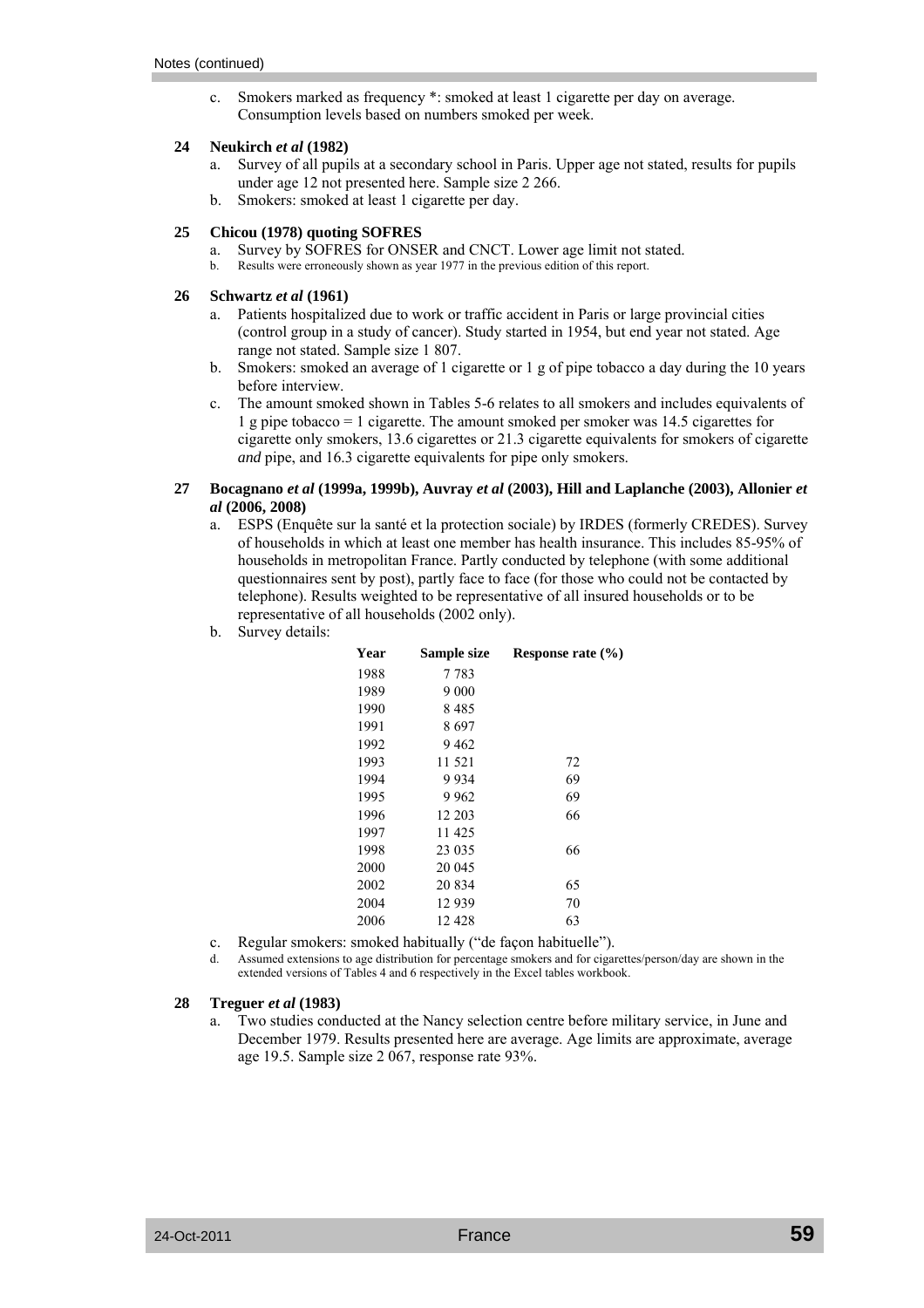Notes (continued)

c. Smokers marked as frequency *: smoked at least 1 cigarette per day on average. Consumption levels based on numbers smoked per week.

**24 Neukirch *et al* (1982)**

a. Survey of all pupils at a secondary school in Paris. Upper age not stated, results for pupils under age 12 not presented here. Sample size 2 266.
b. Smokers: smoked at least 1 cigarette per day.

**25 Chicou (1978) quoting SOFRES**

a. Survey by SOFRES for ONSER and CNCT. Lower age limit not stated.
b. Results were erroneously shown as year 1977 in the previous edition of this report.

**26 Schwartz *et al* (1961)**

a. Patients hospitalized due to work or traffic accident in Paris or large provincial cities (control group in a study of cancer). Study started in 1954, but end year not stated. Age range not stated. Sample size 1 807.
b. Smokers: smoked an average of 1 cigarette or 1 g of pipe tobacco a day during the 10 years before interview.
c. The amount smoked shown in Tables 5-6 relates to all smokers and includes equivalents of 1 g pipe tobacco = 1 cigarette. The amount smoked per smoker was 14.5 cigarettes for cigarette only smokers, 13.6 cigarettes or 21.3 cigarette equivalents for smokers of cigarette *and* pipe, and 16.3 cigarette equivalents for pipe only smokers.

**27 Bocagnano *et al* (1999a, 1999b), Auvray *et al* (2003), Hill and Laplanche (2003), Allonier *et al* (2006, 2008)**

a. ESPS (Enquête sur la santé et la protection sociale) by IRDES (formerly CREDES). Survey of households in which at least one member has health insurance. This includes 85-95% of households in metropolitan France. Partly conducted by telephone (with some additional questionnaires sent by post), partly face to face (for those who could not be contacted by telephone). Results weighted to be representative of all insured households or to be representative of all households (2002 only).
b. Survey details:

| Year | Sample size | Response rate (%) |
|---|---|---|
| 1988 | 7 783 | |
| 1989 | 9 000 | |
| 1990 | 8 485 | |
| 1991 | 8 697 | |
| 1992 | 9 462 | |
| 1993 | 11 521 | 72 |
| 1994 | 9 934 | 69 |
| 1995 | 9 962 | 69 |
| 1996 | 12 203 | 66 |
| 1997 | 11 425 | |
| 1998 | 23 035 | 66 |
| 2000 | 20 045 | |
| 2002 | 20 834 | 65 |
| 2004 | 12 939 | 70 |
| 2006 | 12 428 | 63 |

c. Regular smokers: smoked habitually ("de façon habituelle").
d. Assumed extensions to age distribution for percentage smokers and for cigarettes/person/day are shown in the extended versions of Tables 4 and 6 respectively in the Excel tables workbook.

**28 Treguer *et al* (1983)**

a. Two studies conducted at the Nancy selection centre before military service, in June and December 1979. Results presented here are average. Age limits are approximate, average age 19.5. Sample size 2 067, response rate 93%.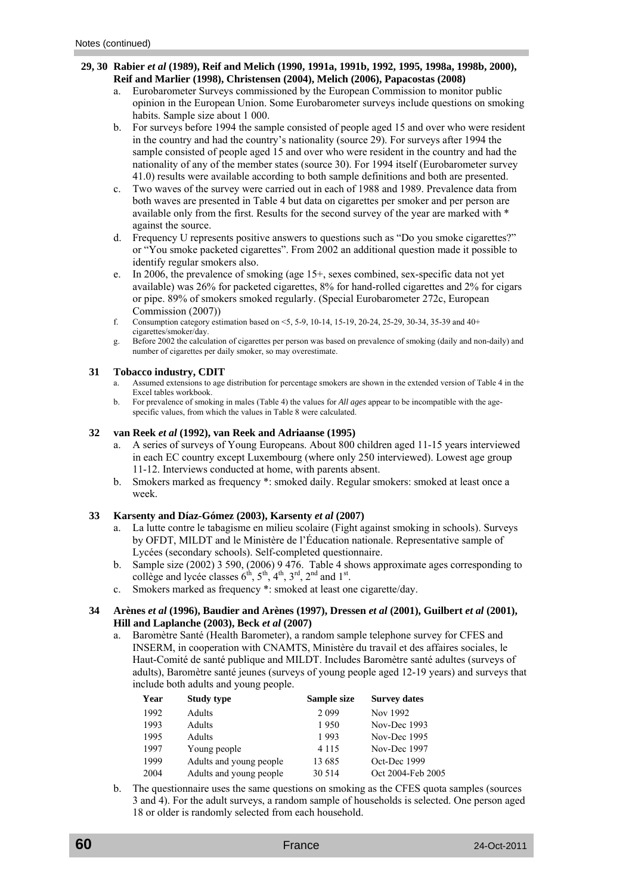Notes (continued)

**29, 30 Rabier *et al* (1989), Reif and Melich (1990, 1991a, 1991b, 1992, 1995, 1998a, 1998b, 2000), Reif and Marlier (1998), Christensen (2004), Melich (2006), Papacostas (2008)**

a. Eurobarometer Surveys commissioned by the European Commission to monitor public opinion in the European Union. Some Eurobarometer surveys include questions on smoking habits. Sample size about 1 000.

b. For surveys before 1994 the sample consisted of people aged 15 and over who were resident in the country and had the country's nationality (source 29). For surveys after 1994 the sample consisted of people aged 15 and over who were resident in the country and had the nationality of any of the member states (source 30). For 1994 itself (Eurobarometer survey 41.0) results were available according to both sample definitions and both are presented.

c. Two waves of the survey were carried out in each of 1988 and 1989. Prevalence data from both waves are presented in Table 4 but data on cigarettes per smoker and per person are available only from the first. Results for the second survey of the year are marked with * against the source.

d. Frequency U represents positive answers to questions such as "Do you smoke cigarettes?" or "You smoke packeted cigarettes". From 2002 an additional question made it possible to identify regular smokers also.

e. In 2006, the prevalence of smoking (age 15+, sexes combined, sex-specific data not yet available) was 26% for packeted cigarettes, 8% for hand-rolled cigarettes and 2% for cigars or pipe. 89% of smokers smoked regularly. (Special Eurobarometer 272c, European Commission (2007))

f. Consumption category estimation based on <5, 5-9, 10-14, 15-19, 20-24, 25-29, 30-34, 35-39 and 40+ cigarettes/smoker/day.

g. Before 2002 the calculation of cigarettes per person was based on prevalence of smoking (daily and non-daily) and number of cigarettes per daily smoker, so may overestimate.

**31 Tobacco industry, CDIT**

a. Assumed extensions to age distribution for percentage smokers are shown in the extended version of Table 4 in the Excel tables workbook.

b. For prevalence of smoking in males (Table 4) the values for *All ages* appear to be incompatible with the age-specific values, from which the values in Table 8 were calculated.

**32 van Reek *et al* (1992), van Reek and Adriaanse (1995)**

a. A series of surveys of Young Europeans. About 800 children aged 11-15 years interviewed in each EC country except Luxembourg (where only 250 interviewed). Lowest age group 11-12. Interviews conducted at home, with parents absent.

b. Smokers marked as frequency *: smoked daily. Regular smokers: smoked at least once a week.

**33 Karsenty and Díaz-Gómez (2003), Karsenty *et al* (2007)**

a. La lutte contre le tabagisme en milieu scolaire (Fight against smoking in schools). Surveys by OFDT, MILDT and le Ministère de l'Éducation nationale. Representative sample of Lycées (secondary schools). Self-completed questionnaire.

b. Sample size (2002) 3 590, (2006) 9 476. Table 4 shows approximate ages corresponding to collège and lycée classes 6th, 5th, 4th, 3rd, 2nd and 1st.

c. Smokers marked as frequency *: smoked at least one cigarette/day.

**34 Arènes *et al* (1996), Baudier and Arènes (1997), Dressen *et al* (2001), Guilbert *et al* (2001), Hill and Laplanche (2003), Beck *et al* (2007)**

a. Baromètre Santé (Health Barometer), a random sample telephone survey for CFES and INSERM, in cooperation with CNAMTS, Ministère du travail et des affaires sociales, le Haut-Comité de santé publique and MILDT. Includes Baromètre santé adultes (surveys of adults), Baromètre santé jeunes (surveys of young people aged 12-19 years) and surveys that include both adults and young people.

| Year | Study type | Sample size | Survey dates |
|---|---|---|---|
| 1992 | Adults | 2 099 | Nov 1992 |
| 1993 | Adults | 1 950 | Nov-Dec 1993 |
| 1995 | Adults | 1 993 | Nov-Dec 1995 |
| 1997 | Young people | 4 115 | Nov-Dec 1997 |
| 1999 | Adults and young people | 13 685 | Oct-Dec 1999 |
| 2004 | Adults and young people | 30 514 | Oct 2004-Feb 2005 |

b. The questionnaire uses the same questions on smoking as the CFES quota samples (sources 3 and 4). For the adult surveys, a random sample of households is selected. One person aged 18 or older is randomly selected from each household.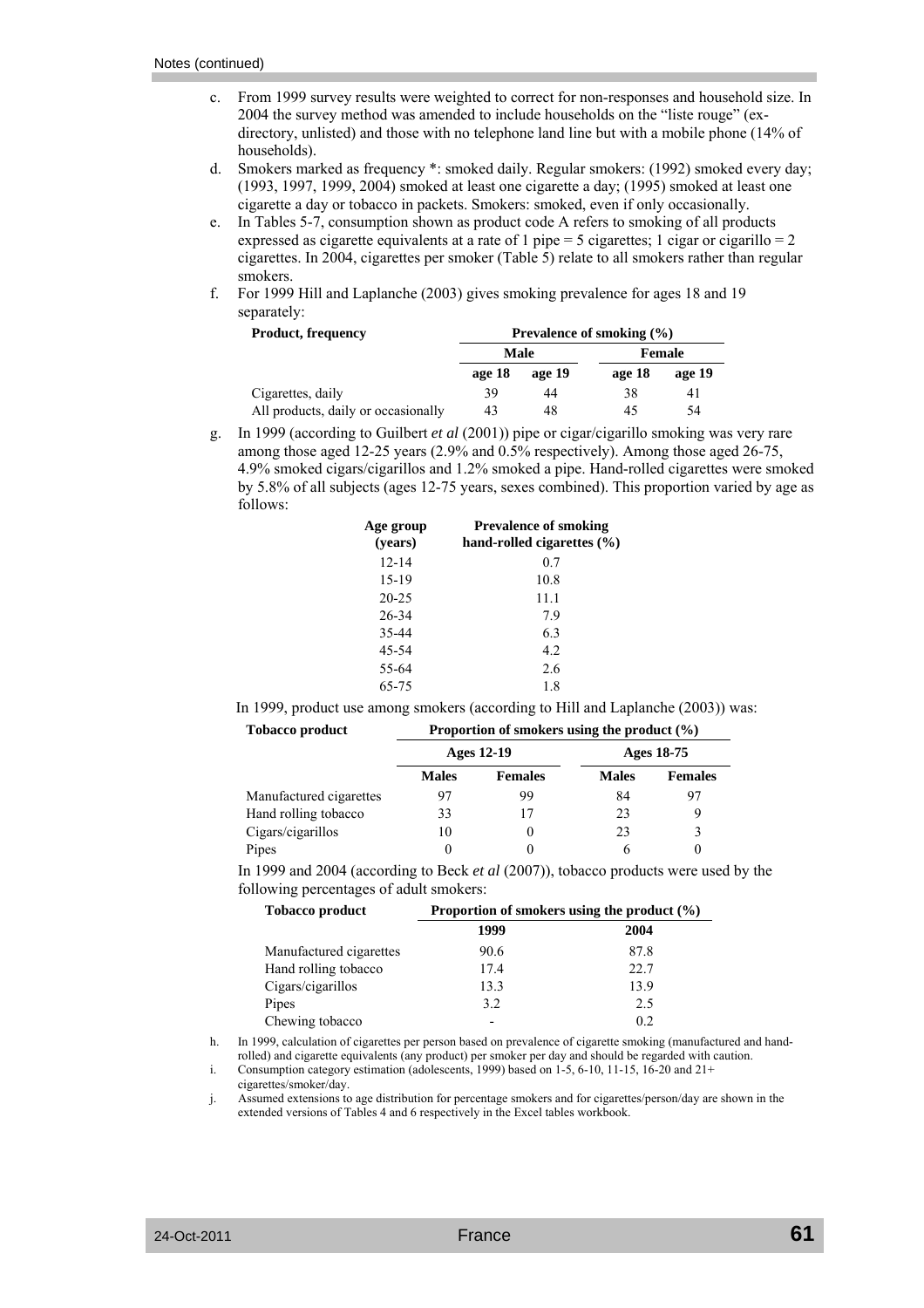Notes (continued)

c. From 1999 survey results were weighted to correct for non-responses and household size. In 2004 the survey method was amended to include households on the "liste rouge" (ex-directory, unlisted) and those with no telephone land line but with a mobile phone (14% of households).

d. Smokers marked as frequency *: smoked daily. Regular smokers: (1992) smoked every day; (1993, 1997, 1999, 2004) smoked at least one cigarette a day; (1995) smoked at least one cigarette a day or tobacco in packets. Smokers: smoked, even if only occasionally.

e. In Tables 5-7, consumption shown as product code A refers to smoking of all products expressed as cigarette equivalents at a rate of 1 pipe = 5 cigarettes; 1 cigar or cigarillo = 2 cigarettes. In 2004, cigarettes per smoker (Table 5) relate to all smokers rather than regular smokers.

f. For 1999 Hill and Laplanche (2003) gives smoking prevalence for ages 18 and 19 separately:

| Product, frequency | Prevalence of smoking (%) | | | |
|---|---|---|---|---|
| | Male | | Female | |
| | age 18 | age 19 | age 18 | age 19 |
| Cigarettes, daily | 39 | 44 | 38 | 41 |
| All products, daily or occasionally | 43 | 48 | 45 | 54 |

g. In 1999 (according to Guilbert *et al* (2001)) pipe or cigar/cigarillo smoking was very rare among those aged 12-25 years (2.9% and 0.5% respectively). Among those aged 26-75, 4.9% smoked cigars/cigarillos and 1.2% smoked a pipe. Hand-rolled cigarettes were smoked by 5.8% of all subjects (ages 12-75 years, sexes combined). This proportion varied by age as follows:

| Age group (years) | Prevalence of smoking hand-rolled cigarettes (%) |
|---|---|
| 12-14 | 0.7 |
| 15-19 | 10.8 |
| 20-25 | 11.1 |
| 26-34 | 7.9 |
| 35-44 | 6.3 |
| 45-54 | 4.2 |
| 55-64 | 2.6 |
| 65-75 | 1.8 |

In 1999, product use among smokers (according to Hill and Laplanche (2003)) was:

| Tobacco product | Proportion of smokers using the product (%) | | | |
|---|---|---|---|---|
| | Ages 12-19 | | Ages 18-75 | |
| | Males | Females | Males | Females |
| Manufactured cigarettes | 97 | 99 | 84 | 97 |
| Hand rolling tobacco | 33 | 17 | 23 | 9 |
| Cigars/cigarillos | 10 | 0 | 23 | 3 |
| Pipes | 0 | 0 | 6 | 0 |

In 1999 and 2004 (according to Beck *et al* (2007)), tobacco products were used by the following percentages of adult smokers:

| Tobacco product | Proportion of smokers using the product (%) | |
|---|---|---|
| | 1999 | 2004 |
| Manufactured cigarettes | 90.6 | 87.8 |
| Hand rolling tobacco | 17.4 | 22.7 |
| Cigars/cigarillos | 13.3 | 13.9 |
| Pipes | 3.2 | 2.5 |
| Chewing tobacco | - | 0.2 |

h. In 1999, calculation of cigarettes per person based on prevalence of cigarette smoking (manufactured and hand-rolled) and cigarette equivalents (any product) per smoker per day and should be regarded with caution.

i. Consumption category estimation (adolescents, 1999) based on 1-5, 6-10, 11-15, 16-20 and 21+ cigarettes/smoker/day.

j. Assumed extensions to age distribution for percentage smokers and for cigarettes/person/day are shown in the extended versions of Tables 4 and 6 respectively in the Excel tables workbook.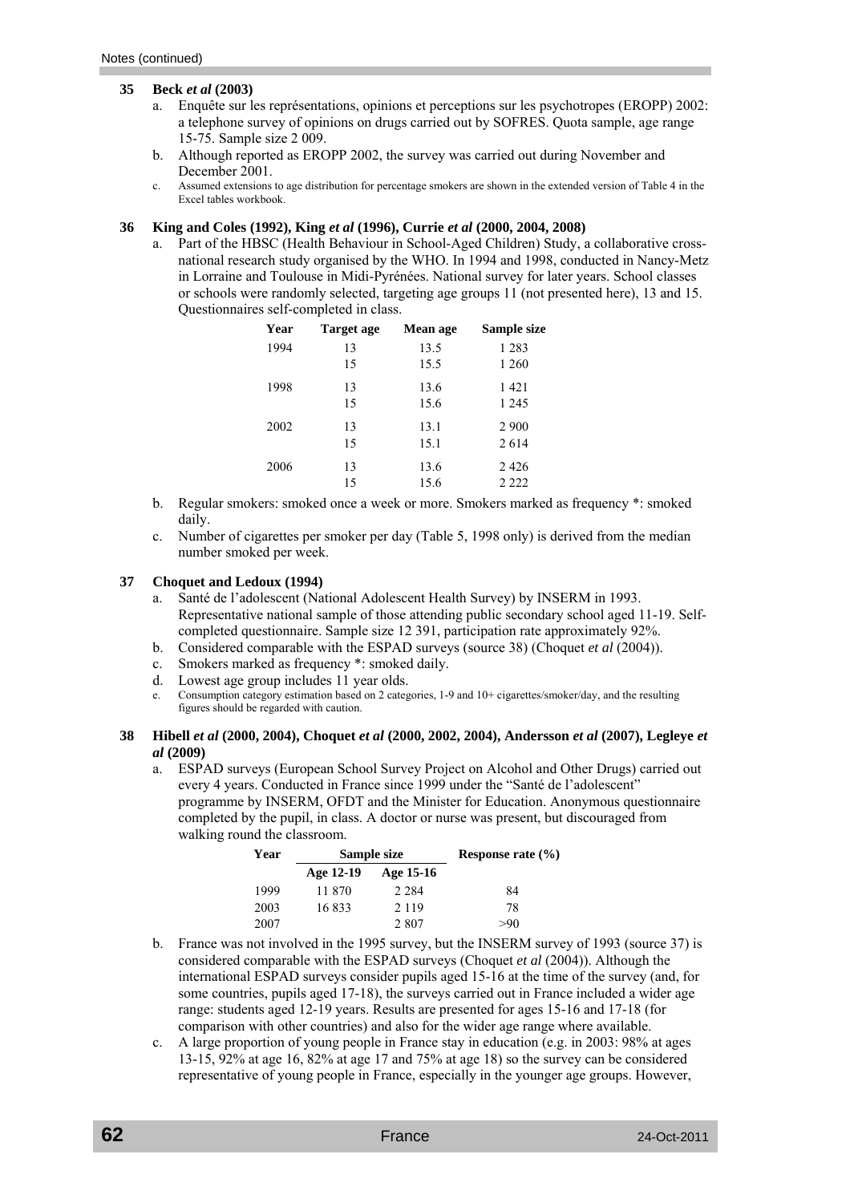Notes (continued)

**35 Beck *et al* (2003)**

a. Enquête sur les représentations, opinions et perceptions sur les psychotropes (EROPP) 2002: a telephone survey of opinions on drugs carried out by SOFRES. Quota sample, age range 15-75. Sample size 2 009.

b. Although reported as EROPP 2002, the survey was carried out during November and December 2001.

c. Assumed extensions to age distribution for percentage smokers are shown in the extended version of Table 4 in the Excel tables workbook.

**36 King and Coles (1992), King *et al* (1996), Currie *et al* (2000, 2004, 2008)**

a. Part of the HBSC (Health Behaviour in School-Aged Children) Study, a collaborative cross-national research study organised by the WHO. In 1994 and 1998, conducted in Nancy-Metz in Lorraine and Toulouse in Midi-Pyrénées. National survey for later years. School classes or schools were randomly selected, targeting age groups 11 (not presented here), 13 and 15. Questionnaires self-completed in class.

| Year | Target age | Mean age | Sample size |
|---|---|---|---|
| 1994 | 13 | 13.5 | 1 283 |
| | 15 | 15.5 | 1 260 |
| 1998 | 13 | 13.6 | 1 421 |
| | 15 | 15.6 | 1 245 |
| 2002 | 13 | 13.1 | 2 900 |
| | 15 | 15.1 | 2 614 |
| 2006 | 13 | 13.6 | 2 426 |
| | 15 | 15.6 | 2 222 |

b. Regular smokers: smoked once a week or more. Smokers marked as frequency *: smoked daily.

c. Number of cigarettes per smoker per day (Table 5, 1998 only) is derived from the median number smoked per week.

**37 Choquet and Ledoux (1994)**

a. Santé de l'adolescent (National Adolescent Health Survey) by INSERM in 1993. Representative national sample of those attending public secondary school aged 11-19. Self-completed questionnaire. Sample size 12 391, participation rate approximately 92%.

b. Considered comparable with the ESPAD surveys (source 38) (Choquet *et al* (2004)).

c. Smokers marked as frequency *: smoked daily.

d. Lowest age group includes 11 year olds.

e. Consumption category estimation based on 2 categories, 1-9 and 10+ cigarettes/smoker/day, and the resulting figures should be regarded with caution.

**38 Hibell *et al* (2000, 2004), Choquet *et al* (2000, 2002, 2004), Andersson *et al* (2007), Legleye *et al* (2009)**

a. ESPAD surveys (European School Survey Project on Alcohol and Other Drugs) carried out every 4 years. Conducted in France since 1999 under the "Santé de l'adolescent" programme by INSERM, OFDT and the Minister for Education. Anonymous questionnaire completed by the pupil, in class. A doctor or nurse was present, but discouraged from walking round the classroom.

| Year | Sample size | | Response rate (%) |
|---|---|---|---|
| | Age 12-19 | Age 15-16 | |
| 1999 | 11 870 | 2 284 | 84 |
| 2003 | 16 833 | 2 119 | 78 |
| 2007 | | 2 807 | >90 |

b. France was not involved in the 1995 survey, but the INSERM survey of 1993 (source 37) is considered comparable with the ESPAD surveys (Choquet *et al* (2004)). Although the international ESPAD surveys consider pupils aged 15-16 at the time of the survey (and, for some countries, pupils aged 17-18), the surveys carried out in France included a wider age range: students aged 12-19 years. Results are presented for ages 15-16 and 17-18 (for comparison with other countries) and also for the wider age range where available.

c. A large proportion of young people in France stay in education (e.g. in 2003: 98% at ages 13-15, 92% at age 16, 82% at age 17 and 75% at age 18) so the survey can be considered representative of young people in France, especially in the younger age groups. However,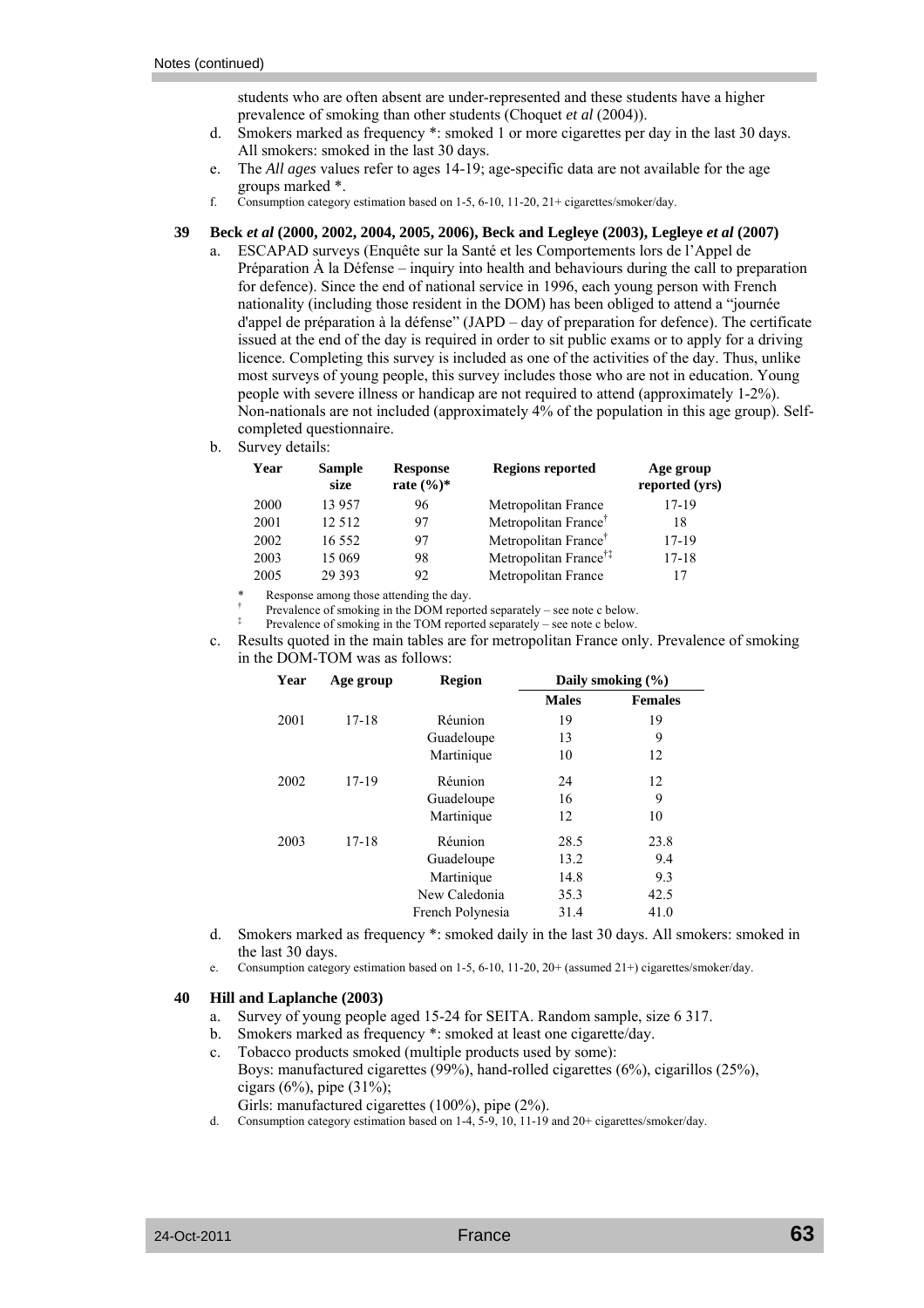Notes (continued)

students who are often absent are under-represented and these students have a higher prevalence of smoking than other students (Choquet *et al* (2004)).

d. Smokers marked as frequency *: smoked 1 or more cigarettes per day in the last 30 days. All smokers: smoked in the last 30 days.
e. The *All ages* values refer to ages 14-19; age-specific data are not available for the age groups marked *.
f. Consumption category estimation based on 1-5, 6-10, 11-20, 21+ cigarettes/smoker/day.

**39 Beck *et al* (2000, 2002, 2004, 2005, 2006), Beck and Legleye (2003), Legleye *et al* (2007)**

a. ESCAPAD surveys (Enquête sur la Santé et les Comportements lors de l'Appel de Préparation À la Défense – inquiry into health and behaviours during the call to preparation for defence). Since the end of national service in 1996, each young person with French nationality (including those resident in the DOM) has been obliged to attend a "journée d'appel de préparation à la défense" (JAPD – day of preparation for defence). The certificate issued at the end of the day is required in order to sit public exams or to apply for a driving licence. Completing this survey is included as one of the activities of the day. Thus, unlike most surveys of young people, this survey includes those who are not in education. Young people with severe illness or handicap are not required to attend (approximately 1-2%). Non-nationals are not included (approximately 4% of the population in this age group). Self-completed questionnaire.
b. Survey details:

| Year | Sample size | Response rate (%)* | Regions reported | Age group reported (yrs) |
|---|---|---|---|---|
| 2000 | 13 957 | 96 | Metropolitan France | 17-19 |
| 2001 | 12 512 | 97 | Metropolitan France† | 18 |
| 2002 | 16 552 | 97 | Metropolitan France† | 17-19 |
| 2003 | 15 069 | 98 | Metropolitan France†‡ | 17-18 |
| 2005 | 29 393 | 92 | Metropolitan France | 17 |

\* Response among those attending the day.
† Prevalence of smoking in the DOM reported separately – see note c below.
‡ Prevalence of smoking in the TOM reported separately – see note c below.

c. Results quoted in the main tables are for metropolitan France only. Prevalence of smoking in the DOM-TOM was as follows:

| Year | Age group | Region | Daily smoking (%) | |
|---|---|---|---|---|
| | | | Males | Females |
| 2001 | 17-18 | Réunion | 19 | 19 |
| | | Guadeloupe | 13 | 9 |
| | | Martinique | 10 | 12 |
| 2002 | 17-19 | Réunion | 24 | 12 |
| | | Guadeloupe | 16 | 9 |
| | | Martinique | 12 | 10 |
| 2003 | 17-18 | Réunion | 28.5 | 23.8 |
| | | Guadeloupe | 13.2 | 9.4 |
| | | Martinique | 14.8 | 9.3 |
| | | New Caledonia | 35.3 | 42.5 |
| | | French Polynesia | 31.4 | 41.0 |

d. Smokers marked as frequency *: smoked daily in the last 30 days. All smokers: smoked in the last 30 days.
e. Consumption category estimation based on 1-5, 6-10, 11-20, 20+ (assumed 21+) cigarettes/smoker/day.

**40 Hill and Laplanche (2003)**

a. Survey of young people aged 15-24 for SEITA. Random sample, size 6 317.
b. Smokers marked as frequency *: smoked at least one cigarette/day.
c. Tobacco products smoked (multiple products used by some):
   Boys: manufactured cigarettes (99%), hand-rolled cigarettes (6%), cigarillos (25%), cigars (6%), pipe (31%);
   Girls: manufactured cigarettes (100%), pipe (2%).
d. Consumption category estimation based on 1-4, 5-9, 10, 11-19 and 20+ cigarettes/smoker/day.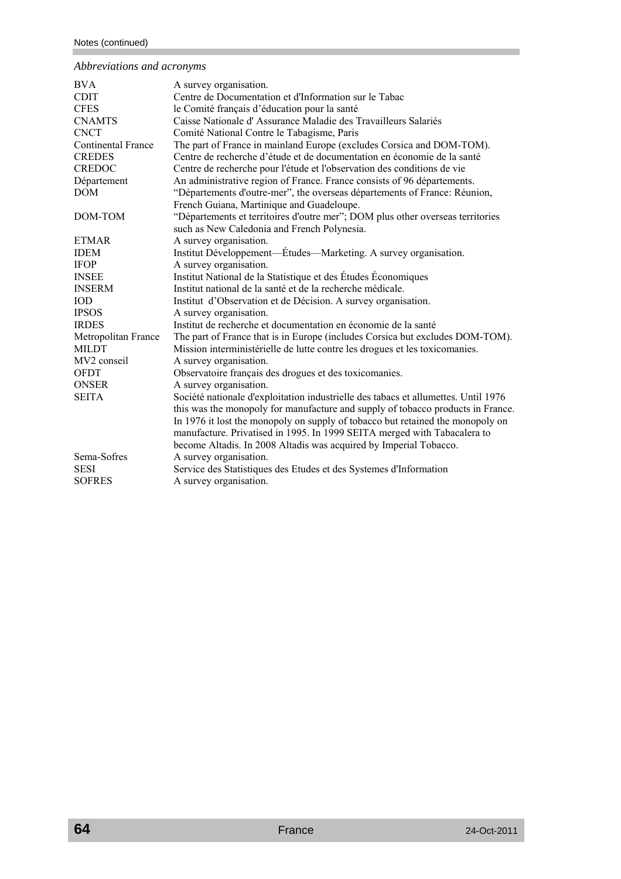Notes (continued)

*Abbreviations and acronyms*

| | |
|---|---|
| BVA | A survey organisation. |
| CDIT | Centre de Documentation et d'Information sur le Tabac |
| CFES | le Comité français d'éducation pour la santé |
| CNAMTS | Caisse Nationale d' Assurance Maladie des Travailleurs Salariés |
| CNCT | Comité National Contre le Tabagisme, Paris |
| Continental France | The part of France in mainland Europe (excludes Corsica and DOM-TOM). |
| CREDES | Centre de recherche d'étude et de documentation en économie de la santé |
| CREDOC | Centre de recherche pour l'étude et l'observation des conditions de vie |
| Département | An administrative region of France. France consists of 96 départements. |
| DOM | "Départements d'outre-mer", the overseas départements of France: Réunion, French Guiana, Martinique and Guadeloupe. |
| DOM-TOM | "Départements et territoires d'outre mer"; DOM plus other overseas territories such as New Caledonia and French Polynesia. |
| ETMAR | A survey organisation. |
| IDEM | Institut Développement—Études—Marketing. A survey organisation. |
| IFOP | A survey organisation. |
| INSEE | Institut National de la Statistique et des Études Économiques |
| INSERM | Institut national de la santé et de la recherche médicale. |
| IOD | Institut d'Observation et de Décision. A survey organisation. |
| IPSOS | A survey organisation. |
| IRDES | Institut de recherche et documentation en économie de la santé |
| Metropolitan France | The part of France that is in Europe (includes Corsica but excludes DOM-TOM). |
| MILDT | Mission interministérielle de lutte contre les drogues et les toxicomanies. |
| MV2 conseil | A survey organisation. |
| OFDT | Observatoire français des drogues et des toxicomanies. |
| ONSER | A survey organisation. |
| SEITA | Société nationale d'exploitation industrielle des tabacs et allumettes. Until 1976 this was the monopoly for manufacture and supply of tobacco products in France. In 1976 it lost the monopoly on supply of tobacco but retained the monopoly on manufacture. Privatised in 1995. In 1999 SEITA merged with Tabacalera to become Altadis. In 2008 Altadis was acquired by Imperial Tobacco. |
| Sema-Sofres | A survey organisation. |
| SESI | Service des Statistiques des Etudes et des Systemes d'Information |
| SOFRES | A survey organisation. |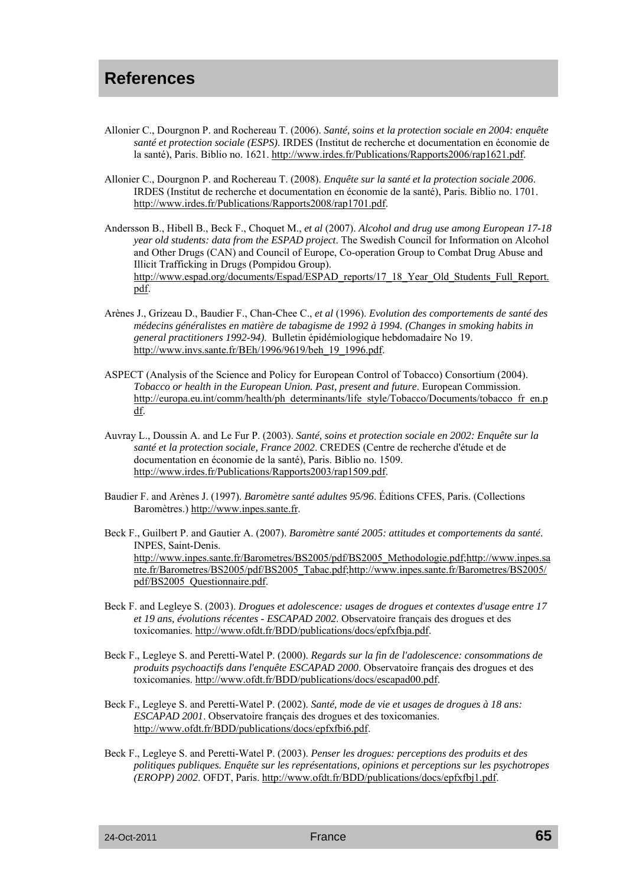# References

Allonier C., Dourgnon P. and Rochereau T. (2006). *Santé, soins et la protection sociale en 2004: enquête santé et protection sociale (ESPS)*. IRDES (Institut de recherche et documentation en économie de la santé), Paris. Biblio no. 1621. http://www.irdes.fr/Publications/Rapports2006/rap1621.pdf.

Allonier C., Dourgnon P. and Rochereau T. (2008). *Enquête sur la santé et la protection sociale 2006*. IRDES (Institut de recherche et documentation en économie de la santé), Paris. Biblio no. 1701. http://www.irdes.fr/Publications/Rapports2008/rap1701.pdf.

Andersson B., Hibell B., Beck F., Choquet M., *et al* (2007). *Alcohol and drug use among European 17-18 year old students: data from the ESPAD project*. The Swedish Council for Information on Alcohol and Other Drugs (CAN) and Council of Europe, Co-operation Group to Combat Drug Abuse and Illicit Trafficking in Drugs (Pompidou Group). http://www.espad.org/documents/Espad/ESPAD_reports/17_18_Year_Old_Students_Full_Report.pdf.

Arènes J., Grizeau D., Baudier F., Chan-Chee C., *et al* (1996). *Evolution des comportements de santé des médecins généralistes en matière de tabagisme de 1992 à 1994. (Changes in smoking habits in general practitioners 1992-94).* Bulletin épidémiologique hebdomadaire No 19. http://www.invs.sante.fr/BEh/1996/9619/beh_19_1996.pdf.

ASPECT (Analysis of the Science and Policy for European Control of Tobacco) Consortium (2004). *Tobacco or health in the European Union. Past, present and future*. European Commission. http://europa.eu.int/comm/health/ph_determinants/life_style/Tobacco/Documents/tobacco_fr_en.pdf.

Auvray L., Doussin A. and Le Fur P. (2003). *Santé, soins et protection sociale en 2002: Enquête sur la santé et la protection sociale, France 2002*. CREDES (Centre de recherche d'étude et de documentation en économie de la santé), Paris. Biblio no. 1509. http://www.irdes.fr/Publications/Rapports2003/rap1509.pdf.

Baudier F. and Arènes J. (1997). *Baromètre santé adultes 95/96*. Éditions CFES, Paris. (Collections Baromètres.) http://www.inpes.sante.fr.

Beck F., Guilbert P. and Gautier A. (2007). *Baromètre santé 2005: attitudes et comportements da santé*. INPES, Saint-Denis. http://www.inpes.sante.fr/Barometres/BS2005/pdf/BS2005_Methodologie.pdf;http://www.inpes.sante.fr/Barometres/BS2005/pdf/BS2005_Tabac.pdf;http://www.inpes.sante.fr/Barometres/BS2005/pdf/BS2005_Questionnaire.pdf.

Beck F. and Legleye S. (2003). *Drogues et adolescence: usages de drogues et contextes d'usage entre 17 et 19 ans, évolutions récentes - ESCAPAD 2002*. Observatoire français des drogues et des toxicomanies. http://www.ofdt.fr/BDD/publications/docs/epfxfbja.pdf.

Beck F., Legleye S. and Peretti-Watel P. (2000). *Regards sur la fin de l'adolescence: consommations de produits psychoactifs dans l'enquête ESCAPAD 2000*. Observatoire français des drogues et des toxicomanies. http://www.ofdt.fr/BDD/publications/docs/escapad00.pdf.

Beck F., Legleye S. and Peretti-Watel P. (2002). *Santé, mode de vie et usages de drogues à 18 ans: ESCAPAD 2001*. Observatoire français des drogues et des toxicomanies. http://www.ofdt.fr/BDD/publications/docs/epfxfbi6.pdf.

Beck F., Legleye S. and Peretti-Watel P. (2003). *Penser les drogues: perceptions des produits et des politiques publiques. Enquête sur les représentations, opinions et perceptions sur les psychotropes (EROPP) 2002*. OFDT, Paris. http://www.ofdt.fr/BDD/publications/docs/epfxfbj1.pdf.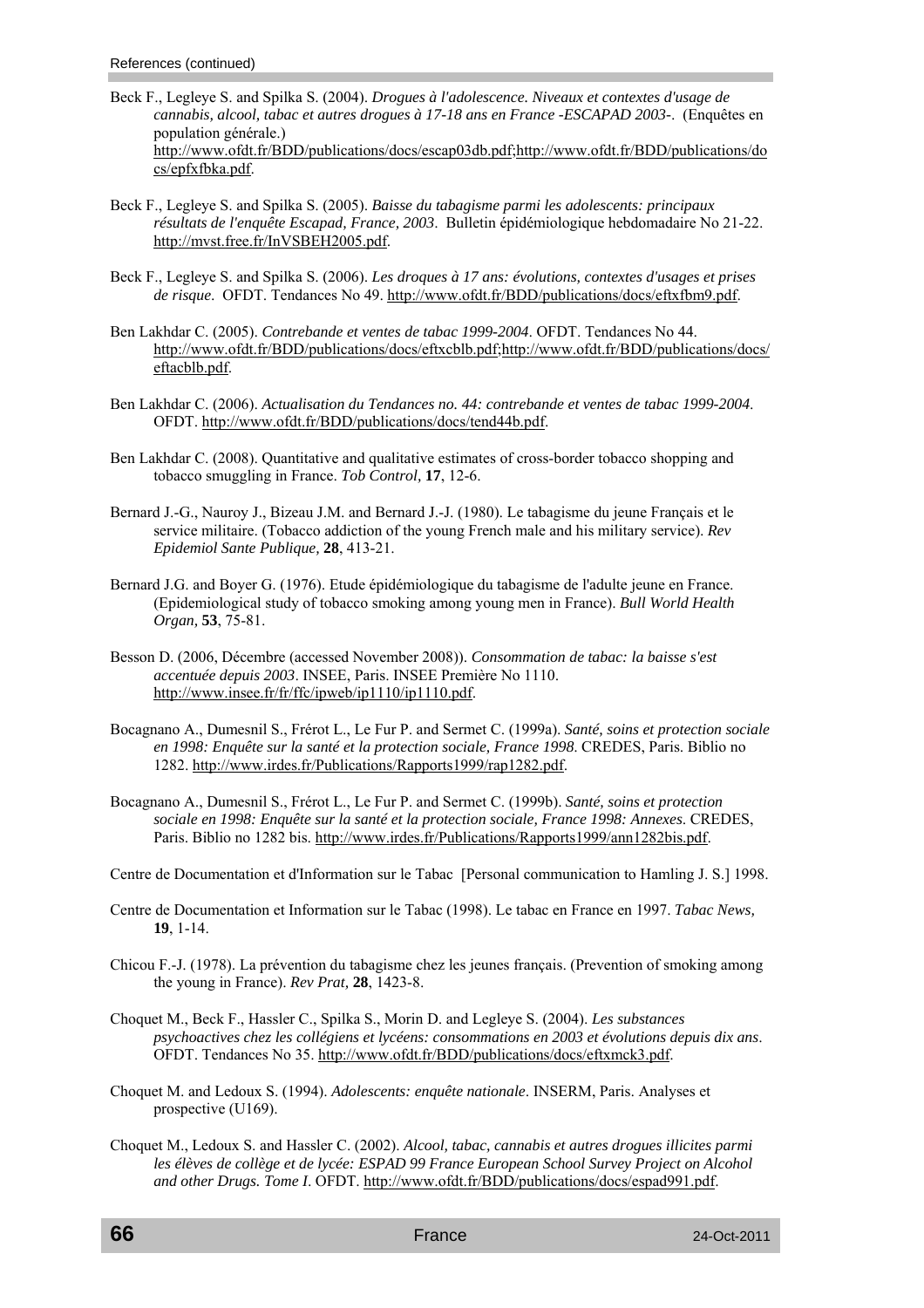References (continued)

Beck F., Legleye S. and Spilka S. (2004). *Drogues à l'adolescence. Niveaux et contextes d'usage de cannabis, alcool, tabac et autres drogues à 17-18 ans en France -ESCAPAD 2003-*. (Enquêtes en population générale.) http://www.ofdt.fr/BDD/publications/docs/escap03db.pdf;http://www.ofdt.fr/BDD/publications/docs/epfxfbka.pdf.

Beck F., Legleye S. and Spilka S. (2005). *Baisse du tabagisme parmi les adolescents: principaux résultats de l'enquête Escapad, France, 2003*. Bulletin épidémiologique hebdomadaire No 21-22. http://mvst.free.fr/InVSBEH2005.pdf.

Beck F., Legleye S. and Spilka S. (2006). *Les droques à 17 ans: évolutions, contextes d'usages et prises de risque*. OFDT. Tendances No 49. http://www.ofdt.fr/BDD/publications/docs/eftxfbm9.pdf.

Ben Lakhdar C. (2005). *Contrebande et ventes de tabac 1999-2004*. OFDT. Tendances No 44. http://www.ofdt.fr/BDD/publications/docs/eftxcblb.pdf;http://www.ofdt.fr/BDD/publications/docs/eftacblb.pdf.

Ben Lakhdar C. (2006). *Actualisation du Tendances no. 44: contrebande et ventes de tabac 1999-2004*. OFDT. http://www.ofdt.fr/BDD/publications/docs/tend44b.pdf.

Ben Lakhdar C. (2008). Quantitative and qualitative estimates of cross-border tobacco shopping and tobacco smuggling in France. *Tob Control,* **17**, 12-6.

Bernard J.-G., Nauroy J., Bizeau J.M. and Bernard J.-J. (1980). Le tabagisme du jeune Français et le service militaire. (Tobacco addiction of the young French male and his military service). *Rev Epidemiol Sante Publique,* **28**, 413-21.

Bernard J.G. and Boyer G. (1976). Etude épidémiologique du tabagisme de l'adulte jeune en France. (Epidemiological study of tobacco smoking among young men in France). *Bull World Health Organ,* **53**, 75-81.

Besson D. (2006, Décembre (accessed November 2008)). *Consommation de tabac: la baisse s'est accentuée depuis 2003*. INSEE, Paris. INSEE Première No 1110. http://www.insee.fr/fr/ffc/ipweb/ip1110/ip1110.pdf.

Bocagnano A., Dumesnil S., Frérot L., Le Fur P. and Sermet C. (1999a). *Santé, soins et protection sociale en 1998: Enquête sur la santé et la protection sociale, France 1998*. CREDES, Paris. Biblio no 1282. http://www.irdes.fr/Publications/Rapports1999/rap1282.pdf.

Bocagnano A., Dumesnil S., Frérot L., Le Fur P. and Sermet C. (1999b). *Santé, soins et protection sociale en 1998: Enquête sur la santé et la protection sociale, France 1998: Annexes*. CREDES, Paris. Biblio no 1282 bis. http://www.irdes.fr/Publications/Rapports1999/ann1282bis.pdf.

Centre de Documentation et d'Information sur le Tabac [Personal communication to Hamling J. S.] 1998.

Centre de Documentation et Information sur le Tabac (1998). Le tabac en France en 1997. *Tabac News,* **19**, 1-14.

Chicou F.-J. (1978). La prévention du tabagisme chez les jeunes français. (Prevention of smoking among the young in France). *Rev Prat,* **28**, 1423-8.

Choquet M., Beck F., Hassler C., Spilka S., Morin D. and Legleye S. (2004). *Les substances psychoactives chez les collégiens et lycéens: consommations en 2003 et évolutions depuis dix ans*. OFDT. Tendances No 35. http://www.ofdt.fr/BDD/publications/docs/eftxmck3.pdf.

Choquet M. and Ledoux S. (1994). *Adolescents: enquête nationale*. INSERM, Paris. Analyses et prospective (U169).

Choquet M., Ledoux S. and Hassler C. (2002). *Alcool, tabac, cannabis et autres drogues illicites parmi les élèves de collège et de lycée: ESPAD 99 France European School Survey Project on Alcohol and other Drugs. Tome I*. OFDT. http://www.ofdt.fr/BDD/publications/docs/espad991.pdf.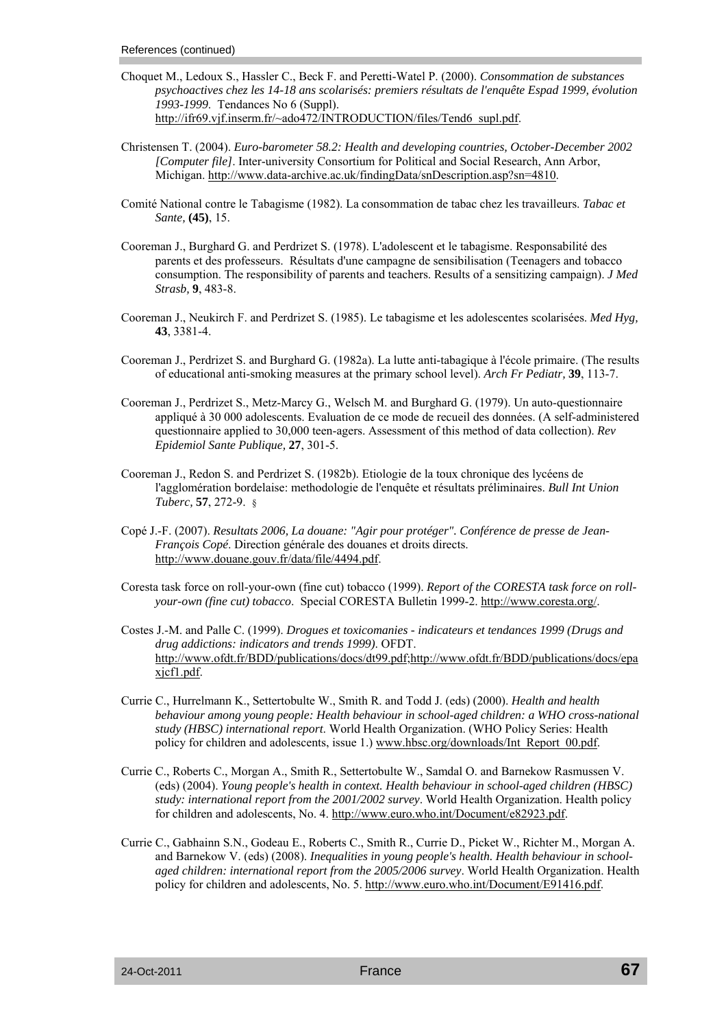References (continued)

Choquet M., Ledoux S., Hassler C., Beck F. and Peretti-Watel P. (2000). *Consommation de substances psychoactives chez les 14-18 ans scolarisés: premiers résultats de l'enquête Espad 1999, évolution 1993-1999*. Tendances No 6 (Suppl). http://ifr69.vjf.inserm.fr/~ado472/INTRODUCTION/files/Tend6_supl.pdf.

Christensen T. (2004). *Euro-barometer 58.2: Health and developing countries, October-December 2002 [Computer file]*. Inter-university Consortium for Political and Social Research, Ann Arbor, Michigan. http://www.data-archive.ac.uk/findingData/snDescription.asp?sn=4810.

Comité National contre le Tabagisme (1982). La consommation de tabac chez les travailleurs. *Tabac et Sante*, **(45)**, 15.

Cooreman J., Burghard G. and Perdrizet S. (1978). L'adolescent et le tabagisme. Responsabilité des parents et des professeurs. Résultats d'une campagne de sensibilisation (Teenagers and tobacco consumption. The responsibility of parents and teachers. Results of a sensitizing campaign). *J Med Strasb*, **9**, 483-8.

Cooreman J., Neukirch F. and Perdrizet S. (1985). Le tabagisme et les adolescentes scolarisées. *Med Hyg*, **43**, 3381-4.

Cooreman J., Perdrizet S. and Burghard G. (1982a). La lutte anti-tabagique à l'école primaire. (The results of educational anti-smoking measures at the primary school level). *Arch Fr Pediatr*, **39**, 113-7.

Cooreman J., Perdrizet S., Metz-Marcy G., Welsch M. and Burghard G. (1979). Un auto-questionnaire appliqué à 30 000 adolescents. Evaluation de ce mode de recueil des données. (A self-administered questionnaire applied to 30,000 teen-agers. Assessment of this method of data collection). *Rev Epidemiol Sante Publique*, **27**, 301-5.

Cooreman J., Redon S. and Perdrizet S. (1982b). Etiologie de la toux chronique des lycéens de l'agglomération bordelaise: methodologie de l'enquête et résultats préliminaires. *Bull Int Union Tuberc*, **57**, 272-9. §

Copé J.-F. (2007). *Resultats 2006, La douane: "Agir pour protéger". Conférence de presse de Jean-François Copé*. Direction générale des douanes et droits directs. http://www.douane.gouv.fr/data/file/4494.pdf.

Coresta task force on roll-your-own (fine cut) tobacco (1999). *Report of the CORESTA task force on roll-your-own (fine cut) tobacco*. Special CORESTA Bulletin 1999-2. http://www.coresta.org/.

Costes J.-M. and Palle C. (1999). *Drogues et toxicomanies - indicateurs et tendances 1999 (Drugs and drug addictions: indicators and trends 1999)*. OFDT. http://www.ofdt.fr/BDD/publications/docs/dt99.pdf;http://www.ofdt.fr/BDD/publications/docs/epaxjcf1.pdf.

Currie C., Hurrelmann K., Settertobulte W., Smith R. and Todd J. (eds) (2000). *Health and health behaviour among young people: Health behaviour in school-aged children: a WHO cross-national study (HBSC) international report*. World Health Organization. (WHO Policy Series: Health policy for children and adolescents, issue 1.) www.hbsc.org/downloads/Int_Report_00.pdf.

Currie C., Roberts C., Morgan A., Smith R., Settertobulte W., Samdal O. and Barnekow Rasmussen V. (eds) (2004). *Young people's health in context. Health behaviour in school-aged children (HBSC) study: international report from the 2001/2002 survey*. World Health Organization. Health policy for children and adolescents, No. 4. http://www.euro.who.int/Document/e82923.pdf.

Currie C., Gabhainn S.N., Godeau E., Roberts C., Smith R., Currie D., Picket W., Richter M., Morgan A. and Barnekow V. (eds) (2008). *Inequalities in young people's health. Health behaviour in school-aged children: international report from the 2005/2006 survey*. World Health Organization. Health policy for children and adolescents, No. 5. http://www.euro.who.int/Document/E91416.pdf.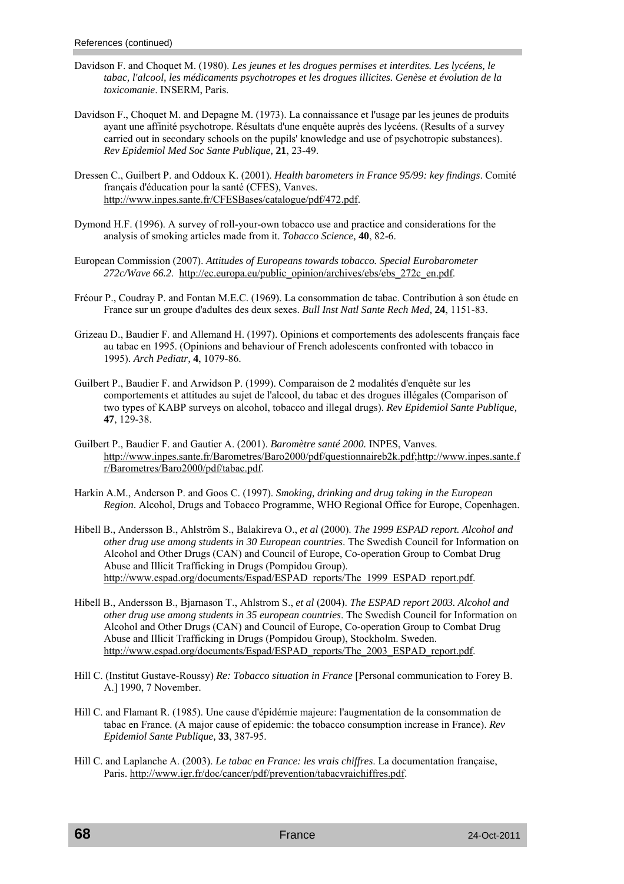References (continued)

Davidson F. and Choquet M. (1980). *Les jeunes et les drogues permises et interdites. Les lycéens, le tabac, l'alcool, les médicaments psychotropes et les drogues illicites. Genèse et évolution de la toxicomanie*. INSERM, Paris.

Davidson F., Choquet M. and Depagne M. (1973). La connaissance et l'usage par les jeunes de produits ayant une affinité psychotrope. Résultats d'une enquête auprès des lycéens. (Results of a survey carried out in secondary schools on the pupils' knowledge and use of psychotropic substances). *Rev Epidemiol Med Soc Sante Publique,* **21**, 23-49.

Dressen C., Guilbert P. and Oddoux K. (2001). *Health barometers in France 95/99: key findings*. Comité français d'éducation pour la santé (CFES), Vanves. http://www.inpes.sante.fr/CFESBases/catalogue/pdf/472.pdf.

Dymond H.F. (1996). A survey of roll-your-own tobacco use and practice and considerations for the analysis of smoking articles made from it. *Tobacco Science,* **40**, 82-6.

European Commission (2007). *Attitudes of Europeans towards tobacco. Special Eurobarometer 272c/Wave 66.2*. http://ec.europa.eu/public_opinion/archives/ebs/ebs_272c_en.pdf.

Fréour P., Coudray P. and Fontan M.E.C. (1969). La consommation de tabac. Contribution à son étude en France sur un groupe d'adultes des deux sexes. *Bull Inst Natl Sante Rech Med,* **24**, 1151-83.

Grizeau D., Baudier F. and Allemand H. (1997). Opinions et comportements des adolescents français face au tabac en 1995. (Opinions and behaviour of French adolescents confronted with tobacco in 1995). *Arch Pediatr,* **4**, 1079-86.

Guilbert P., Baudier F. and Arwidson P. (1999). Comparaison de 2 modalités d'enquête sur les comportements et attitudes au sujet de l'alcool, du tabac et des drogues illégales (Comparison of two types of KABP surveys on alcohol, tobacco and illegal drugs). *Rev Epidemiol Sante Publique,* **47**, 129-38.

Guilbert P., Baudier F. and Gautier A. (2001). *Baromètre santé 2000*. INPES, Vanves. http://www.inpes.sante.fr/Barometres/Baro2000/pdf/questionnaireb2k.pdf;http://www.inpes.sante.fr/Barometres/Baro2000/pdf/tabac.pdf.

Harkin A.M., Anderson P. and Goos C. (1997). *Smoking, drinking and drug taking in the European Region*. Alcohol, Drugs and Tobacco Programme, WHO Regional Office for Europe, Copenhagen.

Hibell B., Andersson B., Ahlström S., Balakireva O., *et al* (2000). *The 1999 ESPAD report. Alcohol and other drug use among students in 30 European countries*. The Swedish Council for Information on Alcohol and Other Drugs (CAN) and Council of Europe, Co-operation Group to Combat Drug Abuse and Illicit Trafficking in Drugs (Pompidou Group). http://www.espad.org/documents/Espad/ESPAD_reports/The_1999_ESPAD_report.pdf.

Hibell B., Andersson B., Bjarnason T., Ahlstrom S., *et al* (2004). *The ESPAD report 2003. Alcohol and other drug use among students in 35 european countries*. The Swedish Council for Information on Alcohol and Other Drugs (CAN) and Council of Europe, Co-operation Group to Combat Drug Abuse and Illicit Trafficking in Drugs (Pompidou Group), Stockholm. Sweden. http://www.espad.org/documents/Espad/ESPAD_reports/The_2003_ESPAD_report.pdf.

Hill C. (Institut Gustave-Roussy) *Re: Tobacco situation in France* [Personal communication to Forey B. A.] 1990, 7 November.

Hill C. and Flamant R. (1985). Une cause d'épidémie majeure: l'augmentation de la consommation de tabac en France. (A major cause of epidemic: the tobacco consumption increase in France). *Rev Epidemiol Sante Publique,* **33**, 387-95.

Hill C. and Laplanche A. (2003). *Le tabac en France: les vrais chiffres*. La documentation française, Paris. http://www.igr.fr/doc/cancer/pdf/prevention/tabacvraichiffres.pdf.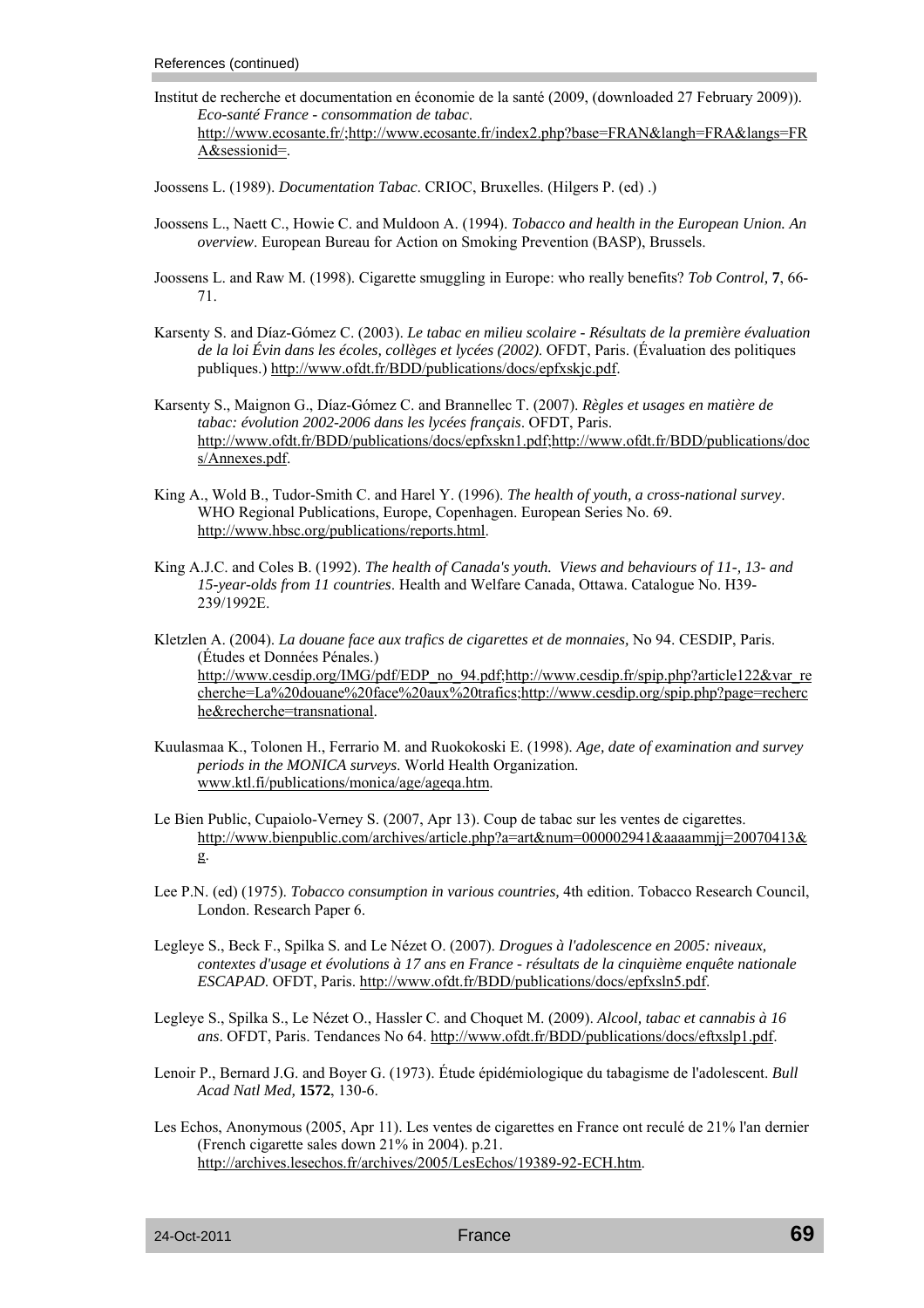References (continued)

Institut de recherche et documentation en économie de la santé (2009, (downloaded 27 February 2009)). *Eco-santé France - consommation de tabac*. http://www.ecosante.fr/;http://www.ecosante.fr/index2.php?base=FRAN&langh=FRA&langs=FRA&sessionid=.

Joossens L. (1989). *Documentation Tabac*. CRIOC, Bruxelles. (Hilgers P. (ed) .)

Joossens L., Naett C., Howie C. and Muldoon A. (1994). *Tobacco and health in the European Union. An overview*. European Bureau for Action on Smoking Prevention (BASP), Brussels.

Joossens L. and Raw M. (1998). Cigarette smuggling in Europe: who really benefits? *Tob Control,* **7**, 66-71.

Karsenty S. and Díaz-Gómez C. (2003). *Le tabac en milieu scolaire - Résultats de la première évaluation de la loi Évin dans les écoles, collèges et lycées (2002)*. OFDT, Paris. (Évaluation des politiques publiques.) http://www.ofdt.fr/BDD/publications/docs/epfxskjc.pdf.

Karsenty S., Maignon G., Díaz-Gómez C. and Brannellec T. (2007). *Règles et usages en matière de tabac: évolution 2002-2006 dans les lycées français*. OFDT, Paris. http://www.ofdt.fr/BDD/publications/docs/epfxskn1.pdf;http://www.ofdt.fr/BDD/publications/docs/Annexes.pdf.

King A., Wold B., Tudor-Smith C. and Harel Y. (1996). *The health of youth, a cross-national survey*. WHO Regional Publications, Europe, Copenhagen. European Series No. 69. http://www.hbsc.org/publications/reports.html.

King A.J.C. and Coles B. (1992). *The health of Canada's youth. Views and behaviours of 11-, 13- and 15-year-olds from 11 countries*. Health and Welfare Canada, Ottawa. Catalogue No. H39-239/1992E.

Kletzlen A. (2004). *La douane face aux trafics de cigarettes et de monnaies,* No 94. CESDIP, Paris. (Études et Données Pénales.) http://www.cesdip.org/IMG/pdf/EDP_no_94.pdf;http://www.cesdip.fr/spip.php?article122&var_recherche=La%20douane%20face%20aux%20trafics;http://www.cesdip.org/spip.php?page=recherche&recherche=transnational.

Kuulasmaa K., Tolonen H., Ferrario M. and Ruokokoski E. (1998). *Age, date of examination and survey periods in the MONICA surveys*. World Health Organization. www.ktl.fi/publications/monica/age/ageqa.htm.

Le Bien Public, Cupaiolo-Verney S. (2007, Apr 13). Coup de tabac sur les ventes de cigarettes. http://www.bienpublic.com/archives/article.php?a=art&num=000002941&aaaammjj=20070413&g.

Lee P.N. (ed) (1975). *Tobacco consumption in various countries,* 4th edition. Tobacco Research Council, London. Research Paper 6.

Legleye S., Beck F., Spilka S. and Le Nézet O. (2007). *Drogues à l'adolescence en 2005: niveaux, contextes d'usage et évolutions à 17 ans en France - résultats de la cinquième enquête nationale ESCAPAD*. OFDT, Paris. http://www.ofdt.fr/BDD/publications/docs/epfxsln5.pdf.

Legleye S., Spilka S., Le Nézet O., Hassler C. and Choquet M. (2009). *Alcool, tabac et cannabis à 16 ans*. OFDT, Paris. Tendances No 64. http://www.ofdt.fr/BDD/publications/docs/eftxslp1.pdf.

Lenoir P., Bernard J.G. and Boyer G. (1973). Étude épidémiologique du tabagisme de l'adolescent. *Bull Acad Natl Med,* **1572**, 130-6.

Les Echos, Anonymous (2005, Apr 11). Les ventes de cigarettes en France ont reculé de 21% l'an dernier (French cigarette sales down 21% in 2004). p.21. http://archives.lesechos.fr/archives/2005/LesEchos/19389-92-ECH.htm.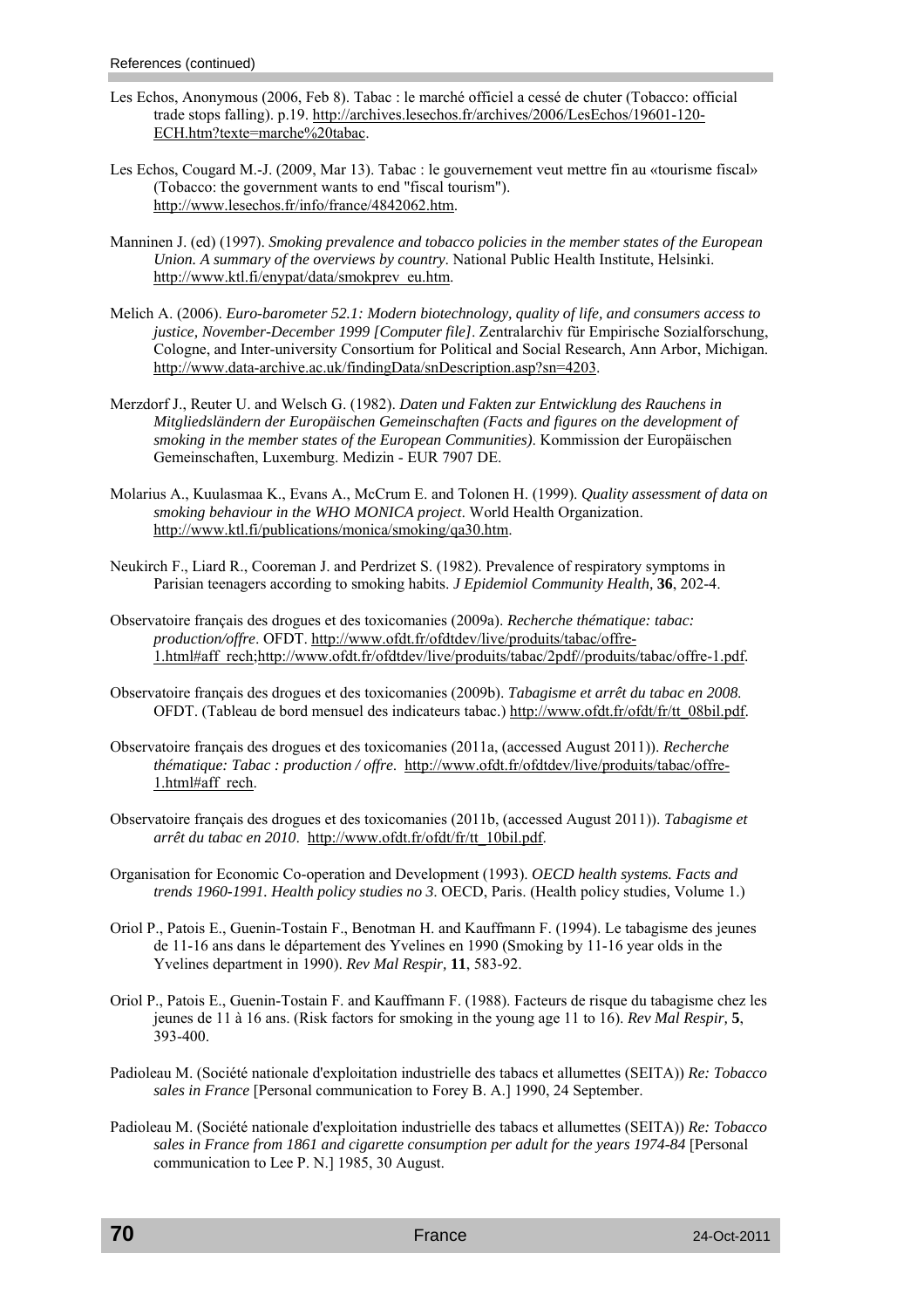References (continued)

Les Echos, Anonymous (2006, Feb 8). Tabac : le marché officiel a cessé de chuter (Tobacco: official trade stops falling). p.19. http://archives.lesechos.fr/archives/2006/LesEchos/19601-120-ECH.htm?texte=marche%20tabac.

Les Echos, Cougard M.-J. (2009, Mar 13). Tabac : le gouvernement veut mettre fin au «tourisme fiscal» (Tobacco: the government wants to end "fiscal tourism"). http://www.lesechos.fr/info/france/4842062.htm.

Manninen J. (ed) (1997). *Smoking prevalence and tobacco policies in the member states of the European Union. A summary of the overviews by country*. National Public Health Institute, Helsinki. http://www.ktl.fi/enypat/data/smokprev_eu.htm.

Melich A. (2006). *Euro-barometer 52.1: Modern biotechnology, quality of life, and consumers access to justice, November-December 1999 [Computer file]*. Zentralarchiv für Empirische Sozialforschung, Cologne, and Inter-university Consortium for Political and Social Research, Ann Arbor, Michigan. http://www.data-archive.ac.uk/findingData/snDescription.asp?sn=4203.

Merzdorf J., Reuter U. and Welsch G. (1982). *Daten und Fakten zur Entwicklung des Rauchens in Mitgliedsländern der Europäischen Gemeinschaften (Facts and figures on the development of smoking in the member states of the European Communities)*. Kommission der Europäischen Gemeinschaften, Luxemburg. Medizin - EUR 7907 DE.

Molarius A., Kuulasmaa K., Evans A., McCrum E. and Tolonen H. (1999). *Quality assessment of data on smoking behaviour in the WHO MONICA project*. World Health Organization. http://www.ktl.fi/publications/monica/smoking/qa30.htm.

Neukirch F., Liard R., Cooreman J. and Perdrizet S. (1982). Prevalence of respiratory symptoms in Parisian teenagers according to smoking habits. *J Epidemiol Community Health,* **36**, 202-4.

Observatoire français des drogues et des toxicomanies (2009a). *Recherche thématique: tabac: production/offre*. OFDT. http://www.ofdt.fr/ofdtdev/live/produits/tabac/offre-1.html#aff_rech;http://www.ofdt.fr/ofdtdev/live/produits/tabac/2pdf//produits/tabac/offre-1.pdf.

Observatoire français des drogues et des toxicomanies (2009b). *Tabagisme et arrêt du tabac en 2008.* OFDT. (Tableau de bord mensuel des indicateurs tabac.) http://www.ofdt.fr/ofdt/fr/tt_08bil.pdf.

Observatoire français des drogues et des toxicomanies (2011a, (accessed August 2011)). *Recherche thématique: Tabac : production / offre*. http://www.ofdt.fr/ofdtdev/live/produits/tabac/offre-1.html#aff_rech.

Observatoire français des drogues et des toxicomanies (2011b, (accessed August 2011)). *Tabagisme et arrêt du tabac en 2010*. http://www.ofdt.fr/ofdt/fr/tt_10bil.pdf.

Organisation for Economic Co-operation and Development (1993). *OECD health systems. Facts and trends 1960-1991. Health policy studies no 3*. OECD, Paris. (Health policy studies*,* Volume 1.)

Oriol P., Patois E., Guenin-Tostain F., Benotman H. and Kauffmann F. (1994). Le tabagisme des jeunes de 11-16 ans dans le département des Yvelines en 1990 (Smoking by 11-16 year olds in the Yvelines department in 1990). *Rev Mal Respir,* **11**, 583-92.

Oriol P., Patois E., Guenin-Tostain F. and Kauffmann F. (1988). Facteurs de risque du tabagisme chez les jeunes de 11 à 16 ans. (Risk factors for smoking in the young age 11 to 16). *Rev Mal Respir,* **5**, 393-400.

Padioleau M. (Société nationale d'exploitation industrielle des tabacs et allumettes (SEITA)) *Re: Tobacco sales in France* [Personal communication to Forey B. A.] 1990, 24 September.

Padioleau M. (Société nationale d'exploitation industrielle des tabacs et allumettes (SEITA)) *Re: Tobacco sales in France from 1861 and cigarette consumption per adult for the years 1974-84* [Personal communication to Lee P. N.] 1985, 30 August.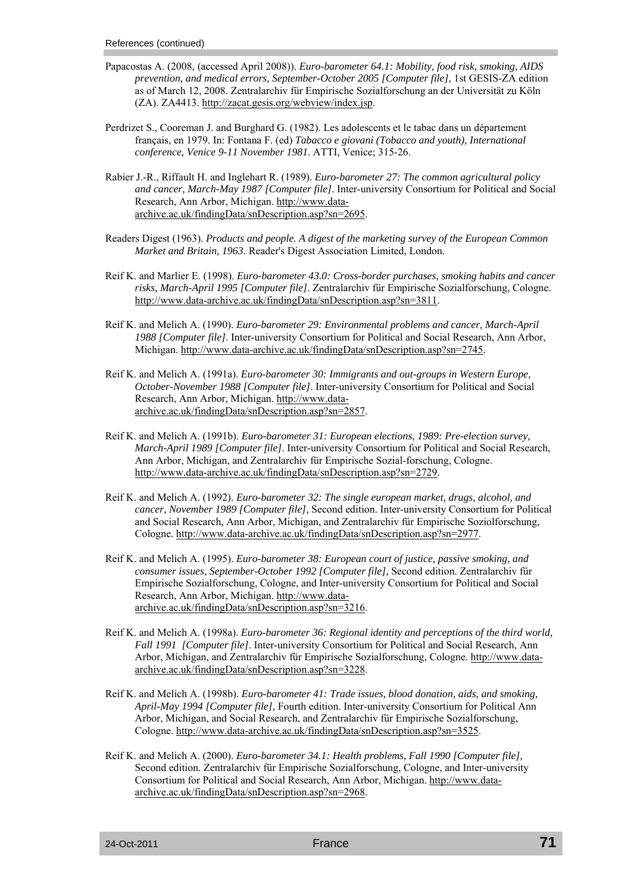References (continued)

Papacostas A. (2008, (accessed April 2008)). *Euro-barometer 64.1: Mobility, food risk, smoking, AIDS prevention, and medical errors, September-October 2005 [Computer file],* 1st GESIS-ZA edition as of March 12, 2008. Zentralarchiv für Empirische Sozialforschung an der Universität zu Köln (ZA). ZA4413. http://zacat.gesis.org/webview/index.jsp.

Perdrizet S., Cooreman J. and Burghard G. (1982). Les adolescents et le tabac dans un département français, en 1979. In: Fontana F. (ed) *Tabacco e giovani (Tobacco and youth), International conference, Venice 9-11 November 1981.* ATTI, Venice; 315-26.

Rabier J.-R., Riffault H. and Inglehart R. (1989). *Euro-barometer 27: The common agricultural policy and cancer, March-May 1987 [Computer file].* Inter-university Consortium for Political and Social Research, Ann Arbor, Michigan. http://www.data-archive.ac.uk/findingData/snDescription.asp?sn=2695.

Readers Digest (1963). *Products and people. A digest of the marketing survey of the European Common Market and Britain, 1963.* Reader's Digest Association Limited, London.

Reif K. and Marlier E. (1998). *Euro-barometer 43.0: Cross-border purchases, smoking habits and cancer risks, March-April 1995 [Computer file].* Zentralarchiv für Empirische Sozialforschung, Cologne. http://www.data-archive.ac.uk/findingData/snDescription.asp?sn=3811.

Reif K. and Melich A. (1990). *Euro-barometer 29: Environmental problems and cancer, March-April 1988 [Computer file].* Inter-university Consortium for Political and Social Research, Ann Arbor, Michigan. http://www.data-archive.ac.uk/findingData/snDescription.asp?sn=2745.

Reif K. and Melich A. (1991a). *Euro-barometer 30: Immigrants and out-groups in Western Europe, October-November 1988 [Computer file].* Inter-university Consortium for Political and Social Research, Ann Arbor, Michigan. http://www.data-archive.ac.uk/findingData/snDescription.asp?sn=2857.

Reif K. and Melich A. (1991b). *Euro-barometer 31: European elections, 1989: Pre-election survey, March-April 1989 [Computer file].* Inter-university Consortium for Political and Social Research, Ann Arbor, Michigan, and Zentralarchiv für Empirische Sozial-forschung, Cologne. http://www.data-archive.ac.uk/findingData/snDescription.asp?sn=2729.

Reif K. and Melich A. (1992). *Euro-barometer 32: The single european market, drugs, alcohol, and cancer, November 1989 [Computer file],* Second edition. Inter-university Consortium for Political and Social Research, Ann Arbor, Michigan, and Zentralarchiv für Empirische Soziolforschung, Cologne. http://www.data-archive.ac.uk/findingData/snDescription.asp?sn=2977.

Reif K. and Melich A. (1995). *Euro-barometer 38: European court of justice, passive smoking, and consumer issues, September-October 1992 [Computer file],* Second edition. Zentralarchiv für Empirische Sozialforschung, Cologne, and Inter-university Consortium for Political and Social Research, Ann Arbor, Michigan. http://www.data-archive.ac.uk/findingData/snDescription.asp?sn=3216.

Reif K. and Melich A. (1998a). *Euro-barometer 36: Regional identity and perceptions of the third world, Fall 1991 [Computer file].* Inter-university Consortium for Political and Social Research, Ann Arbor, Michigan, and Zentralarchiv für Empirische Sozialforschung, Cologne. http://www.data-archive.ac.uk/findingData/snDescription.asp?sn=3228.

Reif K. and Melich A. (1998b). *Euro-barometer 41: Trade issues, blood donation, aids, and smoking, April-May 1994 [Computer file],* Fourth edition. Inter-university Consortium for Political Ann Arbor, Michigan, and Social Research, and Zentralarchiv für Empirische Sozialforschung, Cologne. http://www.data-archive.ac.uk/findingData/snDescription.asp?sn=3525.

Reif K. and Melich A. (2000). *Euro-barometer 34.1: Health problems, Fall 1990 [Computer file],* Second edition. Zentralarchiv für Empirische Sozialforschung, Cologne, and Inter-university Consortium for Political and Social Research, Ann Arbor, Michigan. http://www.data-archive.ac.uk/findingData/snDescription.asp?sn=2968.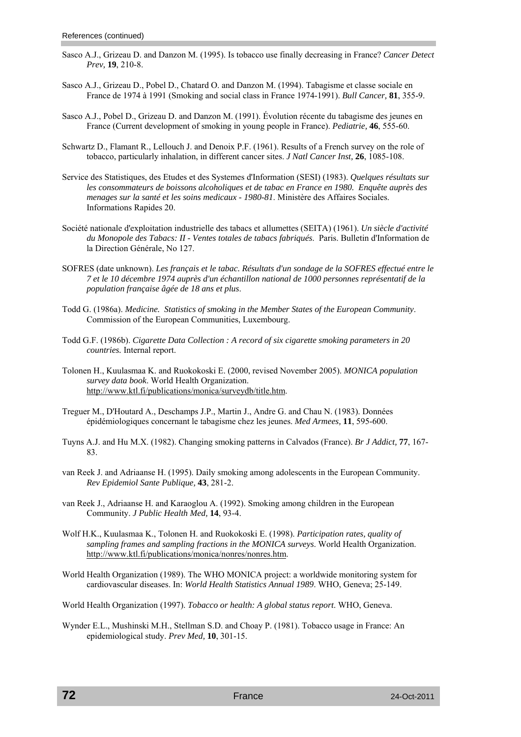References (continued)

Sasco A.J., Grizeau D. and Danzon M. (1995). Is tobacco use finally decreasing in France? *Cancer Detect Prev,* **19**, 210-8.

Sasco A.J., Grizeau D., Pobel D., Chatard O. and Danzon M. (1994). Tabagisme et classe sociale en France de 1974 à 1991 (Smoking and social class in France 1974-1991). *Bull Cancer,* **81**, 355-9.

Sasco A.J., Pobel D., Grizeau D. and Danzon M. (1991). Évolution récente du tabagisme des jeunes en France (Current development of smoking in young people in France). *Pediatrie,* **46**, 555-60.

Schwartz D., Flamant R., Lellouch J. and Denoix P.F. (1961). Results of a French survey on the role of tobacco, particularly inhalation, in different cancer sites. *J Natl Cancer Inst,* **26**, 1085-108.

Service des Statistiques, des Etudes et des Systemes d'Information (SESI) (1983). *Quelques résultats sur les consommateurs de boissons alcoholiques et de tabac en France en 1980. Enquête auprès des menages sur la santé et les soins medicaux - 1980-81*. Ministère des Affaires Sociales. Informations Rapides 20.

Société nationale d'exploitation industrielle des tabacs et allumettes (SEITA) (1961). *Un siècle d'activité du Monopole des Tabacs: II - Ventes totales de tabacs fabriqués.* Paris. Bulletin d'Information de la Direction Générale, No 127.

SOFRES (date unknown). *Les français et le tabac. Résultats d'un sondage de la SOFRES effectué entre le 7 et le 10 décembre 1974 auprès d'un échantillon national de 1000 personnes représentatif de la population française âgée de 18 ans et plus*.

Todd G. (1986a). *Medicine. Statistics of smoking in the Member States of the European Community*. Commission of the European Communities, Luxembourg.

Todd G.F. (1986b). *Cigarette Data Collection : A record of six cigarette smoking parameters in 20 countries.* Internal report.

Tolonen H., Kuulasmaa K. and Ruokokoski E. (2000, revised November 2005). *MONICA population survey data book*. World Health Organization. http://www.ktl.fi/publications/monica/surveydb/title.htm.

Treguer M., D'Houtard A., Deschamps J.P., Martin J., Andre G. and Chau N. (1983). Données épidémiologiques concernant le tabagisme chez les jeunes. *Med Armees,* **11**, 595-600.

Tuyns A.J. and Hu M.X. (1982). Changing smoking patterns in Calvados (France). *Br J Addict,* **77**, 167-83.

van Reek J. and Adriaanse H. (1995). Daily smoking among adolescents in the European Community. *Rev Epidemiol Sante Publique,* **43**, 281-2.

van Reek J., Adriaanse H. and Karaoglou A. (1992). Smoking among children in the European Community. *J Public Health Med,* **14**, 93-4.

Wolf H.K., Kuulasmaa K., Tolonen H. and Ruokokoski E. (1998). *Participation rates, quality of sampling frames and sampling fractions in the MONICA surveys*. World Health Organization. http://www.ktl.fi/publications/monica/nonres/nonres.htm.

World Health Organization (1989). The WHO MONICA project: a worldwide monitoring system for cardiovascular diseases. In: *World Health Statistics Annual 1989*. WHO, Geneva; 25-149.

World Health Organization (1997). *Tobacco or health: A global status report*. WHO, Geneva.

Wynder E.L., Mushinski M.H., Stellman S.D. and Choay P. (1981). Tobacco usage in France: An epidemiological study. *Prev Med,* **10**, 301-15.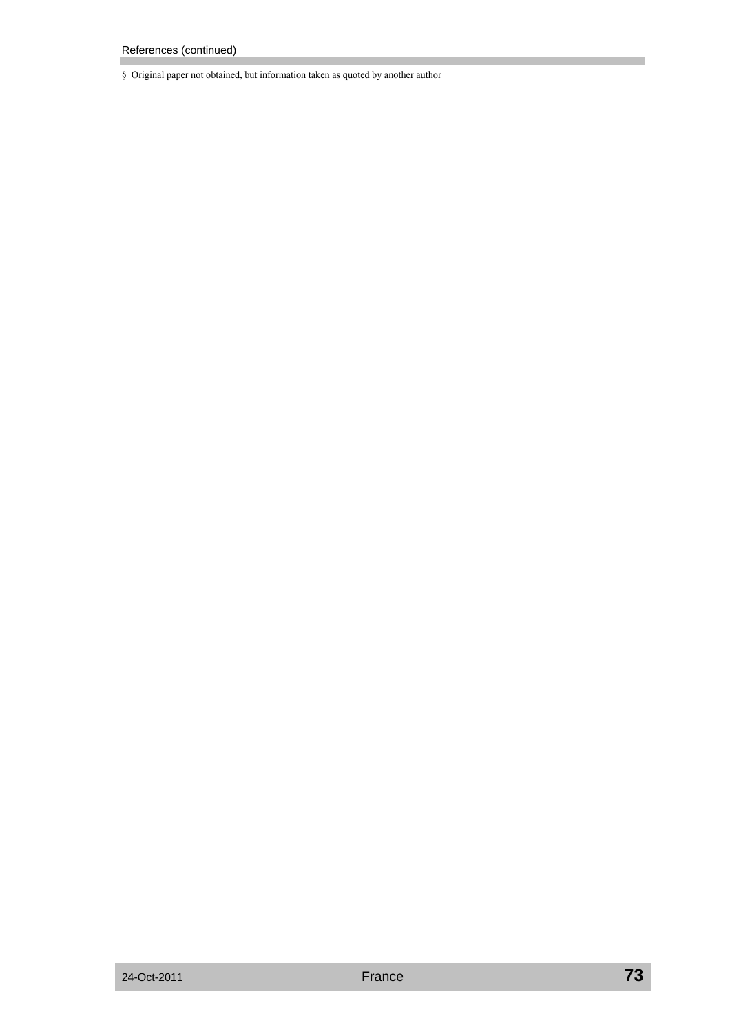References (continued)

§ Original paper not obtained, but information taken as quoted by another author